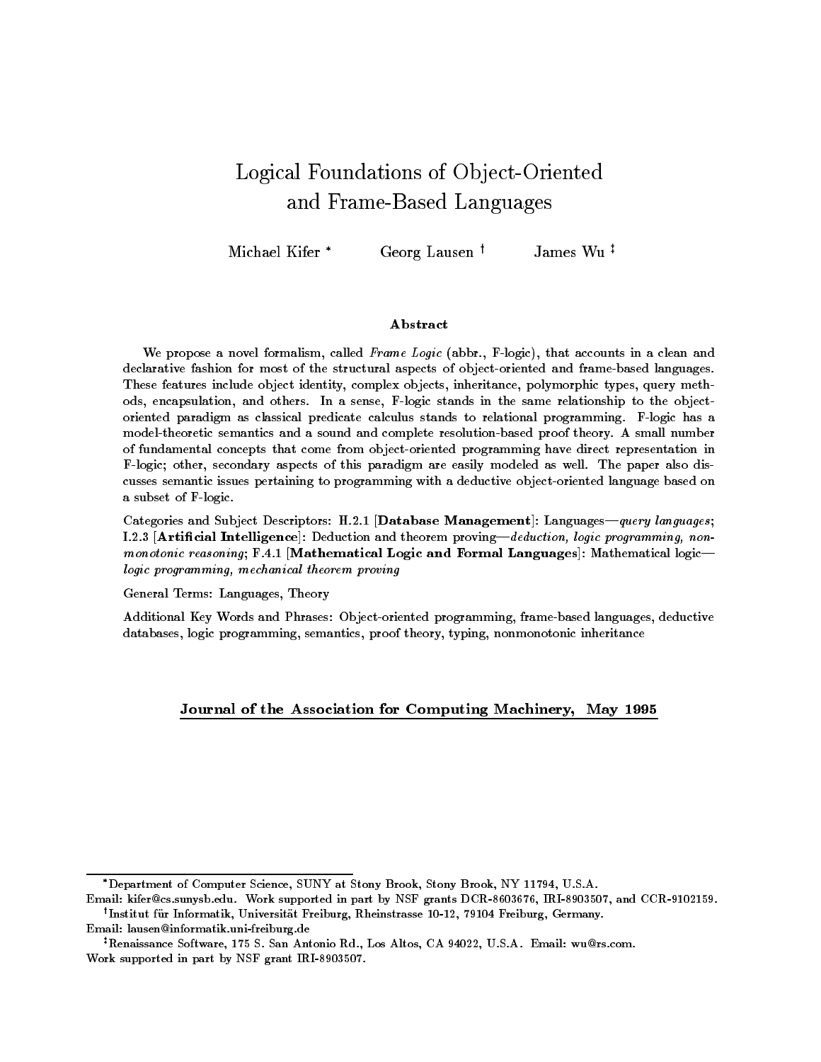# Logical Foundations of Object-Oriented and Frame-Based Languages

Michael Kifer [*] Georg Lausen [†] James Wu [‡]

## Abstract

We propose a novel formalism, called *Frame Logic* (abbr., F-logic), that accounts in a clean and declarative fashion for most of the structural aspects of object-oriented and frame-based languages. These features include object identity, complex objects, inheritance, polymorphic types, query methods, encapsulation, and others. In a sense, F-logic stands in the same relationship to the object-oriented paradigm as classical predicate calculus stands to relational programming. F-logic has a model-theoretic semantics and a sound and complete resolution-based proof theory. A small number of fundamental concepts that come from object-oriented programming have direct representation in F-logic; other, secondary aspects of this paradigm are easily modeled as well. The paper also discusses semantic issues pertaining to programming with a deductive object-oriented language based on a subset of F-logic.

Categories and Subject Descriptors: H.2.1 [**Database Management**]: Languages—*query languages*; I.2.3 [**Artificial Intelligence**]: Deduction and theorem proving—*deduction, logic programming, nonmonotonic reasoning*; F.4.1 [**Mathematical Logic and Formal Languages**]: Mathematical logic—*logic programming, mechanical theorem proving*

General Terms: Languages, Theory

Additional Key Words and Phrases: Object-oriented programming, frame-based languages, deductive databases, logic programming, semantics, proof theory, typing, nonmonotonic inheritance

**Journal of the Association for Computing Machinery, May 1995**

---

[*] Department of Computer Science, SUNY at Stony Brook, Stony Brook, NY 11794, U.S.A. Email: kifer@cs.sunysb.edu. Work supported in part by NSF grants DCR-8603676, IRI-8903507, and CCR-9102159.

[†] Institut für Informatik, Universität Freiburg, Rheinstrasse 10-12, 79104 Freiburg, Germany. Email: lausen@informatik.uni-freiburg.de

[‡] Renaissance Software, 175 S. San Antonio Rd., Los Altos, CA 94022, U.S.A. Email: wu@rs.com. Work supported in part by NSF grant IRI-8903507.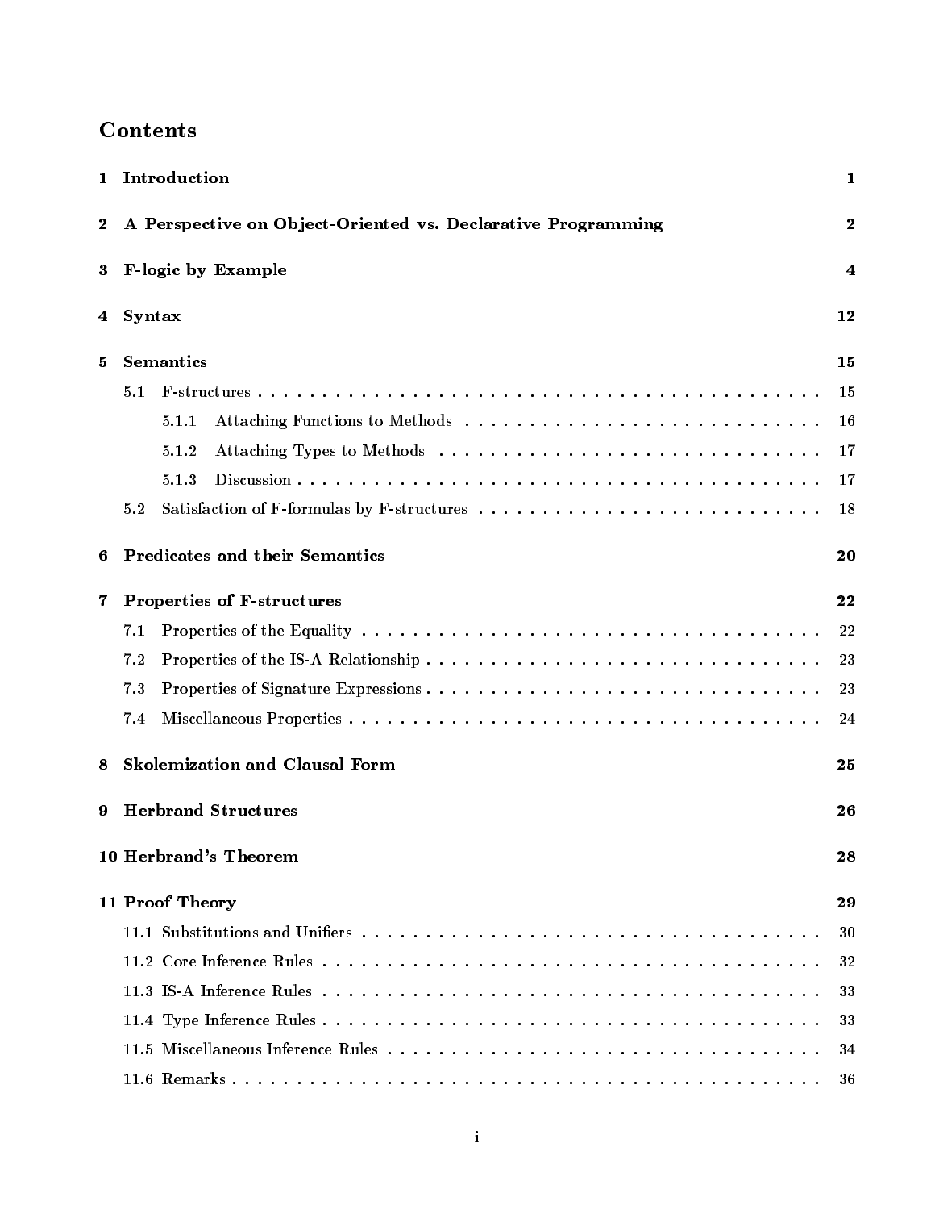# Contents

**1 Introduction** **1**

**2 A Perspective on Object-Oriented vs. Declarative Programming** **2**

**3 F-logic by Example** **4**

**4 Syntax** **12**

**5 Semantics** **15**

- 5.1 F-structures . . . . . . . . . . 15
  - 5.1.1 Attaching Functions to Methods . . . . . . . . . . 16
  - 5.1.2 Attaching Types to Methods . . . . . . . . . . 17
  - 5.1.3 Discussion . . . . . . . . . . 17
- 5.2 Satisfaction of F-formulas by F-structures . . . . . . . . . . 18

**6 Predicates and their Semantics** **20**

**7 Properties of F-structures** **22**

- 7.1 Properties of the Equality . . . . . . . . . . 22
- 7.2 Properties of the IS-A Relationship . . . . . . . . . . 23
- 7.3 Properties of Signature Expressions . . . . . . . . . . 23
- 7.4 Miscellaneous Properties . . . . . . . . . . 24

**8 Skolemization and Clausal Form** **25**

**9 Herbrand Structures** **26**

**10 Herbrand's Theorem** **28**

**11 Proof Theory** **29**

- 11.1 Substitutions and Unifiers . . . . . . . . . . 30
- 11.2 Core Inference Rules . . . . . . . . . . 32
- 11.3 IS-A Inference Rules . . . . . . . . . . 33
- 11.4 Type Inference Rules . . . . . . . . . . 33
- 11.5 Miscellaneous Inference Rules . . . . . . . . . . 34
- 11.6 Remarks . . . . . . . . . . 36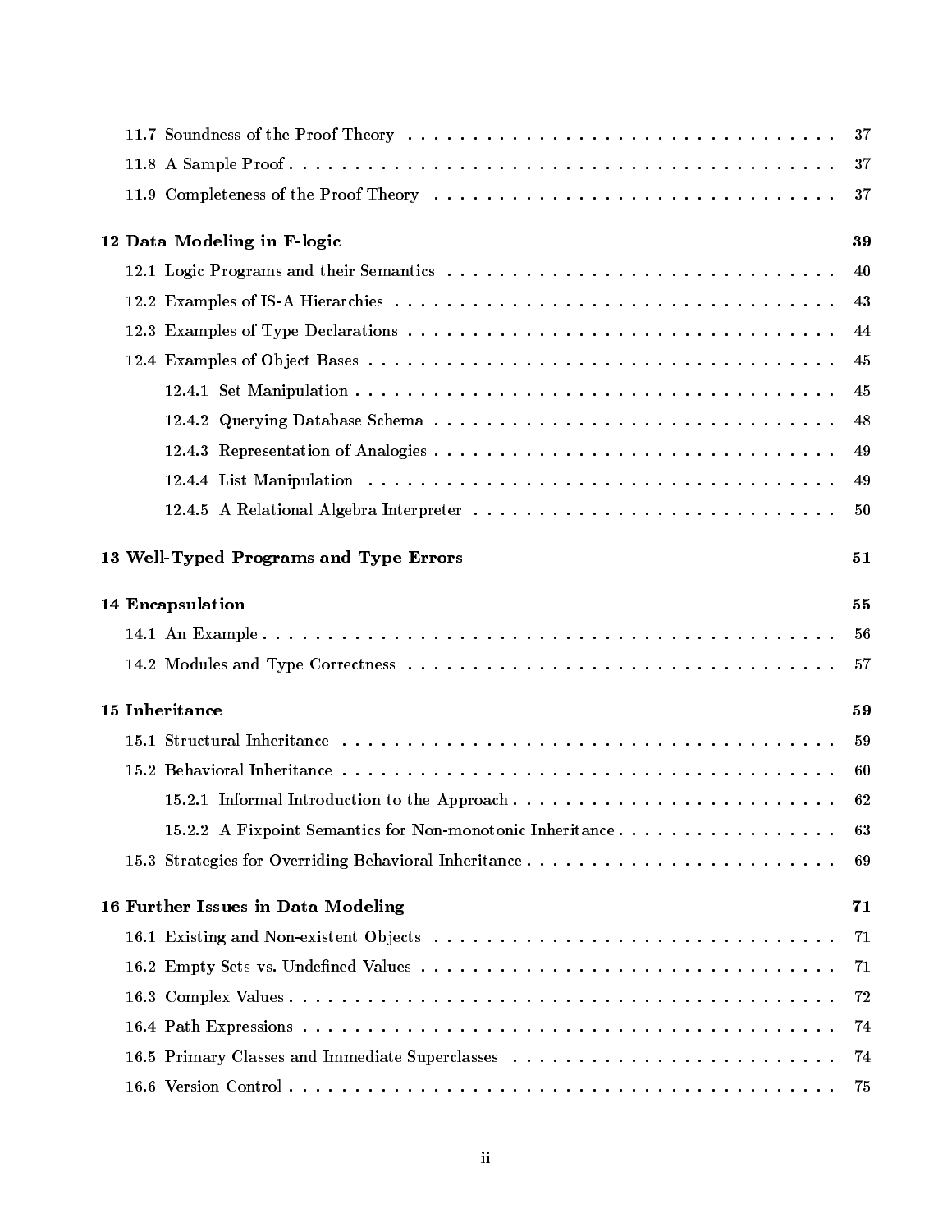11.7 Soundness of the Proof Theory . . . . . . . . . . . . . . . . . . . . . . . . . . . . . . . . . . . . 37

11.8 A Sample Proof . . . . . . . . . . . . . . . . . . . . . . . . . . . . . . . . . . . . . . . . . . . . . 37

11.9 Completeness of the Proof Theory . . . . . . . . . . . . . . . . . . . . . . . . . . . . . . . . . . 37

**12 Data Modeling in F-logic** **39**

12.1 Logic Programs and their Semantics . . . . . . . . . . . . . . . . . . . . . . . . . . . . . . . . 40

12.2 Examples of IS-A Hierarchies . . . . . . . . . . . . . . . . . . . . . . . . . . . . . . . . . . . . 43

12.3 Examples of Type Declarations . . . . . . . . . . . . . . . . . . . . . . . . . . . . . . . . . . . 44

12.4 Examples of Object Bases . . . . . . . . . . . . . . . . . . . . . . . . . . . . . . . . . . . . . . 45

12.4.1 Set Manipulation . . . . . . . . . . . . . . . . . . . . . . . . . . . . . . . . . . . . . . 45

12.4.2 Querying Database Schema . . . . . . . . . . . . . . . . . . . . . . . . . . . . . . . . . 48

12.4.3 Representation of Analogies . . . . . . . . . . . . . . . . . . . . . . . . . . . . . . . . 49

12.4.4 List Manipulation . . . . . . . . . . . . . . . . . . . . . . . . . . . . . . . . . . . . . . 49

12.4.5 A Relational Algebra Interpreter . . . . . . . . . . . . . . . . . . . . . . . . . . . . . . 50

**13 Well-Typed Programs and Type Errors** **51**

**14 Encapsulation** **55**

14.1 An Example . . . . . . . . . . . . . . . . . . . . . . . . . . . . . . . . . . . . . . . . . . . . . . 56

14.2 Modules and Type Correctness . . . . . . . . . . . . . . . . . . . . . . . . . . . . . . . . . . . 57

**15 Inheritance** **59**

15.1 Structural Inheritance . . . . . . . . . . . . . . . . . . . . . . . . . . . . . . . . . . . . . . . . 59

15.2 Behavioral Inheritance . . . . . . . . . . . . . . . . . . . . . . . . . . . . . . . . . . . . . . . . 60

15.2.1 Informal Introduction to the Approach . . . . . . . . . . . . . . . . . . . . . . . . . . . 62

15.2.2 A Fixpoint Semantics for Non-monotonic Inheritance . . . . . . . . . . . . . . . . . . . 63

15.3 Strategies for Overriding Behavioral Inheritance . . . . . . . . . . . . . . . . . . . . . . . . . 69

**16 Further Issues in Data Modeling** **71**

16.1 Existing and Non-existent Objects . . . . . . . . . . . . . . . . . . . . . . . . . . . . . . . . . 71

16.2 Empty Sets vs. Undefined Values . . . . . . . . . . . . . . . . . . . . . . . . . . . . . . . . . . 71

16.3 Complex Values . . . . . . . . . . . . . . . . . . . . . . . . . . . . . . . . . . . . . . . . . . . . 72

16.4 Path Expressions . . . . . . . . . . . . . . . . . . . . . . . . . . . . . . . . . . . . . . . . . . . 74

16.5 Primary Classes and Immediate Superclasses . . . . . . . . . . . . . . . . . . . . . . . . . . . 74

16.6 Version Control . . . . . . . . . . . . . . . . . . . . . . . . . . . . . . . . . . . . . . . . . . . . 75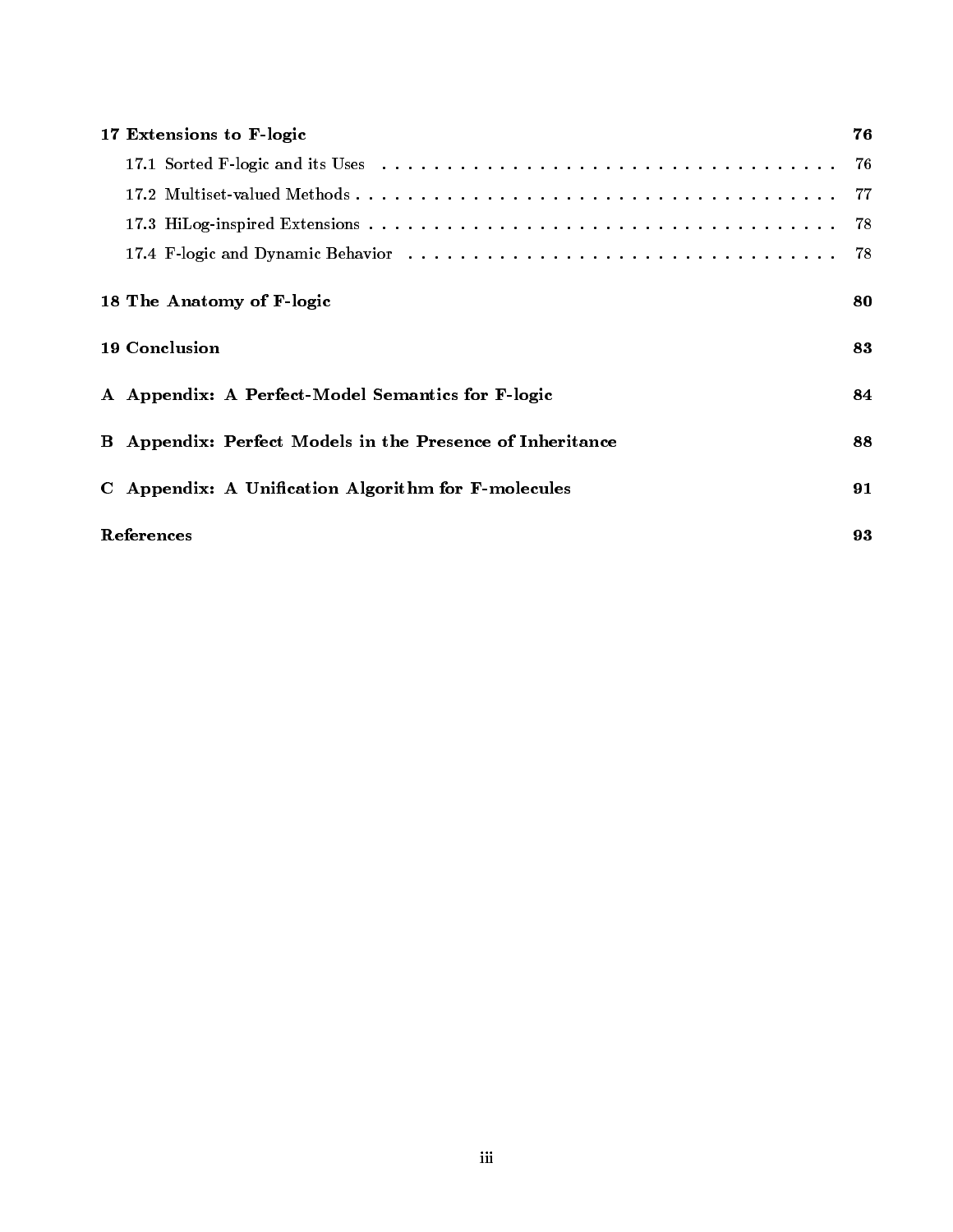**17 Extensions to F-logic** **76**

- 17.1 Sorted F-logic and its Uses . . . . . . . . . . . . . . . . . . . . . . . . . . . . . . . . . . . . . 76
- 17.2 Multiset-valued Methods . . . . . . . . . . . . . . . . . . . . . . . . . . . . . . . . . . . . . . 77
- 17.3 HiLog-inspired Extensions . . . . . . . . . . . . . . . . . . . . . . . . . . . . . . . . . . . . . 78
- 17.4 F-logic and Dynamic Behavior . . . . . . . . . . . . . . . . . . . . . . . . . . . . . . . . . . . 78

**18 The Anatomy of F-logic** **80**

**19 Conclusion** **83**

**A Appendix: A Perfect-Model Semantics for F-logic** **84**

**B Appendix: Perfect Models in the Presence of Inheritance** **88**

**C Appendix: A Unification Algorithm for F-molecules** **91**

**References** **93**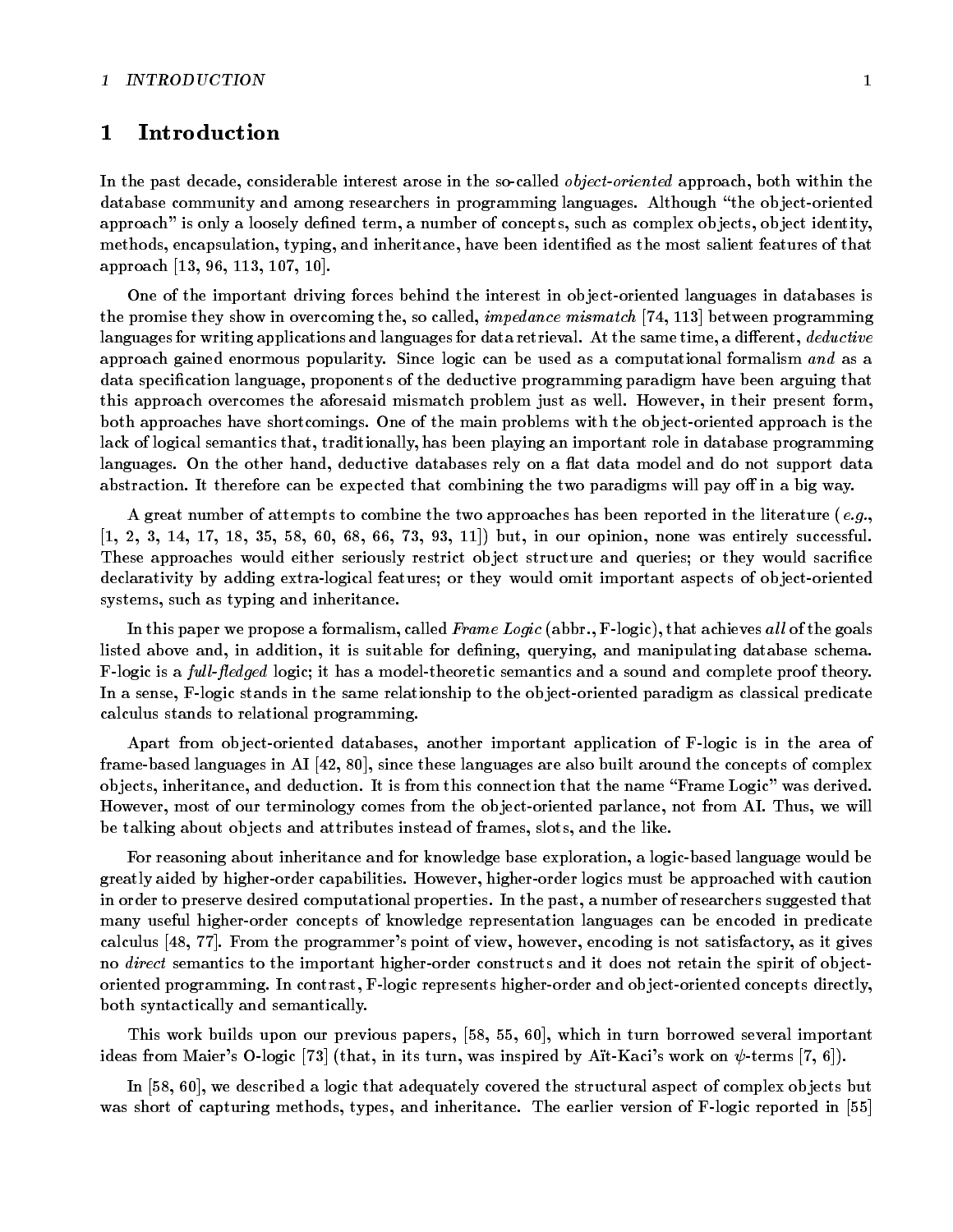# 1 Introduction

In the past decade, considerable interest arose in the so-called *object-oriented* approach, both within the database community and among researchers in programming languages. Although "the object-oriented approach" is only a loosely defined term, a number of concepts, such as complex objects, object identity, methods, encapsulation, typing, and inheritance, have been identified as the most salient features of that approach [13, 96, 113, 107, 10].

One of the important driving forces behind the interest in object-oriented languages in databases is the promise they show in overcoming the, so called, *impedance mismatch* [74, 113] between programming languages for writing applications and languages for data retrieval. At the same time, a different, *deductive* approach gained enormous popularity. Since logic can be used as a computational formalism *and* as a data specification language, proponents of the deductive programming paradigm have been arguing that this approach overcomes the aforesaid mismatch problem just as well. However, in their present form, both approaches have shortcomings. One of the main problems with the object-oriented approach is the lack of logical semantics that, traditionally, has been playing an important role in database programming languages. On the other hand, deductive databases rely on a flat data model and do not support data abstraction. It therefore can be expected that combining the two paradigms will pay off in a big way.

A great number of attempts to combine the two approaches has been reported in the literature (*e.g.*, [1, 2, 3, 14, 17, 18, 35, 58, 60, 68, 66, 73, 93, 11]) but, in our opinion, none was entirely successful. These approaches would either seriously restrict object structure and queries; or they would sacrifice declarativity by adding extra-logical features; or they would omit important aspects of object-oriented systems, such as typing and inheritance.

In this paper we propose a formalism, called *Frame Logic* (abbr., F-logic), that achieves *all* of the goals listed above and, in addition, it is suitable for defining, querying, and manipulating database schema. F-logic is a *full-fledged* logic; it has a model-theoretic semantics and a sound and complete proof theory. In a sense, F-logic stands in the same relationship to the object-oriented paradigm as classical predicate calculus stands to relational programming.

Apart from object-oriented databases, another important application of F-logic is in the area of frame-based languages in AI [42, 80], since these languages are also built around the concepts of complex objects, inheritance, and deduction. It is from this connection that the name "Frame Logic" was derived. However, most of our terminology comes from the object-oriented parlance, not from AI. Thus, we will be talking about objects and attributes instead of frames, slots, and the like.

For reasoning about inheritance and for knowledge base exploration, a logic-based language would be greatly aided by higher-order capabilities. However, higher-order logics must be approached with caution in order to preserve desired computational properties. In the past, a number of researchers suggested that many useful higher-order concepts of knowledge representation languages can be encoded in predicate calculus [48, 77]. From the programmer's point of view, however, encoding is not satisfactory, as it gives no *direct* semantics to the important higher-order constructs and it does not retain the spirit of object-oriented programming. In contrast, F-logic represents higher-order and object-oriented concepts directly, both syntactically and semantically.

This work builds upon our previous papers, [58, 55, 60], which in turn borrowed several important ideas from Maier's O-logic [73] (that, in its turn, was inspired by Aït-Kaci's work on $\psi$-terms [7, 6]).

In [58, 60], we described a logic that adequately covered the structural aspect of complex objects but was short of capturing methods, types, and inheritance. The earlier version of F-logic reported in [55]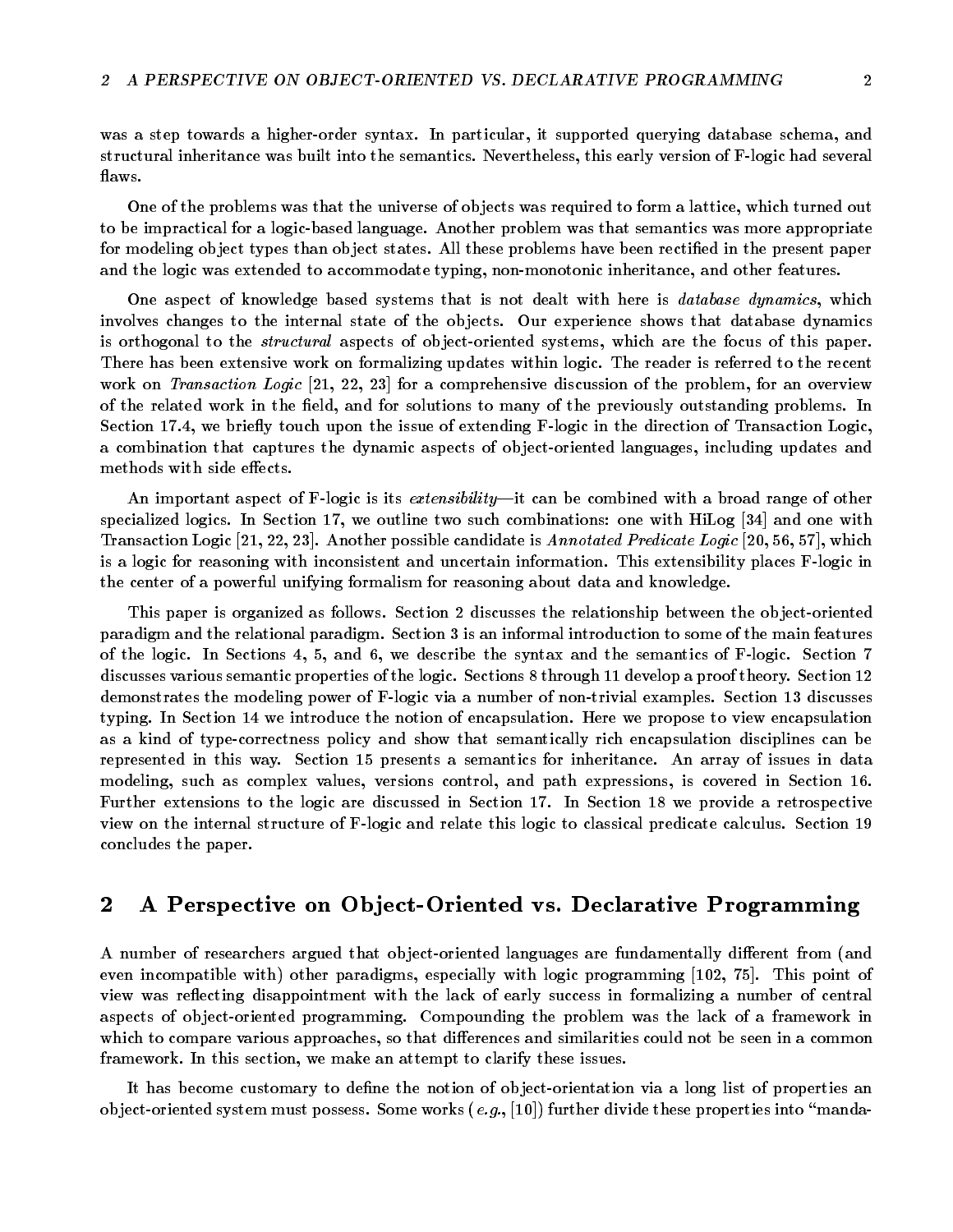was a step towards a higher-order syntax. In particular, it supported querying database schema, and structural inheritance was built into the semantics. Nevertheless, this early version of F-logic had several flaws.

One of the problems was that the universe of objects was required to form a lattice, which turned out to be impractical for a logic-based language. Another problem was that semantics was more appropriate for modeling object types than object states. All these problems have been rectified in the present paper and the logic was extended to accommodate typing, non-monotonic inheritance, and other features.

One aspect of knowledge based systems that is not dealt with here is *database dynamics*, which involves changes to the internal state of the objects. Our experience shows that database dynamics is orthogonal to the *structural* aspects of object-oriented systems, which are the focus of this paper. There has been extensive work on formalizing updates within logic. The reader is referred to the recent work on *Transaction Logic* [21, 22, 23] for a comprehensive discussion of the problem, for an overview of the related work in the field, and for solutions to many of the previously outstanding problems. In Section 17.4, we briefly touch upon the issue of extending F-logic in the direction of Transaction Logic, a combination that captures the dynamic aspects of object-oriented languages, including updates and methods with side effects.

An important aspect of F-logic is its *extensibility*—it can be combined with a broad range of other specialized logics. In Section 17, we outline two such combinations: one with HiLog [34] and one with Transaction Logic [21, 22, 23]. Another possible candidate is *Annotated Predicate Logic* [20, 56, 57], which is a logic for reasoning with inconsistent and uncertain information. This extensibility places F-logic in the center of a powerful unifying formalism for reasoning about data and knowledge.

This paper is organized as follows. Section 2 discusses the relationship between the object-oriented paradigm and the relational paradigm. Section 3 is an informal introduction to some of the main features of the logic. In Sections 4, 5, and 6, we describe the syntax and the semantics of F-logic. Section 7 discusses various semantic properties of the logic. Sections 8 through 11 develop a proof theory. Section 12 demonstrates the modeling power of F-logic via a number of non-trivial examples. Section 13 discusses typing. In Section 14 we introduce the notion of encapsulation. Here we propose to view encapsulation as a kind of type-correctness policy and show that semantically rich encapsulation disciplines can be represented in this way. Section 15 presents a semantics for inheritance. An array of issues in data modeling, such as complex values, versions control, and path expressions, is covered in Section 16. Further extensions to the logic are discussed in Section 17. In Section 18 we provide a retrospective view on the internal structure of F-logic and relate this logic to classical predicate calculus. Section 19 concludes the paper.

## 2 A Perspective on Object-Oriented vs. Declarative Programming

A number of researchers argued that object-oriented languages are fundamentally different from (and even incompatible with) other paradigms, especially with logic programming [102, 75]. This point of view was reflecting disappointment with the lack of early success in formalizing a number of central aspects of object-oriented programming. Compounding the problem was the lack of a framework in which to compare various approaches, so that differences and similarities could not be seen in a common framework. In this section, we make an attempt to clarify these issues.

It has become customary to define the notion of object-orientation via a long list of properties an object-oriented system must possess. Some works (*e.g.*, [10]) further divide these properties into "manda-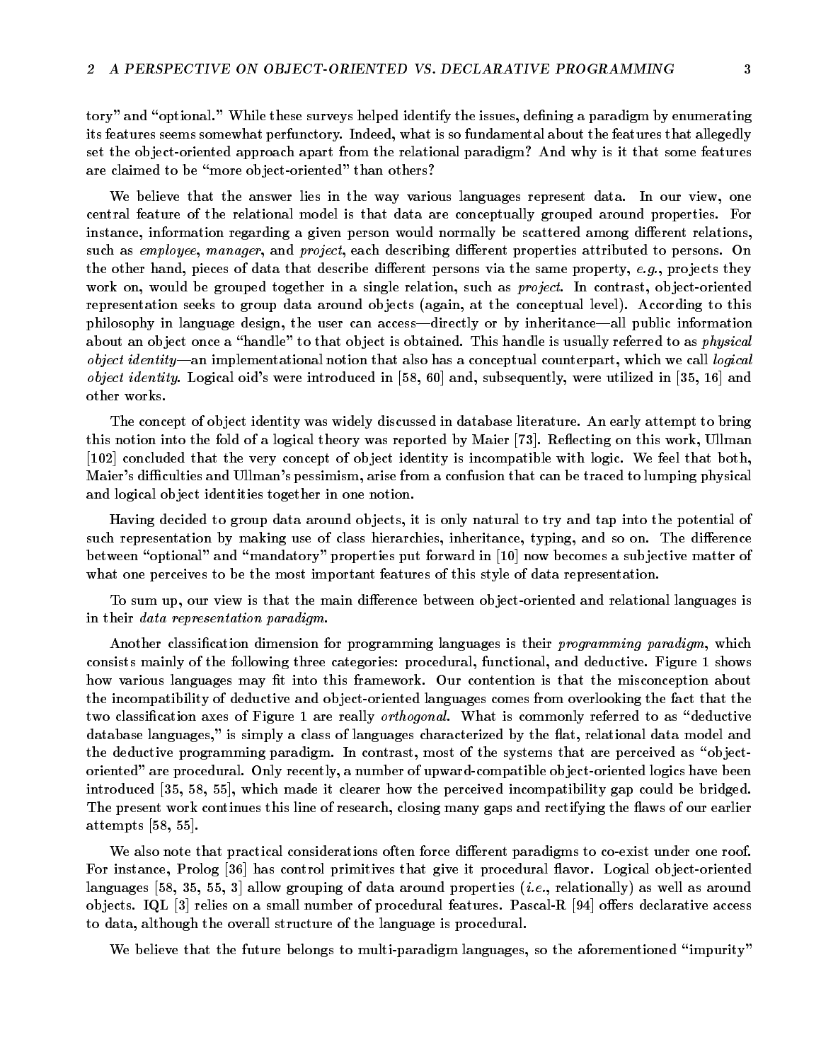tory" and "optional." While these surveys helped identify the issues, defining a paradigm by enumerating its features seems somewhat perfunctory. Indeed, what is so fundamental about the features that allegedly set the object-oriented approach apart from the relational paradigm? And why is it that some features are claimed to be "more object-oriented" than others?

We believe that the answer lies in the way various languages represent data. In our view, one central feature of the relational model is that data are conceptually grouped around properties. For instance, information regarding a given person would normally be scattered among different relations, such as *employee*, *manager*, and *project*, each describing different properties attributed to persons. On the other hand, pieces of data that describe different persons via the same property, *e.g.*, projects they work on, would be grouped together in a single relation, such as *project*. In contrast, object-oriented representation seeks to group data around objects (again, at the conceptual level). According to this philosophy in language design, the user can access—directly or by inheritance—all public information about an object once a "handle" to that object is obtained. This handle is usually referred to as *physical object identity*—an implementational notion that also has a conceptual counterpart, which we call *logical object identity*. Logical oid's were introduced in [58, 60] and, subsequently, were utilized in [35, 16] and other works.

The concept of object identity was widely discussed in database literature. An early attempt to bring this notion into the fold of a logical theory was reported by Maier [73]. Reflecting on this work, Ullman [102] concluded that the very concept of object identity is incompatible with logic. We feel that both, Maier's difficulties and Ullman's pessimism, arise from a confusion that can be traced to lumping physical and logical object identities together in one notion.

Having decided to group data around objects, it is only natural to try and tap into the potential of such representation by making use of class hierarchies, inheritance, typing, and so on. The difference between "optional" and "mandatory" properties put forward in [10] now becomes a subjective matter of what one perceives to be the most important features of this style of data representation.

To sum up, our view is that the main difference between object-oriented and relational languages is in their *data representation paradigm*.

Another classification dimension for programming languages is their *programming paradigm*, which consists mainly of the following three categories: procedural, functional, and deductive. Figure 1 shows how various languages may fit into this framework. Our contention is that the misconception about the incompatibility of deductive and object-oriented languages comes from overlooking the fact that the two classification axes of Figure 1 are really *orthogonal*. What is commonly referred to as "deductive database languages," is simply a class of languages characterized by the flat, relational data model and the deductive programming paradigm. In contrast, most of the systems that are perceived as "object-oriented" are procedural. Only recently, a number of upward-compatible object-oriented logics have been introduced [35, 58, 55], which made it clearer how the perceived incompatibility gap could be bridged. The present work continues this line of research, closing many gaps and rectifying the flaws of our earlier attempts [58, 55].

We also note that practical considerations often force different paradigms to co-exist under one roof. For instance, Prolog [36] has control primitives that give it procedural flavor. Logical object-oriented languages [58, 35, 55, 3] allow grouping of data around properties (*i.e.*, relationally) as well as around objects. IQL [3] relies on a small number of procedural features. Pascal-R [94] offers declarative access to data, although the overall structure of the language is procedural.

We believe that the future belongs to multi-paradigm languages, so the aforementioned "impurity"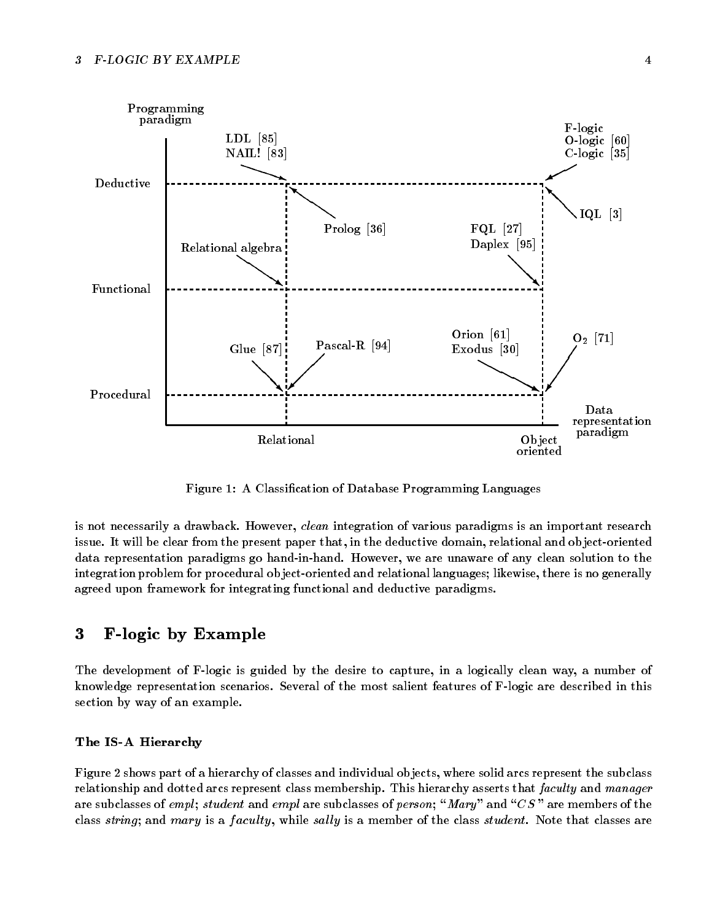Figure 1: A Classification of Database Programming Languages

is not necessarily a drawback. However, *clean* integration of various paradigms is an important research issue. It will be clear from the present paper that, in the deductive domain, relational and object-oriented data representation paradigms go hand-in-hand. However, we are unaware of any clean solution to the integration problem for procedural object-oriented and relational languages; likewise, there is no generally agreed upon framework for integrating functional and deductive paradigms.

# 3 F-logic by Example

The development of F-logic is guided by the desire to capture, in a logically clean way, a number of knowledge representation scenarios. Several of the most salient features of F-logic are described in this section by way of an example.

### The IS-A Hierarchy

Figure 2 shows part of a hierarchy of classes and individual objects, where solid arcs represent the subclass relationship and dotted arcs represent class membership. This hierarchy asserts that *faculty* and *manager* are subclasses of *empl*; *student* and *empl* are subclasses of *person*; "*Mary*" and "*CS*" are members of the class *string*; and *mary* is a *faculty*, while *sally* is a member of the class *student*. Note that classes are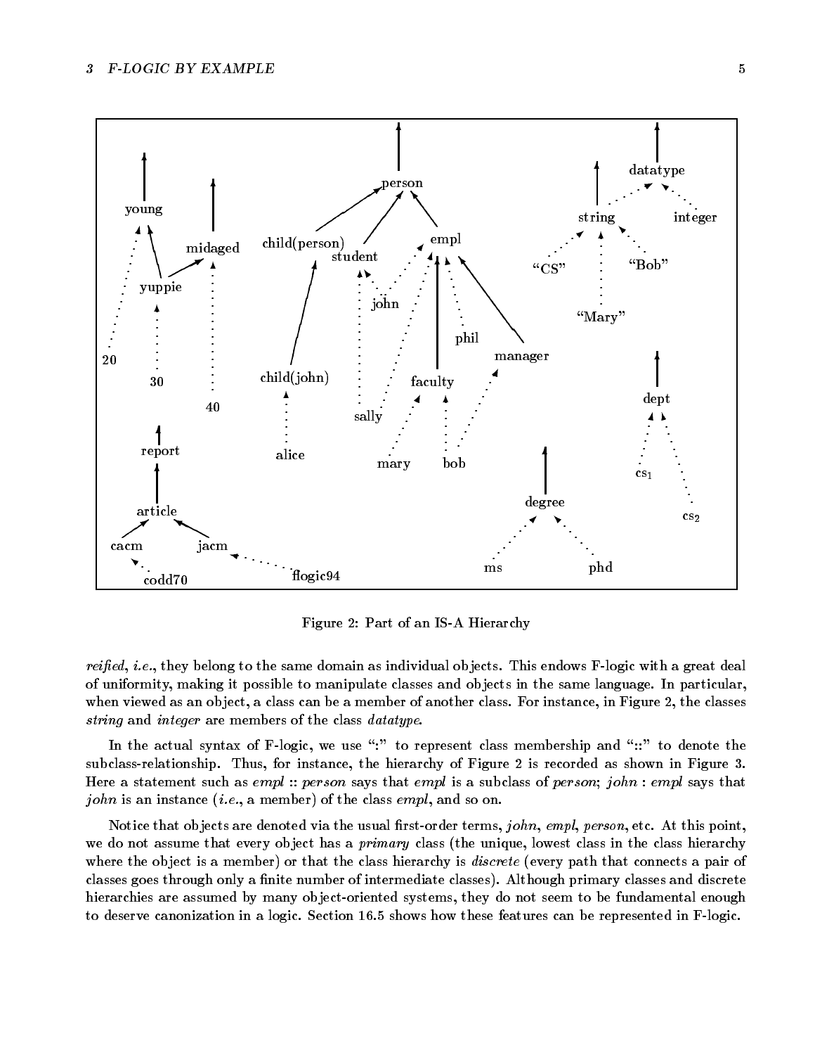Figure 2: Part of an IS-A Hierarchy

*reified*, *i.e.*, they belong to the same domain as individual objects. This endows F-logic with a great deal of uniformity, making it possible to manipulate classes and objects in the same language. In particular, when viewed as an object, a class can be a member of another class. For instance, in Figure 2, the classes *string* and *integer* are members of the class *datatype*.

In the actual syntax of F-logic, we use ":" to represent class membership and "::" to denote the subclass-relationship. Thus, for instance, the hierarchy of Figure 2 is recorded as shown in Figure 3. Here a statement such as *empl* :: *person* says that *empl* is a subclass of *person*; *john* : *empl* says that *john* is an instance (*i.e.*, a member) of the class *empl*, and so on.

Notice that objects are denoted via the usual first-order terms, *john*, *empl*, *person*, etc. At this point, we do not assume that every object has a *primary* class (the unique, lowest class in the class hierarchy where the object is a member) or that the class hierarchy is *discrete* (every path that connects a pair of classes goes through only a finite number of intermediate classes). Although primary classes and discrete hierarchies are assumed by many object-oriented systems, they do not seem to be fundamental enough to deserve canonization in a logic. Section 16.5 shows how these features can be represented in F-logic.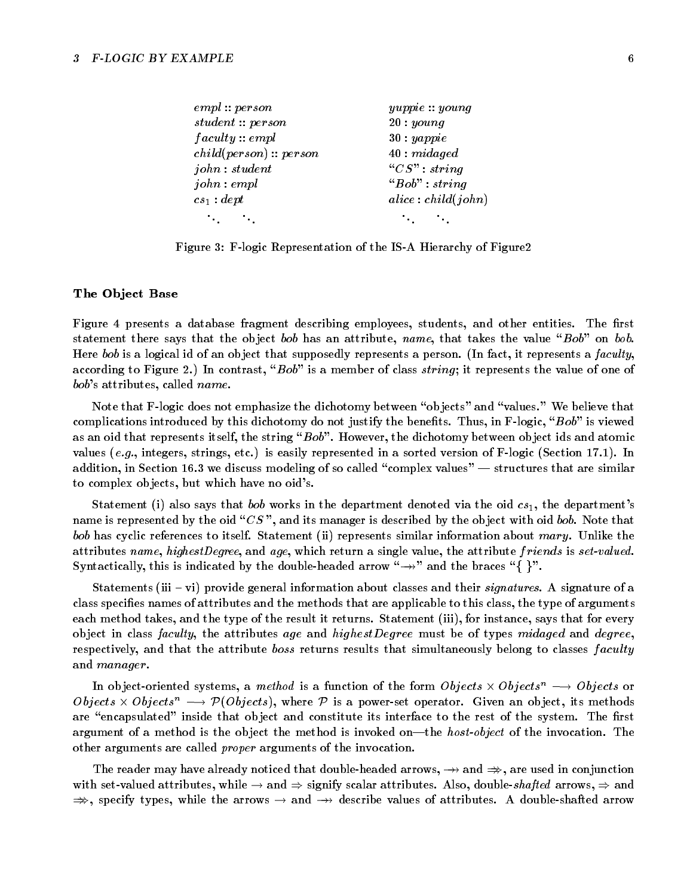| | |
|---|---|
| $empl :: person$ | $yuppie :: young$ |
| $student :: person$ | $20 : young$ |
| $faculty :: empl$ | $30 : yappie$ |
| $child(person) :: person$ | $40 : midaged$ |
| $john : student$ | "$CS$" $: string$ |
| $john : empl$ | "$Bob$" $: string$ |
| $cs_1 : dept$ | $alice : child(john)$ |
| $\ddots \quad \ddots$ | $\ddots \quad \ddots$ |

Figure 3: F-logic Representation of the IS-A Hierarchy of Figure2

**The Object Base**

Figure 4 presents a database fragment describing employees, students, and other entities. The first statement there says that the object *bob* has an attribute, *name*, that takes the value "*Bob*" on *bob*. Here *bob* is a logical id of an object that supposedly represents a person. (In fact, it represents a *faculty*, according to Figure 2.) In contrast, "*Bob*" is a member of class *string*; it represents the value of one of *bob*'s attributes, called *name*.

Note that F-logic does not emphasize the dichotomy between "objects" and "values." We believe that complications introduced by this dichotomy do not justify the benefits. Thus, in F-logic, "*Bob*" is viewed as an oid that represents itself, the string "*Bob*". However, the dichotomy between object ids and atomic values (*e.g.*, integers, strings, etc.) is easily represented in a sorted version of F-logic (Section 17.1). In addition, in Section 16.3 we discuss modeling of so called "complex values" — structures that are similar to complex objects, but which have no oid's.

Statement (i) also says that *bob* works in the department denoted via the oid $cs_1$, the department's name is represented by the oid "$CS$", and its manager is described by the object with oid *bob*. Note that *bob* has cyclic references to itself. Statement (ii) represents similar information about *mary*. Unlike the attributes *name*, *highestDegree*, and *age*, which return a single value, the attribute *friends* is *set-valued*. Syntactically, this is indicated by the double-headed arrow "$\twoheadrightarrow$" and the braces "{ }".

Statements (iii – vi) provide general information about classes and their *signatures*. A signature of a class specifies names of attributes and the methods that are applicable to this class, the type of arguments each method takes, and the type of the result it returns. Statement (iii), for instance, says that for every object in class *faculty*, the attributes *age* and *highestDegree* must be of types *midaged* and *degree*, respectively, and that the attribute *boss* returns results that simultaneously belong to classes *faculty* and *manager*.

In object-oriented systems, a *method* is a function of the form $Objects \times Objects^n \longrightarrow Objects$ or $Objects \times Objects^n \longrightarrow \mathcal{P}(Objects)$, where $\mathcal{P}$ is a power-set operator. Given an object, its methods are "encapsulated" inside that object and constitute its interface to the rest of the system. The first argument of a method is the object the method is invoked on—the *host-object* of the invocation. The other arguments are called *proper* arguments of the invocation.

The reader may have already noticed that double-headed arrows, $\twoheadrightarrow$ and $\Rrightarrow$, are used in conjunction with set-valued attributes, while $\rightarrow$ and $\Rightarrow$ signify scalar attributes. Also, double-*shafted* arrows, $\Rightarrow$ and $\Rrightarrow$, specify types, while the arrows $\rightarrow$ and $\twoheadrightarrow$ describe values of attributes. A double-shafted arrow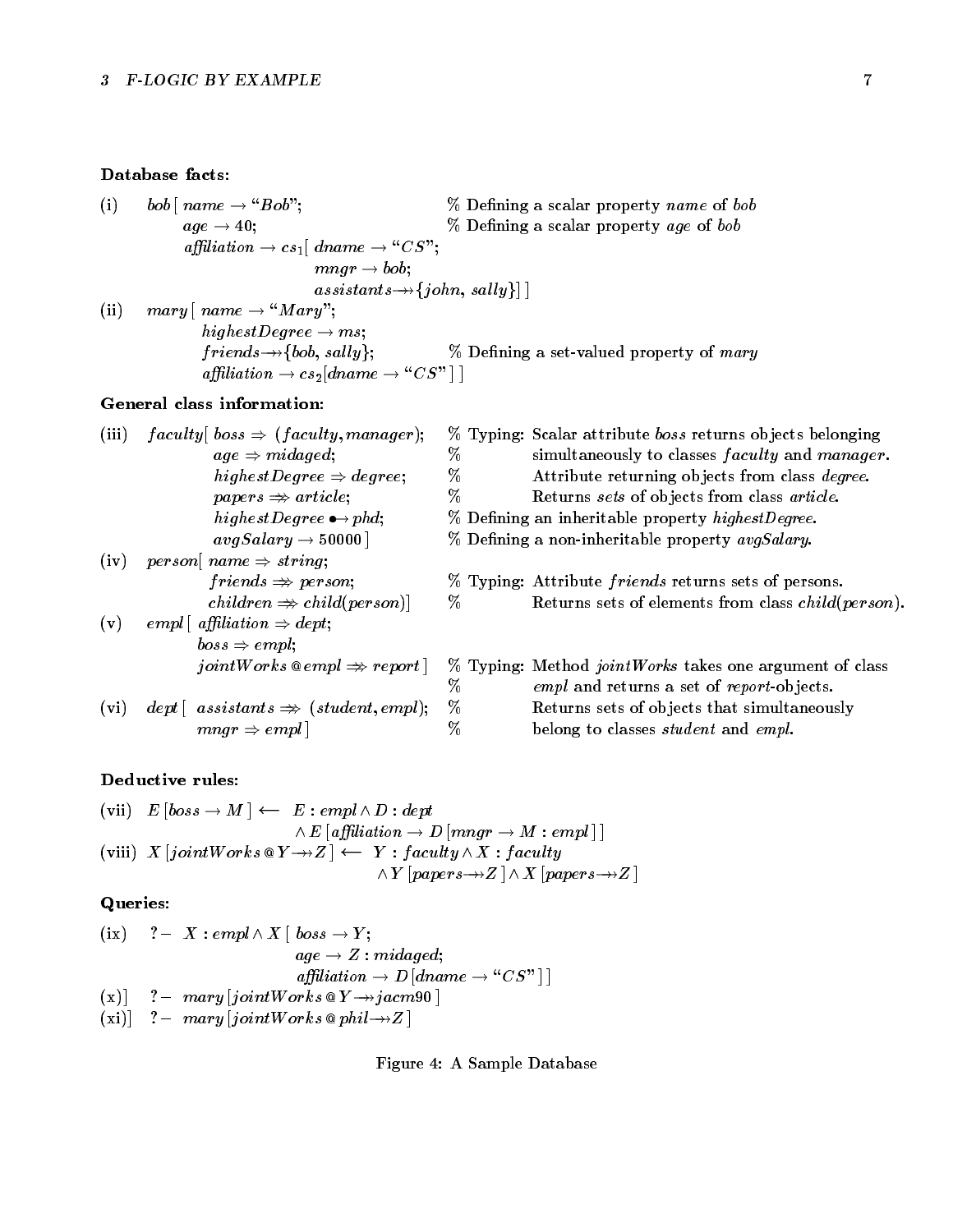**Database facts:**

(i) $bob\,[\,name \rightarrow \text{“}Bob\text{”};$ % Defining a scalar property *name* of *bob*
$\quad age \rightarrow 40;$ % Defining a scalar property *age* of *bob*
$\quad affiliation \rightarrow cs_1[\,dname \rightarrow \text{“}CS\text{”};$
$\qquad mngr \rightarrow bob;$
$\qquad assistants \twoheadrightarrow \{john,\ sally\}]\,]$

(ii) $mary\,[\,name \rightarrow \text{“}Mary\text{”};$
$\quad highestDegree \rightarrow ms;$
$\quad friends \twoheadrightarrow \{bob,\ sally\};$ % Defining a set-valued property of *mary*
$\quad affiliation \rightarrow cs_2[dname \rightarrow \text{“}CS\text{”}\,]\,]$

**General class information:**

(iii) $faculty[\,boss \Rightarrow (faculty, manager);$ % Typing: Scalar attribute *boss* returns objects belonging
$\quad age \Rightarrow midaged;$ % simultaneously to classes *faculty* and *manager*.
$\quad highestDegree \Rightarrow degree;$ % Attribute returning objects from class *degree*.
$\quad papers \Rrightarrow article;$ % Returns *sets* of objects from class *article*.
$\quad highestDegree \bullet\!\!\rightarrow phd;$ % Defining an inheritable property *highestDegree*.
$\quad avgSalary \rightarrow 50000\,]$ % Defining a non-inheritable property *avgSalary*.

(iv) $person[\,name \Rightarrow string;$
$\quad friends \Rrightarrow person;$ % Typing: Attribute *friends* returns sets of persons.
$\quad children \Rrightarrow child(person)]$ % Returns sets of elements from class *child*(*person*).

(v) $empl\,[\,affiliation \Rightarrow dept;$
$\quad boss \Rightarrow empl;$
$\quad jointWorks\,@empl \Rrightarrow report\,]$ % Typing: Method *jointWorks* takes one argument of class % *empl* and returns a set of *report*-objects.

(vi) $dept\,[\,assistants \Rrightarrow (student, empl);$ % Returns sets of objects that simultaneously
$\quad mngr \Rightarrow empl\,]$ % belong to classes *student* and *empl*.

**Deductive rules:**

(vii) $E\,[boss \rightarrow M\,] \longleftarrow E : empl \wedge D : dept \wedge E\,[affiliation \rightarrow D\,[mngr \rightarrow M : empl\,]\,]$

(viii) $X\,[jointWorks\,@\,Y \twoheadrightarrow Z\,] \longleftarrow Y : faculty \wedge X : faculty \wedge Y\,[papers \twoheadrightarrow Z\,] \wedge X\,[papers \twoheadrightarrow Z\,]$

**Queries:**

(ix) $?-\ X : empl \wedge X\,[\,boss \rightarrow Y;\ age \rightarrow Z : midaged;\ affiliation \rightarrow D\,[dname \rightarrow \text{“}CS\text{”}\,]\,]$

(x)] $?-\ mary\,[jointWorks\,@\,Y \twoheadrightarrow jacm90\,]$

(xi)] $?-\ mary\,[jointWorks\,@\,phil \twoheadrightarrow Z\,]$

Figure 4: A Sample Database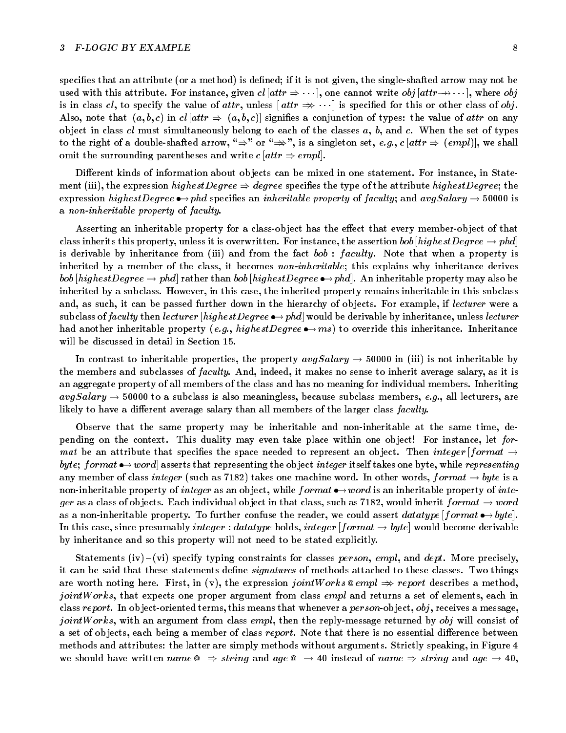specifies that an attribute (or a method) is defined; if it is not given, the single-shafted arrow may not be used with this attribute. For instance, given $cl\,[attr \Rightarrow \cdots]$, one cannot write $obj\,[attr \twoheadrightarrow \cdots]$, where $obj$ is in class $cl$, to specify the value of $attr$, unless $[\,attr \Rrightarrow \cdots]$ is specified for this or other class of $obj$. Also, note that $(a, b, c)$ in $cl\,[attr \Rightarrow (a, b, c)]$ signifies a conjunction of types: the value of $attr$ on any object in class $cl$ must simultaneously belong to each of the classes $a$, $b$, and $c$. When the set of types to the right of a double-shafted arrow, "$\Rightarrow$" or "$\Rrightarrow$", is a singleton set, *e.g.*, $c\,[attr \Rightarrow (empl)]$, we shall omit the surrounding parentheses and write $c\,[attr \Rightarrow empl]$.

Different kinds of information about objects can be mixed in one statement. For instance, in Statement (iii), the expression $highestDegree \Rightarrow degree$ specifies the type of the attribute $highestDegree$; the expression $highestDegree \bullet\!\!\rightarrow phd$ specifies an *inheritable property* of *faculty*; and $avgSalary \rightarrow 50000$ is a *non-inheritable property* of *faculty*.

Asserting an inheritable property for a class-object has the effect that every member-object of that class inherits this property, unless it is overwritten. For instance, the assertion $bob\,[highestDegree \rightarrow phd]$ is derivable by inheritance from (iii) and from the fact $bob : faculty$. Note that when a property is inherited by a member of the class, it becomes *non-inheritable*; this explains why inheritance derives $bob\,[highestDegree \rightarrow phd]$ rather than $bob\,[highestDegree \bullet\!\!\rightarrow phd]$. An inheritable property may also be inherited by a subclass. However, in this case, the inherited property remains inheritable in this subclass and, as such, it can be passed further down in the hierarchy of objects. For example, if *lecturer* were a subclass of *faculty* then $lecturer\,[highestDegree \bullet\!\!\rightarrow phd]$ would be derivable by inheritance, unless *lecturer* had another inheritable property (*e.g.*, $highestDegree \bullet\!\!\rightarrow ms$) to override this inheritance. Inheritance will be discussed in detail in Section 15.

In contrast to inheritable properties, the property $avgSalary \rightarrow 50000$ in (iii) is not inheritable by the members and subclasses of *faculty*. And, indeed, it makes no sense to inherit average salary, as it is an aggregate property of all members of the class and has no meaning for individual members. Inheriting $avgSalary \rightarrow 50000$ to a subclass is also meaningless, because subclass members, *e.g.*, all lecturers, are likely to have a different average salary than all members of the larger class *faculty*.

Observe that the same property may be inheritable and non-inheritable at the same time, depending on the context. This duality may even take place within one object! For instance, let *format* be an attribute that specifies the space needed to represent an object. Then $integer\,[format \rightarrow byte;\ format \bullet\!\!\rightarrow word]$ asserts that representing the object *integer* itself takes one byte, while *representing* any member of class *integer* (such as 7182) takes one machine word. In other words, $format \rightarrow byte$ is a non-inheritable property of *integer* as an object, while $format \bullet\!\!\rightarrow word$ is an inheritable property of *integer* as a class of objects. Each individual object in that class, such as 7182, would inherit $format \rightarrow word$ as a non-inheritable property. To further confuse the reader, we could assert $datatype\,[format \bullet\!\!\rightarrow byte]$. In this case, since presumably $integer : datatype$ holds, $integer\,[format \rightarrow byte]$ would become derivable by inheritance and so this property will not need to be stated explicitly.

Statements (iv) – (vi) specify typing constraints for classes *person*, *empl*, and *dept*. More precisely, it can be said that these statements define *signatures* of methods attached to these classes. Two things are worth noting here. First, in (v), the expression $jointWorks\,@\,empl \Rrightarrow report$ describes a method, *jointWorks*, that expects one proper argument from class *empl* and returns a set of elements, each in class *report*. In object-oriented terms, this means that whenever a *person*-object, *obj*, receives a message, *jointWorks*, with an argument from class *empl*, then the reply-message returned by *obj* will consist of a set of objects, each being a member of class *report*. Note that there is no essential difference between methods and attributes: the latter are simply methods without arguments. Strictly speaking, in Figure 4 we should have written $name\,@\ \Rightarrow string$ and $age\,@\ \rightarrow 40$ instead of $name \Rightarrow string$ and $age \rightarrow 40$,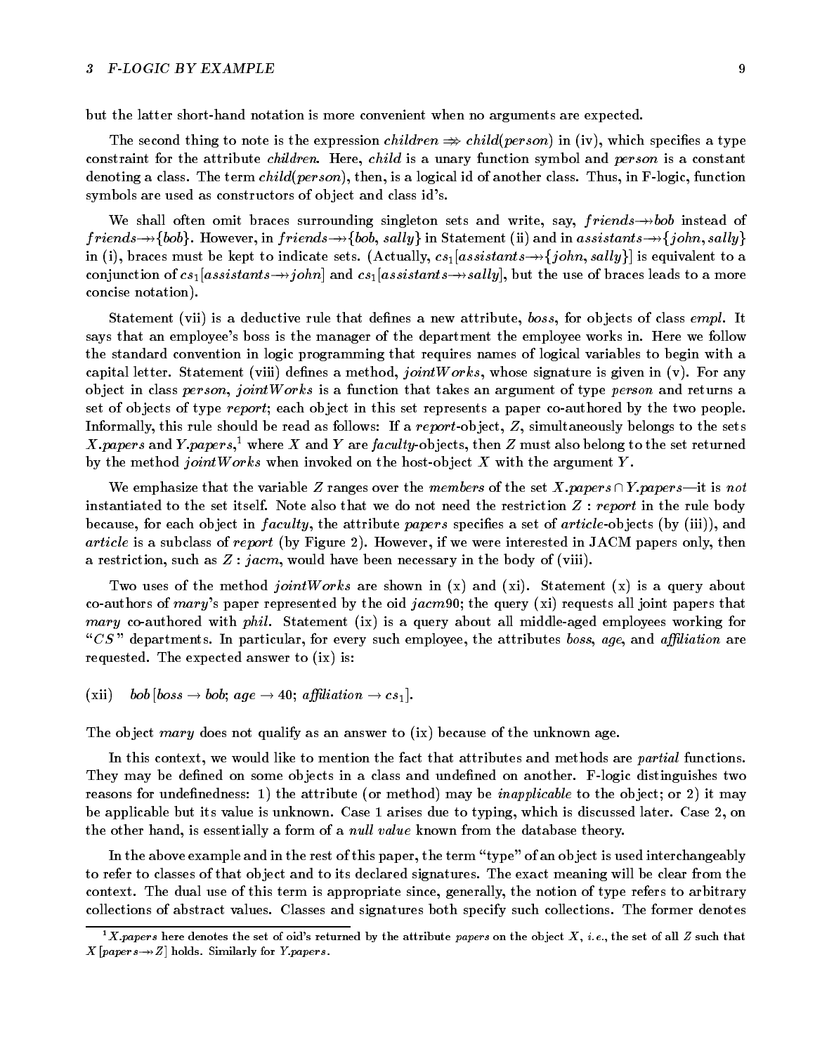but the latter short-hand notation is more convenient when no arguments are expected.

The second thing to note is the expression $children \Rightarrow\!\!\!\Rightarrow child(person)$ in (iv), which specifies a type constraint for the attribute *children*. Here, *child* is a unary function symbol and *person* is a constant denoting a class. The term $child(person)$, then, is a logical id of another class. Thus, in F-logic, function symbols are used as constructors of object and class id's.

We shall often omit braces surrounding singleton sets and write, say, $friends \to\!\!\!\to bob$ instead of $friends \to\!\!\!\to \{bob\}$. However, in $friends \to\!\!\!\to \{bob, sally\}$ in Statement (ii) and in $assistants \to\!\!\!\to \{john, sally\}$ in (i), braces must be kept to indicate sets. (Actually, $cs_1[assistants \to\!\!\!\to \{john, sally\}]$ is equivalent to a conjunction of $cs_1[assistants \to\!\!\!\to john]$ and $cs_1[assistants \to\!\!\!\to sally]$, but the use of braces leads to a more concise notation).

Statement (vii) is a deductive rule that defines a new attribute, *boss*, for objects of class *empl*. It says that an employee's boss is the manager of the department the employee works in. Here we follow the standard convention in logic programming that requires names of logical variables to begin with a capital letter. Statement (viii) defines a method, *jointWorks*, whose signature is given in (v). For any object in class *person*, *jointWorks* is a function that takes an argument of type *person* and returns a set of objects of type *report*; each object in this set represents a paper co-authored by the two people. Informally, this rule should be read as follows: If a *report*-object, $Z$, simultaneously belongs to the sets $X.papers$ and $Y.papers$,[1] where $X$ and $Y$ are *faculty*-objects, then $Z$ must also belong to the set returned by the method *jointWorks* when invoked on the host-object $X$ with the argument $Y$.

We emphasize that the variable $Z$ ranges over the *members* of the set $X.papers \cap Y.papers$—it is *not* instantiated to the set itself. Note also that we do not need the restriction $Z : report$ in the rule body because, for each object in *faculty*, the attribute *papers* specifies a set of *article*-objects (by (iii)), and *article* is a subclass of *report* (by Figure 2). However, if we were interested in JACM papers only, then a restriction, such as $Z : jacm$, would have been necessary in the body of (viii).

Two uses of the method *jointWorks* are shown in (x) and (xi). Statement (x) is a query about co-authors of *mary*'s paper represented by the oid *jacm90*; the query (xi) requests all joint papers that *mary* co-authored with *phil*. Statement (ix) is a query about all middle-aged employees working for "*CS*" departments. In particular, for every such employee, the attributes *boss*, *age*, and *affiliation* are requested. The expected answer to (ix) is:

(xii) $\quad bob\,[boss \to bob;\ age \to 40;\ affiliation \to cs_1].$

The object *mary* does not qualify as an answer to (ix) because of the unknown age.

In this context, we would like to mention the fact that attributes and methods are *partial* functions. They may be defined on some objects in a class and undefined on another. F-logic distinguishes two reasons for undefinedness: 1) the attribute (or method) may be *inapplicable* to the object; or 2) it may be applicable but its value is unknown. Case 1 arises due to typing, which is discussed later. Case 2, on the other hand, is essentially a form of a *null value* known from the database theory.

In the above example and in the rest of this paper, the term "type" of an object is used interchangeably to refer to classes of that object and to its declared signatures. The exact meaning will be clear from the context. The dual use of this term is appropriate since, generally, the notion of type refers to arbitrary collections of abstract values. Classes and signatures both specify such collections. The former denotes

[1] $X.papers$ here denotes the set of oid's returned by the attribute *papers* on the object $X$, *i.e.*, the set of all $Z$ such that $X\,[papers \to\!\!\!\to Z]$ holds. Similarly for $Y.papers$.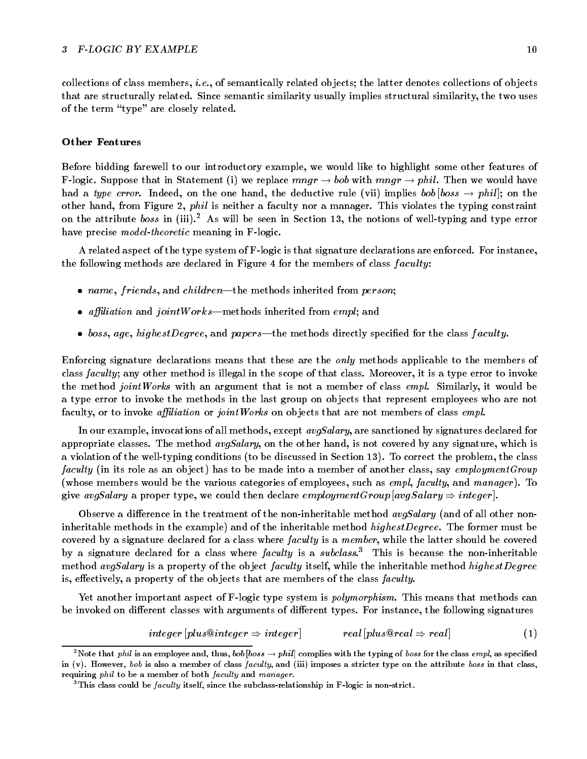collections of class members, *i.e.*, of semantically related objects; the latter denotes collections of objects that are structurally related. Since semantic similarity usually implies structural similarity, the two uses of the term "type" are closely related.

### Other Features

Before bidding farewell to our introductory example, we would like to highlight some other features of F-logic. Suppose that in Statement (i) we replace $mngr \rightarrow bob$ with $mngr \rightarrow phil$. Then we would have had a *type error*. Indeed, on the one hand, the deductive rule (vii) implies $bob[boss \rightarrow phil]$; on the other hand, from Figure 2, *phil* is neither a faculty nor a manager. This violates the typing constraint on the attribute *boss* in (iii).[2] As will be seen in Section 13, the notions of well-typing and type error have precise *model-theoretic* meaning in F-logic.

A related aspect of the type system of F-logic is that signature declarations are enforced. For instance, the following methods are declared in Figure 4 for the members of class *faculty*:

- *name*, *friends*, and *children*—the methods inherited from *person*;
- *affiliation* and *jointWorks*—methods inherited from *empl*; and
- *boss*, *age*, *highestDegree*, and *papers*—the methods directly specified for the class *faculty*.

Enforcing signature declarations means that these are the *only* methods applicable to the members of class *faculty*; any other method is illegal in the scope of that class. Moreover, it is a type error to invoke the method *jointWorks* with an argument that is not a member of class *empl*. Similarly, it would be a type error to invoke the methods in the last group on objects that represent employees who are not faculty, or to invoke *affiliation* or *jointWorks* on objects that are not members of class *empl*.

In our example, invocations of all methods, except *avgSalary*, are sanctioned by signatures declared for appropriate classes. The method *avgSalary*, on the other hand, is not covered by any signature, which is a violation of the well-typing conditions (to be discussed in Section 13). To correct the problem, the class *faculty* (in its role as an object) has to be made into a member of another class, say *employmentGroup* (whose members would be the various categories of employees, such as *empl*, *faculty*, and *manager*). To give *avgSalary* a proper type, we could then declare $employmentGroup[avgSalary \Rightarrow integer]$.

Observe a difference in the treatment of the non-inheritable method *avgSalary* (and of all other non-inheritable methods in the example) and of the inheritable method *highestDegree*. The former must be covered by a signature declared for a class where *faculty* is a *member*, while the latter should be covered by a signature declared for a class where *faculty* is a *subclass*.[3] This is because the non-inheritable method *avgSalary* is a property of the object *faculty* itself, while the inheritable method *highestDegree* is, effectively, a property of the objects that are members of the class *faculty*.

Yet another important aspect of F-logic type system is *polymorphism*. This means that methods can be invoked on different classes with arguments of different types. For instance, the following signatures

$$integer\,[plus@integer \Rightarrow integer] \qquad\qquad real\,[plus@real \Rightarrow real] \tag{1}$$

[2] Note that *phil* is an employee and, thus, $bob[boss \rightarrow phil]$ complies with the typing of *boss* for the class *empl*, as specified in (v). However, *bob* is also a member of class *faculty*, and (iii) imposes a stricter type on the attribute *boss* in that class, requiring *phil* to be a member of both *faculty* and *manager*.

[3] This class could be *faculty* itself, since the subclass-relationship in F-logic is non-strict.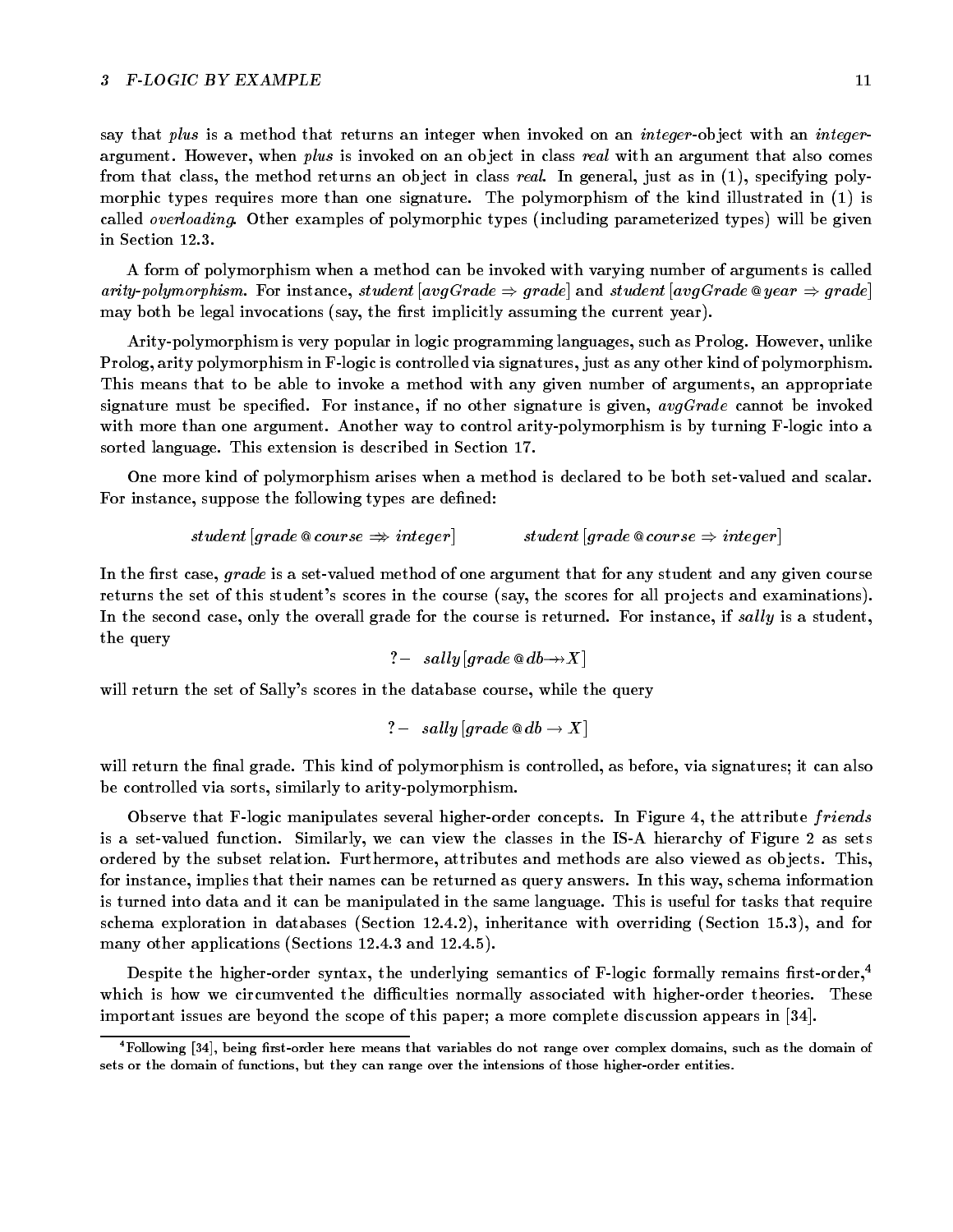say that *plus* is a method that returns an integer when invoked on an *integer*-object with an *integer*-argument. However, when *plus* is invoked on an object in class *real* with an argument that also comes from that class, the method returns an object in class *real*. In general, just as in (1), specifying polymorphic types requires more than one signature. The polymorphism of the kind illustrated in (1) is called *overloading*. Other examples of polymorphic types (including parameterized types) will be given in Section 12.3.

A form of polymorphism when a method can be invoked with varying number of arguments is called *arity-polymorphism*. For instance, $student[avgGrade \Rightarrow grade]$ and $student[avgGrade\,@\,year \Rightarrow grade]$ may both be legal invocations (say, the first implicitly assuming the current year).

Arity-polymorphism is very popular in logic programming languages, such as Prolog. However, unlike Prolog, arity polymorphism in F-logic is controlled via signatures, just as any other kind of polymorphism. This means that to be able to invoke a method with any given number of arguments, an appropriate signature must be specified. For instance, if no other signature is given, *avgGrade* cannot be invoked with more than one argument. Another way to control arity-polymorphism is by turning F-logic into a sorted language. This extension is described in Section 17.

One more kind of polymorphism arises when a method is declared to be both set-valued and scalar. For instance, suppose the following types are defined:

$$student[grade\,@\,course \Rightarrow\!\!\!\Rightarrow integer] \qquad\qquad student[grade\,@\,course \Rightarrow integer]$$

In the first case, *grade* is a set-valued method of one argument that for any student and any given course returns the set of this student's scores in the course (say, the scores for all projects and examinations). In the second case, only the overall grade for the course is returned. For instance, if *sally* is a student, the query

$$?-\quad sally[grade\,@\,db \twoheadrightarrow X]$$

will return the set of Sally's scores in the database course, while the query

$$?-\quad sally[grade\,@\,db \rightarrow X]$$

will return the final grade. This kind of polymorphism is controlled, as before, via signatures; it can also be controlled via sorts, similarly to arity-polymorphism.

Observe that F-logic manipulates several higher-order concepts. In Figure 4, the attribute *friends* is a set-valued function. Similarly, we can view the classes in the IS-A hierarchy of Figure 2 as sets ordered by the subset relation. Furthermore, attributes and methods are also viewed as objects. This, for instance, implies that their names can be returned as query answers. In this way, schema information is turned into data and it can be manipulated in the same language. This is useful for tasks that require schema exploration in databases (Section 12.4.2), inheritance with overriding (Section 15.3), and for many other applications (Sections 12.4.3 and 12.4.5).

Despite the higher-order syntax, the underlying semantics of F-logic formally remains first-order,[4] which is how we circumvented the difficulties normally associated with higher-order theories. These important issues are beyond the scope of this paper; a more complete discussion appears in [34].

[4] Following [34], being first-order here means that variables do not range over complex domains, such as the domain of sets or the domain of functions, but they can range over the intensions of those higher-order entities.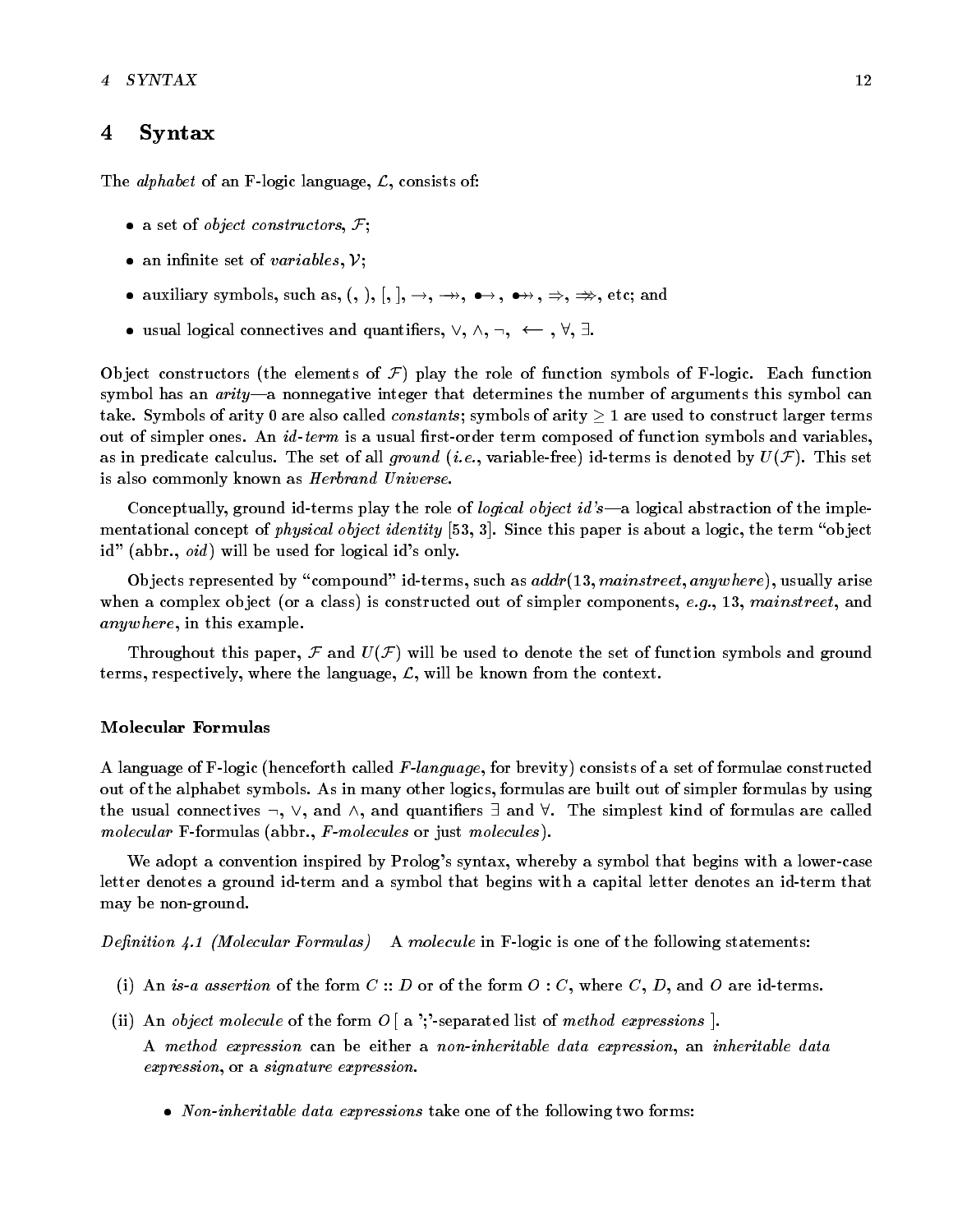# 4 Syntax

The *alphabet* of an F-logic language, $\mathcal{L}$, consists of:

- a set of *object constructors*, $\mathcal{F}$;
- an infinite set of *variables*, $\mathcal{V}$;
- auxiliary symbols, such as, (, ), [, ], $\rightarrow$, $\twoheadrightarrow$, $\bullet\!\!\rightarrow$, $\bullet\!\!\twoheadrightarrow$, $\Rightarrow$, $\Rrightarrow$, etc; and
- usual logical connectives and quantifiers, $\vee$, $\wedge$, $\neg$, $\longleftarrow$ , $\forall$, $\exists$.

Object constructors (the elements of $\mathcal{F}$) play the role of function symbols of F-logic. Each function symbol has an *arity*—a nonnegative integer that determines the number of arguments this symbol can take. Symbols of arity 0 are also called *constants*; symbols of arity $\geq 1$ are used to construct larger terms out of simpler ones. An *id-term* is a usual first-order term composed of function symbols and variables, as in predicate calculus. The set of all *ground* (*i.e.*, variable-free) id-terms is denoted by $U(\mathcal{F})$. This set is also commonly known as *Herbrand Universe*.

Conceptually, ground id-terms play the role of *logical object id's*—a logical abstraction of the implementational concept of *physical object identity* [53, 3]. Since this paper is about a logic, the term "object id" (abbr., *oid*) will be used for logical id's only.

Objects represented by "compound" id-terms, such as $addr(13, mainstreet, anywhere)$, usually arise when a complex object (or a class) is constructed out of simpler components, *e.g.*, 13, *mainstreet*, and *anywhere*, in this example.

Throughout this paper, $\mathcal{F}$ and $U(\mathcal{F})$ will be used to denote the set of function symbols and ground terms, respectively, where the language, $\mathcal{L}$, will be known from the context.

### Molecular Formulas

A language of F-logic (henceforth called *F-language*, for brevity) consists of a set of formulae constructed out of the alphabet symbols. As in many other logics, formulas are built out of simpler formulas by using the usual connectives $\neg$, $\vee$, and $\wedge$, and quantifiers $\exists$ and $\forall$. The simplest kind of formulas are called *molecular* F-formulas (abbr., *F-molecules* or just *molecules*).

We adopt a convention inspired by Prolog's syntax, whereby a symbol that begins with a lower-case letter denotes a ground id-term and a symbol that begins with a capital letter denotes an id-term that may be non-ground.

*Definition 4.1 (Molecular Formulas)* A *molecule* in F-logic is one of the following statements:

(i) An *is-a assertion* of the form $C :: D$ or of the form $O : C$, where $C$, $D$, and $O$ are id-terms.

(ii) An *object molecule* of the form $O$ [ a ';'-separated list of *method expressions* ].

A *method expression* can be either a *non-inheritable data expression*, an *inheritable data expression*, or a *signature expression*.

- *Non-inheritable data expressions* take one of the following two forms: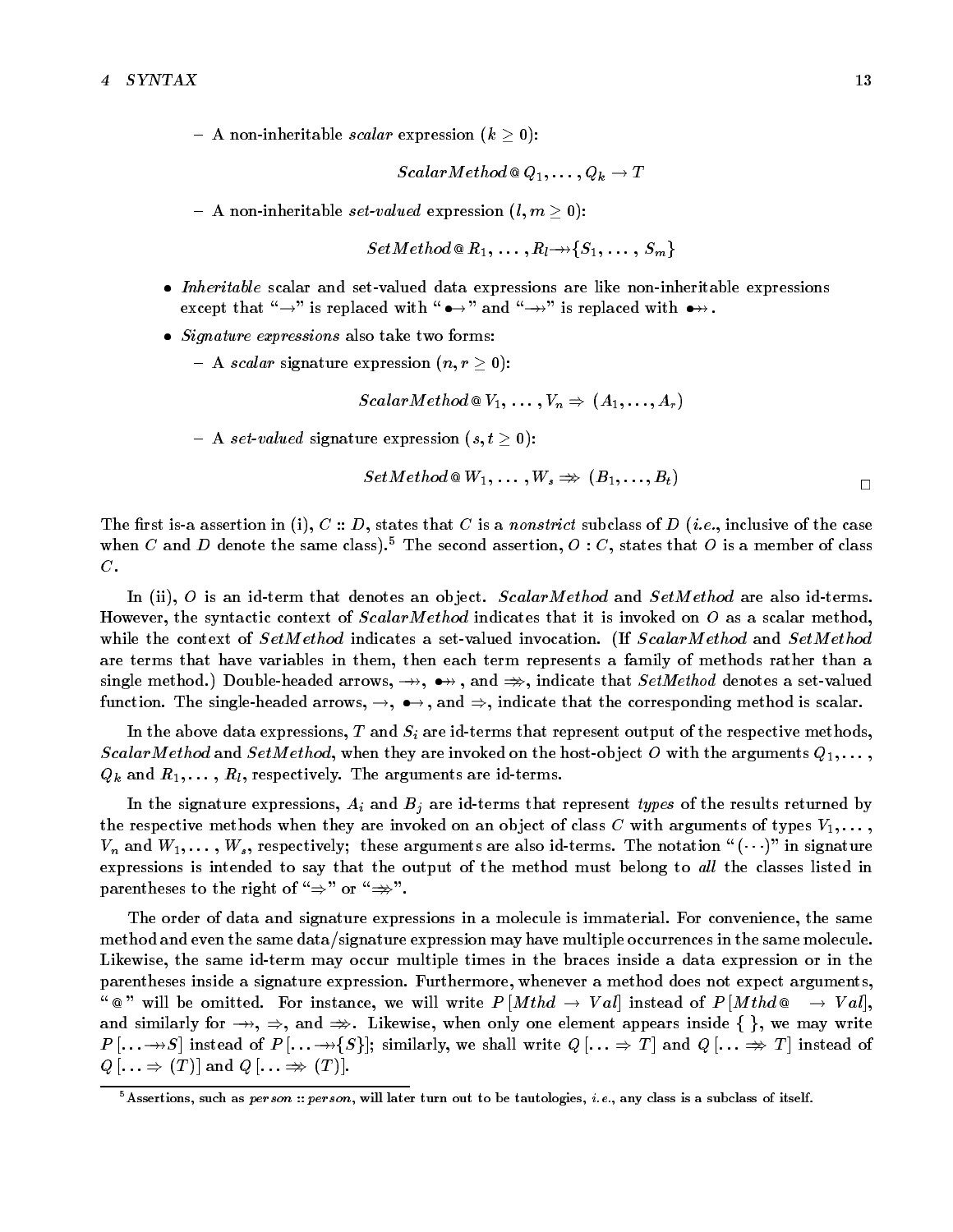– A non-inheritable *scalar* expression ($k \geq 0$):

$$ScalarMethod \,@\, Q_1, \ldots, Q_k \rightarrow T$$

– A non-inheritable *set-valued* expression ($l, m \geq 0$):

$$SetMethod \,@\, R_1, \ldots, R_l \twoheadrightarrow \{S_1, \ldots, S_m\}$$

- *Inheritable* scalar and set-valued data expressions are like non-inheritable expressions except that "$\rightarrow$" is replaced with "$\bullet\!\!\rightarrow$" and "$\twoheadrightarrow$" is replaced with $\bullet\!\!\twoheadrightarrow$.
- *Signature expressions* also take two forms:

  – A *scalar* signature expression ($n, r \geq 0$):

$$ScalarMethod \,@\, V_1, \ldots, V_n \Rightarrow (A_1, \ldots, A_r)$$

  – A *set-valued* signature expression ($s, t \geq 0$):

$$SetMethod \,@\, W_1, \ldots, W_s \Rrightarrow (B_1, \ldots, B_t)$$

□

The first is-a assertion in (i), $C :: D$, states that $C$ is a *nonstrict* subclass of $D$ (*i.e.*, inclusive of the case when $C$ and $D$ denote the same class).[5] The second assertion, $O : C$, states that $O$ is a member of class $C$.

In (ii), $O$ is an id-term that denotes an object. *ScalarMethod* and *SetMethod* are also id-terms. However, the syntactic context of *ScalarMethod* indicates that it is invoked on $O$ as a scalar method, while the context of *SetMethod* indicates a set-valued invocation. (If *ScalarMethod* and *SetMethod* are terms that have variables in them, then each term represents a family of methods rather than a single method.) Double-headed arrows, $\twoheadrightarrow$, $\bullet\!\!\twoheadrightarrow$, and $\Rrightarrow$, indicate that *SetMethod* denotes a set-valued function. The single-headed arrows, $\rightarrow$, $\bullet\!\!\rightarrow$, and $\Rightarrow$, indicate that the corresponding method is scalar.

In the above data expressions, $T$ and $S_i$ are id-terms that represent output of the respective methods, *ScalarMethod* and *SetMethod*, when they are invoked on the host-object $O$ with the arguments $Q_1, \ldots, Q_k$ and $R_1, \ldots, R_l$, respectively. The arguments are id-terms.

In the signature expressions, $A_i$ and $B_j$ are id-terms that represent *types* of the results returned by the respective methods when they are invoked on an object of class $C$ with arguments of types $V_1, \ldots, V_n$ and $W_1, \ldots, W_s$, respectively; these arguments are also id-terms. The notation "$(\cdots)$" in signature expressions is intended to say that the output of the method must belong to *all* the classes listed in parentheses to the right of "$\Rightarrow$" or "$\Rrightarrow$".

The order of data and signature expressions in a molecule is immaterial. For convenience, the same method and even the same data/signature expression may have multiple occurrences in the same molecule. Likewise, the same id-term may occur multiple times in the braces inside a data expression or in the parentheses inside a signature expression. Furthermore, whenever a method does not expect arguments, "@" will be omitted. For instance, we will write $P[Mthd \rightarrow Val]$ instead of $P[Mthd\,@ \;\; \rightarrow Val]$, and similarly for $\twoheadrightarrow$, $\Rightarrow$, and $\Rrightarrow$. Likewise, when only one element appears inside { }, we may write $P[\ldots \twoheadrightarrow S]$ instead of $P[\ldots \twoheadrightarrow \{S\}]$; similarly, we shall write $Q[\ldots \Rightarrow T]$ and $Q[\ldots \Rrightarrow T]$ instead of $Q[\ldots \Rightarrow (T)]$ and $Q[\ldots \Rrightarrow (T)]$.

[5] Assertions, such as *person* :: *person*, will later turn out to be tautologies, *i.e.*, any class is a subclass of itself.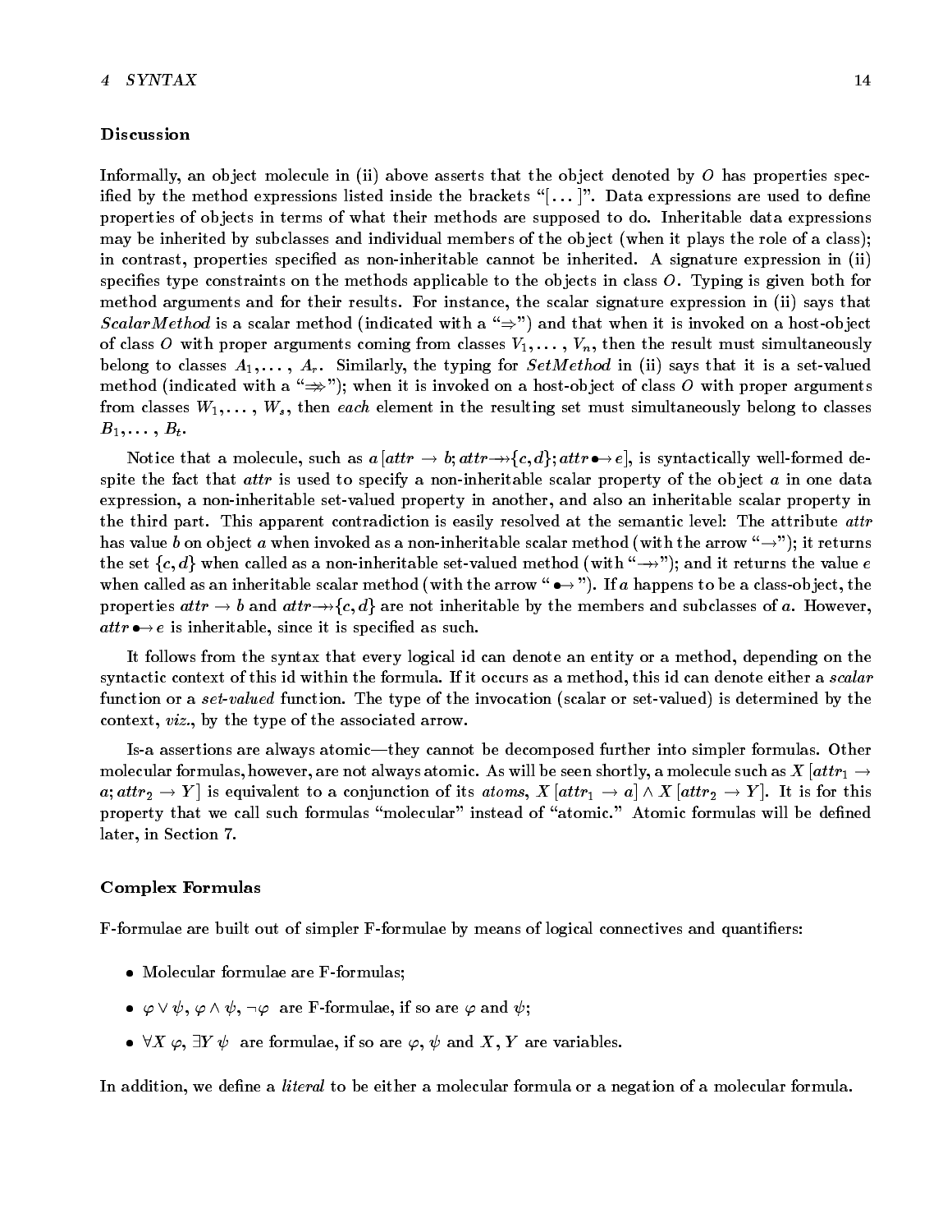### Discussion

Informally, an object molecule in (ii) above asserts that the object denoted by $O$ has properties specified by the method expressions listed inside the brackets "[...]". Data expressions are used to define properties of objects in terms of what their methods are supposed to do. Inheritable data expressions may be inherited by subclasses and individual members of the object (when it plays the role of a class); in contrast, properties specified as non-inheritable cannot be inherited. A signature expression in (ii) specifies type constraints on the methods applicable to the objects in class $O$. Typing is given both for method arguments and for their results. For instance, the scalar signature expression in (ii) says that *ScalarMethod* is a scalar method (indicated with a "$\Rightarrow$") and that when it is invoked on a host-object of class $O$ with proper arguments coming from classes $V_1, \ldots, V_n$, then the result must simultaneously belong to classes $A_1, \ldots, A_r$. Similarly, the typing for *SetMethod* in (ii) says that it is a set-valued method (indicated with a "$\Rightarrow\!\!\!\!\Rightarrow$"); when it is invoked on a host-object of class $O$ with proper arguments from classes $W_1, \ldots, W_s$, then *each* element in the resulting set must simultaneously belong to classes $B_1, \ldots, B_t$.

Notice that a molecule, such as $a\,[attr \rightarrow b;\, attr \twoheadrightarrow \{c, d\};\, attr \bullet\!\!\rightarrow e]$, is syntactically well-formed despite the fact that $attr$ is used to specify a non-inheritable scalar property of the object $a$ in one data expression, a non-inheritable set-valued property in another, and also an inheritable scalar property in the third part. This apparent contradiction is easily resolved at the semantic level: The attribute $attr$ has value $b$ on object $a$ when invoked as a non-inheritable scalar method (with the arrow "$\rightarrow$"); it returns the set $\{c, d\}$ when called as a non-inheritable set-valued method (with "$\twoheadrightarrow$"); and it returns the value $e$ when called as an inheritable scalar method (with the arrow "$\bullet\!\!\rightarrow$"). If $a$ happens to be a class-object, the properties $attr \rightarrow b$ and $attr \twoheadrightarrow \{c, d\}$ are not inheritable by the members and subclasses of $a$. However, $attr \bullet\!\!\rightarrow e$ is inheritable, since it is specified as such.

It follows from the syntax that every logical id can denote an entity or a method, depending on the syntactic context of this id within the formula. If it occurs as a method, this id can denote either a *scalar* function or a *set-valued* function. The type of the invocation (scalar or set-valued) is determined by the context, *viz.*, by the type of the associated arrow.

Is-a assertions are always atomic—they cannot be decomposed further into simpler formulas. Other molecular formulas, however, are not always atomic. As will be seen shortly, a molecule such as $X\,[attr_1 \rightarrow a;\, attr_2 \rightarrow Y]$ is equivalent to a conjunction of its *atoms*, $X\,[attr_1 \rightarrow a] \wedge X\,[attr_2 \rightarrow Y]$. It is for this property that we call such formulas "molecular" instead of "atomic." Atomic formulas will be defined later, in Section 7.

### Complex Formulas

F-formulae are built out of simpler F-formulae by means of logical connectives and quantifiers:

- Molecular formulae are F-formulas;
- $\varphi \vee \psi$, $\varphi \wedge \psi$, $\neg\varphi$ are F-formulae, if so are $\varphi$ and $\psi$;
- $\forall X\, \varphi$, $\exists Y\, \psi$ are formulae, if so are $\varphi$, $\psi$ and $X$, $Y$ are variables.

In addition, we define a *literal* to be either a molecular formula or a negation of a molecular formula.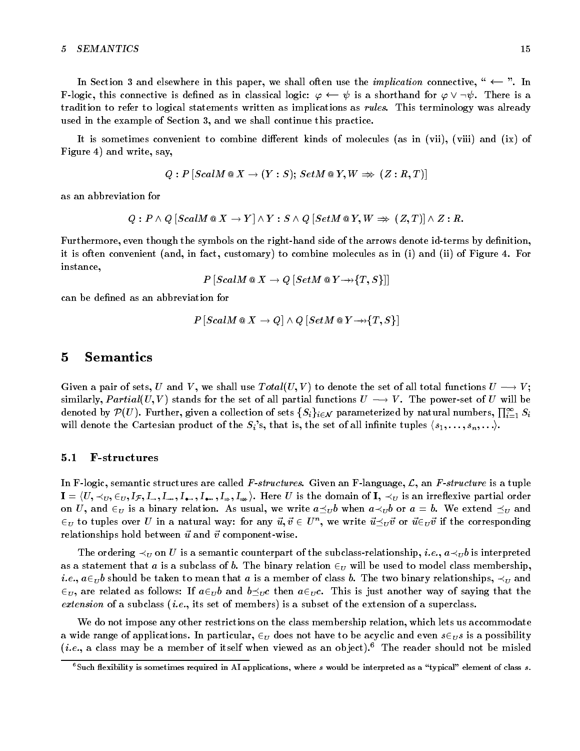In Section 3 and elsewhere in this paper, we shall often use the *implication* connective, " $\longleftarrow$ ". In F-logic, this connective is defined as in classical logic: $\varphi \longleftarrow \psi$ is a shorthand for $\varphi \vee \neg\psi$. There is a tradition to refer to logical statements written as implications as *rules*. This terminology was already used in the example of Section 3, and we shall continue this practice.

It is sometimes convenient to combine different kinds of molecules (as in (vii), (viii) and (ix) of Figure 4) and write, say,

$$Q : P\,[ScalM \,@\, X \rightarrow (Y : S);\; SetM \,@\, Y, W \Rightarrow\!\!\!\!\Rightarrow (Z : R, T)]$$

as an abbreviation for

$$Q : P \wedge Q\,[ScalM \,@\, X \rightarrow Y] \wedge Y : S \wedge Q\,[SetM \,@\, Y, W \Rightarrow\!\!\!\!\Rightarrow (Z, T)] \wedge Z : R.$$

Furthermore, even though the symbols on the right-hand side of the arrows denote id-terms by definition, it is often convenient (and, in fact, customary) to combine molecules as in (i) and (ii) of Figure 4. For instance,

$$P\,[ScalM \,@\, X \rightarrow Q\,[SetM \,@\, Y \rightarrow\!\!\!\!\rightarrow \{T, S\}]]$$

can be defined as an abbreviation for

$$P\,[ScalM \,@\, X \rightarrow Q] \wedge Q\,[SetM \,@\, Y \rightarrow\!\!\!\!\rightarrow \{T, S\}]$$

# 5 Semantics

Given a pair of sets, $U$ and $V$, we shall use $Total(U, V)$ to denote the set of all total functions $U \longrightarrow V$; similarly, $Partial(U, V)$ stands for the set of all partial functions $U \longrightarrow V$. The power-set of $U$ will be denoted by $\mathcal{P}(U)$. Further, given a collection of sets $\{S_i\}_{i \in \mathcal{N}}$ parameterized by natural numbers, $\prod_{i=1}^{\infty} S_i$ will denote the Cartesian product of the $S_i$'s, that is, the set of all infinite tuples $\langle s_1, \ldots, s_n, \ldots \rangle$.

## 5.1 F-structures

In F-logic, semantic structures are called *F-structures*. Given an F-language, $\mathcal{L}$, an *F-structure* is a tuple $\mathbf{I} = \langle U, \prec_U, \in_U, I_{\mathcal{F}}, I_{\rightarrow}, I_{\rightarrow\!\!\!\!\rightarrow}, I_{\bullet\!\!\rightarrow}, I_{\bullet\!\!\rightarrow\!\!\!\!\rightarrow}, I_{\Rightarrow}, I_{\Rightarrow\!\!\!\!\Rightarrow} \rangle$. Here $U$ is the domain of $\mathbf{I}$, $\prec_U$ is an irreflexive partial order on $U$, and $\in_U$ is a binary relation. As usual, we write $a \preceq_U b$ when $a \prec_U b$ or $a = b$. We extend $\preceq_U$ and $\in_U$ to tuples over $U$ in a natural way: for any $\vec{u}, \vec{v} \in U^n$, we write $\vec{u} \preceq_U \vec{v}$ or $\vec{u} \in_U \vec{v}$ if the corresponding relationships hold between $\vec{u}$ and $\vec{v}$ component-wise.

The ordering $\prec_U$ on $U$ is a semantic counterpart of the subclass-relationship, *i.e.*, $a \prec_U b$ is interpreted as a statement that $a$ is a subclass of $b$. The binary relation $\in_U$ will be used to model class membership, *i.e.*, $a \in_U b$ should be taken to mean that $a$ is a member of class $b$. The two binary relationships, $\prec_U$ and $\in_U$, are related as follows: If $a \in_U b$ and $b \preceq_U c$ then $a \in_U c$. This is just another way of saying that the *extension* of a subclass (*i.e.*, its set of members) is a subset of the extension of a superclass.

We do not impose any other restrictions on the class membership relation, which lets us accommodate a wide range of applications. In particular, $\in_U$ does not have to be acyclic and even $s \in_U s$ is a possibility (*i.e.*, a class may be a member of itself when viewed as an object).[6] The reader should not be misled

[6] Such flexibility is sometimes required in AI applications, where $s$ would be interpreted as a "typical" element of class $s$.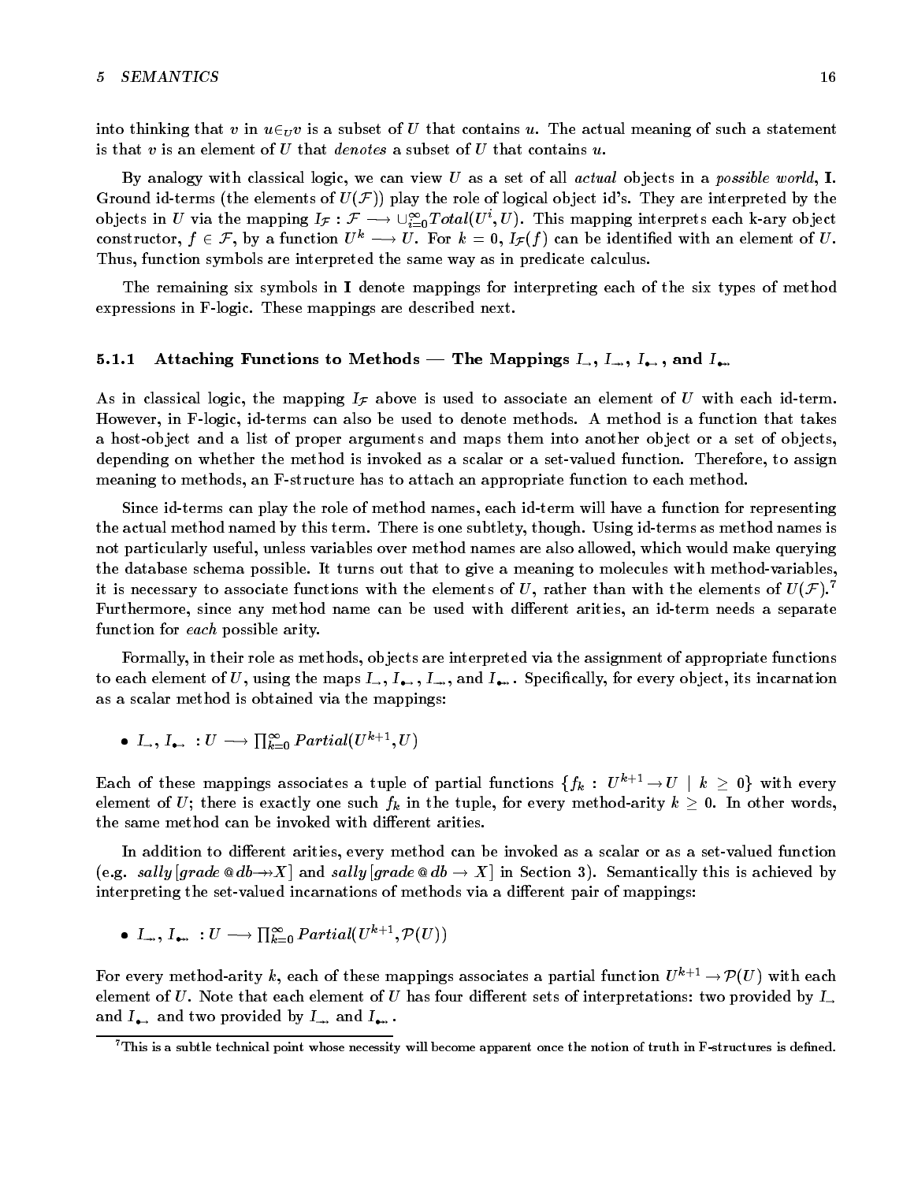into thinking that $v$ in $u \in_U v$ is a subset of $U$ that contains $u$. The actual meaning of such a statement is that $v$ is an element of $U$ that *denotes* a subset of $U$ that contains $u$.

By analogy with classical logic, we can view $U$ as a set of all *actual* objects in a *possible world*, **I**. Ground id-terms (the elements of $U(\mathcal{F})$) play the role of logical object id's. They are interpreted by the objects in $U$ via the mapping $I_{\mathcal{F}} : \mathcal{F} \longrightarrow \cup_{i=0}^{\infty} Total(U^i, U)$. This mapping interprets each k-ary object constructor, $f \in \mathcal{F}$, by a function $U^k \longrightarrow U$. For $k = 0$, $I_{\mathcal{F}}(f)$ can be identified with an element of $U$. Thus, function symbols are interpreted the same way as in predicate calculus.

The remaining six symbols in **I** denote mappings for interpreting each of the six types of method expressions in F-logic. These mappings are described next.

### 5.1.1 Attaching Functions to Methods — The Mappings $I_{\rightarrow}$, $I_{\twoheadrightarrow}$, $I_{\bullet\rightarrow}$, and $I_{\bullet\twoheadrightarrow}$

As in classical logic, the mapping $I_{\mathcal{F}}$ above is used to associate an element of $U$ with each id-term. However, in F-logic, id-terms can also be used to denote methods. A method is a function that takes a host-object and a list of proper arguments and maps them into another object or a set of objects, depending on whether the method is invoked as a scalar or a set-valued function. Therefore, to assign meaning to methods, an F-structure has to attach an appropriate function to each method.

Since id-terms can play the role of method names, each id-term will have a function for representing the actual method named by this term. There is one subtlety, though. Using id-terms as method names is not particularly useful, unless variables over method names are also allowed, which would make querying the database schema possible. It turns out that to give a meaning to molecules with method-variables, it is necessary to associate functions with the elements of $U$, rather than with the elements of $U(\mathcal{F})$.[7] Furthermore, since any method name can be used with different arities, an id-term needs a separate function for *each* possible arity.

Formally, in their role as methods, objects are interpreted via the assignment of appropriate functions to each element of $U$, using the maps $I_{\rightarrow}$, $I_{\bullet\rightarrow}$, $I_{\twoheadrightarrow}$, and $I_{\bullet\twoheadrightarrow}$. Specifically, for every object, its incarnation as a scalar method is obtained via the mappings:

- $I_{\rightarrow}, I_{\bullet\rightarrow} \; : U \longrightarrow \prod_{k=0}^{\infty} Partial(U^{k+1}, U)$

Each of these mappings associates a tuple of partial functions $\{f_k : U^{k+1} \rightarrow U \mid k \geq 0\}$ with every element of $U$; there is exactly one such $f_k$ in the tuple, for every method-arity $k \geq 0$. In other words, the same method can be invoked with different arities.

In addition to different arities, every method can be invoked as a scalar or as a set-valued function (e.g. *sally*[*grade* @ *db*$\twoheadrightarrow$*X*] and *sally*[*grade* @ *db* $\rightarrow$ *X*] in Section 3). Semantically this is achieved by interpreting the set-valued incarnations of methods via a different pair of mappings:

- $I_{\twoheadrightarrow}, I_{\bullet\twoheadrightarrow} \; : U \longrightarrow \prod_{k=0}^{\infty} Partial(U^{k+1}, \mathcal{P}(U))$

For every method-arity $k$, each of these mappings associates a partial function $U^{k+1} \rightarrow \mathcal{P}(U)$ with each element of $U$. Note that each element of $U$ has four different sets of interpretations: two provided by $I_{\rightarrow}$ and $I_{\bullet\rightarrow}$ and two provided by $I_{\twoheadrightarrow}$ and $I_{\bullet\twoheadrightarrow}$.

[7] This is a subtle technical point whose necessity will become apparent once the notion of truth in F-structures is defined.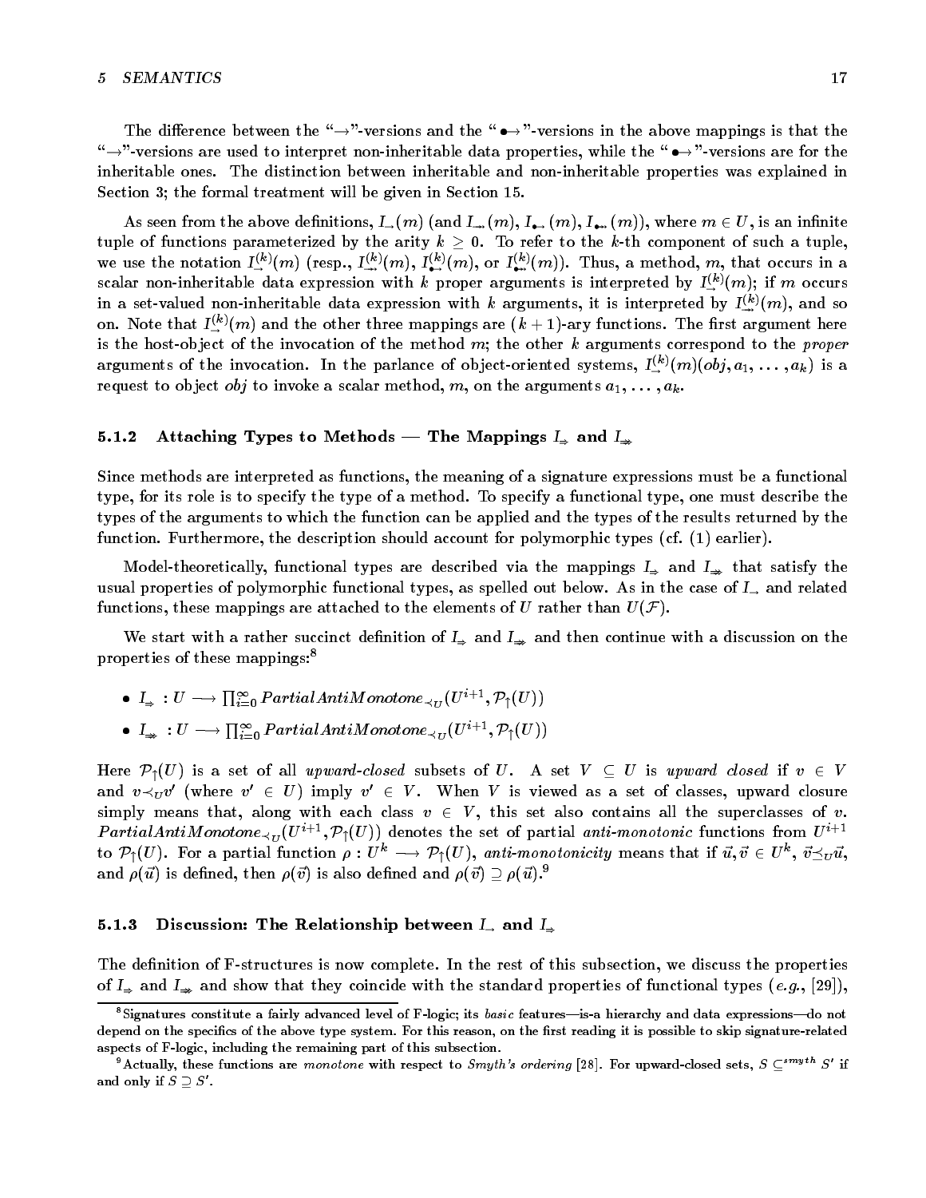The difference between the "$\rightarrow$"-versions and the "$\bullet\!\!\rightarrow$"-versions in the above mappings is that the "$\rightarrow$"-versions are used to interpret non-inheritable data properties, while the "$\bullet\!\!\rightarrow$"-versions are for the inheritable ones. The distinction between inheritable and non-inheritable properties was explained in Section 3; the formal treatment will be given in Section 15.

As seen from the above definitions, $I_{\rightarrow}(m)$ (and $I_{\twoheadrightarrow}(m)$, $I_{\bullet\!\rightarrow}(m)$, $I_{\bullet\!\twoheadrightarrow}(m)$), where $m \in U$, is an infinite tuple of functions parameterized by the arity $k \geq 0$. To refer to the $k$-th component of such a tuple, we use the notation $I^{(k)}_{\rightarrow}(m)$ (resp., $I^{(k)}_{\twoheadrightarrow}(m)$, $I^{(k)}_{\bullet\!\rightarrow}(m)$, or $I^{(k)}_{\bullet\!\twoheadrightarrow}(m)$). Thus, a method, $m$, that occurs in a scalar non-inheritable data expression with $k$ proper arguments is interpreted by $I^{(k)}_{\rightarrow}(m)$; if $m$ occurs in a set-valued non-inheritable data expression with $k$ arguments, it is interpreted by $I^{(k)}_{\twoheadrightarrow}(m)$, and so on. Note that $I^{(k)}_{\rightarrow}(m)$ and the other three mappings are $(k+1)$-ary functions. The first argument here is the host-object of the invocation of the method $m$; the other $k$ arguments correspond to the *proper* arguments of the invocation. In the parlance of object-oriented systems, $I^{(k)}_{\rightarrow}(m)(obj, a_1, \ldots, a_k)$ is a request to object $obj$ to invoke a scalar method, $m$, on the arguments $a_1, \ldots, a_k$.

### 5.1.2 Attaching Types to Methods — The Mappings $I_{\Rightarrow}$ and $I_{\Rrightarrow}$

Since methods are interpreted as functions, the meaning of a signature expressions must be a functional type, for its role is to specify the type of a method. To specify a functional type, one must describe the types of the arguments to which the function can be applied and the types of the results returned by the function. Furthermore, the description should account for polymorphic types (cf. (1) earlier).

Model-theoretically, functional types are described via the mappings $I_{\Rightarrow}$ and $I_{\Rrightarrow}$ that satisfy the usual properties of polymorphic functional types, as spelled out below. As in the case of $I_{\rightarrow}$ and related functions, these mappings are attached to the elements of $U$ rather than $U(\mathcal{F})$.

We start with a rather succinct definition of $I_{\Rightarrow}$ and $I_{\Rrightarrow}$ and then continue with a discussion on the properties of these mappings:[8]

- $I_{\Rightarrow} : U \longrightarrow \prod_{i=0}^{\infty} PartialAntiMonotone_{\prec_U}(U^{i+1}, \mathcal{P}_{\uparrow}(U))$
- $I_{\Rrightarrow} : U \longrightarrow \prod_{i=0}^{\infty} PartialAntiMonotone_{\prec_U}(U^{i+1}, \mathcal{P}_{\uparrow}(U))$

Here $\mathcal{P}_{\uparrow}(U)$ is a set of all *upward-closed* subsets of $U$. A set $V \subseteq U$ is *upward closed* if $v \in V$ and $v \prec_U v'$ (where $v' \in U$) imply $v' \in V$. When $V$ is viewed as a set of classes, upward closure simply means that, along with each class $v \in V$, this set also contains all the superclasses of $v$. $PartialAntiMonotone_{\prec_U}(U^{i+1}, \mathcal{P}_{\uparrow}(U))$ denotes the set of partial *anti-monotonic* functions from $U^{i+1}$ to $\mathcal{P}_{\uparrow}(U)$. For a partial function $\rho : U^k \longrightarrow \mathcal{P}_{\uparrow}(U)$, *anti-monotonicity* means that if $\vec{u}, \vec{v} \in U^k$, $\vec{v} \preceq_U \vec{u}$, and $\rho(\vec{u})$ is defined, then $\rho(\vec{v})$ is also defined and $\rho(\vec{v}) \supseteq \rho(\vec{u})$.[9]

### 5.1.3 Discussion: The Relationship between $I_{\rightarrow}$ and $I_{\Rightarrow}$

The definition of F-structures is now complete. In the rest of this subsection, we discuss the properties of $I_{\Rightarrow}$ and $I_{\Rrightarrow}$ and show that they coincide with the standard properties of functional types (*e.g.*, [29]),

---

[8] Signatures constitute a fairly advanced level of F-logic; its *basic* features—is-a hierarchy and data expressions—do not depend on the specifics of the above type system. For this reason, on the first reading it is possible to skip signature-related aspects of F-logic, including the remaining part of this subsection.

[9] Actually, these functions are *monotone* with respect to *Smyth's ordering* [28]. For upward-closed sets, $S \subseteq^{smyth} S'$ if and only if $S \supseteq S'$.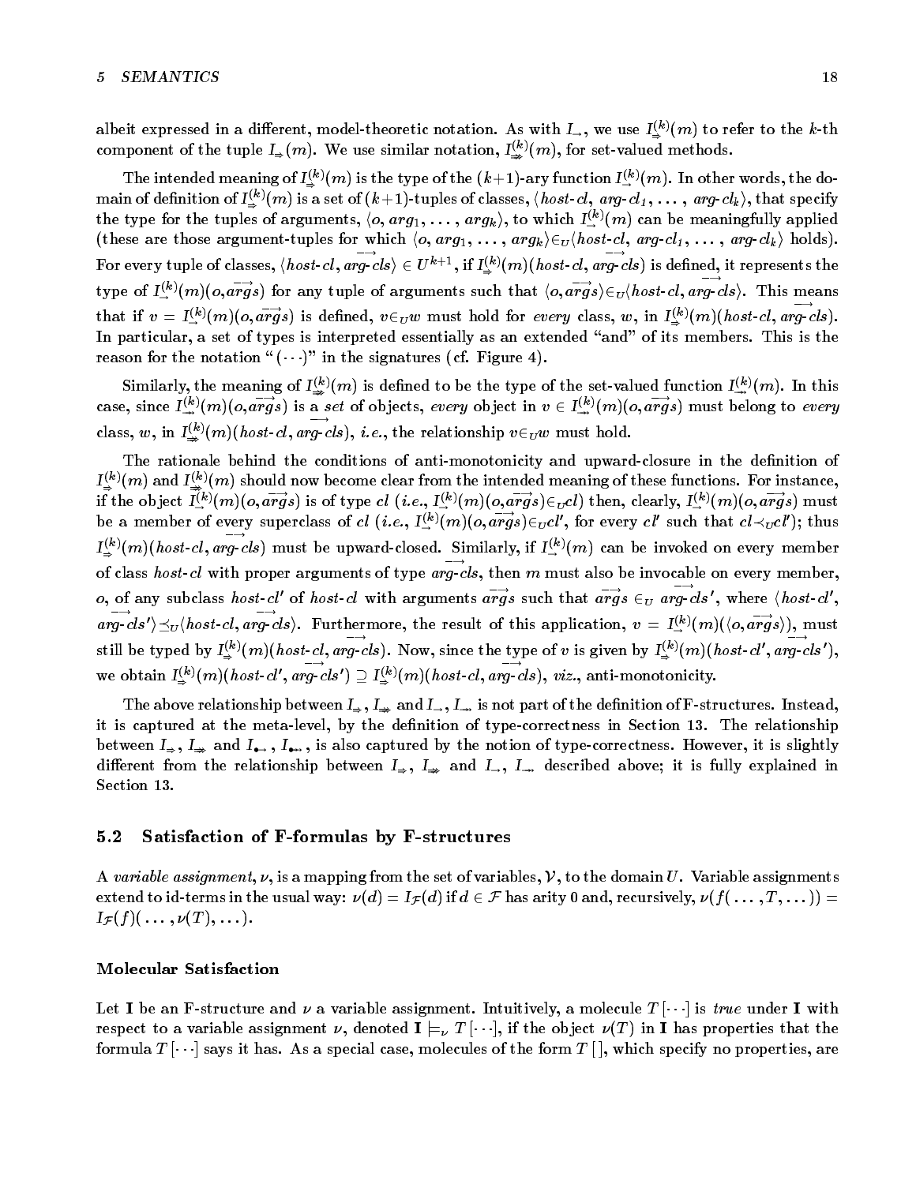albeit expressed in a different, model-theoretic notation. As with $I_{\rightarrow}$, we use $I^{(k)}_{\Rightarrow}(m)$ to refer to the $k$-th component of the tuple $I_{\Rightarrow}(m)$. We use similar notation, $I^{(k)}_{\Rightarrow\!\!\!\Rightarrow}(m)$, for set-valued methods.

The intended meaning of $I^{(k)}_{\Rightarrow}(m)$ is the type of the $(k+1)$-ary function $I^{(k)}_{\rightarrow}(m)$. In other words, the domain of definition of $I^{(k)}_{\Rightarrow}(m)$ is a set of $(k+1)$-tuples of classes, $\langle$*host-cl*, *arg-cl*$_1$, ... , *arg-cl*$_k\rangle$, that specify the type for the tuples of arguments, $\langle o, arg_1, \ldots, arg_k\rangle$, to which $I^{(k)}_{\rightarrow}(m)$ can be meaningfully applied (these are those argument-tuples for which $\langle o, arg_1, \ldots, arg_k\rangle \in_U \langle$*host-cl*, *arg-cl*$_1$, ... , *arg-cl*$_k\rangle$ holds). For every tuple of classes, $\langle$*host-cl*, $\overrightarrow{arg\text{-}cls}\rangle \in U^{k+1}$, if $I^{(k)}_{\Rightarrow}(m)(host\text{-}cl, \overrightarrow{arg\text{-}cls})$ is defined, it represents the type of $I^{(k)}_{\rightarrow}(m)(o, \overrightarrow{args})$ for any tuple of arguments such that $\langle o, \overrightarrow{args}\rangle \in_U \langle host\text{-}cl, \overrightarrow{arg\text{-}cls}\rangle$. This means that if $v = I^{(k)}_{\rightarrow}(m)(o, \overrightarrow{args})$ is defined, $v \in_U w$ must hold for *every* class, $w$, in $I^{(k)}_{\Rightarrow}(m)(host\text{-}cl, \overrightarrow{arg\text{-}cls})$. In particular, a set of types is interpreted essentially as an extended "and" of its members. This is the reason for the notation "$(\cdots)$" in the signatures (cf. Figure 4).

Similarly, the meaning of $I^{(k)}_{\Rightarrow\!\!\!\Rightarrow}(m)$ is defined to be the type of the set-valued function $I^{(k)}_{\rightarrow\!\!\!\rightarrow}(m)$. In this case, since $I^{(k)}_{\rightarrow\!\!\!\rightarrow}(m)(o, \overrightarrow{args})$ is a *set* of objects, *every* object in $v \in I^{(k)}_{\rightarrow\!\!\!\rightarrow}(m)(o, \overrightarrow{args})$ must belong to *every* class, $w$, in $I^{(k)}_{\Rightarrow\!\!\!\Rightarrow}(m)(host\text{-}cl, \overrightarrow{arg\text{-}cls})$, *i.e.*, the relationship $v \in_U w$ must hold.

The rationale behind the conditions of anti-monotonicity and upward-closure in the definition of $I^{(k)}_{\Rightarrow}(m)$ and $I^{(k)}_{\Rightarrow\!\!\!\Rightarrow}(m)$ should now become clear from the intended meaning of these functions. For instance, if the object $I^{(k)}_{\rightarrow}(m)(o, \overrightarrow{args})$ is of type $cl$ (*i.e.*, $I^{(k)}_{\rightarrow}(m)(o, \overrightarrow{args}) \in_U cl$) then, clearly, $I^{(k)}_{\rightarrow}(m)(o, \overrightarrow{args})$ must be a member of every superclass of $cl$ (*i.e.*, $I^{(k)}_{\rightarrow}(m)(o, \overrightarrow{args}) \in_U cl'$, for every $cl'$ such that $cl \prec_U cl'$); thus $I^{(k)}_{\Rightarrow}(m)(host\text{-}cl, \overrightarrow{arg\text{-}cls})$ must be upward-closed. Similarly, if $I^{(k)}_{\rightarrow}(m)$ can be invoked on every member of class *host-cl* with proper arguments of type $\overrightarrow{arg\text{-}cls}$, then $m$ must also be invocable on every member, $o$, of any subclass *host-cl*$'$ of *host-cl* with arguments $\overrightarrow{args}$ such that $\overrightarrow{args} \in_U \overrightarrow{arg\text{-}cls'}$, where $\langle host\text{-}cl', \overrightarrow{arg\text{-}cls'}\rangle \preceq_U \langle host\text{-}cl, \overrightarrow{arg\text{-}cls}\rangle$. Furthermore, the result of this application, $v = I^{(k)}_{\rightarrow}(m)(\langle o, \overrightarrow{args}\rangle)$, must still be typed by $I^{(k)}_{\Rightarrow}(m)(host\text{-}cl, \overrightarrow{arg\text{-}cls})$. Now, since the type of $v$ is given by $I^{(k)}_{\Rightarrow}(m)(host\text{-}cl', \overrightarrow{arg\text{-}cls'})$, we obtain $I^{(k)}_{\Rightarrow}(m)(host\text{-}cl', \overrightarrow{arg\text{-}cls'}) \supseteq I^{(k)}_{\Rightarrow}(m)(host\text{-}cl, \overrightarrow{arg\text{-}cls})$, *viz.*, anti-monotonicity.

The above relationship between $I_{\Rightarrow}$, $I_{\Rightarrow\!\!\!\Rightarrow}$ and $I_{\rightarrow}$, $I_{\rightarrow\!\!\!\rightarrow}$ is not part of the definition of F-structures. Instead, it is captured at the meta-level, by the definition of type-correctness in Section 13. The relationship between $I_{\Rightarrow}$, $I_{\Rightarrow\!\!\!\Rightarrow}$ and $I_{\bullet\!\rightarrow}$, $I_{\bullet\!\rightarrow\!\!\!\rightarrow}$, is also captured by the notion of type-correctness. However, it is slightly different from the relationship between $I_{\Rightarrow}$, $I_{\Rightarrow\!\!\!\Rightarrow}$ and $I_{\rightarrow}$, $I_{\rightarrow\!\!\!\rightarrow}$ described above; it is fully explained in Section 13.

## 5.2 Satisfaction of F-formulas by F-structures

A *variable assignment*, $\nu$, is a mapping from the set of variables, $\mathcal{V}$, to the domain $U$. Variable assignments extend to id-terms in the usual way: $\nu(d) = I_{\mathcal{F}}(d)$ if $d \in \mathcal{F}$ has arity 0 and, recursively, $\nu(f(\ldots, T, \ldots)) = I_{\mathcal{F}}(f)(\ldots, \nu(T), \ldots)$.

### Molecular Satisfaction

Let $\mathbf{I}$ be an F-structure and $\nu$ a variable assignment. Intuitively, a molecule $T[\cdots]$ is *true* under $\mathbf{I}$ with respect to a variable assignment $\nu$, denoted $\mathbf{I} \models_{\nu} T[\cdots]$, if the object $\nu(T)$ in $\mathbf{I}$ has properties that the formula $T[\cdots]$ says it has. As a special case, molecules of the form $T[\,]$, which specify no properties, are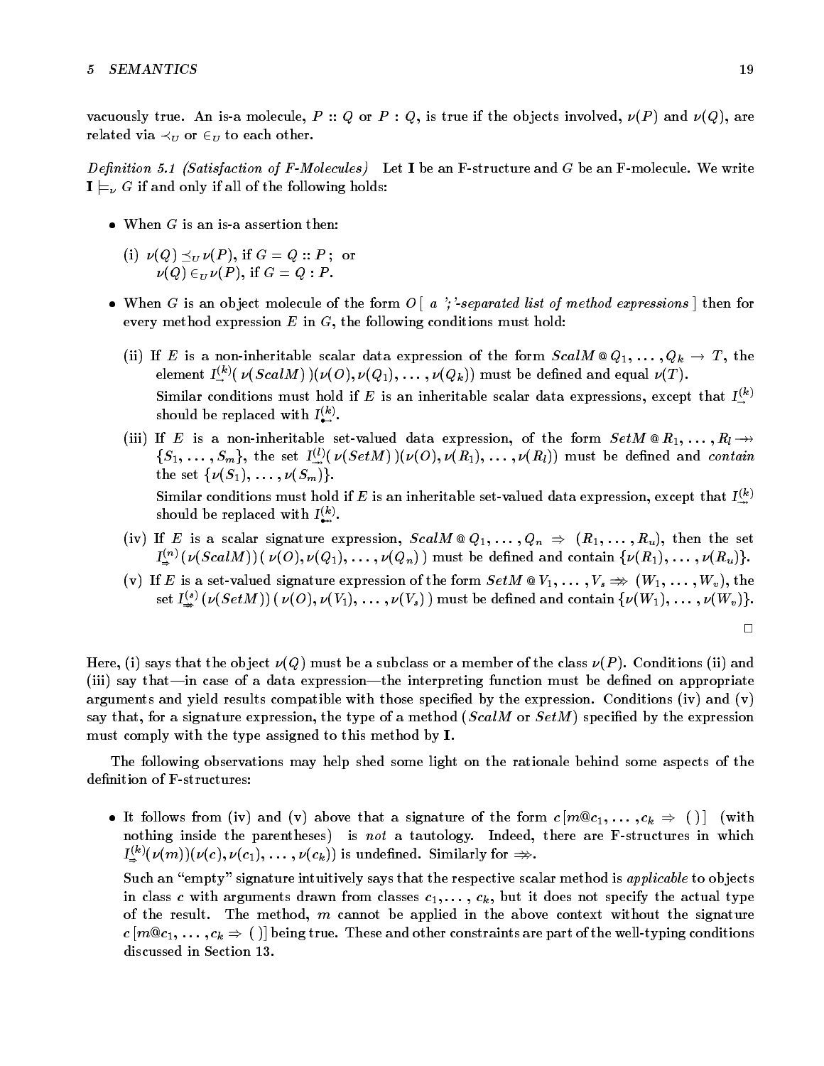vacuously true. An is-a molecule, $P :: Q$ or $P : Q$, is true if the objects involved, $\nu(P)$ and $\nu(Q)$, are related via $\prec_U$ or $\in_U$ to each other.

*Definition 5.1 (Satisfaction of F-Molecules)* Let $\mathbf{I}$ be an F-structure and $G$ be an F-molecule. We write $\mathbf{I} \models_\nu G$ if and only if all of the following holds:

- When $G$ is an is-a assertion then:

  (i) $\nu(Q) \preceq_U \nu(P)$, if $G = Q :: P$; or
  $\nu(Q) \in_U \nu(P)$, if $G = Q : P$.

- When $G$ is an object molecule of the form $O$ [ *a ';'-separated list of method expressions* ] then for every method expression $E$ in $G$, the following conditions must hold:

  (ii) If $E$ is a non-inheritable scalar data expression of the form $ScalM \mathbin{@} Q_1, \ldots, Q_k \rightarrow T$, the element $I_{\rightarrow}^{(k)}(\,\nu(ScalM)\,)(\nu(O), \nu(Q_1), \ldots, \nu(Q_k))$ must be defined and equal $\nu(T)$.
  Similar conditions must hold if $E$ is an inheritable scalar data expressions, except that $I_{\rightarrow}^{(k)}$ should be replaced with $I_{\bullet\!\rightarrow}^{(k)}$.

  (iii) If $E$ is a non-inheritable set-valued data expression, of the form $SetM \mathbin{@} R_1, \ldots, R_l \twoheadrightarrow \{S_1, \ldots, S_m\}$, the set $I_{\twoheadrightarrow}^{(l)}(\,\nu(SetM)\,)(\nu(O), \nu(R_1), \ldots, \nu(R_l))$ must be defined and *contain* the set $\{\nu(S_1), \ldots, \nu(S_m)\}$.
  Similar conditions must hold if $E$ is an inheritable set-valued data expression, except that $I_{\twoheadrightarrow}^{(k)}$ should be replaced with $I_{\bullet\!\twoheadrightarrow}^{(k)}$.

  (iv) If $E$ is a scalar signature expression, $ScalM \mathbin{@} Q_1, \ldots, Q_n \Rightarrow (R_1, \ldots, R_u)$, then the set $I_{\Rightarrow}^{(n)}(\nu(ScalM))(\,\nu(O), \nu(Q_1), \ldots, \nu(Q_n)\,)$ must be defined and contain $\{\nu(R_1), \ldots, \nu(R_u)\}$.

  (v) If $E$ is a set-valued signature expression of the form $SetM \mathbin{@} V_1, \ldots, V_s \Rightarrow\!\!\!\!\!\Rightarrow (W_1, \ldots, W_v)$, the set $I_{\Rightarrow\!\!\!\Rightarrow}^{(s)}(\nu(SetM))(\,\nu(O), \nu(V_1), \ldots, \nu(V_s)\,)$ must be defined and contain $\{\nu(W_1), \ldots, \nu(W_v)\}$.

□

Here, (i) says that the object $\nu(Q)$ must be a subclass or a member of the class $\nu(P)$. Conditions (ii) and (iii) say that—in case of a data expression—the interpreting function must be defined on appropriate arguments and yield results compatible with those specified by the expression. Conditions (iv) and (v) say that, for a signature expression, the type of a method (*ScalM* or *SetM*) specified by the expression must comply with the type assigned to this method by $\mathbf{I}$.

The following observations may help shed some light on the rationale behind some aspects of the definition of F-structures:

- It follows from (iv) and (v) above that a signature of the form $c\,[m@c_1, \ldots, c_k \Rightarrow (\,)]$ (with nothing inside the parentheses) is *not* a tautology. Indeed, there are F-structures in which $I_{\Rightarrow}^{(k)}(\nu(m))(\nu(c), \nu(c_1), \ldots, \nu(c_k))$ is undefined. Similarly for $\Rightarrow\!\!\!\!\!\Rightarrow$.

  Such an "empty" signature intuitively says that the respective scalar method is *applicable* to objects in class $c$ with arguments drawn from classes $c_1, \ldots, c_k$, but it does not specify the actual type of the result. The method, $m$ cannot be applied in the above context without the signature $c\,[m@c_1, \ldots, c_k \Rightarrow (\,)]$ being true. These and other constraints are part of the well-typing conditions discussed in Section 13.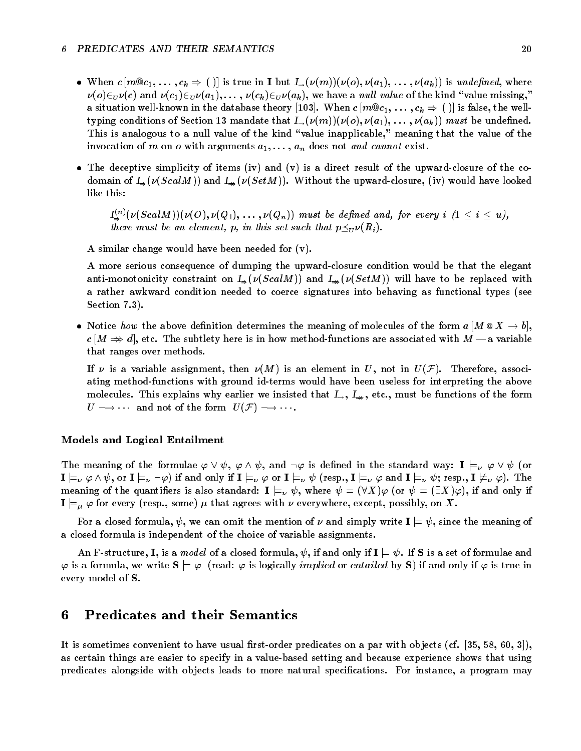- When $c[m@c_1, \ldots, c_k \Rightarrow (\,)]$ is true in $\mathbf{I}$ but $I_{\rightarrow}(\nu(m))(\nu(o), \nu(a_1), \ldots, \nu(a_k))$ is *undefined*, where $\nu(o) \in_U \nu(c)$ and $\nu(c_1) \in_U \nu(a_1), \ldots, \nu(c_k) \in_U \nu(a_k)$, we have a *null value* of the kind "value missing," a situation well-known in the database theory [103]. When $c[m@c_1, \ldots, c_k \Rightarrow (\,)]$ is false, the well-typing conditions of Section 13 mandate that $I_{\rightarrow}(\nu(m))(\nu(o), \nu(a_1), \ldots, \nu(a_k))$ *must* be undefined. This is analogous to a null value of the kind "value inapplicable," meaning that the value of the invocation of $m$ on $o$ with arguments $a_1, \ldots, a_n$ does not *and cannot* exist.

- The deceptive simplicity of items (iv) and (v) is a direct result of the upward-closure of the co-domain of $I_{\Rightarrow}(\nu(ScalM))$ and $I_{\Rightarrow\!\!\!\Rightarrow}(\nu(SetM))$. Without the upward-closure, (iv) would have looked like this:

  > $I^{(n)}_{\Rightarrow}(\nu(ScalM))(\nu(O), \nu(Q_1), \ldots, \nu(Q_n))$ *must be defined and, for every* $i$ $(1 \leq i \leq u)$, *there must be an element,* $p$, *in this set such that* $p \preceq_U \nu(R_i)$.

  A similar change would have been needed for (v).

  A more serious consequence of dumping the upward-closure condition would be that the elegant anti-monotonicity constraint on $I_{\Rightarrow}(\nu(ScalM))$ and $I_{\Rightarrow\!\!\!\Rightarrow}(\nu(SetM))$ will have to be replaced with a rather awkward condition needed to coerce signatures into behaving as functional types (see Section 7.3).

- Notice *how* the above definition determines the meaning of molecules of the form $a[M @ X \rightarrow b]$, $c[M \Rightarrow\!\!\!\Rightarrow d]$, etc. The subtlety here is in how method-functions are associated with $M$ — a variable that ranges over methods.

  If $\nu$ is a variable assignment, then $\nu(M)$ is an element in $U$, not in $U(\mathcal{F})$. Therefore, associating method-functions with ground id-terms would have been useless for interpreting the above molecules. This explains why earlier we insisted that $I_{\rightarrow}$, $I_{\Rightarrow\!\!\!\Rightarrow}$, etc., must be functions of the form $U \longrightarrow \cdots$ and not of the form $U(\mathcal{F}) \longrightarrow \cdots$.

### Models and Logical Entailment

The meaning of the formulae $\varphi \vee \psi$, $\varphi \wedge \psi$, and $\neg\varphi$ is defined in the standard way: $\mathbf{I} \models_\nu \varphi \vee \psi$ (or $\mathbf{I} \models_\nu \varphi \wedge \psi$, or $\mathbf{I} \models_\nu \neg\varphi$) if and only if $\mathbf{I} \models_\nu \varphi$ or $\mathbf{I} \models_\nu \psi$ (resp., $\mathbf{I} \models_\nu \varphi$ and $\mathbf{I} \models_\nu \psi$; resp., $\mathbf{I} \not\models_\nu \varphi$). The meaning of the quantifiers is also standard: $\mathbf{I} \models_\nu \psi$, where $\psi = (\forall X)\varphi$ (or $\psi = (\exists X)\varphi$), if and only if $\mathbf{I} \models_\mu \varphi$ for every (resp., some) $\mu$ that agrees with $\nu$ everywhere, except, possibly, on $X$.

For a closed formula, $\psi$, we can omit the mention of $\nu$ and simply write $\mathbf{I} \models \psi$, since the meaning of a closed formula is independent of the choice of variable assignments.

An F-structure, $\mathbf{I}$, is a *model* of a closed formula, $\psi$, if and only if $\mathbf{I} \models \psi$. If $\mathbf{S}$ is a set of formulae and $\varphi$ is a formula, we write $\mathbf{S} \models \varphi$ (read: $\varphi$ is logically *implied* or *entailed* by $\mathbf{S}$) if and only if $\varphi$ is true in every model of $\mathbf{S}$.

## 6 Predicates and their Semantics

It is sometimes convenient to have usual first-order predicates on a par with objects (cf. [35, 58, 60, 3]), as certain things are easier to specify in a value-based setting and because experience shows that using predicates alongside with objects leads to more natural specifications. For instance, a program may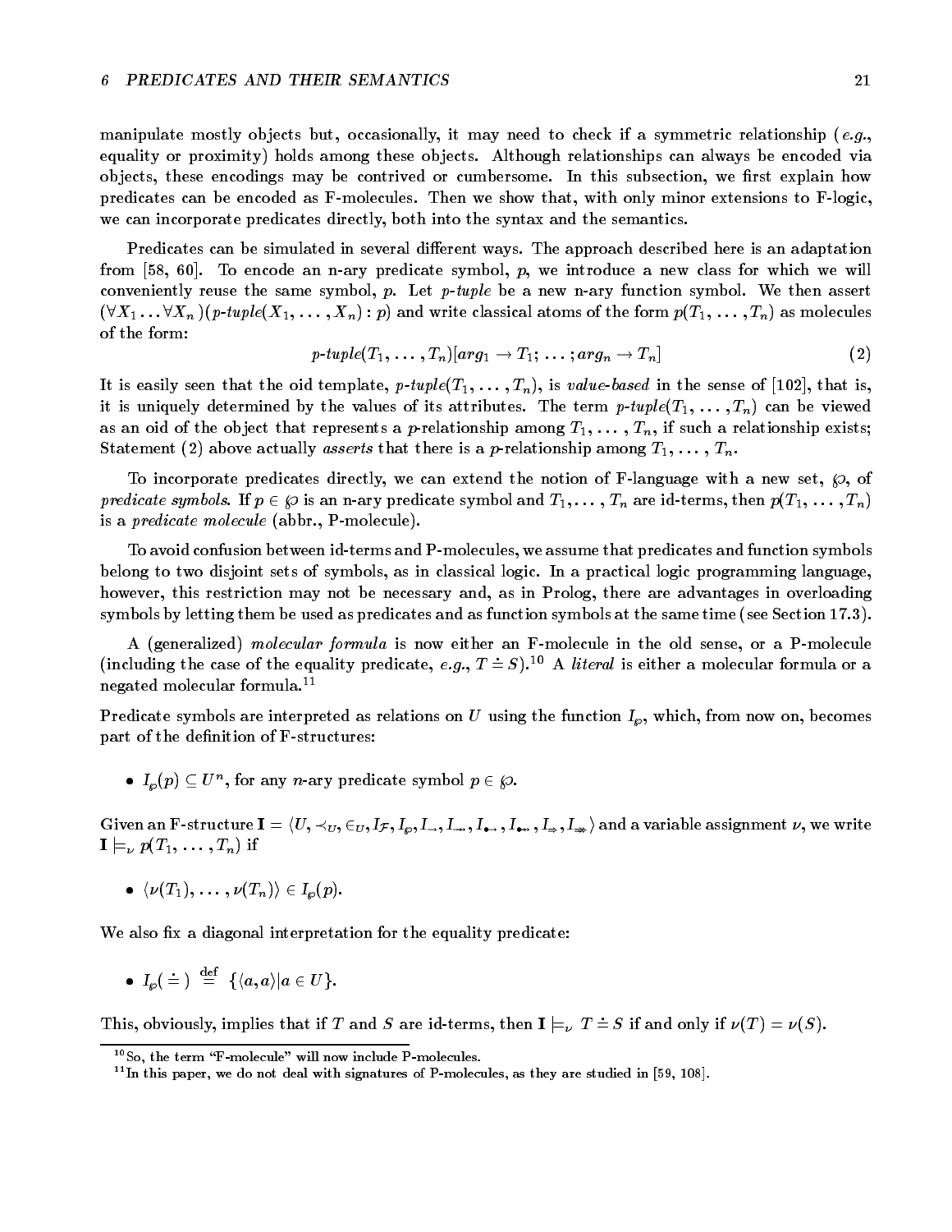manipulate mostly objects but, occasionally, it may need to check if a symmetric relationship (*e.g.*, equality or proximity) holds among these objects. Although relationships can always be encoded via objects, these encodings may be contrived or cumbersome. In this subsection, we first explain how predicates can be encoded as F-molecules. Then we show that, with only minor extensions to F-logic, we can incorporate predicates directly, both into the syntax and the semantics.

Predicates can be simulated in several different ways. The approach described here is an adaptation from [58, 60]. To encode an n-ary predicate symbol, $p$, we introduce a new class for which we will conveniently reuse the same symbol, $p$. Let *p-tuple* be a new n-ary function symbol. We then assert $(\forall X_1 \ldots \forall X_n)(p\text{-}tuple(X_1, \ldots, X_n) : p)$ and write classical atoms of the form $p(T_1, \ldots, T_n)$ as molecules of the form:

$$p\text{-}tuple(T_1, \ldots, T_n)[arg_1 \rightarrow T_1; \ldots; arg_n \rightarrow T_n] \tag{2}$$

It is easily seen that the oid template, $p\text{-}tuple(T_1, \ldots, T_n)$, is *value-based* in the sense of [102], that is, it is uniquely determined by the values of its attributes. The term $p\text{-}tuple(T_1, \ldots, T_n)$ can be viewed as an oid of the object that represents a $p$-relationship among $T_1, \ldots, T_n$, if such a relationship exists; Statement (2) above actually *asserts* that there is a $p$-relationship among $T_1, \ldots, T_n$.

To incorporate predicates directly, we can extend the notion of F-language with a new set, $\wp$, of *predicate symbols*. If $p \in \wp$ is an n-ary predicate symbol and $T_1, \ldots, T_n$ are id-terms, then $p(T_1, \ldots, T_n)$ is a *predicate molecule* (abbr., P-molecule).

To avoid confusion between id-terms and P-molecules, we assume that predicates and function symbols belong to two disjoint sets of symbols, as in classical logic. In a practical logic programming language, however, this restriction may not be necessary and, as in Prolog, there are advantages in overloading symbols by letting them be used as predicates and as function symbols at the same time (see Section 17.3).

A (generalized) *molecular formula* is now either an F-molecule in the old sense, or a P-molecule (including the case of the equality predicate, *e.g.*, $T \doteq S$).[10] A *literal* is either a molecular formula or a negated molecular formula.[11]

Predicate symbols are interpreted as relations on $U$ using the function $I_\wp$, which, from now on, becomes part of the definition of F-structures:

- $I_\wp(p) \subseteq U^n$, for any $n$-ary predicate symbol $p \in \wp$.

Given an F-structure $\mathbf{I} = \langle U, \prec_U, \in_U, I_\mathcal{F}, I_\wp, I_{\rightarrow}, I_{\rightarrow\!\!\rightarrow}, I_{\bullet\!\rightarrow}, I_{\bullet\!\rightarrow\!\!\rightarrow}, I_{\Rightarrow}, I_{\Rightarrow\!\!\Rightarrow} \rangle$ and a variable assignment $\nu$, we write $\mathbf{I} \models_\nu p(T_1, \ldots, T_n)$ if

- $\langle \nu(T_1), \ldots, \nu(T_n) \rangle \in I_\wp(p)$.

We also fix a diagonal interpretation for the equality predicate:

- $I_\wp(\doteq) \stackrel{\text{def}}{=} \{\langle a, a \rangle | a \in U\}$.

This, obviously, implies that if $T$ and $S$ are id-terms, then $\mathbf{I} \models_\nu T \doteq S$ if and only if $\nu(T) = \nu(S)$.

[10] So, the term "F-molecule" will now include P-molecules.

[11] In this paper, we do not deal with signatures of P-molecules, as they are studied in [59, 108].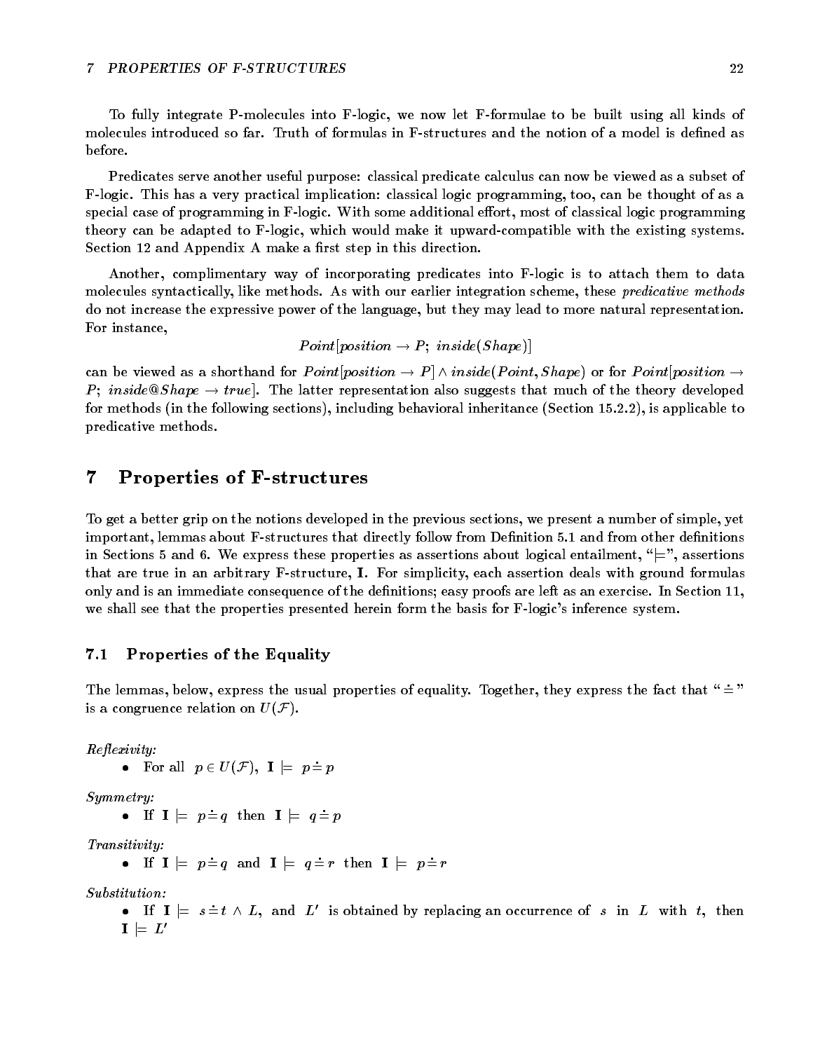To fully integrate P-molecules into F-logic, we now let F-formulae to be built using all kinds of molecules introduced so far. Truth of formulas in F-structures and the notion of a model is defined as before.

Predicates serve another useful purpose: classical predicate calculus can now be viewed as a subset of F-logic. This has a very practical implication: classical logic programming, too, can be thought of as a special case of programming in F-logic. With some additional effort, most of classical logic programming theory can be adapted to F-logic, which would make it upward-compatible with the existing systems. Section 12 and Appendix A make a first step in this direction.

Another, complimentary way of incorporating predicates into F-logic is to attach them to data molecules syntactically, like methods. As with our earlier integration scheme, these *predicative methods* do not increase the expressive power of the language, but they may lead to more natural representation. For instance,

$$Point[position \rightarrow P;\ inside(Shape)]$$

can be viewed as a shorthand for $Point[position \rightarrow P] \wedge inside(Point, Shape)$ or for $Point[position \rightarrow P;\ inside@Shape \rightarrow true]$. The latter representation also suggests that much of the theory developed for methods (in the following sections), including behavioral inheritance (Section 15.2.2), is applicable to predicative methods.

# 7 Properties of F-structures

To get a better grip on the notions developed in the previous sections, we present a number of simple, yet important, lemmas about F-structures that directly follow from Definition 5.1 and from other definitions in Sections 5 and 6. We express these properties as assertions about logical entailment, "$\models$", assertions that are true in an arbitrary F-structure, **I**. For simplicity, each assertion deals with ground formulas only and is an immediate consequence of the definitions; easy proofs are left as an exercise. In Section 11, we shall see that the properties presented herein form the basis for F-logic's inference system.

## 7.1 Properties of the Equality

The lemmas, below, express the usual properties of equality. Together, they express the fact that "$\doteq$" is a congruence relation on $U(\mathcal{F})$.

*Reflexivity:*

- For all $p \in U(\mathcal{F})$, $\mathbf{I} \models p \doteq p$

*Symmetry:*

- If $\mathbf{I} \models p \doteq q$ then $\mathbf{I} \models q \doteq p$

*Transitivity:*

- If $\mathbf{I} \models p \doteq q$ and $\mathbf{I} \models q \doteq r$ then $\mathbf{I} \models p \doteq r$

*Substitution:*

- If $\mathbf{I} \models s \doteq t \wedge L$, and $L'$ is obtained by replacing an occurrence of $s$ in $L$ with $t$, then $\mathbf{I} \models L'$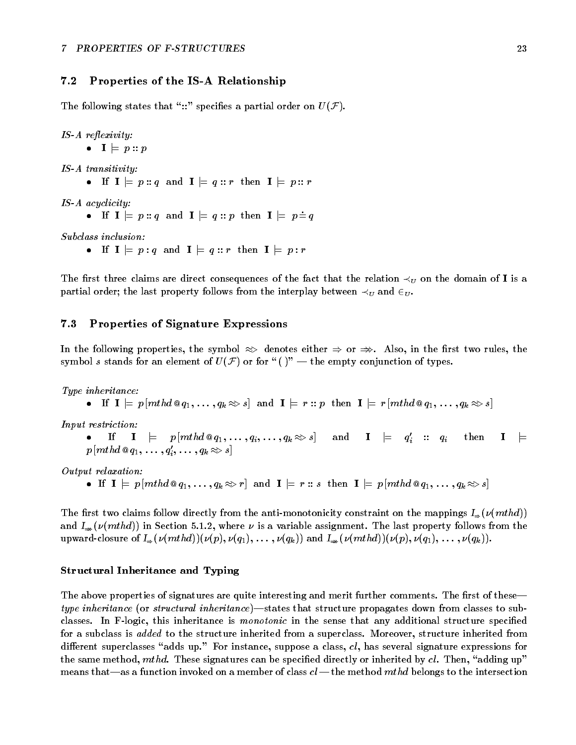## 7.2 Properties of the IS-A Relationship

The following states that "::" specifies a partial order on $U(\mathcal{F})$.

*IS-A reflexivity:*

- $\mathbf{I} \models p :: p$

*IS-A transitivity:*

- If $\mathbf{I} \models p :: q$ and $\mathbf{I} \models q :: r$ then $\mathbf{I} \models p :: r$

*IS-A acyclicity:*

- If $\mathbf{I} \models p :: q$ and $\mathbf{I} \models q :: p$ then $\mathbf{I} \models p \doteq q$

*Subclass inclusion:*

- If $\mathbf{I} \models p : q$ and $\mathbf{I} \models q :: r$ then $\mathbf{I} \models p : r$

The first three claims are direct consequences of the fact that the relation $\prec_U$ on the domain of $\mathbf{I}$ is a partial order; the last property follows from the interplay between $\prec_U$ and $\in_U$.

## 7.3 Properties of Signature Expressions

In the following properties, the symbol $\approx\!>$ denotes either $\Rightarrow$ or $\Rightarrow\!\!\!>$. Also, in the first two rules, the symbol $s$ stands for an element of $U(\mathcal{F})$ or for "( )" — the empty conjunction of types.

*Type inheritance:*

- If $\mathbf{I} \models p[mthd @ q_1, \ldots, q_k \approx\!> s]$ and $\mathbf{I} \models r :: p$ then $\mathbf{I} \models r[mthd @ q_1, \ldots, q_k \approx\!> s]$

*Input restriction:*

- If $\mathbf{I} \models p[mthd @ q_1, \ldots, q_i, \ldots, q_k \approx\!> s]$ and $\mathbf{I} \models q_i' :: q_i$ then $\mathbf{I} \models p[mthd @ q_1, \ldots, q_i', \ldots, q_k \approx\!> s]$

*Output relaxation:*

- If $\mathbf{I} \models p[mthd @ q_1, \ldots, q_k \approx\!> r]$ and $\mathbf{I} \models r :: s$ then $\mathbf{I} \models p[mthd @ q_1, \ldots, q_k \approx\!> s]$

The first two claims follow directly from the anti-monotonicity constraint on the mappings $I_{\Rightarrow}(\nu(mthd))$ and $I_{\Rightarrow\!\!\!>}(\nu(mthd))$ in Section 5.1.2, where $\nu$ is a variable assignment. The last property follows from the upward-closure of $I_{\Rightarrow}(\nu(mthd))(\nu(p), \nu(q_1), \ldots, \nu(q_k))$ and $I_{\Rightarrow\!\!\!>}(\nu(mthd))(\nu(p), \nu(q_1), \ldots, \nu(q_k))$.

### Structural Inheritance and Typing

The above properties of signatures are quite interesting and merit further comments. The first of these—*type inheritance* (or *structural inheritance*)—states that structure propagates down from classes to subclasses. In F-logic, this inheritance is *monotonic* in the sense that any additional structure specified for a subclass is *added* to the structure inherited from a superclass. Moreover, structure inherited from different superclasses "adds up." For instance, suppose a class, $cl$, has several signature expressions for the same method, $mthd$. These signatures can be specified directly or inherited by $cl$. Then, "adding up" means that—as a function invoked on a member of class $cl$ — the method $mthd$ belongs to the intersection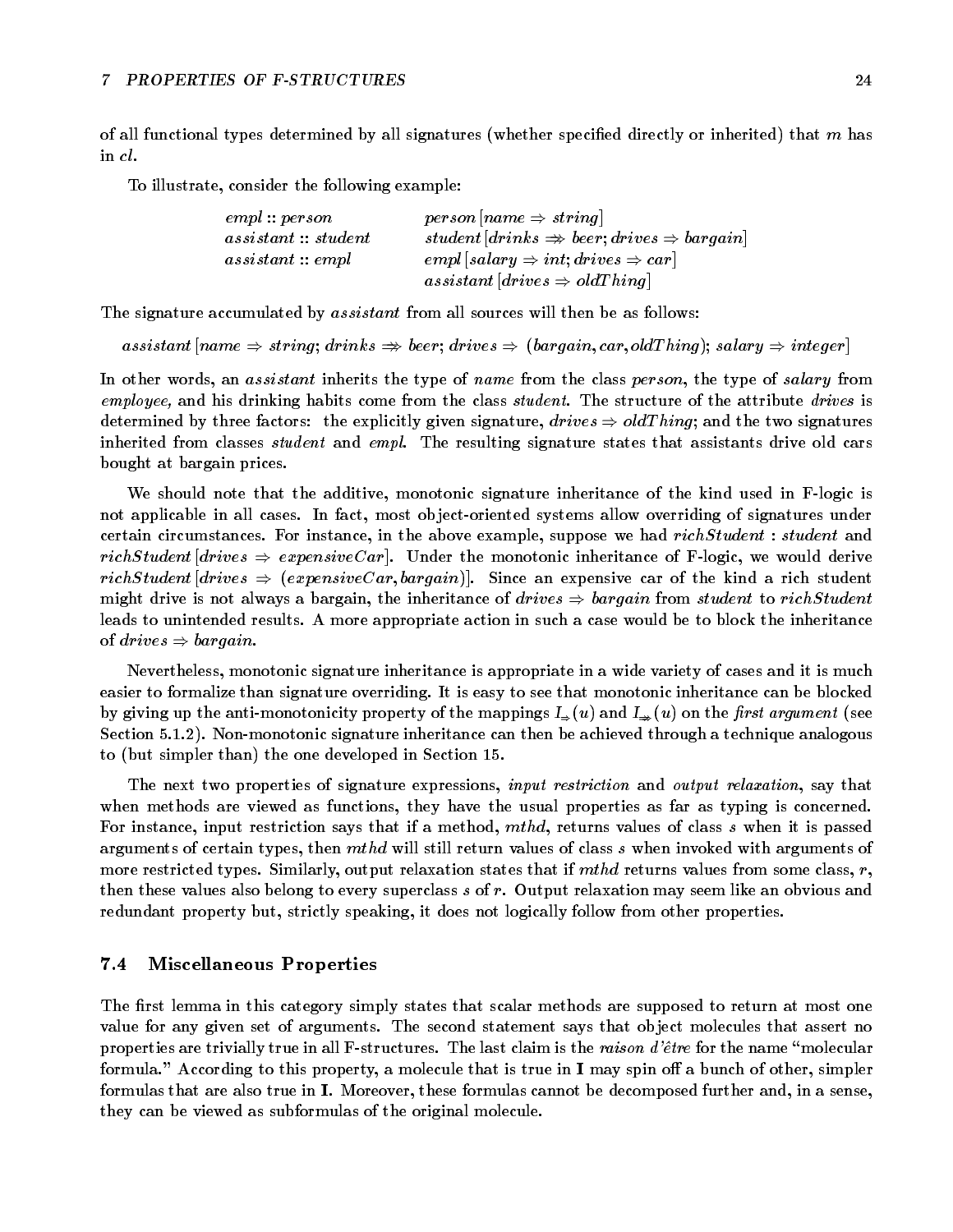of all functional types determined by all signatures (whether specified directly or inherited) that $m$ has in $cl$.

To illustrate, consider the following example:

$$
\begin{array}{ll}
empl :: person & person\,[name \Rightarrow string] \\
assistant :: student & student\,[drinks \Rightarrow\!\!\!\Rightarrow beer;\, drives \Rightarrow bargain] \\
assistant :: empl & empl\,[salary \Rightarrow int;\, drives \Rightarrow car] \\
 & assistant\,[drives \Rightarrow oldThing]
\end{array}
$$

The signature accumulated by *assistant* from all sources will then be as follows:

$$assistant\,[name \Rightarrow string;\, drinks \Rightarrow\!\!\!\Rightarrow beer;\, drives \Rightarrow \;(bargain, car, oldThing);\, salary \Rightarrow integer]$$

In other words, an *assistant* inherits the type of *name* from the class *person*, the type of *salary* from *employee,* and his drinking habits come from the class *student*. The structure of the attribute *drives* is determined by three factors: the explicitly given signature, $drives \Rightarrow oldThing$; and the two signatures inherited from classes *student* and *empl*. The resulting signature states that assistants drive old cars bought at bargain prices.

We should note that the additive, monotonic signature inheritance of the kind used in F-logic is not applicable in all cases. In fact, most object-oriented systems allow overriding of signatures under certain circumstances. For instance, in the above example, suppose we had $richStudent : student$ and $richStudent\,[drives \Rightarrow expensiveCar]$. Under the monotonic inheritance of F-logic, we would derive $richStudent\,[drives \Rightarrow (expensiveCar, bargain)]$. Since an expensive car of the kind a rich student might drive is not always a bargain, the inheritance of $drives \Rightarrow bargain$ from *student* to *richStudent* leads to unintended results. A more appropriate action in such a case would be to block the inheritance of $drives \Rightarrow bargain$.

Nevertheless, monotonic signature inheritance is appropriate in a wide variety of cases and it is much easier to formalize than signature overriding. It is easy to see that monotonic inheritance can be blocked by giving up the anti-monotonicity property of the mappings $I_{\Rightarrow}(u)$ and $I_{\Rightarrow\!\!\!\Rightarrow}(u)$ on the *first argument* (see Section 5.1.2). Non-monotonic signature inheritance can then be achieved through a technique analogous to (but simpler than) the one developed in Section 15.

The next two properties of signature expressions, *input restriction* and *output relaxation*, say that when methods are viewed as functions, they have the usual properties as far as typing is concerned. For instance, input restriction says that if a method, *mthd*, returns values of class $s$ when it is passed arguments of certain types, then *mthd* will still return values of class $s$ when invoked with arguments of more restricted types. Similarly, output relaxation states that if *mthd* returns values from some class, $r$, then these values also belong to every superclass $s$ of $r$. Output relaxation may seem like an obvious and redundant property but, strictly speaking, it does not logically follow from other properties.

### 7.4 Miscellaneous Properties

The first lemma in this category simply states that scalar methods are supposed to return at most one value for any given set of arguments. The second statement says that object molecules that assert no properties are trivially true in all F-structures. The last claim is the *raison d'être* for the name "molecular formula." According to this property, a molecule that is true in **I** may spin off a bunch of other, simpler formulas that are also true in **I**. Moreover, these formulas cannot be decomposed further and, in a sense, they can be viewed as subformulas of the original molecule.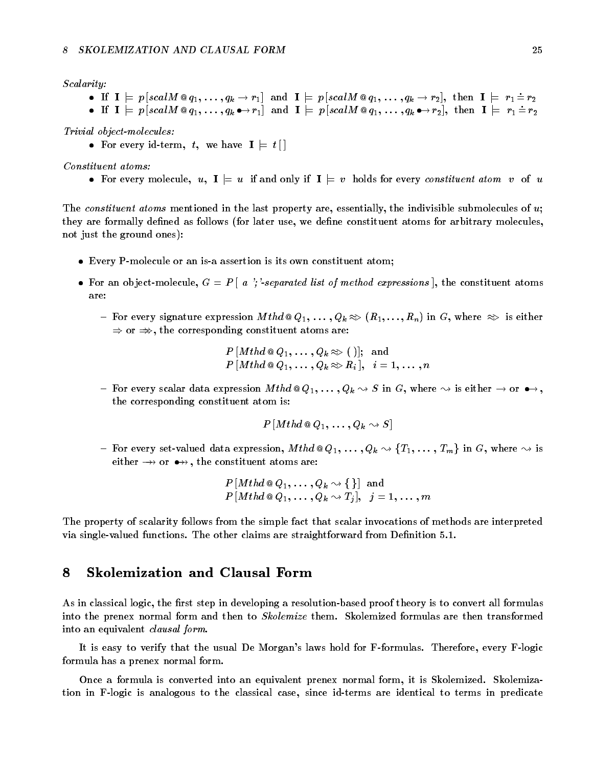*Scalarity:*

- If $\mathbf{I} \models p[scalM\,@\,q_1, \ldots, q_k \to r_1]$ and $\mathbf{I} \models p[scalM\,@\,q_1, \ldots, q_k \to r_2]$, then $\mathbf{I} \models r_1 \doteq r_2$
- If $\mathbf{I} \models p[scalM\,@\,q_1, \ldots, q_k \bullet\!\!\to r_1]$ and $\mathbf{I} \models p[scalM\,@\,q_1, \ldots, q_k \bullet\!\!\to r_2]$, then $\mathbf{I} \models r_1 \doteq r_2$

*Trivial object-molecules:*

- For every id-term, $t$, we have $\mathbf{I} \models t[\,]$

*Constituent atoms:*

- For every molecule, $u$, $\mathbf{I} \models u$ if and only if $\mathbf{I} \models v$ holds for every *constituent atom* $v$ of $u$

The *constituent atoms* mentioned in the last property are, essentially, the indivisible submolecules of $u$; they are formally defined as follows (for later use, we define constituent atoms for arbitrary molecules, not just the ground ones):

- Every P-molecule or an is-a assertion is its own constituent atom;
- For an object-molecule, $G = P[$ *a ';'-separated list of method expressions* $]$, the constituent atoms are:
  - For every signature expression $Mthd\,@\,Q_1, \ldots, Q_k \approx\!> (R_1, \ldots, R_n)$ in $G$, where $\approx\!>$ is either $\Rightarrow$ or $\Rightarrow\!\!\!>$, the corresponding constituent atoms are:

    $$P\,[Mthd\,@\,Q_1, \ldots, Q_k \approx\!> (\,)]; \text{ and}$$
    $$P\,[Mthd\,@\,Q_1, \ldots, Q_k \approx\!> R_i\,], \quad i = 1, \ldots, n$$

  - For every scalar data expression $Mthd\,@\,Q_1, \ldots, Q_k \rightsquigarrow S$ in $G$, where $\rightsquigarrow$ is either $\to$ or $\bullet\!\!\to$, the corresponding constituent atom is:

    $$P\,[Mthd\,@\,Q_1, \ldots, Q_k \rightsquigarrow S]$$

  - For every set-valued data expression, $Mthd\,@\,Q_1, \ldots, Q_k \rightsquigarrow\!\!> \{T_1, \ldots, T_m\}$ in $G$, where $\rightsquigarrow\!\!>$ is either $\twoheadrightarrow$ or $\bullet\!\!\twoheadrightarrow$, the constituent atoms are:

    $$P\,[Mthd\,@\,Q_1, \ldots, Q_k \rightsquigarrow\!\!> \{\,\}] \text{ and}$$
    $$P\,[Mthd\,@\,Q_1, \ldots, Q_k \rightsquigarrow\!\!> T_j], \quad j = 1, \ldots, m$$

The property of scalarity follows from the simple fact that scalar invocations of methods are interpreted via single-valued functions. The other claims are straightforward from Definition 5.1.

## 8 Skolemization and Clausal Form

As in classical logic, the first step in developing a resolution-based proof theory is to convert all formulas into the prenex normal form and then to *Skolemize* them. Skolemized formulas are then transformed into an equivalent *clausal form*.

It is easy to verify that the usual De Morgan's laws hold for F-formulas. Therefore, every F-logic formula has a prenex normal form.

Once a formula is converted into an equivalent prenex normal form, it is Skolemized. Skolemization in F-logic is analogous to the classical case, since id-terms are identical to terms in predicate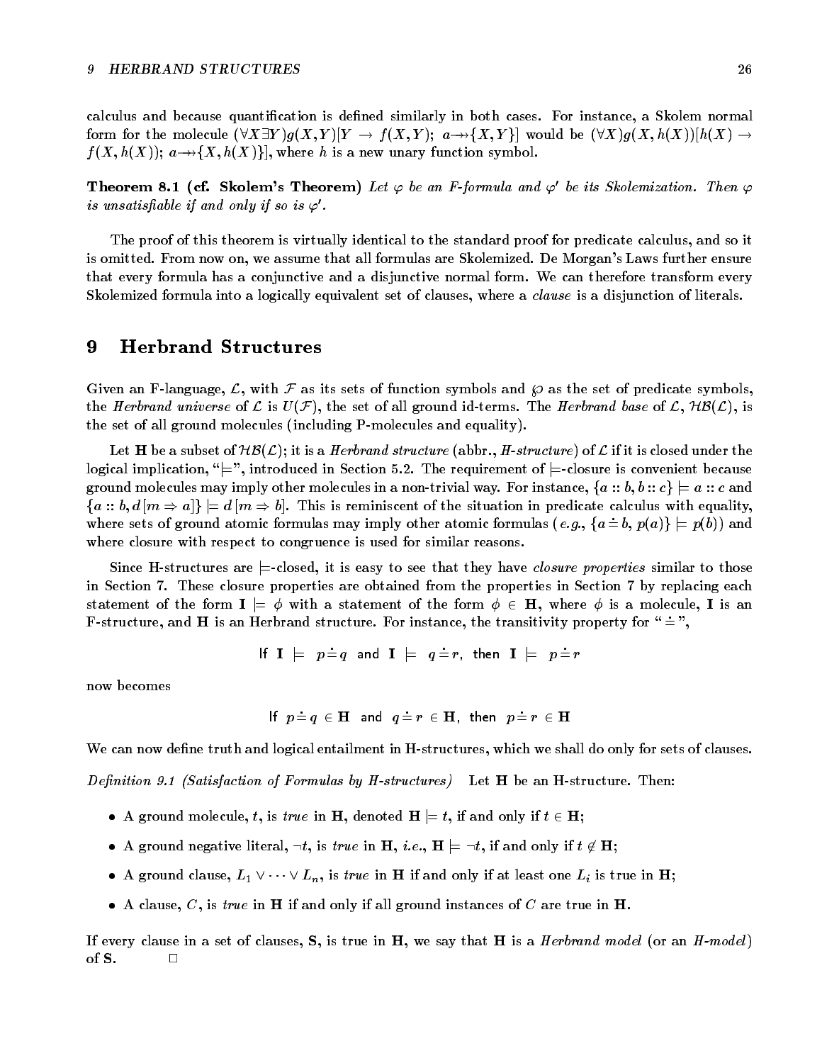calculus and because quantification is defined similarly in both cases. For instance, a Skolem normal form for the molecule $(\forall X \exists Y) g(X,Y)[Y \to f(X,Y);\ a \twoheadrightarrow \{X,Y\}]$ would be $(\forall X) g(X, h(X))[h(X) \to f(X, h(X));\ a \twoheadrightarrow \{X, h(X)\}]$, where $h$ is a new unary function symbol.

**Theorem 8.1 (cf. Skolem's Theorem)** *Let $\varphi$ be an F-formula and $\varphi'$ be its Skolemization. Then $\varphi$ is unsatisfiable if and only if so is $\varphi'$.*

The proof of this theorem is virtually identical to the standard proof for predicate calculus, and so it is omitted. From now on, we assume that all formulas are Skolemized. De Morgan's Laws further ensure that every formula has a conjunctive and a disjunctive normal form. We can therefore transform every Skolemized formula into a logically equivalent set of clauses, where a *clause* is a disjunction of literals.

# 9 Herbrand Structures

Given an F-language, $\mathcal{L}$, with $\mathcal{F}$ as its sets of function symbols and $\wp$ as the set of predicate symbols, the *Herbrand universe* of $\mathcal{L}$ is $U(\mathcal{F})$, the set of all ground id-terms. The *Herbrand base* of $\mathcal{L}$, $\mathcal{HB}(\mathcal{L})$, is the set of all ground molecules (including P-molecules and equality).

Let $\mathbf{H}$ be a subset of $\mathcal{HB}(\mathcal{L})$; it is a *Herbrand structure* (abbr., *H-structure*) of $\mathcal{L}$ if it is closed under the logical implication, "$\models$", introduced in Section 5.2. The requirement of $\models$-closure is convenient because ground molecules may imply other molecules in a non-trivial way. For instance, $\{a :: b, b :: c\} \models a :: c$ and $\{a :: b, d[m \Rightarrow a]\} \models d[m \Rightarrow b]$. This is reminiscent of the situation in predicate calculus with equality, where sets of ground atomic formulas may imply other atomic formulas (*e.g.*, $\{a \doteq b,\ p(a)\} \models p(b)$) and where closure with respect to congruence is used for similar reasons.

Since H-structures are $\models$-closed, it is easy to see that they have *closure properties* similar to those in Section 7. These closure properties are obtained from the properties in Section 7 by replacing each statement of the form $\mathbf{I} \models \phi$ with a statement of the form $\phi \in \mathbf{H}$, where $\phi$ is a molecule, $\mathbf{I}$ is an F-structure, and $\mathbf{H}$ is an Herbrand structure. For instance, the transitivity property for "$\doteq$",

$$\text{If } \mathbf{I} \models p \doteq q \text{ and } \mathbf{I} \models q \doteq r, \text{ then } \mathbf{I} \models p \doteq r$$

now becomes

$$\text{If } p \doteq q \in \mathbf{H} \text{ and } q \doteq r \in \mathbf{H}, \text{ then } p \doteq r \in \mathbf{H}$$

We can now define truth and logical entailment in H-structures, which we shall do only for sets of clauses.

*Definition 9.1 (Satisfaction of Formulas by H-structures)* Let $\mathbf{H}$ be an H-structure. Then:

- A ground molecule, $t$, is *true* in $\mathbf{H}$, denoted $\mathbf{H} \models t$, if and only if $t \in \mathbf{H}$;
- A ground negative literal, $\neg t$, is *true* in $\mathbf{H}$, *i.e.*, $\mathbf{H} \models \neg t$, if and only if $t \notin \mathbf{H}$;
- A ground clause, $L_1 \vee \cdots \vee L_n$, is *true* in $\mathbf{H}$ if and only if at least one $L_i$ is true in $\mathbf{H}$;
- A clause, $C$, is *true* in $\mathbf{H}$ if and only if all ground instances of $C$ are true in $\mathbf{H}$.

If every clause in a set of clauses, $\mathbf{S}$, is true in $\mathbf{H}$, we say that $\mathbf{H}$ is a *Herbrand model* (or an *H-model*) of $\mathbf{S}$. $\Box$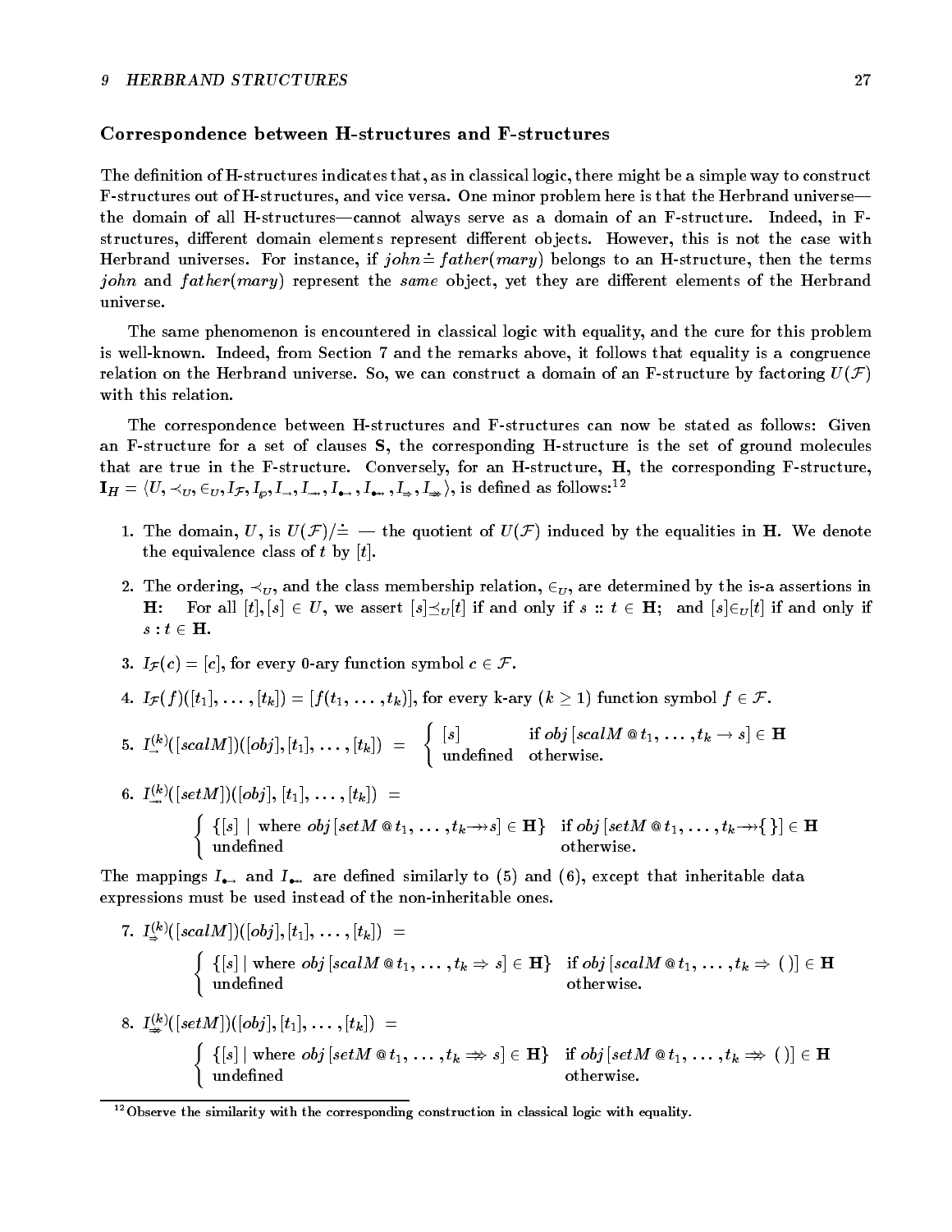### Correspondence between H-structures and F-structures

The definition of H-structures indicates that, as in classical logic, there might be a simple way to construct F-structures out of H-structures, and vice versa. One minor problem here is that the Herbrand universe—the domain of all H-structures—cannot always serve as a domain of an F-structure. Indeed, in F-structures, different domain elements represent different objects. However, this is not the case with Herbrand universes. For instance, if $john \doteq father(mary)$ belongs to an H-structure, then the terms *john* and *father*(*mary*) represent the *same* object, yet they are different elements of the Herbrand universe.

The same phenomenon is encountered in classical logic with equality, and the cure for this problem is well-known. Indeed, from Section 7 and the remarks above, it follows that equality is a congruence relation on the Herbrand universe. So, we can construct a domain of an F-structure by factoring $U(\mathcal{F})$ with this relation.

The correspondence between H-structures and F-structures can now be stated as follows: Given an F-structure for a set of clauses **S**, the corresponding H-structure is the set of ground molecules that are true in the F-structure. Conversely, for an H-structure, **H**, the corresponding F-structure, $\mathbf{I}_H = \langle U, \prec_U, \in_U, I_{\mathcal{F}}, I_{\wp}, I_{\rightarrow}, I_{\twoheadrightarrow}, I_{\bullet\!\rightarrow}, I_{\bullet\!\twoheadrightarrow}, I_{\Rightarrow}, I_{\Rrightarrow} \rangle$, is defined as follows:[12]

1. The domain, $U$, is $U(\mathcal{F})/\doteq$ — the quotient of $U(\mathcal{F})$ induced by the equalities in **H**. We denote the equivalence class of $t$ by $[t]$.

2. The ordering, $\prec_U$, and the class membership relation, $\in_U$, are determined by the is-a assertions in **H**: For all $[t], [s] \in U$, we assert $[s] \preceq_U [t]$ if and only if $s :: t \in \mathbf{H}$; and $[s] \in_U [t]$ if and only if $s : t \in \mathbf{H}$.

3. $I_{\mathcal{F}}(c) = [c]$, for every 0-ary function symbol $c \in \mathcal{F}$.

4. $I_{\mathcal{F}}(f)([t_1], \ldots, [t_k]) = [f(t_1, \ldots, t_k)]$, for every k-ary ($k \geq 1$) function symbol $f \in \mathcal{F}$.

5. $I^{(k)}_{\rightarrow}([scalM])([obj], [t_1], \ldots, [t_k]) \; = \; \begin{cases} [s] & \text{if } obj\,[scalM\,@\,t_1, \ldots, t_k \rightarrow s] \in \mathbf{H} \\ \text{undefined} & \text{otherwise.} \end{cases}$

6. $I^{(k)}_{\twoheadrightarrow}([setM])([obj], [t_1], \ldots, [t_k]) \; =$

   $$\begin{cases} \{[s] \mid \text{where } obj\,[setM\,@\,t_1, \ldots, t_k \twoheadrightarrow s] \in \mathbf{H}\} & \text{if } obj\,[setM\,@\,t_1, \ldots, t_k \twoheadrightarrow \{\,\}] \in \mathbf{H} \\ \text{undefined} & \text{otherwise.} \end{cases}$$

The mappings $I_{\bullet\!\rightarrow}$ and $I_{\bullet\!\twoheadrightarrow}$ are defined similarly to (5) and (6), except that inheritable data expressions must be used instead of the non-inheritable ones.

7. $I^{(k)}_{\Rightarrow}([scalM])([obj], [t_1], \ldots, [t_k]) \; =$

   $$\begin{cases} \{[s] \mid \text{where } obj\,[scalM\,@\,t_1, \ldots, t_k \Rightarrow s] \in \mathbf{H}\} & \text{if } obj\,[scalM\,@\,t_1, \ldots, t_k \Rightarrow (\,)] \in \mathbf{H} \\ \text{undefined} & \text{otherwise.} \end{cases}$$

8. $I^{(k)}_{\Rrightarrow}([setM])([obj], [t_1], \ldots, [t_k]) \; =$

   $$\begin{cases} \{[s] \mid \text{where } obj\,[setM\,@\,t_1, \ldots, t_k \Rrightarrow s] \in \mathbf{H}\} & \text{if } obj\,[setM\,@\,t_1, \ldots, t_k \Rrightarrow (\,)] \in \mathbf{H} \\ \text{undefined} & \text{otherwise.} \end{cases}$$

[12] Observe the similarity with the corresponding construction in classical logic with equality.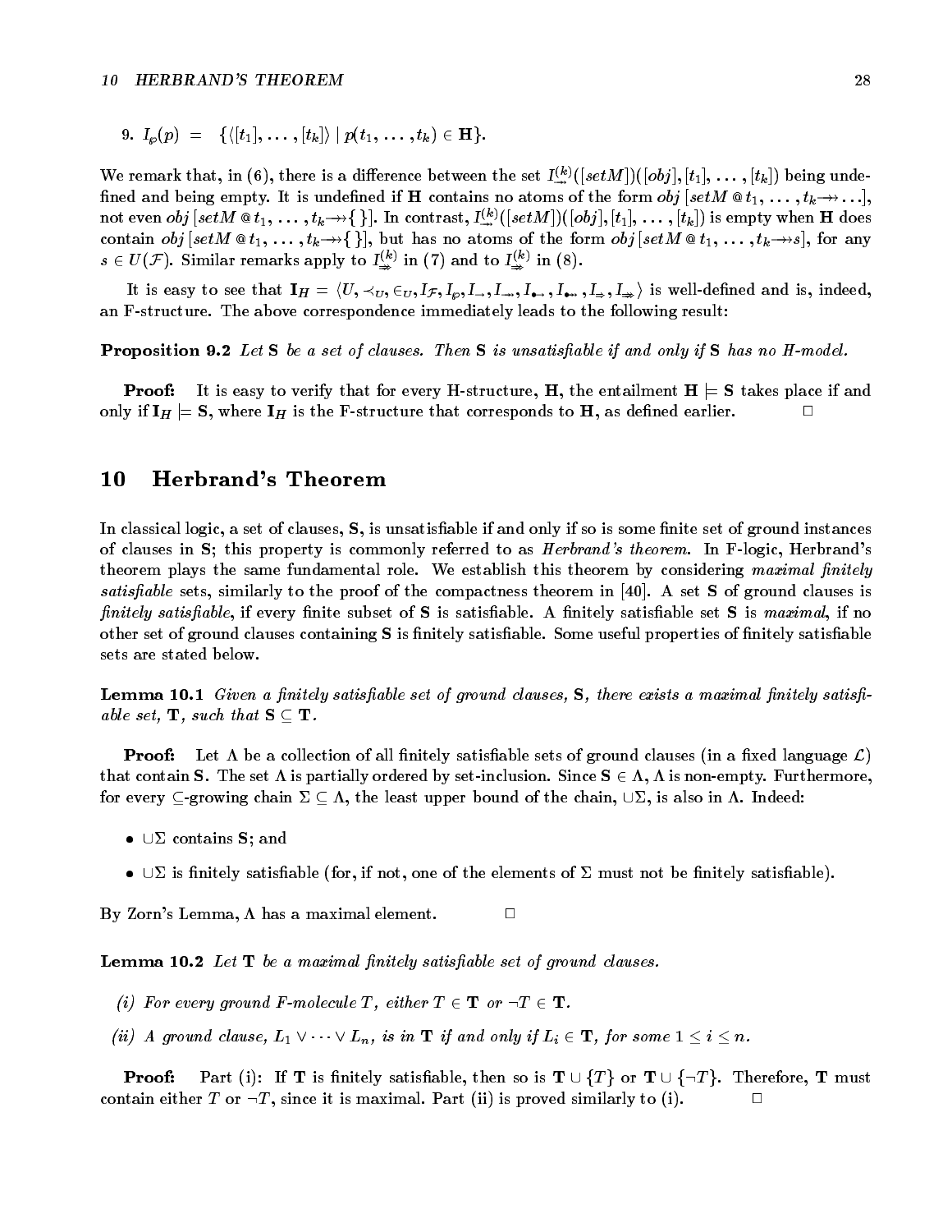9. $I_{\wp}(p) \;=\; \{\langle [t_1], \ldots, [t_k] \rangle \mid p(t_1, \ldots, t_k) \in \mathbf{H}\}$.

We remark that, in (6), there is a difference between the set $I^{(k)}_{\twoheadrightarrow}([setM])([obj], [t_1], \ldots, [t_k])$ being undefined and being empty. It is undefined if $\mathbf{H}$ contains no atoms of the form $obj\,[setM\,@\,t_1, \ldots, t_k \twoheadrightarrow \ldots]$, not even $obj\,[setM\,@\,t_1, \ldots, t_k \twoheadrightarrow \{\,\}]$. In contrast, $I^{(k)}_{\twoheadrightarrow}([setM])([obj], [t_1], \ldots, [t_k])$ is empty when $\mathbf{H}$ does contain $obj\,[setM\,@\,t_1, \ldots, t_k \twoheadrightarrow \{\,\}]$, but has no atoms of the form $obj\,[setM\,@\,t_1, \ldots, t_k \twoheadrightarrow s]$, for any $s \in U(\mathcal{F})$. Similar remarks apply to $I^{(k)}_{\Rightarrow}$ in (7) and to $I^{(k)}_{\Rrightarrow}$ in (8).

It is easy to see that $\mathbf{I}_H = \langle U, \prec_U, \in_U, I_{\mathcal{F}}, I_{\wp}, I_{\rightarrow}, I_{\twoheadrightarrow}, I_{\bullet\rightarrow}, I_{\bullet\twoheadrightarrow}, I_{\Rightarrow}, I_{\Rrightarrow} \rangle$ is well-defined and is, indeed, an F-structure. The above correspondence immediately leads to the following result:

**Proposition 9.2** *Let* $\mathbf{S}$ *be a set of clauses. Then* $\mathbf{S}$ *is unsatisfiable if and only if* $\mathbf{S}$ *has no H-model.*

**Proof:** It is easy to verify that for every H-structure, $\mathbf{H}$, the entailment $\mathbf{H} \models \mathbf{S}$ takes place if and only if $\mathbf{I}_H \models \mathbf{S}$, where $\mathbf{I}_H$ is the F-structure that corresponds to $\mathbf{H}$, as defined earlier. □

## 10 Herbrand's Theorem

In classical logic, a set of clauses, $\mathbf{S}$, is unsatisfiable if and only if so is some finite set of ground instances of clauses in $\mathbf{S}$; this property is commonly referred to as *Herbrand's theorem*. In F-logic, Herbrand's theorem plays the same fundamental role. We establish this theorem by considering *maximal finitely satisfiable* sets, similarly to the proof of the compactness theorem in [40]. A set $\mathbf{S}$ of ground clauses is *finitely satisfiable*, if every finite subset of $\mathbf{S}$ is satisfiable. A finitely satisfiable set $\mathbf{S}$ is *maximal*, if no other set of ground clauses containing $\mathbf{S}$ is finitely satisfiable. Some useful properties of finitely satisfiable sets are stated below.

**Lemma 10.1** *Given a finitely satisfiable set of ground clauses,* $\mathbf{S}$*, there exists a maximal finitely satisfiable set,* $\mathbf{T}$*, such that* $\mathbf{S} \subseteq \mathbf{T}$*.*

**Proof:** Let $\Lambda$ be a collection of all finitely satisfiable sets of ground clauses (in a fixed language $\mathcal{L}$) that contain $\mathbf{S}$. The set $\Lambda$ is partially ordered by set-inclusion. Since $\mathbf{S} \in \Lambda$, $\Lambda$ is non-empty. Furthermore, for every $\subseteq$-growing chain $\Sigma \subseteq \Lambda$, the least upper bound of the chain, $\cup\Sigma$, is also in $\Lambda$. Indeed:

- $\cup\Sigma$ contains $\mathbf{S}$; and
- $\cup\Sigma$ is finitely satisfiable (for, if not, one of the elements of $\Sigma$ must not be finitely satisfiable).

By Zorn's Lemma, $\Lambda$ has a maximal element. □

**Lemma 10.2** *Let* $\mathbf{T}$ *be a maximal finitely satisfiable set of ground clauses.*

*(i) For every ground F-molecule* $T$*, either* $T \in \mathbf{T}$ *or* $\neg T \in \mathbf{T}$*.*

*(ii) A ground clause,* $L_1 \vee \cdots \vee L_n$*, is in* $\mathbf{T}$ *if and only if* $L_i \in \mathbf{T}$*, for some* $1 \leq i \leq n$*.*

**Proof:** Part (i): If $\mathbf{T}$ is finitely satisfiable, then so is $\mathbf{T} \cup \{T\}$ or $\mathbf{T} \cup \{\neg T\}$. Therefore, $\mathbf{T}$ must contain either $T$ or $\neg T$, since it is maximal. Part (ii) is proved similarly to (i). □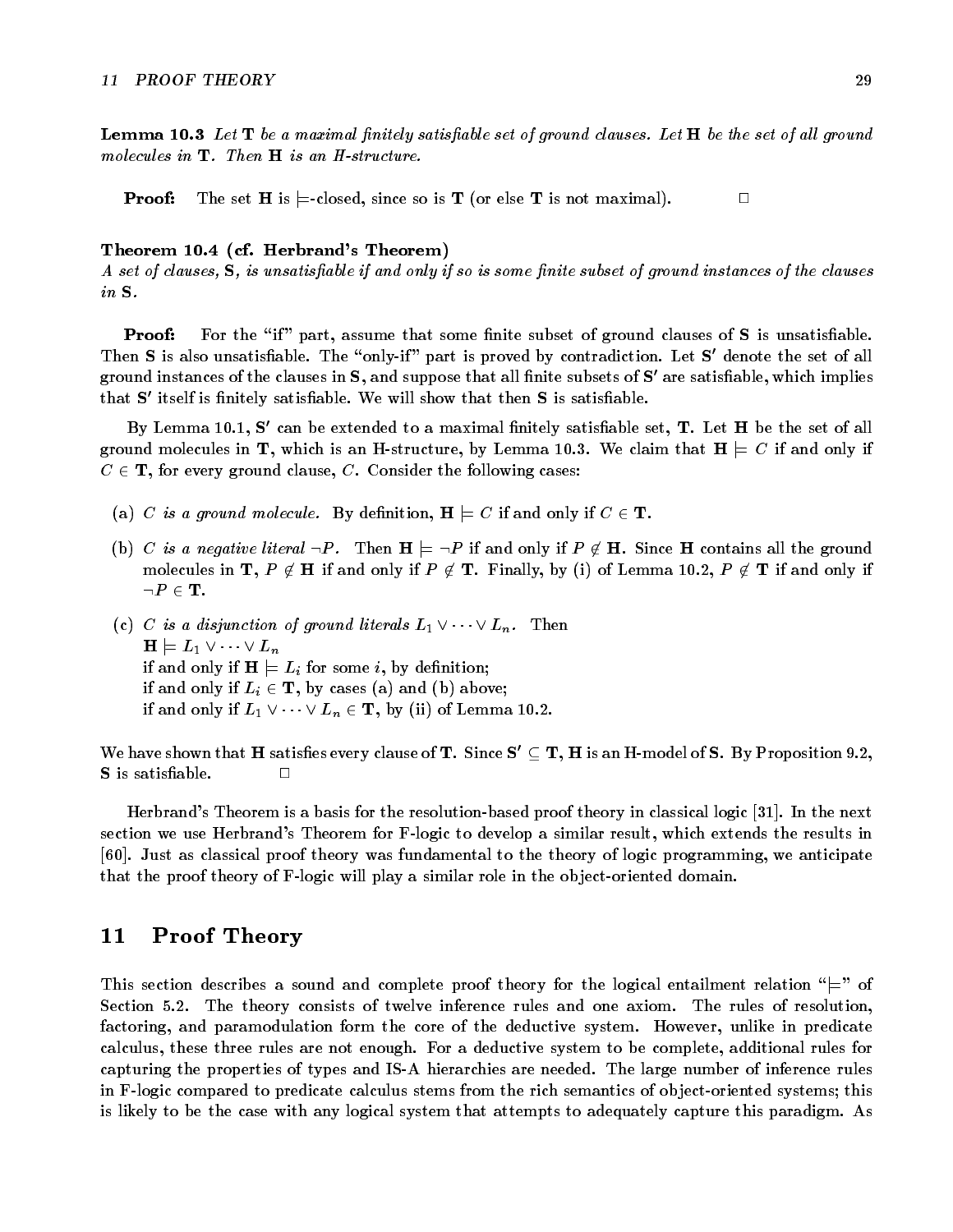**Lemma 10.3** *Let* $\mathbf{T}$ *be a maximal finitely satisfiable set of ground clauses. Let* $\mathbf{H}$ *be the set of all ground molecules in* $\mathbf{T}$*. Then* $\mathbf{H}$ *is an H-structure.*

**Proof:** The set $\mathbf{H}$ is $\models$-closed, since so is $\mathbf{T}$ (or else $\mathbf{T}$ is not maximal). □

**Theorem 10.4 (cf. Herbrand's Theorem)**
*A set of clauses,* $\mathbf{S}$*, is unsatisfiable if and only if so is some finite subset of ground instances of the clauses in* $\mathbf{S}$*.*

**Proof:** For the "if" part, assume that some finite subset of ground clauses of $\mathbf{S}$ is unsatisfiable. Then $\mathbf{S}$ is also unsatisfiable. The "only-if" part is proved by contradiction. Let $\mathbf{S}'$ denote the set of all ground instances of the clauses in $\mathbf{S}$, and suppose that all finite subsets of $\mathbf{S}'$ are satisfiable, which implies that $\mathbf{S}'$ itself is finitely satisfiable. We will show that then $\mathbf{S}$ is satisfiable.

By Lemma 10.1, $\mathbf{S}'$ can be extended to a maximal finitely satisfiable set, $\mathbf{T}$. Let $\mathbf{H}$ be the set of all ground molecules in $\mathbf{T}$, which is an H-structure, by Lemma 10.3. We claim that $\mathbf{H} \models C$ if and only if $C \in \mathbf{T}$, for every ground clause, $C$. Consider the following cases:

(a) *$C$ is a ground molecule.* By definition, $\mathbf{H} \models C$ if and only if $C \in \mathbf{T}$.

(b) *$C$ is a negative literal $\neg P$.* Then $\mathbf{H} \models \neg P$ if and only if $P \notin \mathbf{H}$. Since $\mathbf{H}$ contains all the ground molecules in $\mathbf{T}$, $P \notin \mathbf{H}$ if and only if $P \notin \mathbf{T}$. Finally, by (i) of Lemma 10.2, $P \notin \mathbf{T}$ if and only if $\neg P \in \mathbf{T}$.

(c) *$C$ is a disjunction of ground literals $L_1 \vee \cdots \vee L_n$.* Then
$\mathbf{H} \models L_1 \vee \cdots \vee L_n$
if and only if $\mathbf{H} \models L_i$ for some $i$, by definition;
if and only if $L_i \in \mathbf{T}$, by cases (a) and (b) above;
if and only if $L_1 \vee \cdots \vee L_n \in \mathbf{T}$, by (ii) of Lemma 10.2.

We have shown that $\mathbf{H}$ satisfies every clause of $\mathbf{T}$. Since $\mathbf{S}' \subseteq \mathbf{T}$, $\mathbf{H}$ is an H-model of $\mathbf{S}$. By Proposition 9.2, $\mathbf{S}$ is satisfiable. □

Herbrand's Theorem is a basis for the resolution-based proof theory in classical logic [31]. In the next section we use Herbrand's Theorem for F-logic to develop a similar result, which extends the results in [60]. Just as classical proof theory was fundamental to the theory of logic programming, we anticipate that the proof theory of F-logic will play a similar role in the object-oriented domain.

## 11 Proof Theory

This section describes a sound and complete proof theory for the logical entailment relation "$\models$" of Section 5.2. The theory consists of twelve inference rules and one axiom. The rules of resolution, factoring, and paramodulation form the core of the deductive system. However, unlike in predicate calculus, these three rules are not enough. For a deductive system to be complete, additional rules for capturing the properties of types and IS-A hierarchies are needed. The large number of inference rules in F-logic compared to predicate calculus stems from the rich semantics of object-oriented systems; this is likely to be the case with any logical system that attempts to adequately capture this paradigm. As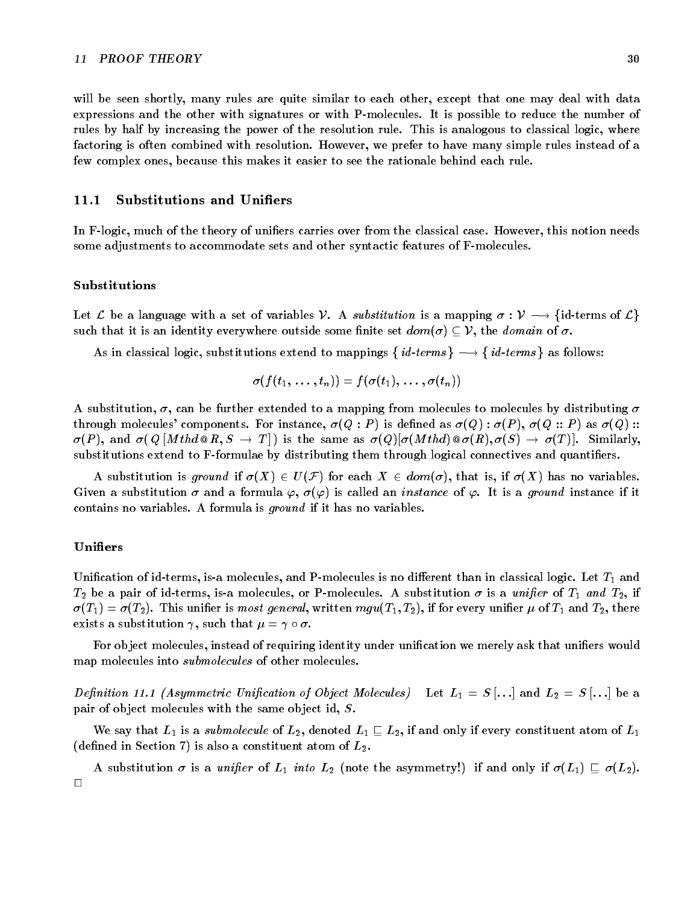will be seen shortly, many rules are quite similar to each other, except that one may deal with data expressions and the other with signatures or with P-molecules. It is possible to reduce the number of rules by half by increasing the power of the resolution rule. This is analogous to classical logic, where factoring is often combined with resolution. However, we prefer to have many simple rules instead of a few complex ones, because this makes it easier to see the rationale behind each rule.

## 11.1 Substitutions and Unifiers

In F-logic, much of the theory of unifiers carries over from the classical case. However, this notion needs some adjustments to accommodate sets and other syntactic features of F-molecules.

### Substitutions

Let $\mathcal{L}$ be a language with a set of variables $\mathcal{V}$. A *substitution* is a mapping $\sigma : \mathcal{V} \longrightarrow \{\text{id-terms of } \mathcal{L}\}$ such that it is an identity everywhere outside some finite set $dom(\sigma) \subseteq \mathcal{V}$, the *domain* of $\sigma$.

As in classical logic, substitutions extend to mappings $\{$ *id-terms* $\} \longrightarrow \{$ *id-terms* $\}$ as follows:

$$\sigma(f(t_1, \ldots, t_n)) = f(\sigma(t_1), \ldots, \sigma(t_n))$$

A substitution, $\sigma$, can be further extended to a mapping from molecules to molecules by distributing $\sigma$ through molecules' components. For instance, $\sigma(Q : P)$ is defined as $\sigma(Q) : \sigma(P)$, $\sigma(Q :: P)$ as $\sigma(Q) :: \sigma(P)$, and $\sigma(\,Q\,[Mthd\,@\,R, S \rightarrow T]\,)$ is the same as $\sigma(Q)[\sigma(Mthd)\,@\,\sigma(R), \sigma(S) \rightarrow \sigma(T)]$. Similarly, substitutions extend to F-formulae by distributing them through logical connectives and quantifiers.

A substitution is *ground* if $\sigma(X) \in U(\mathcal{F})$ for each $X \in dom(\sigma)$, that is, if $\sigma(X)$ has no variables. Given a substitution $\sigma$ and a formula $\varphi$, $\sigma(\varphi)$ is called an *instance* of $\varphi$. It is a *ground* instance if it contains no variables. A formula is *ground* if it has no variables.

### Unifiers

Unification of id-terms, is-a molecules, and P-molecules is no different than in classical logic. Let $T_1$ and $T_2$ be a pair of id-terms, is-a molecules, or P-molecules. A substitution $\sigma$ is a *unifier* of $T_1$ *and* $T_2$, if $\sigma(T_1) = \sigma(T_2)$. This unifier is *most general*, written $mgu(T_1, T_2)$, if for every unifier $\mu$ of $T_1$ and $T_2$, there exists a substitution $\gamma$, such that $\mu = \gamma \circ \sigma$.

For object molecules, instead of requiring identity under unification we merely ask that unifiers would map molecules into *submolecules* of other molecules.

*Definition 11.1 (Asymmetric Unification of Object Molecules)* Let $L_1 = S\,[\ldots]$ and $L_2 = S\,[\ldots]$ be a pair of object molecules with the same object id, $S$.

We say that $L_1$ is a *submolecule* of $L_2$, denoted $L_1 \sqsubseteq L_2$, if and only if every constituent atom of $L_1$ (defined in Section 7) is also a constituent atom of $L_2$.

A substitution $\sigma$ is a *unifier* of $L_1$ *into* $L_2$ (note the asymmetry!) if and only if $\sigma(L_1) \sqsubseteq \sigma(L_2)$. $\Box$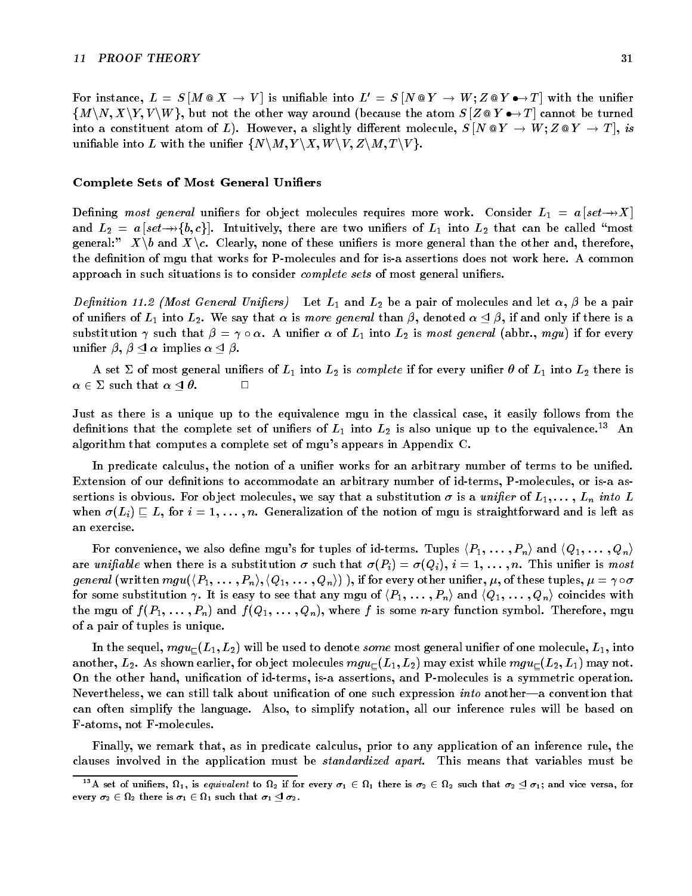For instance, $L = S[M @ X \rightarrow V]$ is unifiable into $L' = S[N @ Y \rightarrow W; Z @ Y \bullet\!\!\rightarrow T]$ with the unifier $\{M\backslash N, X\backslash Y, V\backslash W\}$, but not the other way around (because the atom $S[Z @ Y \bullet\!\!\rightarrow T]$ cannot be turned into a constituent atom of $L$). However, a slightly different molecule, $S[N @ Y \rightarrow W; Z @ Y \rightarrow T]$, *is* unifiable into $L$ with the unifier $\{N\backslash M, Y\backslash X, W\backslash V, Z\backslash M, T\backslash V\}$.

### Complete Sets of Most General Unifiers

Defining *most general* unifiers for object molecules requires more work. Consider $L_1 = a[set \rightarrow\!\!\rightarrow X]$ and $L_2 = a[set \rightarrow\!\!\rightarrow \{b, c\}]$. Intuitively, there are two unifiers of $L_1$ into $L_2$ that can be called "most general:" $X\backslash b$ and $X\backslash c$. Clearly, none of these unifiers is more general than the other and, therefore, the definition of mgu that works for P-molecules and for is-a assertions does not work here. A common approach in such situations is to consider *complete sets* of most general unifiers.

*Definition 11.2 (Most General Unifiers)* Let $L_1$ and $L_2$ be a pair of molecules and let $\alpha$, $\beta$ be a pair of unifiers of $L_1$ into $L_2$. We say that $\alpha$ is *more general* than $\beta$, denoted $\alpha \trianglelefteq \beta$, if and only if there is a substitution $\gamma$ such that $\beta = \gamma \circ \alpha$. A unifier $\alpha$ of $L_1$ into $L_2$ is *most general* (abbr., *mgu*) if for every unifier $\beta$, $\beta \trianglelefteq \alpha$ implies $\alpha \trianglelefteq \beta$.

A set $\Sigma$ of most general unifiers of $L_1$ into $L_2$ is *complete* if for every unifier $\theta$ of $L_1$ into $L_2$ there is $\alpha \in \Sigma$ such that $\alpha \trianglelefteq \theta$. □

Just as there is a unique up to the equivalence mgu in the classical case, it easily follows from the definitions that the complete set of unifiers of $L_1$ into $L_2$ is also unique up to the equivalence.[13] An algorithm that computes a complete set of mgu's appears in Appendix C.

In predicate calculus, the notion of a unifier works for an arbitrary number of terms to be unified. Extension of our definitions to accommodate an arbitrary number of id-terms, P-molecules, or is-a assertions is obvious. For object molecules, we say that a substitution $\sigma$ is a *unifier* of $L_1, \ldots, L_n$ *into* $L$ when $\sigma(L_i) \sqsubseteq L$, for $i = 1, \ldots, n$. Generalization of the notion of mgu is straightforward and is left as an exercise.

For convenience, we also define mgu's for tuples of id-terms. Tuples $\langle P_1, \ldots, P_n \rangle$ and $\langle Q_1, \ldots, Q_n \rangle$ are *unifiable* when there is a substitution $\sigma$ such that $\sigma(P_i) = \sigma(Q_i)$, $i = 1, \ldots, n$. This unifier is *most general* (written $mgu(\langle P_1, \ldots, P_n \rangle, \langle Q_1, \ldots, Q_n \rangle)$ ), if for every other unifier, $\mu$, of these tuples, $\mu = \gamma \circ \sigma$ for some substitution $\gamma$. It is easy to see that any mgu of $\langle P_1, \ldots, P_n \rangle$ and $\langle Q_1, \ldots, Q_n \rangle$ coincides with the mgu of $f(P_1, \ldots, P_n)$ and $f(Q_1, \ldots, Q_n)$, where $f$ is some $n$-ary function symbol. Therefore, mgu of a pair of tuples is unique.

In the sequel, $mgu_{\sqsubseteq}(L_1, L_2)$ will be used to denote *some* most general unifier of one molecule, $L_1$, into another, $L_2$. As shown earlier, for object molecules $mgu_{\sqsubseteq}(L_1, L_2)$ may exist while $mgu_{\sqsubseteq}(L_2, L_1)$ may not. On the other hand, unification of id-terms, is-a assertions, and P-molecules is a symmetric operation. Nevertheless, we can still talk about unification of one such expression *into* another—a convention that can often simplify the language. Also, to simplify notation, all our inference rules will be based on F-atoms, not F-molecules.

Finally, we remark that, as in predicate calculus, prior to any application of an inference rule, the clauses involved in the application must be *standardized apart*. This means that variables must be

[13] A set of unifiers, $\Omega_1$, is *equivalent* to $\Omega_2$ if for every $\sigma_1 \in \Omega_1$ there is $\sigma_2 \in \Omega_2$ such that $\sigma_2 \trianglelefteq \sigma_1$; and vice versa, for every $\sigma_2 \in \Omega_2$ there is $\sigma_1 \in \Omega_1$ such that $\sigma_1 \trianglelefteq \sigma_2$.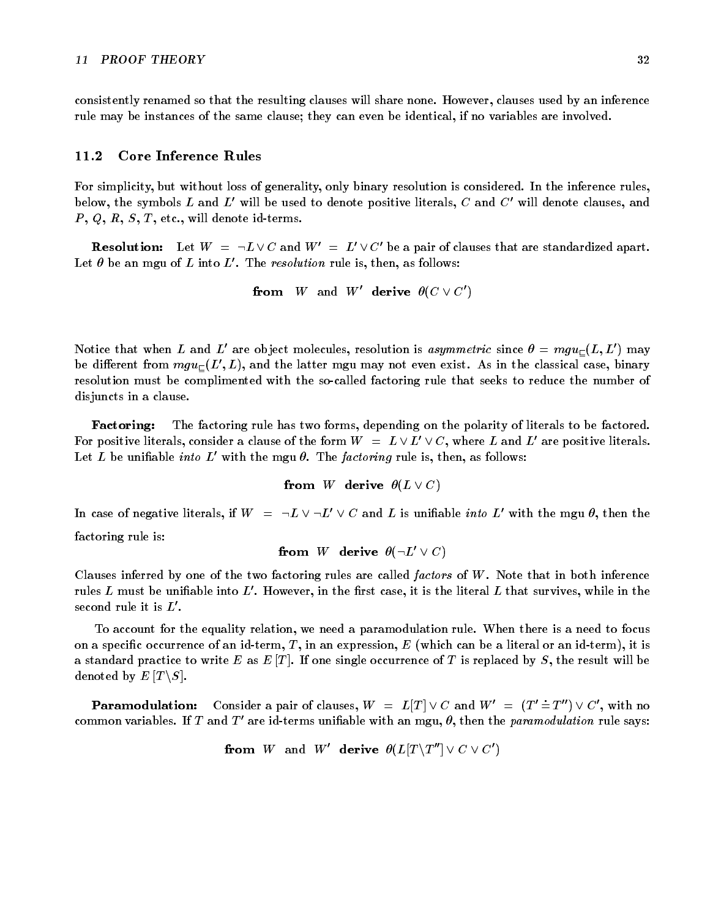consistently renamed so that the resulting clauses will share none. However, clauses used by an inference rule may be instances of the same clause; they can even be identical, if no variables are involved.

## 11.2 Core Inference Rules

For simplicity, but without loss of generality, only binary resolution is considered. In the inference rules, below, the symbols $L$ and $L'$ will be used to denote positive literals, $C$ and $C'$ will denote clauses, and $P$, $Q$, $R$, $S$, $T$, etc., will denote id-terms.

**Resolution:** Let $W = \neg L \vee C$ and $W' = L' \vee C'$ be a pair of clauses that are standardized apart. Let $\theta$ be an mgu of $L$ into $L'$. The *resolution* rule is, then, as follows:

$$\textbf{from} \quad W \quad \text{and} \quad W' \quad \textbf{derive} \quad \theta(C \vee C')$$

Notice that when $L$ and $L'$ are object molecules, resolution is *asymmetric* since $\theta = mgu_{\sqsubseteq}(L, L')$ may be different from $mgu_{\sqsubseteq}(L', L)$, and the latter mgu may not even exist. As in the classical case, binary resolution must be complimented with the so-called factoring rule that seeks to reduce the number of disjuncts in a clause.

**Factoring:** The factoring rule has two forms, depending on the polarity of literals to be factored. For positive literals, consider a clause of the form $W = L \vee L' \vee C$, where $L$ and $L'$ are positive literals. Let $L$ be unifiable *into* $L'$ with the mgu $\theta$. The *factoring* rule is, then, as follows:

$$\textbf{from} \quad W \quad \textbf{derive} \quad \theta(L \vee C)$$

In case of negative literals, if $W = \neg L \vee \neg L' \vee C$ and $L$ is unifiable *into* $L'$ with the mgu $\theta$, then the factoring rule is:

$$\textbf{from} \quad W \quad \textbf{derive} \quad \theta(\neg L' \vee C)$$

Clauses inferred by one of the two factoring rules are called *factors* of $W$. Note that in both inference rules $L$ must be unifiable into $L'$. However, in the first case, it is the literal $L$ that survives, while in the second rule it is $L'$.

To account for the equality relation, we need a paramodulation rule. When there is a need to focus on a specific occurrence of an id-term, $T$, in an expression, $E$ (which can be a literal or an id-term), it is a standard practice to write $E$ as $E[T]$. If one single occurrence of $T$ is replaced by $S$, the result will be denoted by $E[T \backslash S]$.

**Paramodulation:** Consider a pair of clauses, $W = L[T] \vee C$ and $W' = (T' \doteq T'') \vee C'$, with no common variables. If $T$ and $T'$ are id-terms unifiable with an mgu, $\theta$, then the *paramodulation* rule says:

$$\textbf{from} \quad W \quad \text{and} \quad W' \quad \textbf{derive} \quad \theta(L[T \backslash T''] \vee C \vee C')$$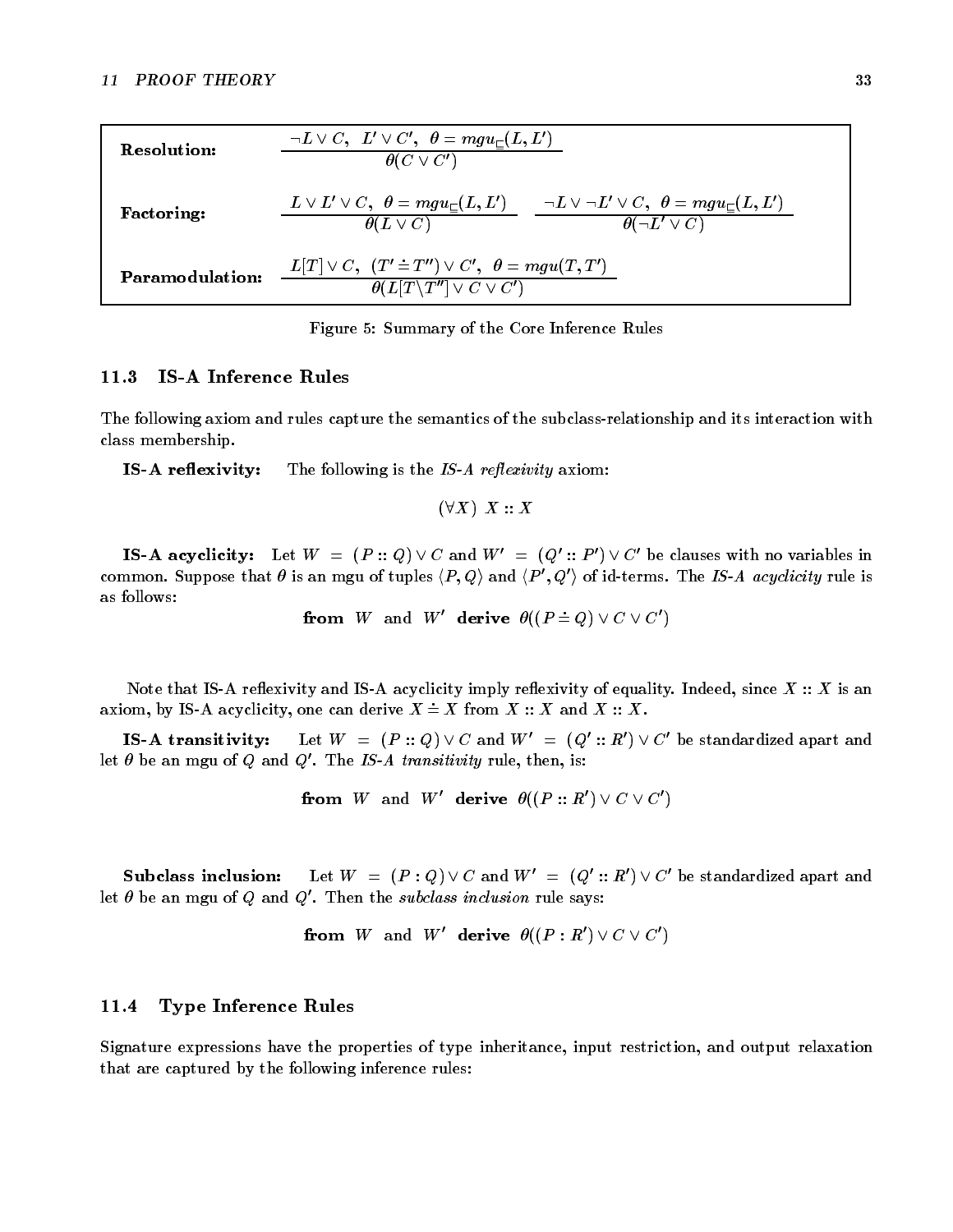| | |
|---|---|
| **Resolution:** | $\dfrac{\neg L \vee C,\;\; L' \vee C',\;\; \theta = mgu_{\sqsubseteq}(L, L')}{\theta(C \vee C')}$ |
| **Factoring:** | $\dfrac{L \vee L' \vee C,\;\; \theta = mgu_{\sqsubseteq}(L, L')}{\theta(L \vee C)}$ $\quad$ $\dfrac{\neg L \vee \neg L' \vee C,\;\; \theta = mgu_{\sqsubseteq}(L, L')}{\theta(\neg L' \vee C)}$ |
| **Paramodulation:** | $\dfrac{L[T] \vee C,\;\; (T' \doteq T'') \vee C',\;\; \theta = mgu(T, T')}{\theta(L[T \backslash T''] \vee C \vee C')}$ |

Figure 5: Summary of the Core Inference Rules

## 11.3 IS-A Inference Rules

The following axiom and rules capture the semantics of the subclass-relationship and its interaction with class membership.

**IS-A reflexivity:** The following is the *IS-A reflexivity* axiom:

$$(\forall X)\;\; X :: X$$

**IS-A acyclicity:** Let $W = (P :: Q) \vee C$ and $W' = (Q' :: P') \vee C'$ be clauses with no variables in common. Suppose that $\theta$ is an mgu of tuples $\langle P, Q \rangle$ and $\langle P', Q' \rangle$ of id-terms. The *IS-A acyclicity* rule is as follows:

$$\textbf{from}\;\; W \;\;\text{and}\;\; W' \;\;\textbf{derive}\;\; \theta((P \doteq Q) \vee C \vee C')$$

Note that IS-A reflexivity and IS-A acyclicity imply reflexivity of equality. Indeed, since $X :: X$ is an axiom, by IS-A acyclicity, one can derive $X \doteq X$ from $X :: X$ and $X :: X$.

**IS-A transitivity:** Let $W = (P :: Q) \vee C$ and $W' = (Q' :: R') \vee C'$ be standardized apart and let $\theta$ be an mgu of $Q$ and $Q'$. The *IS-A transitivity* rule, then, is:

$$\textbf{from}\;\; W \;\;\text{and}\;\; W' \;\;\textbf{derive}\;\; \theta((P :: R') \vee C \vee C')$$

**Subclass inclusion:** Let $W = (P : Q) \vee C$ and $W' = (Q' :: R') \vee C'$ be standardized apart and let $\theta$ be an mgu of $Q$ and $Q'$. Then the *subclass inclusion* rule says:

$$\textbf{from}\;\; W \;\;\text{and}\;\; W' \;\;\textbf{derive}\;\; \theta((P : R') \vee C \vee C')$$

## 11.4 Type Inference Rules

Signature expressions have the properties of type inheritance, input restriction, and output relaxation that are captured by the following inference rules: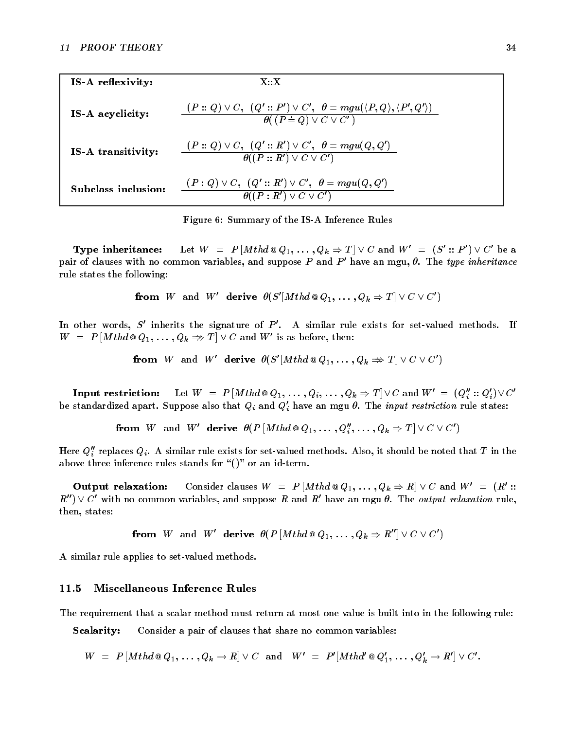| | |
|---|---|
| **IS-A reflexivity:** | X::X |
| **IS-A acyclicity:** | $\dfrac{(P :: Q) \vee C,\ \ (Q' :: P') \vee C',\ \ \theta = mgu(\langle P, Q\rangle, \langle P', Q'\rangle)}{\theta(\,(P \doteq Q) \vee C \vee C'\,)}$ |
| **IS-A transitivity:** | $\dfrac{(P :: Q) \vee C,\ \ (Q' :: R') \vee C',\ \ \theta = mgu(Q, Q')}{\theta((P :: R') \vee C \vee C')}$ |
| **Subclass inclusion:** | $\dfrac{(P : Q) \vee C,\ \ (Q' :: R') \vee C',\ \ \theta = mgu(Q, Q')}{\theta((P : R') \vee C \vee C')}$ |

Figure 6: Summary of the IS-A Inference Rules

**Type inheritance:** Let $W = P[Mthd @ Q_1, \ldots, Q_k \Rightarrow T] \vee C$ and $W' = (S' :: P') \vee C'$ be a pair of clauses with no common variables, and suppose $P$ and $P'$ have an mgu, $\theta$. The *type inheritance* rule states the following:

$$\textbf{from } W \text{ and } W' \textbf{ derive } \theta(S'[Mthd @ Q_1, \ldots, Q_k \Rightarrow T] \vee C \vee C')$$

In other words, $S'$ inherits the signature of $P'$. A similar rule exists for set-valued methods. If $W = P[Mthd @ Q_1, \ldots, Q_k \Rightarrow\!\!\!\!\Rightarrow T] \vee C$ and $W'$ is as before, then:

$$\textbf{from } W \text{ and } W' \textbf{ derive } \theta(S'[Mthd @ Q_1, \ldots, Q_k \Rightarrow\!\!\!\!\Rightarrow T] \vee C \vee C')$$

**Input restriction:** Let $W = P[Mthd @ Q_1, \ldots, Q_i, \ldots, Q_k \Rightarrow T] \vee C$ and $W' = (Q''_i :: Q'_i) \vee C'$ be standardized apart. Suppose also that $Q_i$ and $Q'_i$ have an mgu $\theta$. The *input restriction* rule states:

$$\textbf{from } W \text{ and } W' \textbf{ derive } \theta(P[Mthd @ Q_1, \ldots, Q''_i, \ldots, Q_k \Rightarrow T] \vee C \vee C')$$

Here $Q''_i$ replaces $Q_i$. A similar rule exists for set-valued methods. Also, it should be noted that $T$ in the above three inference rules stands for "()" or an id-term.

**Output relaxation:** Consider clauses $W = P[Mthd @ Q_1, \ldots, Q_k \Rightarrow R] \vee C$ and $W' = (R' :: R'') \vee C'$ with no common variables, and suppose $R$ and $R'$ have an mgu $\theta$. The *output relaxation* rule, then, states:

$$\textbf{from } W \text{ and } W' \textbf{ derive } \theta(P[Mthd @ Q_1, \ldots, Q_k \Rightarrow R''] \vee C \vee C')$$

A similar rule applies to set-valued methods.

### 11.5 Miscellaneous Inference Rules

The requirement that a scalar method must return at most one value is built into in the following rule:

**Scalarity:** Consider a pair of clauses that share no common variables:

$$W = P[Mthd @ Q_1, \ldots, Q_k \rightarrow R] \vee C \ \text{ and } \ W' = P'[Mthd' @ Q'_1, \ldots, Q'_k \rightarrow R'] \vee C'.$$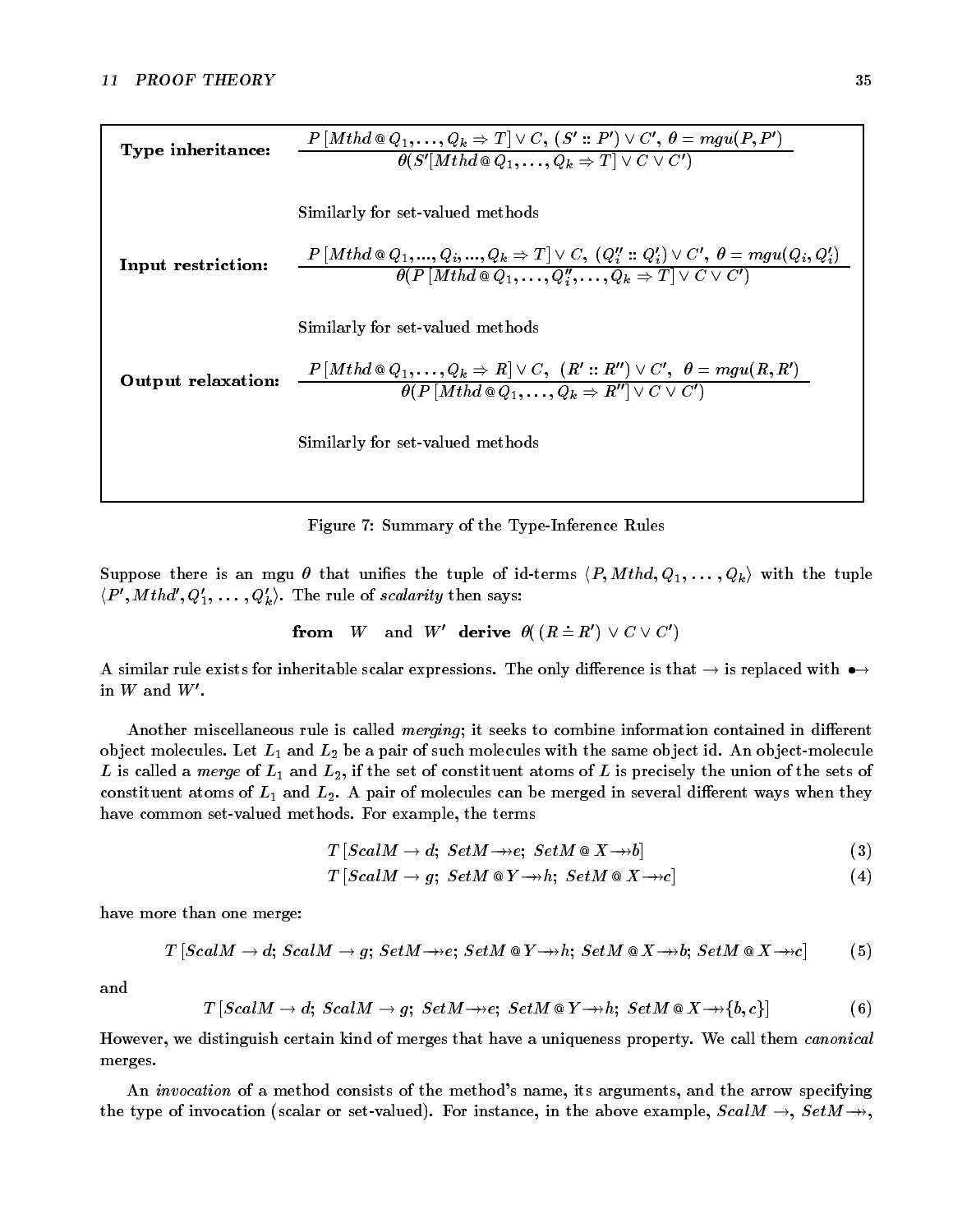| | |
|---|---|
| **Type inheritance:** | $$\frac{P\,[Mthd\,@\,Q_1,\ldots,Q_k \Rightarrow T] \vee C,\ (S' :: P') \vee C',\ \theta = mgu(P,P')}{\theta(S'[Mthd\,@\,Q_1,\ldots,Q_k \Rightarrow T] \vee C \vee C')}$$ |
| | Similarly for set-valued methods |
| **Input restriction:** | $$\frac{P\,[Mthd\,@\,Q_1,...,Q_i,...,Q_k \Rightarrow T] \vee C,\ (Q''_i :: Q'_i) \vee C',\ \theta = mgu(Q_i,Q'_i)}{\theta(P\,[Mthd\,@\,Q_1,\ldots,Q''_i,\ldots,Q_k \Rightarrow T] \vee C \vee C')}$$ |
| | Similarly for set-valued methods |
| **Output relaxation:** | $$\frac{P\,[Mthd\,@\,Q_1,\ldots,Q_k \Rightarrow R] \vee C,\ \ (R' :: R'') \vee C',\ \ \theta = mgu(R,R')}{\theta(P\,[Mthd\,@\,Q_1,\ldots,Q_k \Rightarrow R''] \vee C \vee C')}$$ |
| | Similarly for set-valued methods |

Figure 7: Summary of the Type-Inference Rules

Suppose there is an mgu $\theta$ that unifies the tuple of id-terms $\langle P, Mthd, Q_1, \ldots, Q_k\rangle$ with the tuple $\langle P', Mthd', Q'_1, \ldots, Q'_k\rangle$. The rule of *scalarity* then says:

$$\textbf{from} \quad W \quad \text{and} \quad W' \quad \textbf{derive} \quad \theta(\,(R \doteq R') \vee C \vee C')$$

A similar rule exists for inheritable scalar expressions. The only difference is that $\rightarrow$ is replaced with $\bullet\!\!\rightarrow$ in $W$ and $W'$.

Another miscellaneous rule is called *merging*; it seeks to combine information contained in different object molecules. Let $L_1$ and $L_2$ be a pair of such molecules with the same object id. An object-molecule $L$ is called a *merge* of $L_1$ and $L_2$, if the set of constituent atoms of $L$ is precisely the union of the sets of constituent atoms of $L_1$ and $L_2$. A pair of molecules can be merged in several different ways when they have common set-valued methods. For example, the terms

$$T\,[ScalM \rightarrow d;\ SetM \twoheadrightarrow e;\ SetM\,@\,X \twoheadrightarrow b] \tag{3}$$

$$T\,[ScalM \rightarrow g;\ SetM\,@\,Y \twoheadrightarrow h;\ SetM\,@\,X \twoheadrightarrow c] \tag{4}$$

have more than one merge:

$$T\,[ScalM \rightarrow d;\, ScalM \rightarrow g;\, SetM \twoheadrightarrow e;\, SetM\,@\,Y \twoheadrightarrow h;\, SetM\,@\,X \twoheadrightarrow b;\, SetM\,@\,X \twoheadrightarrow c] \tag{5}$$

and

$$T\,[ScalM \rightarrow d;\ ScalM \rightarrow g;\ SetM \twoheadrightarrow e;\ SetM\,@\,Y \twoheadrightarrow h;\ SetM\,@\,X \twoheadrightarrow \{b,c\}] \tag{6}$$

However, we distinguish certain kind of merges that have a uniqueness property. We call them *canonical* merges.

An *invocation* of a method consists of the method's name, its arguments, and the arrow specifying the type of invocation (scalar or set-valued). For instance, in the above example, $ScalM \rightarrow$, $SetM \twoheadrightarrow$,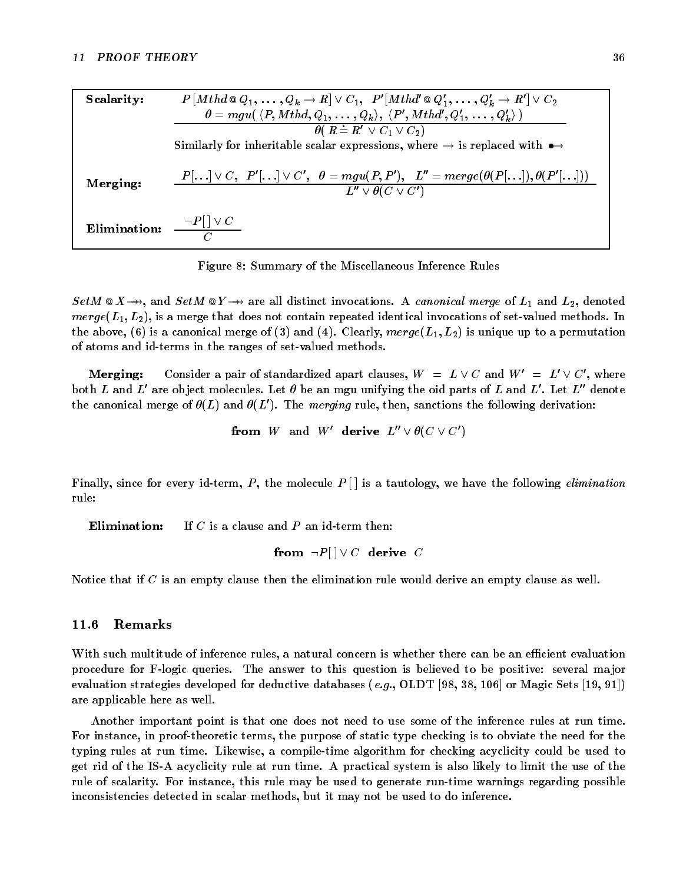| | |
|---|---|
| **Scalarity:** | $\dfrac{P\,[Mthd \,@\, Q_1, \ldots, Q_k \rightarrow R] \vee C_1, \;\; P'[Mthd' \,@\, Q'_1, \ldots, Q'_k \rightarrow R'] \vee C_2 \quad \theta = mgu(\, \langle P, Mthd, Q_1, \ldots, Q_k \rangle,\ \langle P', Mthd', Q'_1, \ldots, Q'_k \rangle \,)}{\theta(\, R \doteq R' \vee C_1 \vee C_2)}$ |
| | Similarly for inheritable scalar expressions, where $\rightarrow$ is replaced with $\bullet\!\!\rightarrow$ |
| **Merging:** | $\dfrac{P[\ldots] \vee C, \;\; P'[\ldots] \vee C', \;\; \theta = mgu(P, P'), \;\; L'' = merge(\theta(P[\ldots]), \theta(P'[\ldots]))}{L'' \vee \theta(C \vee C')}$ |
| **Elimination:** | $\dfrac{\neg P[\,] \vee C}{C}$ |

Figure 8: Summary of the Miscellaneous Inference Rules

$SetM \,@\, X \twoheadrightarrow$, and $SetM \,@\, Y \twoheadrightarrow$ are all distinct invocations. A *canonical merge* of $L_1$ and $L_2$, denoted $merge(L_1, L_2)$, is a merge that does not contain repeated identical invocations of set-valued methods. In the above, (6) is a canonical merge of (3) and (4). Clearly, $merge(L_1, L_2)$ is unique up to a permutation of atoms and id-terms in the ranges of set-valued methods.

**Merging:** Consider a pair of standardized apart clauses, $W = L \vee C$ and $W' = L' \vee C'$, where both $L$ and $L'$ are object molecules. Let $\theta$ be an mgu unifying the oid parts of $L$ and $L'$. Let $L''$ denote the canonical merge of $\theta(L)$ and $\theta(L')$. The *merging* rule, then, sanctions the following derivation:

$$\textbf{from } W \text{ and } W' \textbf{ derive } L'' \vee \theta(C \vee C')$$

Finally, since for every id-term, $P$, the molecule $P[\,]$ is a tautology, we have the following *elimination* rule:

**Elimination:** If $C$ is a clause and $P$ an id-term then:

$$\textbf{from } \neg P[\,] \vee C \textbf{ derive } C$$

Notice that if $C$ is an empty clause then the elimination rule would derive an empty clause as well.

### 11.6 Remarks

With such multitude of inference rules, a natural concern is whether there can be an efficient evaluation procedure for F-logic queries. The answer to this question is believed to be positive: several major evaluation strategies developed for deductive databases (*e.g.*, OLDT [98, 38, 106] or Magic Sets [19, 91]) are applicable here as well.

Another important point is that one does not need to use some of the inference rules at run time. For instance, in proof-theoretic terms, the purpose of static type checking is to obviate the need for the typing rules at run time. Likewise, a compile-time algorithm for checking acyclicity could be used to get rid of the IS-A acyclicity rule at run time. A practical system is also likely to limit the use of the rule of scalarity. For instance, this rule may be used to generate run-time warnings regarding possible inconsistencies detected in scalar methods, but it may not be used to do inference.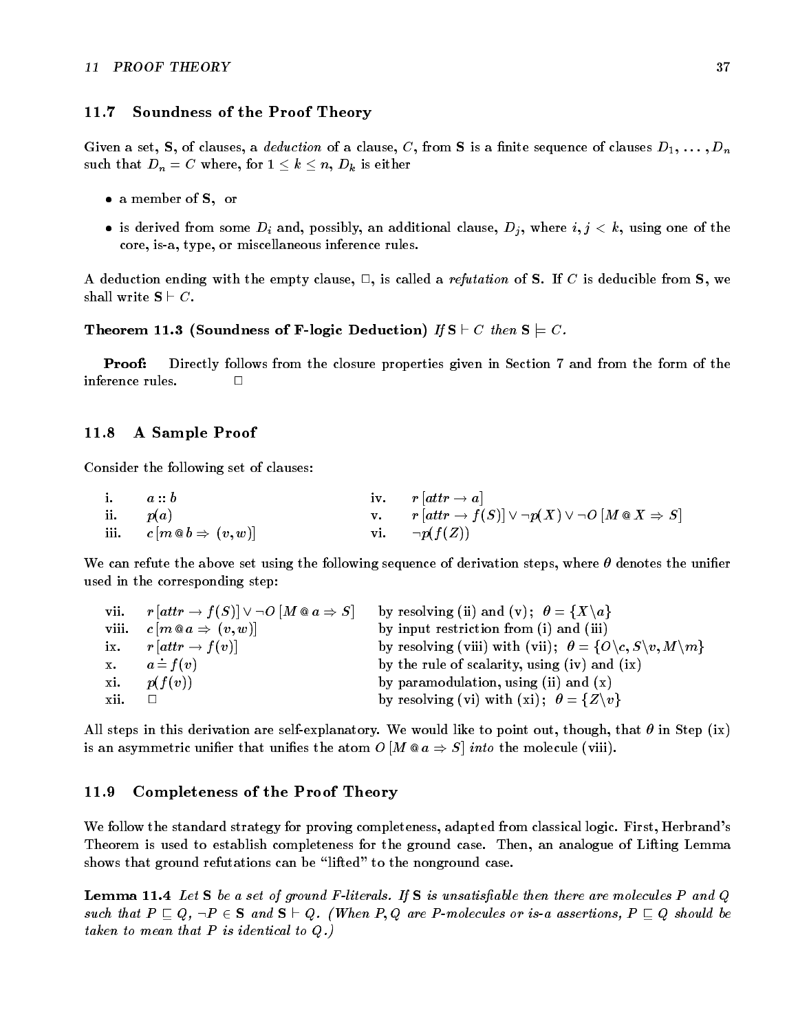## 11.7 Soundness of the Proof Theory

Given a set, **S**, of clauses, a *deduction* of a clause, $C$, from **S** is a finite sequence of clauses $D_1, \ldots, D_n$ such that $D_n = C$ where, for $1 \leq k \leq n$, $D_k$ is either

- a member of **S**, or
- is derived from some $D_i$ and, possibly, an additional clause, $D_j$, where $i, j < k$, using one of the core, is-a, type, or miscellaneous inference rules.

A deduction ending with the empty clause, $\Box$, is called a *refutation* of **S**. If $C$ is deducible from **S**, we shall write $\mathbf{S} \vdash C$.

**Theorem 11.3 (Soundness of F-logic Deduction)** *If* $\mathbf{S} \vdash C$ *then* $\mathbf{S} \models C$.

**Proof:** Directly follows from the closure properties given in Section 7 and from the form of the inference rules. $\Box$

## 11.8 A Sample Proof

Consider the following set of clauses:

| | | | |
|---|---|---|---|
| i. | $a :: b$ | iv. | $r\,[attr \rightarrow a]$ |
| ii. | $p(a)$ | v. | $r\,[attr \rightarrow f(S)] \vee \neg p(X) \vee \neg O\,[M \,@\, X \Rightarrow S]$ |
| iii. | $c\,[m \,@\, b \Rightarrow (v, w)]$ | vi. | $\neg p(f(Z))$ |

We can refute the above set using the following sequence of derivation steps, where $\theta$ denotes the unifier used in the corresponding step:

| | | |
|---|---|---|
| vii. | $r\,[attr \rightarrow f(S)] \vee \neg O\,[M \,@\, a \Rightarrow S]$ | by resolving (ii) and (v); $\theta = \{X \backslash a\}$ |
| viii. | $c\,[m \,@\, a \Rightarrow (v, w)]$ | by input restriction from (i) and (iii) |
| ix. | $r\,[attr \rightarrow f(v)]$ | by resolving (viii) with (vii); $\theta = \{O \backslash c, S \backslash v, M \backslash m\}$ |
| x. | $a \doteq f(v)$ | by the rule of scalarity, using (iv) and (ix) |
| xi. | $p(f(v))$ | by paramodulation, using (ii) and (x) |
| xii. | $\Box$ | by resolving (vi) with (xi); $\theta = \{Z \backslash v\}$ |

All steps in this derivation are self-explanatory. We would like to point out, though, that $\theta$ in Step (ix) is an asymmetric unifier that unifies the atom $O\,[M \,@\, a \Rightarrow S]$ *into* the molecule (viii).

## 11.9 Completeness of the Proof Theory

We follow the standard strategy for proving completeness, adapted from classical logic. First, Herbrand's Theorem is used to establish completeness for the ground case. Then, an analogue of Lifting Lemma shows that ground refutations can be "lifted" to the nonground case.

**Lemma 11.4** *Let* **S** *be a set of ground F-literals. If* **S** *is unsatisfiable then there are molecules* $P$ *and* $Q$ *such that* $P \sqsubseteq Q$, $\neg P \in \mathbf{S}$ *and* $\mathbf{S} \vdash Q$. *(When* $P, Q$ *are P-molecules or is-a assertions,* $P \sqsubseteq Q$ *should be taken to mean that* $P$ *is identical to* $Q$*.)*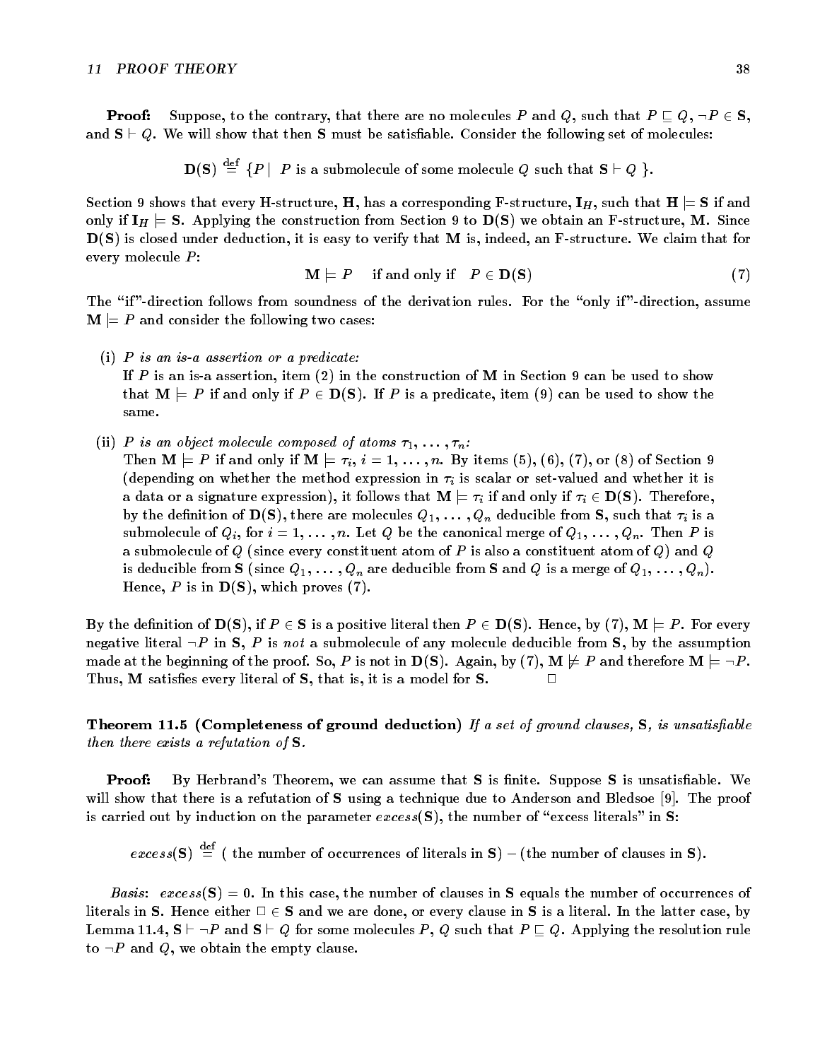**Proof:** Suppose, to the contrary, that there are no molecules $P$ and $Q$, such that $P \sqsubseteq Q$, $\neg P \in \mathbf{S}$, and $\mathbf{S} \vdash Q$. We will show that then $\mathbf{S}$ must be satisfiable. Consider the following set of molecules:

$$\mathbf{D}(\mathbf{S}) \stackrel{\text{def}}{=} \{P \mid P \text{ is a submolecule of some molecule } Q \text{ such that } \mathbf{S} \vdash Q \}.$$

Section 9 shows that every H-structure, $\mathbf{H}$, has a corresponding F-structure, $\mathbf{I}_H$, such that $\mathbf{H} \models \mathbf{S}$ if and only if $\mathbf{I}_H \models \mathbf{S}$. Applying the construction from Section 9 to $\mathbf{D}(\mathbf{S})$ we obtain an F-structure, $\mathbf{M}$. Since $\mathbf{D}(\mathbf{S})$ is closed under deduction, it is easy to verify that $\mathbf{M}$ is, indeed, an F-structure. We claim that for every molecule $P$:

$$\mathbf{M} \models P \quad \text{if and only if} \quad P \in \mathbf{D}(\mathbf{S}) \tag{7}$$

The "if"-direction follows from soundness of the derivation rules. For the "only if"-direction, assume $\mathbf{M} \models P$ and consider the following two cases:

(i) *$P$ is an is-a assertion or a predicate:*
If $P$ is an is-a assertion, item (2) in the construction of $\mathbf{M}$ in Section 9 can be used to show that $\mathbf{M} \models P$ if and only if $P \in \mathbf{D}(\mathbf{S})$. If $P$ is a predicate, item (9) can be used to show the same.

(ii) *$P$ is an object molecule composed of atoms $\tau_1, \ldots, \tau_n$:*
Then $\mathbf{M} \models P$ if and only if $\mathbf{M} \models \tau_i$, $i = 1, \ldots, n$. By items (5), (6), (7), or (8) of Section 9 (depending on whether the method expression in $\tau_i$ is scalar or set-valued and whether it is a data or a signature expression), it follows that $\mathbf{M} \models \tau_i$ if and only if $\tau_i \in \mathbf{D}(\mathbf{S})$. Therefore, by the definition of $\mathbf{D}(\mathbf{S})$, there are molecules $Q_1, \ldots, Q_n$ deducible from $\mathbf{S}$, such that $\tau_i$ is a submolecule of $Q_i$, for $i = 1, \ldots, n$. Let $Q$ be the canonical merge of $Q_1, \ldots, Q_n$. Then $P$ is a submolecule of $Q$ (since every constituent atom of $P$ is also a constituent atom of $Q$) and $Q$ is deducible from $\mathbf{S}$ (since $Q_1, \ldots, Q_n$ are deducible from $\mathbf{S}$ and $Q$ is a merge of $Q_1, \ldots, Q_n$). Hence, $P$ is in $\mathbf{D}(\mathbf{S})$, which proves (7).

By the definition of $\mathbf{D}(\mathbf{S})$, if $P \in \mathbf{S}$ is a positive literal then $P \in \mathbf{D}(\mathbf{S})$. Hence, by (7), $\mathbf{M} \models P$. For every negative literal $\neg P$ in $\mathbf{S}$, $P$ is *not* a submolecule of any molecule deducible from $\mathbf{S}$, by the assumption made at the beginning of the proof. So, $P$ is not in $\mathbf{D}(\mathbf{S})$. Again, by (7), $\mathbf{M} \not\models P$ and therefore $\mathbf{M} \models \neg P$. Thus, $\mathbf{M}$ satisfies every literal of $\mathbf{S}$, that is, it is a model for $\mathbf{S}$. $\Box$

**Theorem 11.5 (Completeness of ground deduction)** *If a set of ground clauses, $\mathbf{S}$, is unsatisfiable then there exists a refutation of $\mathbf{S}$.*

**Proof:** By Herbrand's Theorem, we can assume that $\mathbf{S}$ is finite. Suppose $\mathbf{S}$ is unsatisfiable. We will show that there is a refutation of $\mathbf{S}$ using a technique due to Anderson and Bledsoe [9]. The proof is carried out by induction on the parameter $excess(\mathbf{S})$, the number of "excess literals" in $\mathbf{S}$:

$$excess(\mathbf{S}) \stackrel{\text{def}}{=} (\text{ the number of occurrences of literals in } \mathbf{S}) - (\text{the number of clauses in } \mathbf{S}).$$

*Basis*: $excess(\mathbf{S}) = 0$. In this case, the number of clauses in $\mathbf{S}$ equals the number of occurrences of literals in $\mathbf{S}$. Hence either $\Box \in \mathbf{S}$ and we are done, or every clause in $\mathbf{S}$ is a literal. In the latter case, by Lemma 11.4, $\mathbf{S} \vdash \neg P$ and $\mathbf{S} \vdash Q$ for some molecules $P$, $Q$ such that $P \sqsubseteq Q$. Applying the resolution rule to $\neg P$ and $Q$, we obtain the empty clause.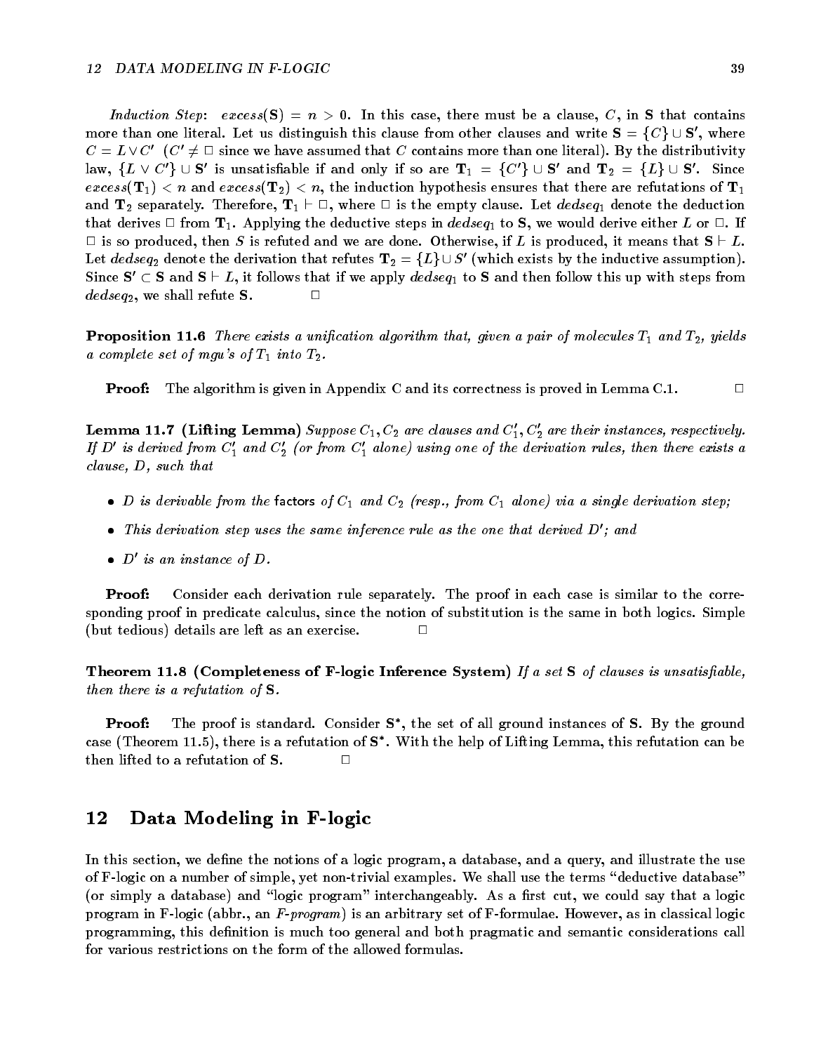*Induction Step*: $excess(\mathbf{S}) = n > 0$. In this case, there must be a clause, $C$, in $\mathbf{S}$ that contains more than one literal. Let us distinguish this clause from other clauses and write $\mathbf{S} = \{C\} \cup \mathbf{S}'$, where $C = L \vee C'$ ($C' \neq \Box$ since we have assumed that $C$ contains more than one literal). By the distributivity law, $\{L \vee C'\} \cup \mathbf{S}'$ is unsatisfiable if and only if so are $\mathbf{T}_1 = \{C'\} \cup \mathbf{S}'$ and $\mathbf{T}_2 = \{L\} \cup \mathbf{S}'$. Since $excess(\mathbf{T}_1) < n$ and $excess(\mathbf{T}_2) < n$, the induction hypothesis ensures that there are refutations of $\mathbf{T}_1$ and $\mathbf{T}_2$ separately. Therefore, $\mathbf{T}_1 \vdash \Box$, where $\Box$ is the empty clause. Let $dedseq_1$ denote the deduction that derives $\Box$ from $\mathbf{T}_1$. Applying the deductive steps in $dedseq_1$ to $\mathbf{S}$, we would derive either $L$ or $\Box$. If $\Box$ is so produced, then $S$ is refuted and we are done. Otherwise, if $L$ is produced, it means that $\mathbf{S} \vdash L$. Let $dedseq_2$ denote the derivation that refutes $\mathbf{T}_2 = \{L\} \cup S'$ (which exists by the inductive assumption). Since $\mathbf{S}' \subset \mathbf{S}$ and $\mathbf{S} \vdash L$, it follows that if we apply $dedseq_1$ to $\mathbf{S}$ and then follow this up with steps from $dedseq_2$, we shall refute $\mathbf{S}$. $\Box$

**Proposition 11.6** *There exists a unification algorithm that, given a pair of molecules $T_1$ and $T_2$, yields a complete set of mgu's of $T_1$ into $T_2$.*

**Proof:** The algorithm is given in Appendix C and its correctness is proved in Lemma C.1. $\Box$

**Lemma 11.7 (Lifting Lemma)** *Suppose $C_1, C_2$ are clauses and $C_1', C_2'$ are their instances, respectively. If $D'$ is derived from $C_1'$ and $C_2'$ (or from $C_1'$ alone) using one of the derivation rules, then there exists a clause, $D$, such that*

- *$D$ is derivable from the* factors *of $C_1$ and $C_2$ (resp., from $C_1$ alone) via a single derivation step;*
- *This derivation step uses the same inference rule as the one that derived $D'$; and*
- *$D'$ is an instance of $D$.*

**Proof:** Consider each derivation rule separately. The proof in each case is similar to the corresponding proof in predicate calculus, since the notion of substitution is the same in both logics. Simple (but tedious) details are left as an exercise. $\Box$

**Theorem 11.8 (Completeness of F-logic Inference System)** *If a set $\mathbf{S}$ of clauses is unsatisfiable, then there is a refutation of $\mathbf{S}$.*

**Proof:** The proof is standard. Consider $\mathbf{S}^*$, the set of all ground instances of $\mathbf{S}$. By the ground case (Theorem 11.5), there is a refutation of $\mathbf{S}^*$. With the help of Lifting Lemma, this refutation can be then lifted to a refutation of $\mathbf{S}$. $\Box$

## 12 Data Modeling in F-logic

In this section, we define the notions of a logic program, a database, and a query, and illustrate the use of F-logic on a number of simple, yet non-trivial examples. We shall use the terms "deductive database" (or simply a database) and "logic program" interchangeably. As a first cut, we could say that a logic program in F-logic (abbr., an *F-program*) is an arbitrary set of F-formulae. However, as in classical logic programming, this definition is much too general and both pragmatic and semantic considerations call for various restrictions on the form of the allowed formulas.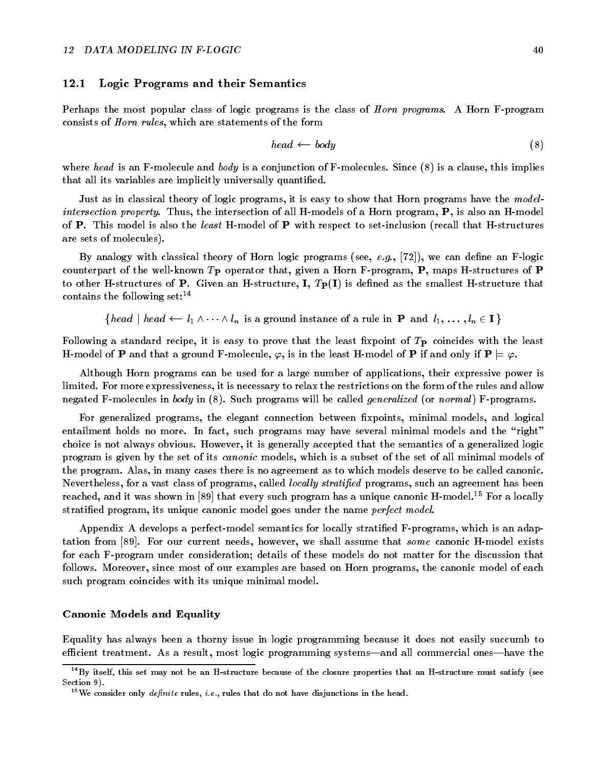## 12.1 Logic Programs and their Semantics

Perhaps the most popular class of logic programs is the class of *Horn programs*. A Horn F-program consists of *Horn rules*, which are statements of the form

$$head \longleftarrow body \tag{8}$$

where *head* is an F-molecule and *body* is a conjunction of F-molecules. Since (8) is a clause, this implies that all its variables are implicitly universally quantified.

Just as in classical theory of logic programs, it is easy to show that Horn programs have the *model-intersection property*. Thus, the intersection of all H-models of a Horn program, $\mathbf{P}$, is also an H-model of $\mathbf{P}$. This model is also the *least* H-model of $\mathbf{P}$ with respect to set-inclusion (recall that H-structures are sets of molecules).

By analogy with classical theory of Horn logic programs (see, *e.g.*, [72]), we can define an F-logic counterpart of the well-known $T_{\mathbf{P}}$ operator that, given a Horn F-program, $\mathbf{P}$, maps H-structures of $\mathbf{P}$ to other H-structures of $\mathbf{P}$. Given an H-structure, $\mathbf{I}$, $T_{\mathbf{P}}(\mathbf{I})$ is defined as the smallest H-structure that contains the following set:[14]

$$\{ head \mid head \longleftarrow l_1 \wedge \cdots \wedge l_n \text{ is a ground instance of a rule in } \mathbf{P} \text{ and } l_1, \ldots, l_n \in \mathbf{I} \}$$

Following a standard recipe, it is easy to prove that the least fixpoint of $T_{\mathbf{P}}$ coincides with the least H-model of $\mathbf{P}$ and that a ground F-molecule, $\varphi$, is in the least H-model of $\mathbf{P}$ if and only if $\mathbf{P} \models \varphi$.

Although Horn programs can be used for a large number of applications, their expressive power is limited. For more expressiveness, it is necessary to relax the restrictions on the form of the rules and allow negated F-molecules in *body* in (8). Such programs will be called *generalized* (or *normal*) F-programs.

For generalized programs, the elegant connection between fixpoints, minimal models, and logical entailment holds no more. In fact, such programs may have several minimal models and the "right" choice is not always obvious. However, it is generally accepted that the semantics of a generalized logic program is given by the set of its *canonic* models, which is a subset of the set of all minimal models of the program. Alas, in many cases there is no agreement as to which models deserve to be called canonic. Nevertheless, for a vast class of programs, called *locally stratified* programs, such an agreement has been reached, and it was shown in [89] that every such program has a unique canonic H-model.[15] For a locally stratified program, its unique canonic model goes under the name *perfect model*.

Appendix A develops a perfect-model semantics for locally stratified F-programs, which is an adaptation from [89]. For our current needs, however, we shall assume that *some* canonic H-model exists for each F-program under consideration; details of these models do not matter for the discussion that follows. Moreover, since most of our examples are based on Horn programs, the canonic model of each such program coincides with its unique minimal model.

### Canonic Models and Equality

Equality has always been a thorny issue in logic programming because it does not easily succumb to efficient treatment. As a result, most logic programming systems—and all commercial ones—have the

---

[14] By itself, this set may not be an H-structure because of the closure properties that an H-structure must satisfy (see Section 9).

[15] We consider only *definite* rules, *i.e.*, rules that do not have disjunctions in the head.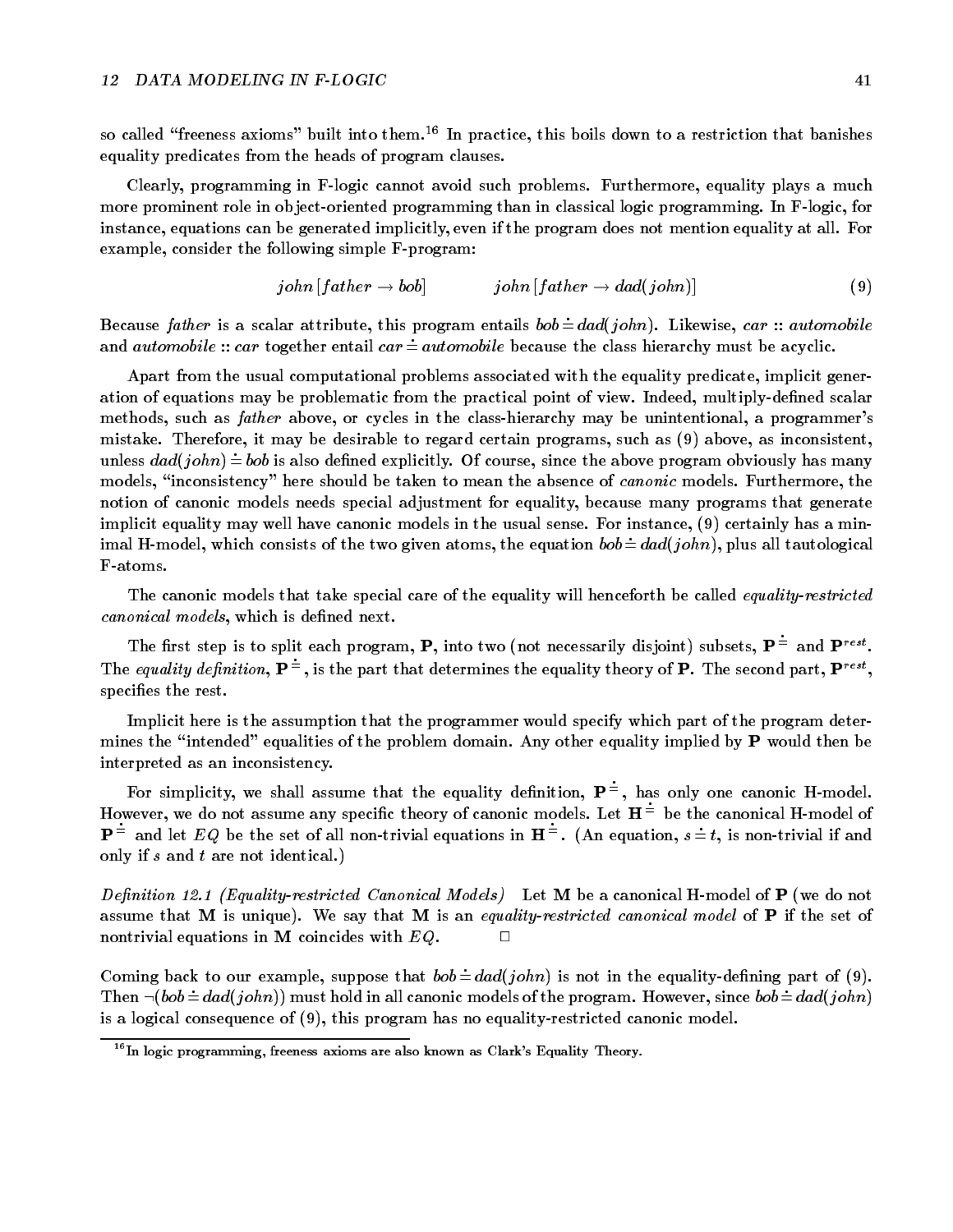so called "freeness axioms" built into them.[16] In practice, this boils down to a restriction that banishes equality predicates from the heads of program clauses.

Clearly, programming in F-logic cannot avoid such problems. Furthermore, equality plays a much more prominent role in object-oriented programming than in classical logic programming. In F-logic, for instance, equations can be generated implicitly, even if the program does not mention equality at all. For example, consider the following simple F-program:

$$john\,[father \rightarrow bob] \qquad\qquad john\,[father \rightarrow dad(john)] \tag{9}$$

Because *father* is a scalar attribute, this program entails $bob \doteq dad(john)$. Likewise, $car :: automobile$ and $automobile :: car$ together entail $car \doteq automobile$ because the class hierarchy must be acyclic.

Apart from the usual computational problems associated with the equality predicate, implicit generation of equations may be problematic from the practical point of view. Indeed, multiply-defined scalar methods, such as *father* above, or cycles in the class-hierarchy may be unintentional, a programmer's mistake. Therefore, it may be desirable to regard certain programs, such as (9) above, as inconsistent, unless $dad(john) \doteq bob$ is also defined explicitly. Of course, since the above program obviously has many models, "inconsistency" here should be taken to mean the absence of *canonic* models. Furthermore, the notion of canonic models needs special adjustment for equality, because many programs that generate implicit equality may well have canonic models in the usual sense. For instance, (9) certainly has a minimal H-model, which consists of the two given atoms, the equation $bob \doteq dad(john)$, plus all tautological F-atoms.

The canonic models that take special care of the equality will henceforth be called *equality-restricted canonical models*, which is defined next.

The first step is to split each program, $\mathbf{P}$, into two (not necessarily disjoint) subsets, $\mathbf{P}^{\doteq}$ and $\mathbf{P}^{rest}$. The *equality definition*, $\mathbf{P}^{\doteq}$, is the part that determines the equality theory of $\mathbf{P}$. The second part, $\mathbf{P}^{rest}$, specifies the rest.

Implicit here is the assumption that the programmer would specify which part of the program determines the "intended" equalities of the problem domain. Any other equality implied by $\mathbf{P}$ would then be interpreted as an inconsistency.

For simplicity, we shall assume that the equality definition, $\mathbf{P}^{\doteq}$, has only one canonic H-model. However, we do not assume any specific theory of canonic models. Let $\mathbf{H}^{\doteq}$ be the canonical H-model of $\mathbf{P}^{\doteq}$ and let $EQ$ be the set of all non-trivial equations in $\mathbf{H}^{\doteq}$. (An equation, $s \doteq t$, is non-trivial if and only if $s$ and $t$ are not identical.)

*Definition 12.1 (Equality-restricted Canonical Models)* Let $\mathbf{M}$ be a canonical H-model of $\mathbf{P}$ (we do not assume that $\mathbf{M}$ is unique). We say that $\mathbf{M}$ is an *equality-restricted canonical model* of $\mathbf{P}$ if the set of nontrivial equations in $\mathbf{M}$ coincides with $EQ$. □

Coming back to our example, suppose that $bob \doteq dad(john)$ is not in the equality-defining part of (9). Then $\neg(bob \doteq dad(john))$ must hold in all canonic models of the program. However, since $bob \doteq dad(john)$ is a logical consequence of (9), this program has no equality-restricted canonic model.

[16] In logic programming, freeness axioms are also known as Clark's Equality Theory.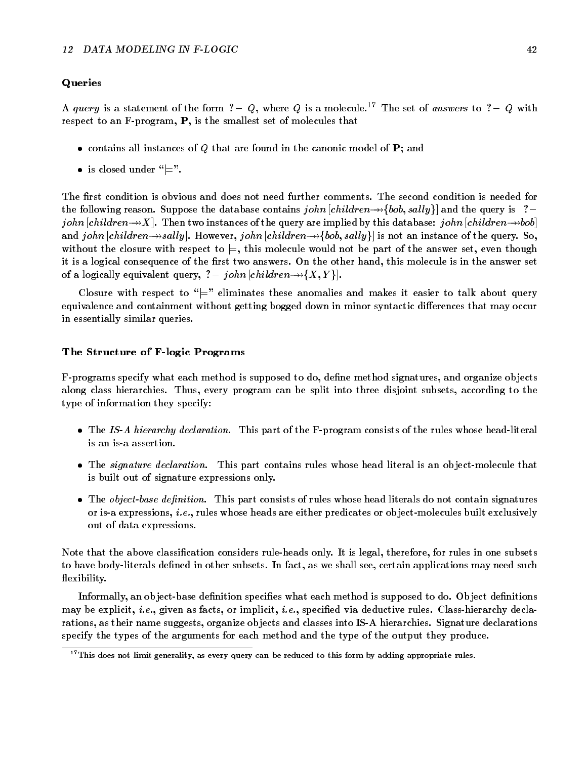### Queries

A *query* is a statement of the form $?- \ Q$, where $Q$ is a molecule.[17] The set of *answers* to $?- \ Q$ with respect to an F-program, $\mathbf{P}$, is the smallest set of molecules that

- contains all instances of $Q$ that are found in the canonic model of $\mathbf{P}$; and
- is closed under "$\models$".

The first condition is obvious and does not need further comments. The second condition is needed for the following reason. Suppose the database contains $john\,[children \twoheadrightarrow \{bob, sally\}]$ and the query is $?- \ john\,[children \twoheadrightarrow X]$. Then two instances of the query are implied by this database: $john\,[children \twoheadrightarrow bob]$ and $john\,[children \twoheadrightarrow sally]$. However, $john\,[children \twoheadrightarrow \{bob, sally\}]$ is not an instance of the query. So, without the closure with respect to $\models$, this molecule would not be part of the answer set, even though it is a logical consequence of the first two answers. On the other hand, this molecule is in the answer set of a logically equivalent query, $?- \ john\,[children \twoheadrightarrow \{X, Y\}]$.

Closure with respect to "$\models$" eliminates these anomalies and makes it easier to talk about query equivalence and containment without getting bogged down in minor syntactic differences that may occur in essentially similar queries.

### The Structure of F-logic Programs

F-programs specify what each method is supposed to do, define method signatures, and organize objects along class hierarchies. Thus, every program can be split into three disjoint subsets, according to the type of information they specify:

- The *IS-A hierarchy declaration*. This part of the F-program consists of the rules whose head-literal is an is-a assertion.
- The *signature declaration*. This part contains rules whose head literal is an object-molecule that is built out of signature expressions only.
- The *object-base definition*. This part consists of rules whose head literals do not contain signatures or is-a expressions, *i.e.*, rules whose heads are either predicates or object-molecules built exclusively out of data expressions.

Note that the above classification considers rule-heads only. It is legal, therefore, for rules in one subsets to have body-literals defined in other subsets. In fact, as we shall see, certain applications may need such flexibility.

Informally, an object-base definition specifies what each method is supposed to do. Object definitions may be explicit, *i.e.*, given as facts, or implicit, *i.e.*, specified via deductive rules. Class-hierarchy declarations, as their name suggests, organize objects and classes into IS-A hierarchies. Signature declarations specify the types of the arguments for each method and the type of the output they produce.

[17] This does not limit generality, as every query can be reduced to this form by adding appropriate rules.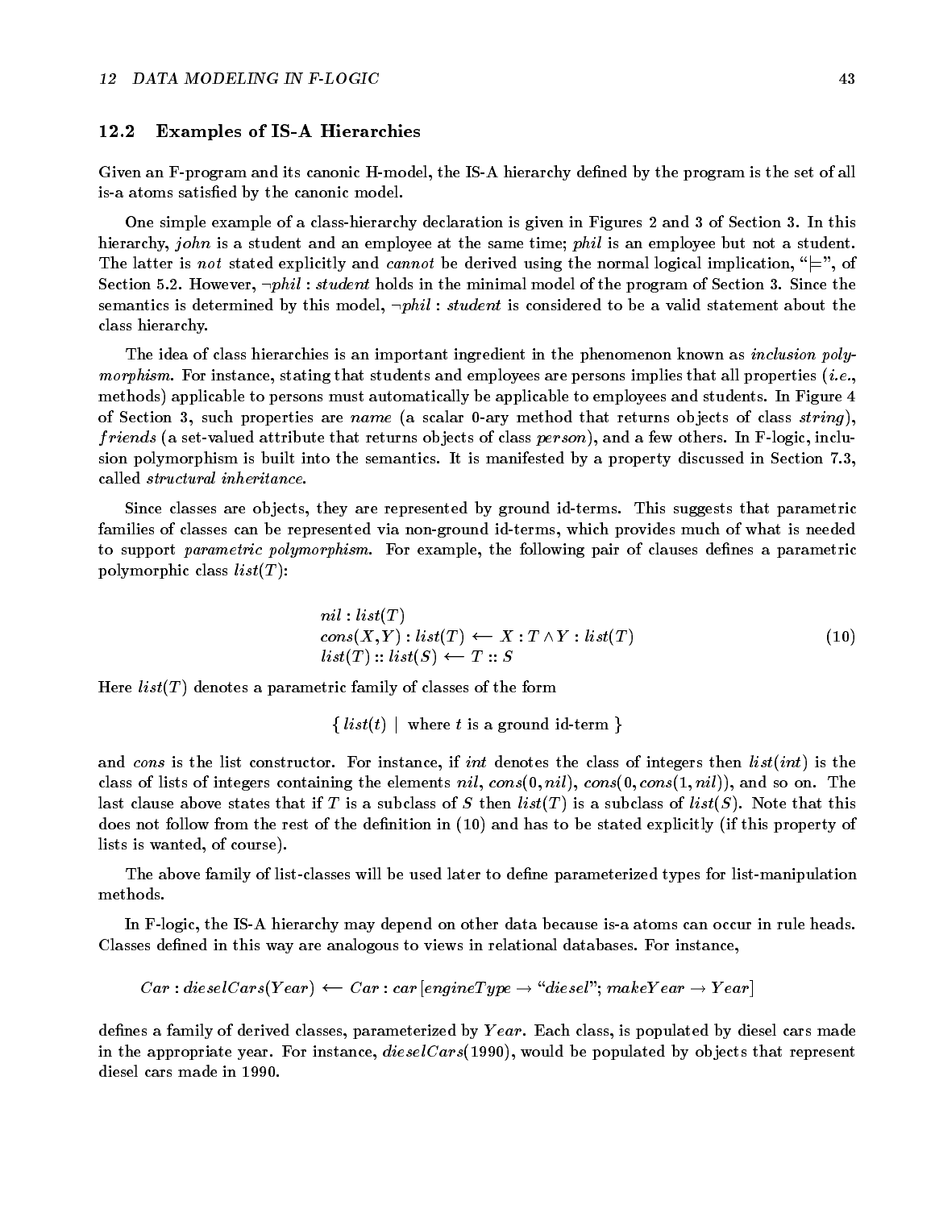### 12.2 Examples of IS-A Hierarchies

Given an F-program and its canonic H-model, the IS-A hierarchy defined by the program is the set of all is-a atoms satisfied by the canonic model.

One simple example of a class-hierarchy declaration is given in Figures 2 and 3 of Section 3. In this hierarchy, *john* is a student and an employee at the same time; *phil* is an employee but not a student. The latter is *not* stated explicitly and *cannot* be derived using the normal logical implication, "$\models$", of Section 5.2. However, $\neg phil : student$ holds in the minimal model of the program of Section 3. Since the semantics is determined by this model, $\neg phil : student$ is considered to be a valid statement about the class hierarchy.

The idea of class hierarchies is an important ingredient in the phenomenon known as *inclusion polymorphism*. For instance, stating that students and employees are persons implies that all properties (*i.e.*, methods) applicable to persons must automatically be applicable to employees and students. In Figure 4 of Section 3, such properties are *name* (a scalar 0-ary method that returns objects of class *string*), *friends* (a set-valued attribute that returns objects of class *person*), and a few others. In F-logic, inclusion polymorphism is built into the semantics. It is manifested by a property discussed in Section 7.3, called *structural inheritance*.

Since classes are objects, they are represented by ground id-terms. This suggests that parametric families of classes can be represented via non-ground id-terms, which provides much of what is needed to support *parametric polymorphism*. For example, the following pair of clauses defines a parametric polymorphic class $list(T)$:

$$
\begin{array}{l}
nil : list(T) \\
cons(X,Y) : list(T) \longleftarrow X : T \wedge Y : list(T) \\
list(T) :: list(S) \longleftarrow T :: S
\end{array}
\qquad (10)
$$

Here $list(T)$ denotes a parametric family of classes of the form

$$\{\, list(t) \mid \text{where } t \text{ is a ground id-term} \,\}$$

and *cons* is the list constructor. For instance, if *int* denotes the class of integers then $list(int)$ is the class of lists of integers containing the elements $nil$, $cons(0, nil)$, $cons(0, cons(1, nil))$, and so on. The last clause above states that if $T$ is a subclass of $S$ then $list(T)$ is a subclass of $list(S)$. Note that this does not follow from the rest of the definition in (10) and has to be stated explicitly (if this property of lists is wanted, of course).

The above family of list-classes will be used later to define parameterized types for list-manipulation methods.

In F-logic, the IS-A hierarchy may depend on other data because is-a atoms can occur in rule heads. Classes defined in this way are analogous to views in relational databases. For instance,

$$Car : dieselCars(Year) \longleftarrow Car : car\,[engineType \rightarrow \text{"}diesel\text{"};\ makeYear \rightarrow Year]$$

defines a family of derived classes, parameterized by $Year$. Each class, is populated by diesel cars made in the appropriate year. For instance, $dieselCars(1990)$, would be populated by objects that represent diesel cars made in 1990.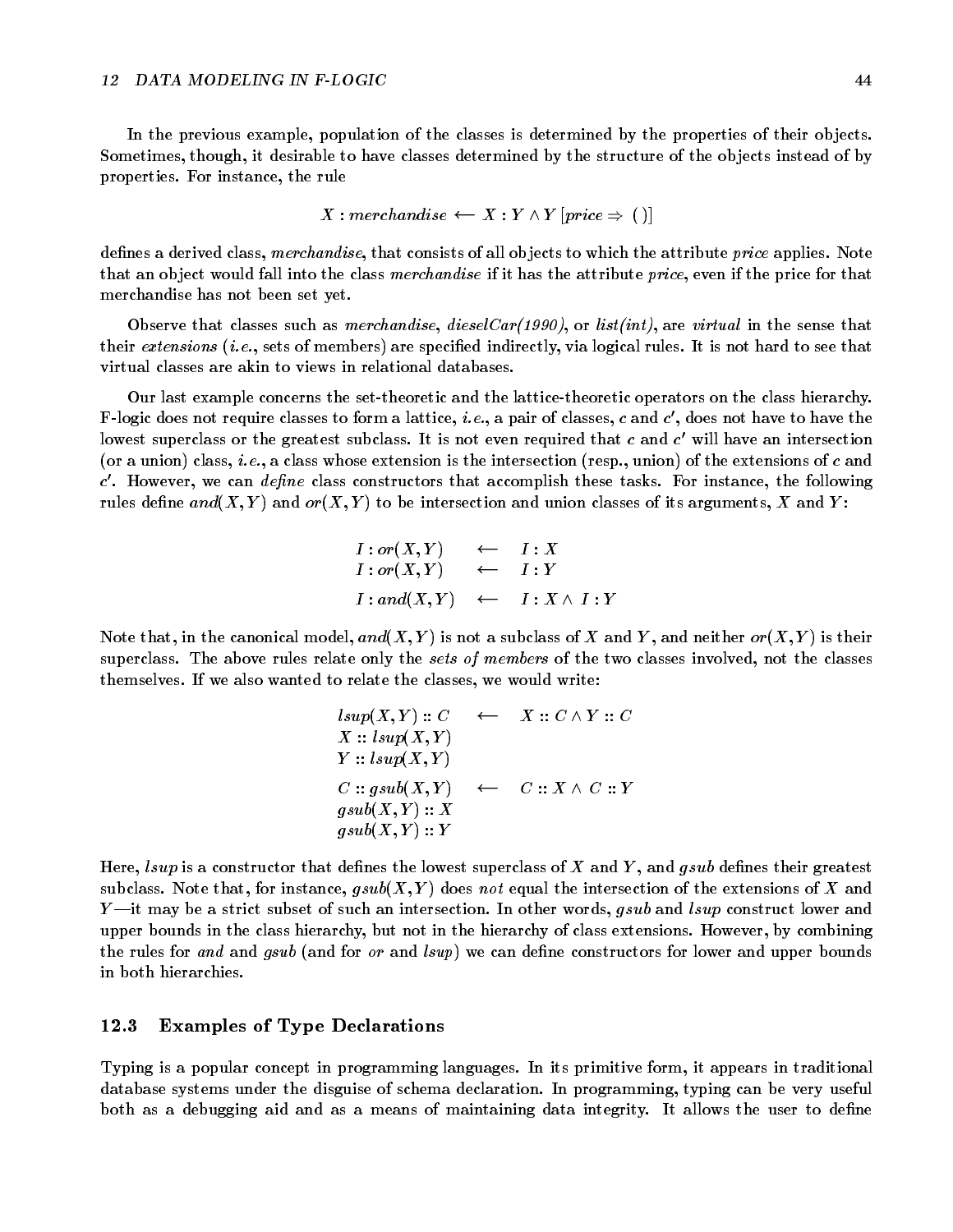In the previous example, population of the classes is determined by the properties of their objects. Sometimes, though, it desirable to have classes determined by the structure of the objects instead of by properties. For instance, the rule

$$X : merchandise \longleftarrow X : Y \wedge Y\,[price \Rightarrow (\,)]$$

defines a derived class, *merchandise*, that consists of all objects to which the attribute *price* applies. Note that an object would fall into the class *merchandise* if it has the attribute *price*, even if the price for that merchandise has not been set yet.

Observe that classes such as *merchandise*, *dieselCar(1990)*, or *list(int)*, are *virtual* in the sense that their *extensions* (*i.e.*, sets of members) are specified indirectly, via logical rules. It is not hard to see that virtual classes are akin to views in relational databases.

Our last example concerns the set-theoretic and the lattice-theoretic operators on the class hierarchy. F-logic does not require classes to form a lattice, *i.e.*, a pair of classes, $c$ and $c'$, does not have to have the lowest superclass or the greatest subclass. It is not even required that $c$ and $c'$ will have an intersection (or a union) class, *i.e.*, a class whose extension is the intersection (resp., union) of the extensions of $c$ and $c'$. However, we can *define* class constructors that accomplish these tasks. For instance, the following rules define $and(X, Y)$ and $or(X, Y)$ to be intersection and union classes of its arguments, $X$ and $Y$:

$$\begin{array}{lcl} I : or(X, Y) & \longleftarrow & I : X \\ I : or(X, Y) & \longleftarrow & I : Y \\ I : and(X, Y) & \longleftarrow & I : X \wedge\ I : Y \end{array}$$

Note that, in the canonical model, $and(X, Y)$ is not a subclass of $X$ and $Y$, and neither $or(X, Y)$ is their superclass. The above rules relate only the *sets of members* of the two classes involved, not the classes themselves. If we also wanted to relate the classes, we would write:

$$\begin{array}{lcl} lsup(X, Y) :: C & \longleftarrow & X :: C \wedge Y :: C \\ X :: lsup(X, Y) & & \\ Y :: lsup(X, Y) & & \\ C :: gsub(X, Y) & \longleftarrow & C :: X \wedge\ C :: Y \\ gsub(X, Y) :: X & & \\ gsub(X, Y) :: Y & & \end{array}$$

Here, *lsup* is a constructor that defines the lowest superclass of $X$ and $Y$, and *gsub* defines their greatest subclass. Note that, for instance, $gsub(X, Y)$ does *not* equal the intersection of the extensions of $X$ and $Y$—it may be a strict subset of such an intersection. In other words, *gsub* and *lsup* construct lower and upper bounds in the class hierarchy, but not in the hierarchy of class extensions. However, by combining the rules for *and* and *gsub* (and for *or* and *lsup*) we can define constructors for lower and upper bounds in both hierarchies.

### 12.3 Examples of Type Declarations

Typing is a popular concept in programming languages. In its primitive form, it appears in traditional database systems under the disguise of schema declaration. In programming, typing can be very useful both as a debugging aid and as a means of maintaining data integrity. It allows the user to define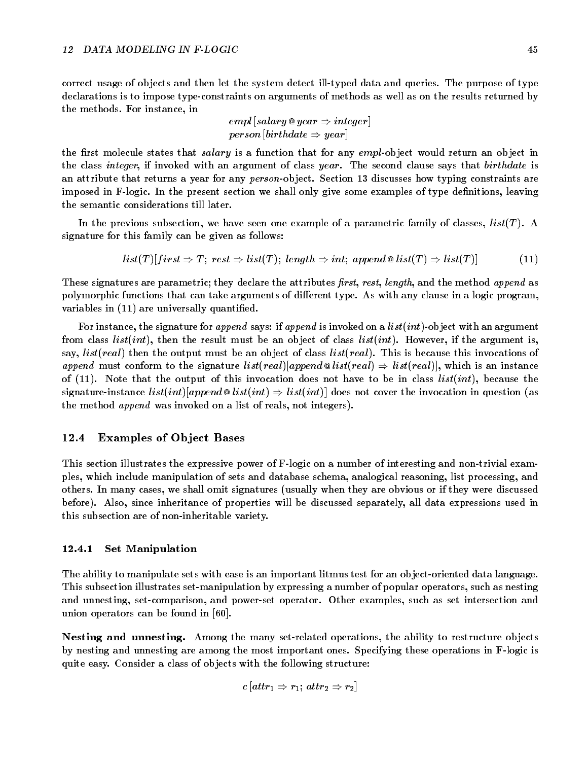correct usage of objects and then let the system detect ill-typed data and queries. The purpose of type declarations is to impose type-constraints on arguments of methods as well as on the results returned by the methods. For instance, in

$$empl\,[salary \,@\, year \Rightarrow integer]$$
$$person\,[birthdate \Rightarrow year]$$

the first molecule states that *salary* is a function that for any *empl*-object would return an object in the class *integer*, if invoked with an argument of class *year*. The second clause says that *birthdate* is an attribute that returns a year for any *person*-object. Section 13 discusses how typing constraints are imposed in F-logic. In the present section we shall only give some examples of type definitions, leaving the semantic considerations till later.

In the previous subsection, we have seen one example of a parametric family of classes, $list(T)$. A signature for this family can be given as follows:

$$list(T)[first \Rightarrow T;\ rest \Rightarrow list(T);\ length \Rightarrow int;\ append \,@\, list(T) \Rightarrow list(T)] \qquad (11)$$

These signatures are parametric; they declare the attributes *first*, *rest*, *length*, and the method *append* as polymorphic functions that can take arguments of different type. As with any clause in a logic program, variables in (11) are universally quantified.

For instance, the signature for *append* says: if *append* is invoked on a $list(int)$-object with an argument from class $list(int)$, then the result must be an object of class $list(int)$. However, if the argument is, say, $list(real)$ then the output must be an object of class $list(real)$. This is because this invocations of *append* must conform to the signature $list(real)[append \,@\, list(real) \Rightarrow list(real)]$, which is an instance of (11). Note that the output of this invocation does not have to be in class $list(int)$, because the signature-instance $list(int)[append \,@\, list(int) \Rightarrow list(int)]$ does not cover the invocation in question (as the method *append* was invoked on a list of reals, not integers).

## 12.4 Examples of Object Bases

This section illustrates the expressive power of F-logic on a number of interesting and non-trivial examples, which include manipulation of sets and database schema, analogical reasoning, list processing, and others. In many cases, we shall omit signatures (usually when they are obvious or if they were discussed before). Also, since inheritance of properties will be discussed separately, all data expressions used in this subsection are of non-inheritable variety.

### 12.4.1 Set Manipulation

The ability to manipulate sets with ease is an important litmus test for an object-oriented data language. This subsection illustrates set-manipulation by expressing a number of popular operators, such as nesting and unnesting, set-comparison, and power-set operator. Other examples, such as set intersection and union operators can be found in [60].

**Nesting and unnesting.** Among the many set-related operations, the ability to restructure objects by nesting and unnesting are among the most important ones. Specifying these operations in F-logic is quite easy. Consider a class of objects with the following structure:

$$c\,[attr_1 \Rightarrow r_1;\ attr_2 \Rightarrow r_2]$$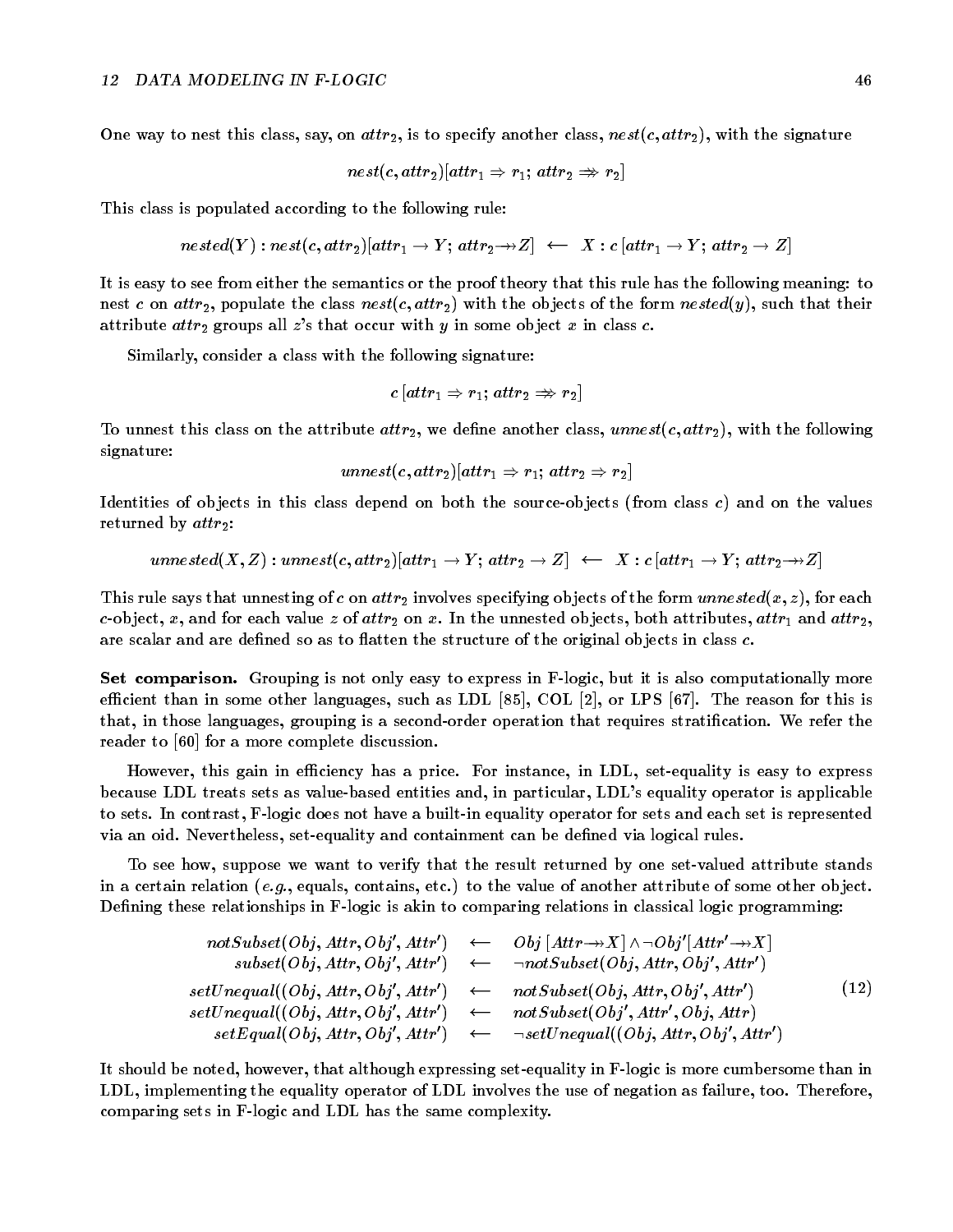One way to nest this class, say, on $attr_2$, is to specify another class, $nest(c, attr_2)$, with the signature

$$nest(c, attr_2)[attr_1 \Rightarrow r_1;\; attr_2 \Rightarrow\!\!\!\Rightarrow r_2]$$

This class is populated according to the following rule:

$$nested(Y) : nest(c, attr_2)[attr_1 \rightarrow Y;\; attr_2 \twoheadrightarrow Z] \;\longleftarrow\; X : c\,[attr_1 \rightarrow Y;\; attr_2 \rightarrow Z]$$

It is easy to see from either the semantics or the proof theory that this rule has the following meaning: to nest $c$ on $attr_2$, populate the class $nest(c, attr_2)$ with the objects of the form $nested(y)$, such that their attribute $attr_2$ groups all $z$'s that occur with $y$ in some object $x$ in class $c$.

Similarly, consider a class with the following signature:

$$c\,[attr_1 \Rightarrow r_1;\; attr_2 \Rightarrow\!\!\!\Rightarrow r_2]$$

To unnest this class on the attribute $attr_2$, we define another class, $unnest(c, attr_2)$, with the following signature:

$$unnest(c, attr_2)[attr_1 \Rightarrow r_1;\; attr_2 \Rightarrow r_2]$$

Identities of objects in this class depend on both the source-objects (from class $c$) and on the values returned by $attr_2$:

$$unnested(X, Z) : unnest(c, attr_2)[attr_1 \rightarrow Y;\; attr_2 \rightarrow Z] \;\longleftarrow\; X : c\,[attr_1 \rightarrow Y;\; attr_2 \twoheadrightarrow Z]$$

This rule says that unnesting of $c$ on $attr_2$ involves specifying objects of the form $unnested(x, z)$, for each $c$-object, $x$, and for each value $z$ of $attr_2$ on $x$. In the unnested objects, both attributes, $attr_1$ and $attr_2$, are scalar and are defined so as to flatten the structure of the original objects in class $c$.

**Set comparison.** Grouping is not only easy to express in F-logic, but it is also computationally more efficient than in some other languages, such as LDL [85], COL [2], or LPS [67]. The reason for this is that, in those languages, grouping is a second-order operation that requires stratification. We refer the reader to [60] for a more complete discussion.

However, this gain in efficiency has a price. For instance, in LDL, set-equality is easy to express because LDL treats sets as value-based entities and, in particular, LDL's equality operator is applicable to sets. In contrast, F-logic does not have a built-in equality operator for sets and each set is represented via an oid. Nevertheless, set-equality and containment can be defined via logical rules.

To see how, suppose we want to verify that the result returned by one set-valued attribute stands in a certain relation (*e.g.*, equals, contains, etc.) to the value of another attribute of some other object. Defining these relationships in F-logic is akin to comparing relations in classical logic programming:

$$\begin{array}{rcl}
notSubset(Obj, Attr, Obj', Attr') & \longleftarrow & Obj\,[Attr \twoheadrightarrow X] \wedge \neg Obj'[Attr' \twoheadrightarrow X] \\
subset(Obj, Attr, Obj', Attr') & \longleftarrow & \neg notSubset(Obj, Attr, Obj', Attr') \\
setUnequal((Obj, Attr, Obj', Attr') & \longleftarrow & notSubset(Obj, Attr, Obj', Attr') \\
setUnequal((Obj, Attr, Obj', Attr') & \longleftarrow & notSubset(Obj', Attr', Obj, Attr) \\
setEqual(Obj, Attr, Obj', Attr') & \longleftarrow & \neg setUnequal((Obj, Attr, Obj', Attr')
\end{array} \qquad (12)$$

It should be noted, however, that although expressing set-equality in F-logic is more cumbersome than in LDL, implementing the equality operator of LDL involves the use of negation as failure, too. Therefore, comparing sets in F-logic and LDL has the same complexity.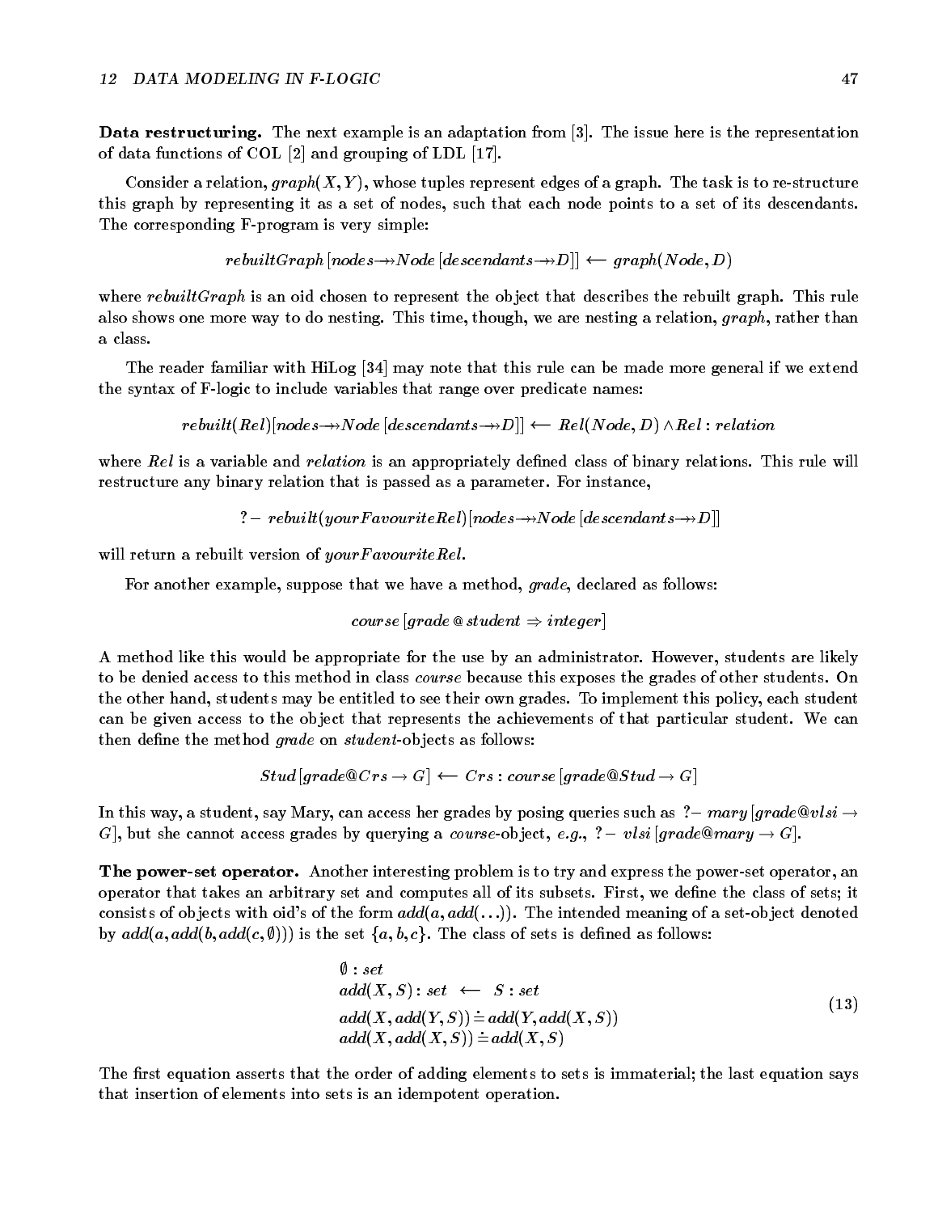**Data restructuring.** The next example is an adaptation from [3]. The issue here is the representation of data functions of COL [2] and grouping of LDL [17].

Consider a relation, $graph(X, Y)$, whose tuples represent edges of a graph. The task is to re-structure this graph by representing it as a set of nodes, such that each node points to a set of its descendants. The corresponding F-program is very simple:

$$rebuiltGraph\,[nodes \twoheadrightarrow Node\,[descendants \twoheadrightarrow D]] \longleftarrow graph(Node, D)$$

where *rebuiltGraph* is an oid chosen to represent the object that describes the rebuilt graph. This rule also shows one more way to do nesting. This time, though, we are nesting a relation, *graph*, rather than a class.

The reader familiar with HiLog [34] may note that this rule can be made more general if we extend the syntax of F-logic to include variables that range over predicate names:

$$rebuilt(Rel)[nodes \twoheadrightarrow Node\,[descendants \twoheadrightarrow D]] \longleftarrow Rel(Node, D) \wedge Rel : relation$$

where *Rel* is a variable and *relation* is an appropriately defined class of binary relations. This rule will restructure any binary relation that is passed as a parameter. For instance,

$$?- \; rebuilt(yourFavouriteRel)[nodes \twoheadrightarrow Node\,[descendants \twoheadrightarrow D]]$$

will return a rebuilt version of *yourFavouriteRel*.

For another example, suppose that we have a method, *grade*, declared as follows:

$$course\,[grade \,@\, student \Rightarrow integer]$$

A method like this would be appropriate for the use by an administrator. However, students are likely to be denied access to this method in class *course* because this exposes the grades of other students. On the other hand, students may be entitled to see their own grades. To implement this policy, each student can be given access to the object that represents the achievements of that particular student. We can then define the method *grade* on *student*-objects as follows:

$$Stud\,[grade@Crs \rightarrow G] \longleftarrow Crs : course\,[grade@Stud \rightarrow G]$$

In this way, a student, say Mary, can access her grades by posing queries such as $?- \; mary\,[grade@vlsi \rightarrow G]$, but she cannot access grades by querying a *course*-object, *e.g.*, $?- \; vlsi\,[grade@mary \rightarrow G]$.

**The power-set operator.** Another interesting problem is to try and express the power-set operator, an operator that takes an arbitrary set and computes all of its subsets. First, we define the class of sets; it consists of objects with oid's of the form $add(a, add(\ldots))$. The intended meaning of a set-object denoted by $add(a, add(b, add(c, \emptyset)))$ is the set $\{a, b, c\}$. The class of sets is defined as follows:

$$\begin{array}{l} \emptyset : set \\ add(X, S) : set \;\longleftarrow\; S : set \\ add(X, add(Y, S)) \doteq add(Y, add(X, S)) \\ add(X, add(X, S)) \doteq add(X, S) \end{array} \tag{13}$$

The first equation asserts that the order of adding elements to sets is immaterial; the last equation says that insertion of elements into sets is an idempotent operation.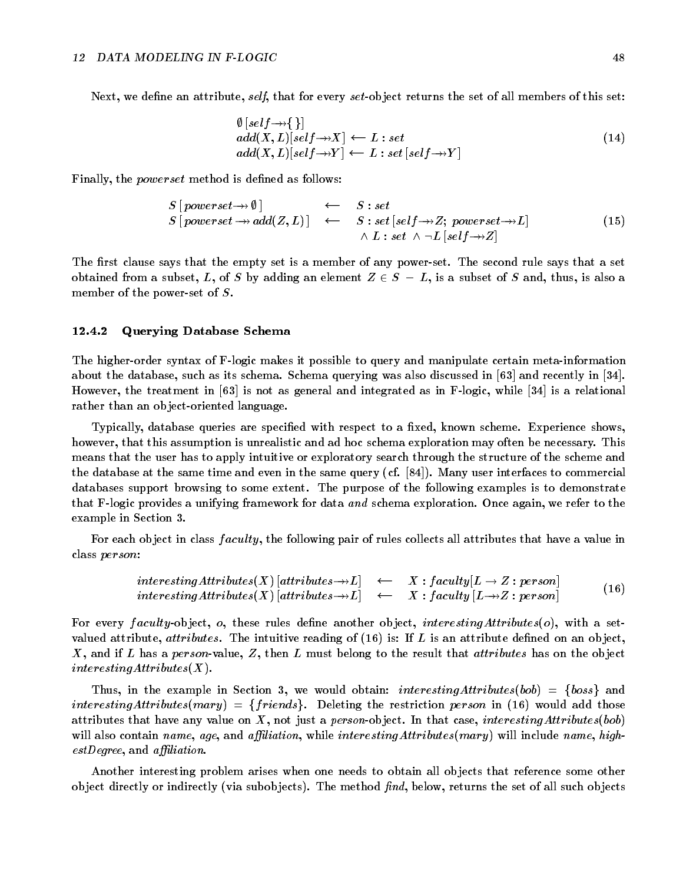Next, we define an attribute, *self*, that for every *set*-object returns the set of all members of this set:

$$
\begin{array}{l}
\emptyset\,[\mathit{self} \twoheadrightarrow \{\,\}] \\
\mathit{add}(X, L)[\mathit{self} \twoheadrightarrow X] \longleftarrow L : \mathit{set} \\
\mathit{add}(X, L)[\mathit{self} \twoheadrightarrow Y] \longleftarrow L : \mathit{set}\,[\mathit{self} \twoheadrightarrow Y]
\end{array}
\tag{14}
$$

Finally, the *powerset* method is defined as follows:

$$
\begin{array}{lcl}
S\,[\mathit{powerset} \twoheadrightarrow \emptyset\,] & \longleftarrow & S : \mathit{set} \\
S\,[\mathit{powerset} \twoheadrightarrow \mathit{add}(Z, L)\,] & \longleftarrow & S : \mathit{set}\,[\mathit{self} \twoheadrightarrow Z;\ \mathit{powerset} \twoheadrightarrow L] \\
 & & \wedge\ L : \mathit{set}\ \wedge\ \neg L\,[\mathit{self} \twoheadrightarrow Z]
\end{array}
\tag{15}
$$

The first clause says that the empty set is a member of any power-set. The second rule says that a set obtained from a subset, $L$, of $S$ by adding an element $Z \in S - L$, is a subset of $S$ and, thus, is also a member of the power-set of $S$.

### 12.4.2 Querying Database Schema

The higher-order syntax of F-logic makes it possible to query and manipulate certain meta-information about the database, such as its schema. Schema querying was also discussed in [63] and recently in [34]. However, the treatment in [63] is not as general and integrated as in F-logic, while [34] is a relational rather than an object-oriented language.

Typically, database queries are specified with respect to a fixed, known scheme. Experience shows, however, that this assumption is unrealistic and ad hoc schema exploration may often be necessary. This means that the user has to apply intuitive or exploratory search through the structure of the scheme and the database at the same time and even in the same query (cf. [84]). Many user interfaces to commercial databases support browsing to some extent. The purpose of the following examples is to demonstrate that F-logic provides a unifying framework for data *and* schema exploration. Once again, we refer to the example in Section 3.

For each object in class *faculty*, the following pair of rules collects all attributes that have a value in class *person*:

$$
\begin{array}{lcl}
\mathit{interestingAttributes}(X)\,[\mathit{attributes} \twoheadrightarrow L] & \longleftarrow & X : \mathit{faculty}[L \rightarrow Z : \mathit{person}] \\
\mathit{interestingAttributes}(X)\,[\mathit{attributes} \twoheadrightarrow L] & \longleftarrow & X : \mathit{faculty}\,[L \twoheadrightarrow Z : \mathit{person}]
\end{array}
\tag{16}
$$

For every *faculty*-object, $o$, these rules define another object, *interestingAttributes*($o$), with a set-valued attribute, *attributes*. The intuitive reading of (16) is: If $L$ is an attribute defined on an object, $X$, and if $L$ has a *person*-value, $Z$, then $L$ must belong to the result that *attributes* has on the object *interestingAttributes*($X$).

Thus, in the example in Section 3, we would obtain: $\mathit{interestingAttributes}(\mathit{bob}) = \{\mathit{boss}\}$ and $\mathit{interestingAttributes}(\mathit{mary}) = \{\mathit{friends}\}$. Deleting the restriction *person* in (16) would add those attributes that have any value on $X$, not just a *person*-object. In that case, *interestingAttributes*(*bob*) will also contain *name*, *age*, and *affiliation*, while *interestingAttributes*(*mary*) will include *name*, *highestDegree*, and *affiliation*.

Another interesting problem arises when one needs to obtain all objects that reference some other object directly or indirectly (via subobjects). The method *find*, below, returns the set of all such objects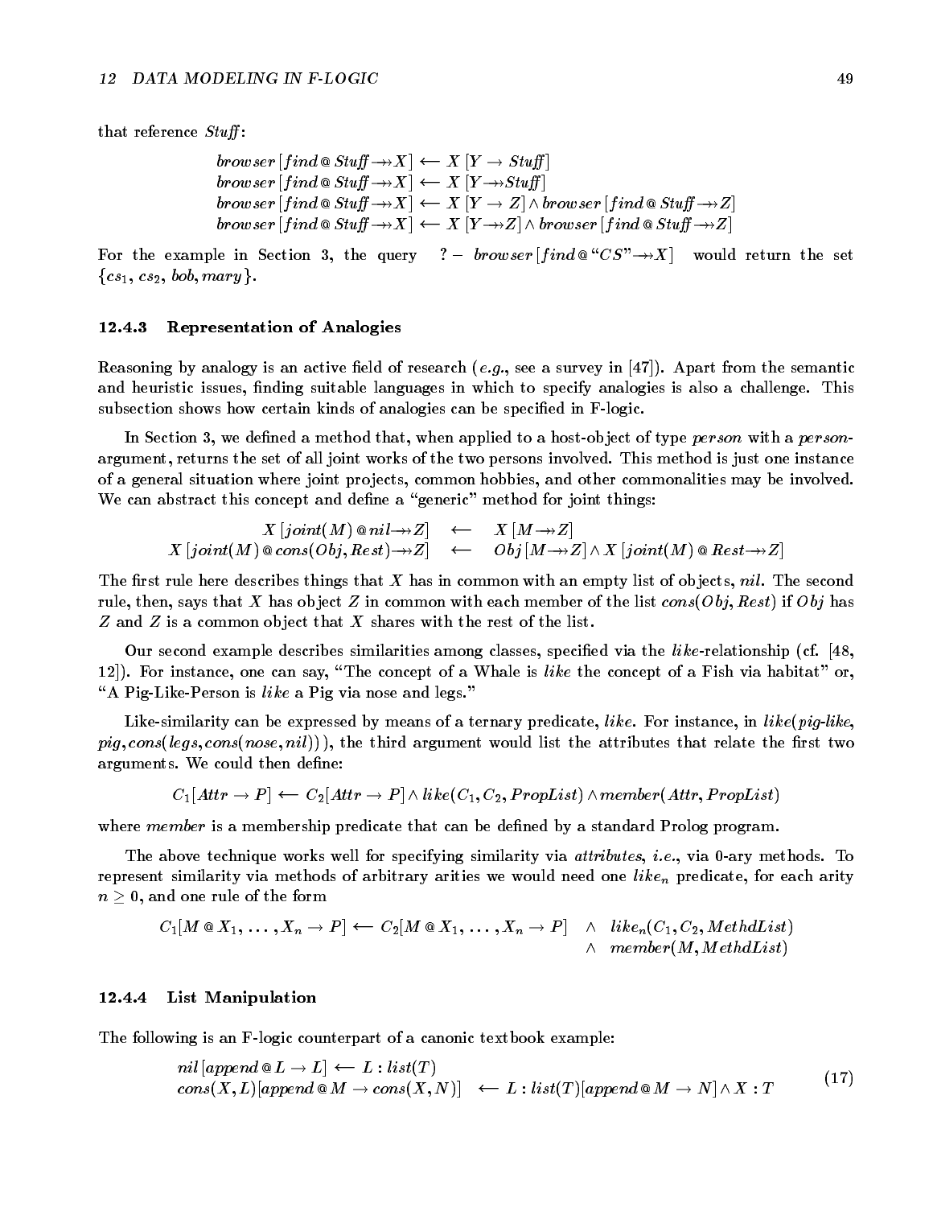that reference *Stuff*:

$$browser\,[find\,@\,Stuff \twoheadrightarrow X] \longleftarrow X\,[Y \rightarrow Stuff]$$
$$browser\,[find\,@\,Stuff \twoheadrightarrow X] \longleftarrow X\,[Y \twoheadrightarrow Stuff]$$
$$browser\,[find\,@\,Stuff \twoheadrightarrow X] \longleftarrow X\,[Y \rightarrow Z] \wedge browser\,[find\,@\,Stuff \twoheadrightarrow Z]$$
$$browser\,[find\,@\,Stuff \twoheadrightarrow X] \longleftarrow X\,[Y \twoheadrightarrow Z] \wedge browser\,[find\,@\,Stuff \twoheadrightarrow Z]$$

For the example in Section 3, the query $?-\ browser\,[find\,@\,\text{"}CS\text{"} \twoheadrightarrow X]$ would return the set $\{cs_1, cs_2, bob, mary\}$.

### 12.4.3 Representation of Analogies

Reasoning by analogy is an active field of research (*e.g.*, see a survey in [47]). Apart from the semantic and heuristic issues, finding suitable languages in which to specify analogies is also a challenge. This subsection shows how certain kinds of analogies can be specified in F-logic.

In Section 3, we defined a method that, when applied to a host-object of type *person* with a *person*-argument, returns the set of all joint works of the two persons involved. This method is just one instance of a general situation where joint projects, common hobbies, and other commonalities may be involved. We can abstract this concept and define a "generic" method for joint things:

$$X\,[joint(M)\,@\,nil \twoheadrightarrow Z] \quad \longleftarrow \quad X\,[M \twoheadrightarrow Z]$$
$$X\,[joint(M)\,@\,cons(Obj, Rest) \twoheadrightarrow Z] \quad \longleftarrow \quad Obj\,[M \twoheadrightarrow Z] \wedge X\,[joint(M)\,@\,Rest \twoheadrightarrow Z]$$

The first rule here describes things that $X$ has in common with an empty list of objects, *nil*. The second rule, then, says that $X$ has object $Z$ in common with each member of the list $cons(Obj, Rest)$ if $Obj$ has $Z$ and $Z$ is a common object that $X$ shares with the rest of the list.

Our second example describes similarities among classes, specified via the *like*-relationship (cf. [48, 12]). For instance, one can say, "The concept of a Whale is *like* the concept of a Fish via habitat" or, "A Pig-Like-Person is *like* a Pig via nose and legs."

Like-similarity can be expressed by means of a ternary predicate, *like*. For instance, in $like(pig\text{-}like, pig, cons(legs, cons(nose, nil)))$, the third argument would list the attributes that relate the first two arguments. We could then define:

$$C_1[Attr \rightarrow P] \longleftarrow C_2[Attr \rightarrow P] \wedge like(C_1, C_2, PropList) \wedge member(Attr, PropList)$$

where *member* is a membership predicate that can be defined by a standard Prolog program.

The above technique works well for specifying similarity via *attributes*, *i.e.*, via 0-ary methods. To represent similarity via methods of arbitrary arities we would need one $like_n$ predicate, for each arity $n \geq 0$, and one rule of the form

$$C_1[M\,@\,X_1, \ldots, X_n \rightarrow P] \longleftarrow C_2[M\,@\,X_1, \ldots, X_n \rightarrow P] \quad \wedge \quad like_n(C_1, C_2, MethdList) \quad \wedge \quad member(M, MethdList)$$

### 12.4.4 List Manipulation

The following is an F-logic counterpart of a canonic textbook example:

$$nil\,[append\,@\,L \rightarrow L] \longleftarrow L : list(T)$$
$$cons(X, L)[append\,@\,M \rightarrow cons(X, N)] \quad \longleftarrow L : list(T)[append\,@\,M \rightarrow N] \wedge X : T \tag{17}$$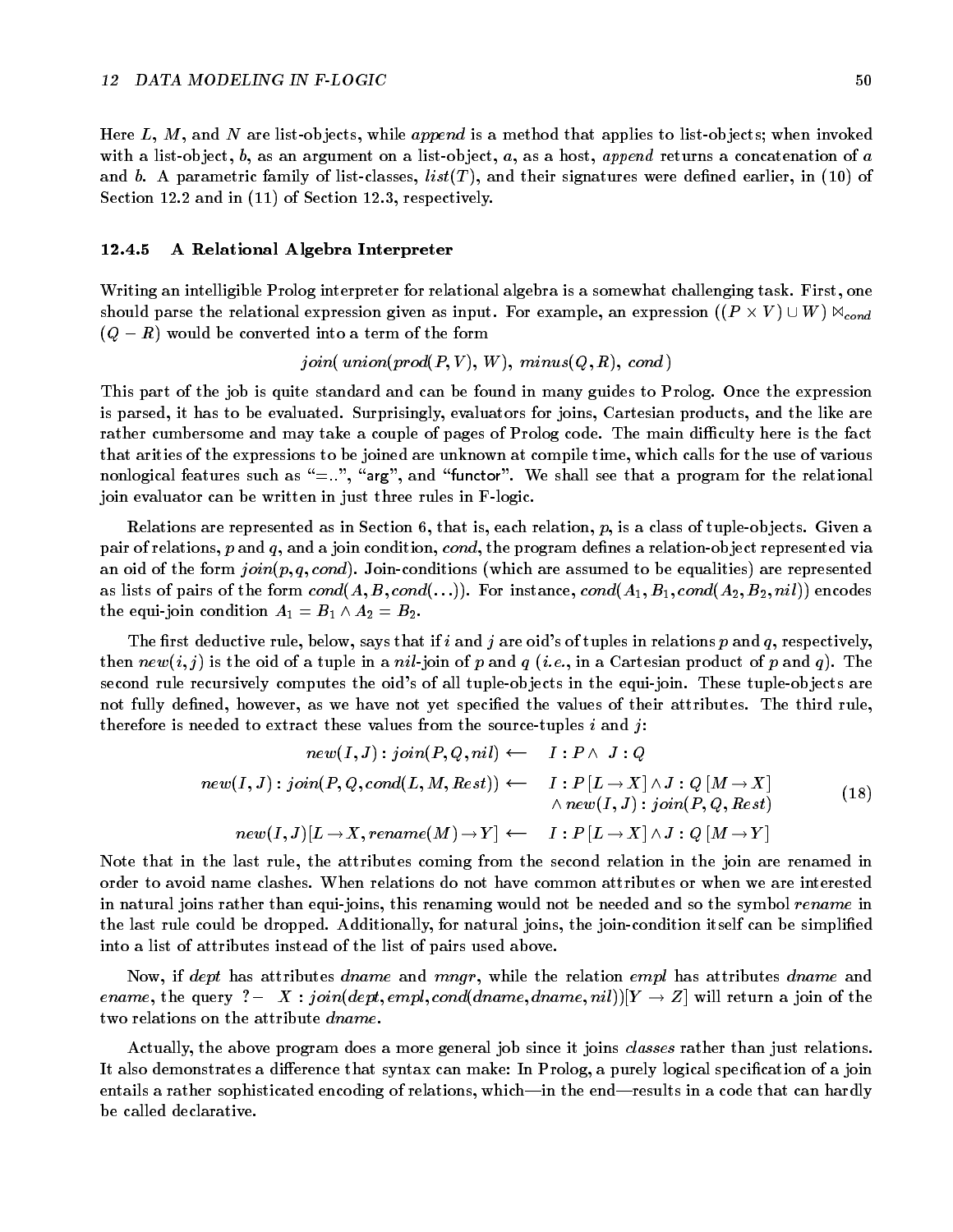Here $L$, $M$, and $N$ are list-objects, while *append* is a method that applies to list-objects; when invoked with a list-object, $b$, as an argument on a list-object, $a$, as a host, *append* returns a concatenation of $a$ and $b$. A parametric family of list-classes, $list(T)$, and their signatures were defined earlier, in (10) of Section 12.2 and in (11) of Section 12.3, respectively.

### 12.4.5 A Relational Algebra Interpreter

Writing an intelligible Prolog interpreter for relational algebra is a somewhat challenging task. First, one should parse the relational expression given as input. For example, an expression $((P \times V) \cup W) \bowtie_{cond} (Q - R)$ would be converted into a term of the form

$$join(\ union(prod(P, V),\ W),\ minus(Q, R),\ cond\ )$$

This part of the job is quite standard and can be found in many guides to Prolog. Once the expression is parsed, it has to be evaluated. Surprisingly, evaluators for joins, Cartesian products, and the like are rather cumbersome and may take a couple of pages of Prolog code. The main difficulty here is the fact that arities of the expressions to be joined are unknown at compile time, which calls for the use of various nonlogical features such as "=..", "arg", and "functor". We shall see that a program for the relational join evaluator can be written in just three rules in F-logic.

Relations are represented as in Section 6, that is, each relation, $p$, is a class of tuple-objects. Given a pair of relations, $p$ and $q$, and a join condition, *cond*, the program defines a relation-object represented via an oid of the form $join(p, q, cond)$. Join-conditions (which are assumed to be equalities) are represented as lists of pairs of the form $cond(A, B, cond(\ldots))$. For instance, $cond(A_1, B_1, cond(A_2, B_2, nil))$ encodes the equi-join condition $A_1 = B_1 \wedge A_2 = B_2$.

The first deductive rule, below, says that if $i$ and $j$ are oid's of tuples in relations $p$ and $q$, respectively, then $new(i, j)$ is the oid of a tuple in a *nil*-join of $p$ and $q$ (*i.e.*, in a Cartesian product of $p$ and $q$). The second rule recursively computes the oid's of all tuple-objects in the equi-join. These tuple-objects are not fully defined, however, as we have not yet specified the values of their attributes. The third rule, therefore is needed to extract these values from the source-tuples $i$ and $j$:

$$
\begin{array}{rcl}
new(I,J) : join(P,Q,nil) & \longleftarrow & I : P \wedge\ J : Q \\
new(I,J) : join(P,Q,cond(L,M,Rest)) & \longleftarrow & I : P\,[L \rightarrow X] \wedge J : Q\,[M \rightarrow X] \\
 & & \wedge\, new(I,J) : join(P,Q,Rest) \\
new(I,J)[L \rightarrow X, rename(M) \rightarrow Y] & \longleftarrow & I : P\,[L \rightarrow X] \wedge J : Q\,[M \rightarrow Y]
\end{array}
\qquad (18)
$$

Note that in the last rule, the attributes coming from the second relation in the join are renamed in order to avoid name clashes. When relations do not have common attributes or when we are interested in natural joins rather than equi-joins, this renaming would not be needed and so the symbol *rename* in the last rule could be dropped. Additionally, for natural joins, the join-condition itself can be simplified into a list of attributes instead of the list of pairs used above.

Now, if *dept* has attributes *dname* and *mngr*, while the relation *empl* has attributes *dname* and *ename*, the query $?-\ \ X : join(dept, empl, cond(dname, dname, nil))[Y \rightarrow Z]$ will return a join of the two relations on the attribute *dname*.

Actually, the above program does a more general job since it joins *classes* rather than just relations. It also demonstrates a difference that syntax can make: In Prolog, a purely logical specification of a join entails a rather sophisticated encoding of relations, which—in the end—results in a code that can hardly be called declarative.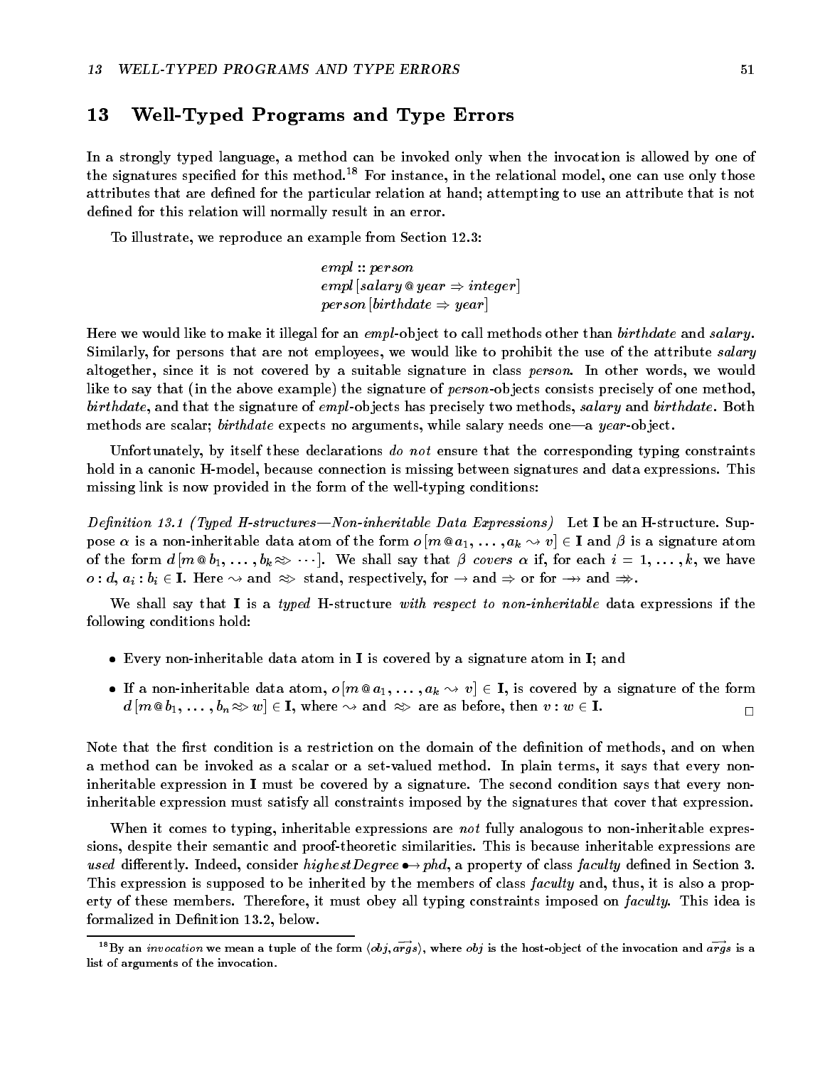# 13 Well-Typed Programs and Type Errors

In a strongly typed language, a method can be invoked only when the invocation is allowed by one of the signatures specified for this method.[18] For instance, in the relational model, one can use only those attributes that are defined for the particular relation at hand; attempting to use an attribute that is not defined for this relation will normally result in an error.

To illustrate, we reproduce an example from Section 12.3:

$$
\begin{array}{l}
empl :: person \\
empl\,[salary\,@\,year \Rightarrow integer] \\
person\,[birthdate \Rightarrow year]
\end{array}
$$

Here we would like to make it illegal for an *empl*-object to call methods other than *birthdate* and *salary*. Similarly, for persons that are not employees, we would like to prohibit the use of the attribute *salary* altogether, since it is not covered by a suitable signature in class *person*. In other words, we would like to say that (in the above example) the signature of *person*-objects consists precisely of one method, *birthdate*, and that the signature of *empl*-objects has precisely two methods, *salary* and *birthdate*. Both methods are scalar; *birthdate* expects no arguments, while salary needs one—a *year*-object.

Unfortunately, by itself these declarations *do not* ensure that the corresponding typing constraints hold in a canonic H-model, because connection is missing between signatures and data expressions. This missing link is now provided in the form of the well-typing conditions:

*Definition 13.1 (Typed H-structures—Non-inheritable Data Expressions)* Let $\mathbf{I}$ be an H-structure. Suppose $\alpha$ is a non-inheritable data atom of the form $o\,[m\,@\,a_1, \ldots, a_k \leadsto v] \in \mathbf{I}$ and $\beta$ is a signature atom of the form $d\,[m\,@\,b_1, \ldots, b_k \approx\!> \cdots]$. We shall say that $\beta$ *covers* $\alpha$ if, for each $i = 1, \ldots, k$, we have $o : d,\ a_i : b_i \in \mathbf{I}$. Here $\leadsto$ and $\approx\!>$ stand, respectively, for $\rightarrow$ and $\Rightarrow$ or for $\twoheadrightarrow$ and $\Rightarrow\!\!>$.

We shall say that $\mathbf{I}$ is a *typed* H-structure *with respect to non-inheritable* data expressions if the following conditions hold:

- Every non-inheritable data atom in $\mathbf{I}$ is covered by a signature atom in $\mathbf{I}$; and
- If a non-inheritable data atom, $o\,[m\,@\,a_1, \ldots, a_k \leadsto v] \in \mathbf{I}$, is covered by a signature of the form $d\,[m\,@\,b_1, \ldots, b_n \approx\!> w] \in \mathbf{I}$, where $\leadsto$ and $\approx\!>$ are as before, then $v : w \in \mathbf{I}$. □

Note that the first condition is a restriction on the domain of the definition of methods, and on when a method can be invoked as a scalar or a set-valued method. In plain terms, it says that every non-inheritable expression in $\mathbf{I}$ must be covered by a signature. The second condition says that every non-inheritable expression must satisfy all constraints imposed by the signatures that cover that expression.

When it comes to typing, inheritable expressions are *not* fully analogous to non-inheritable expressions, despite their semantic and proof-theoretic similarities. This is because inheritable expressions are *used* differently. Indeed, consider $highestDegree \bullet\!\!\rightarrow phd$, a property of class *faculty* defined in Section 3. This expression is supposed to be inherited by the members of class *faculty* and, thus, it is also a property of these members. Therefore, it must obey all typing constraints imposed on *faculty*. This idea is formalized in Definition 13.2, below.

[18] By an *invocation* we mean a tuple of the form $\langle obj, \overrightarrow{args}\rangle$, where *obj* is the host-object of the invocation and $\overrightarrow{args}$ is a list of arguments of the invocation.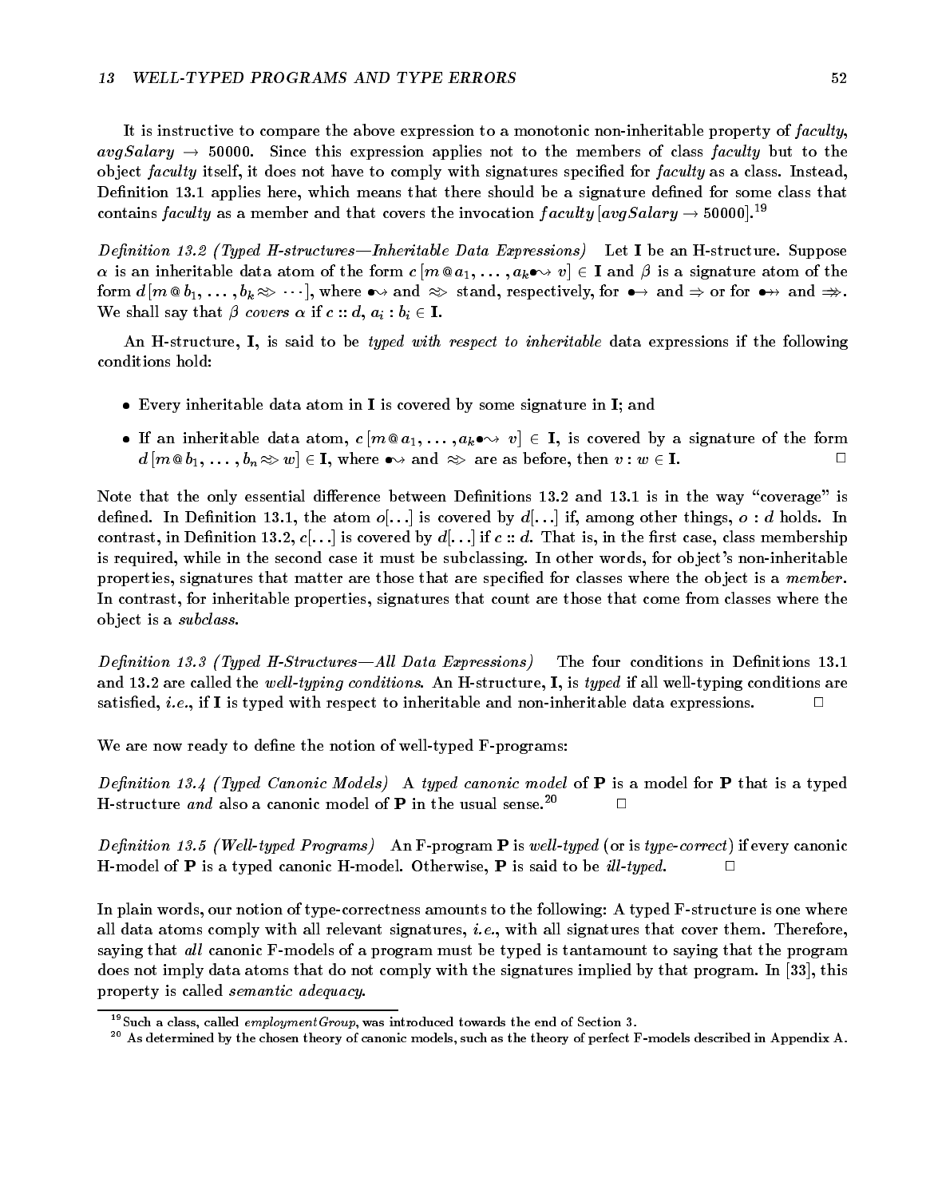It is instructive to compare the above expression to a monotonic non-inheritable property of *faculty*, $avgSalary \rightarrow 50000$. Since this expression applies not to the members of class *faculty* but to the object *faculty* itself, it does not have to comply with signatures specified for *faculty* as a class. Instead, Definition 13.1 applies here, which means that there should be a signature defined for some class that contains *faculty* as a member and that covers the invocation $faculty[avgSalary \rightarrow 50000]$.[19]

*Definition 13.2 (Typed H-structures—Inheritable Data Expressions)* Let **I** be an H-structure. Suppose $\alpha$ is an inheritable data atom of the form $c[m @ a_1, \ldots, a_k \bullet\!\!\leadsto v] \in \mathbf{I}$ and $\beta$ is a signature atom of the form $d[m @ b_1, \ldots, b_k \Rrightarrow \cdots]$, where $\bullet\!\!\leadsto$ and $\Rrightarrow$ stand, respectively, for $\bullet\!\!\rightarrow$ and $\Rightarrow$ or for $\bullet\!\!\twoheadrightarrow$ and $\Rrightarrow$. We shall say that $\beta$ *covers* $\alpha$ if $c :: d$, $a_i : b_i \in \mathbf{I}$.

An H-structure, **I**, is said to be *typed with respect to inheritable* data expressions if the following conditions hold:

- Every inheritable data atom in **I** is covered by some signature in **I**; and
- If an inheritable data atom, $c[m @ a_1, \ldots, a_k \bullet\!\!\leadsto v] \in \mathbf{I}$, is covered by a signature of the form $d[m @ b_1, \ldots, b_n \Rrightarrow w] \in \mathbf{I}$, where $\bullet\!\!\leadsto$ and $\Rrightarrow$ are as before, then $v : w \in \mathbf{I}$. $\Box$

Note that the only essential difference between Definitions 13.2 and 13.1 is in the way "coverage" is defined. In Definition 13.1, the atom $o[\ldots]$ is covered by $d[\ldots]$ if, among other things, $o : d$ holds. In contrast, in Definition 13.2, $c[\ldots]$ is covered by $d[\ldots]$ if $c :: d$. That is, in the first case, class membership is required, while in the second case it must be subclassing. In other words, for object's non-inheritable properties, signatures that matter are those that are specified for classes where the object is a *member*. In contrast, for inheritable properties, signatures that count are those that come from classes where the object is a *subclass*.

*Definition 13.3 (Typed H-Structures—All Data Expressions)* The four conditions in Definitions 13.1 and 13.2 are called the *well-typing conditions*. An H-structure, **I**, is *typed* if all well-typing conditions are satisfied, *i.e.*, if **I** is typed with respect to inheritable and non-inheritable data expressions. $\Box$

We are now ready to define the notion of well-typed F-programs:

*Definition 13.4 (Typed Canonic Models)* A *typed canonic model* of **P** is a model for **P** that is a typed H-structure *and* also a canonic model of **P** in the usual sense.[20] $\Box$

*Definition 13.5 (Well-typed Programs)* An F-program **P** is *well-typed* (or is *type-correct*) if every canonic H-model of **P** is a typed canonic H-model. Otherwise, **P** is said to be *ill-typed*. $\Box$

In plain words, our notion of type-correctness amounts to the following: A typed F-structure is one where all data atoms comply with all relevant signatures, *i.e.*, with all signatures that cover them. Therefore, saying that *all* canonic F-models of a program must be typed is tantamount to saying that the program does not imply data atoms that do not comply with the signatures implied by that program. In [33], this property is called *semantic adequacy*.

[19] Such a class, called *employmentGroup*, was introduced towards the end of Section 3.

[20] As determined by the chosen theory of canonic models, such as the theory of perfect F-models described in Appendix A.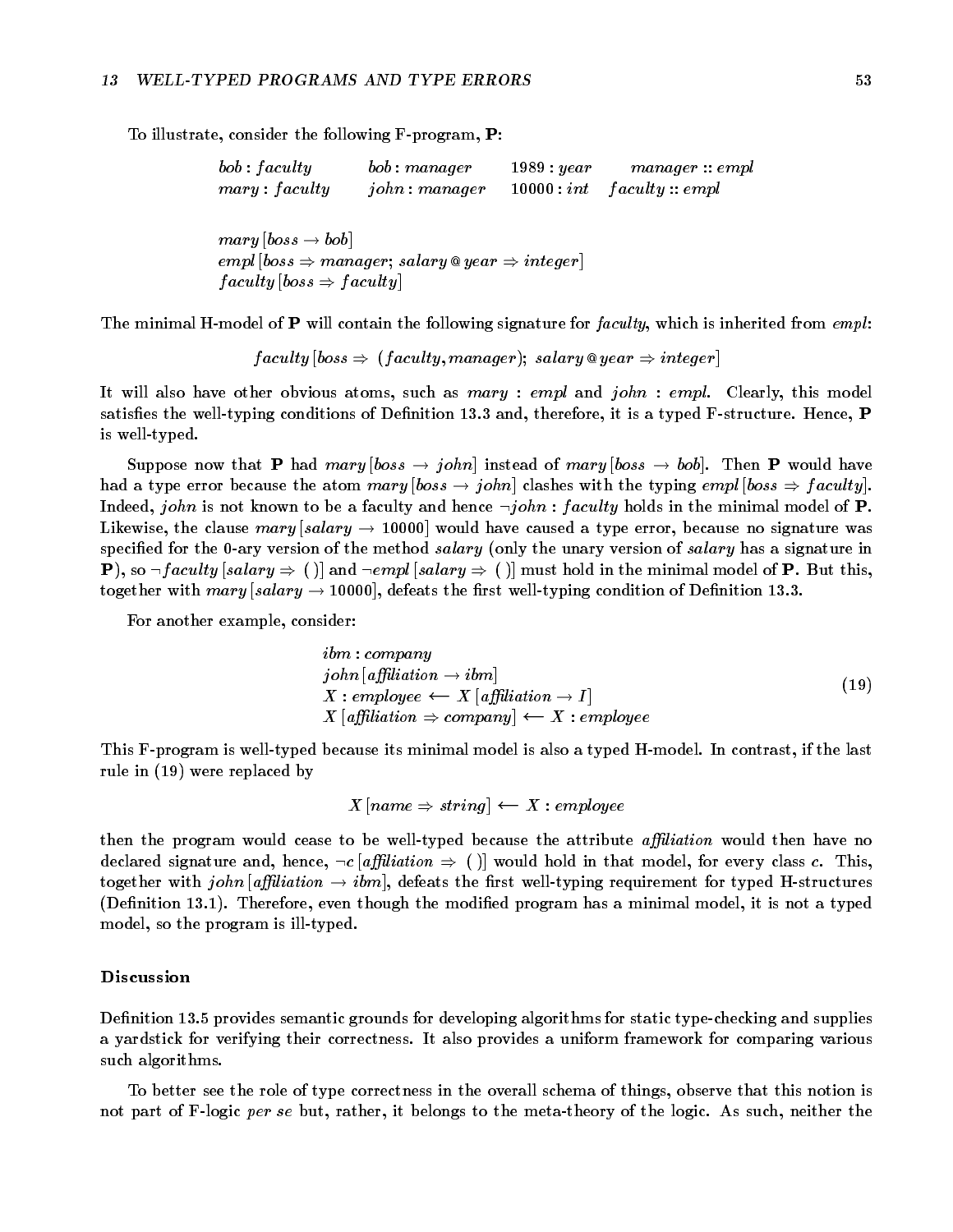To illustrate, consider the following F-program, **P**:

$$
\begin{array}{llll}
bob : faculty & bob : manager & 1989 : year & manager :: empl \\
mary : faculty & john : manager & 10000 : int & faculty :: empl
\end{array}
$$

$$
\begin{array}{l}
mary\,[boss \rightarrow bob] \\
empl\,[boss \Rightarrow manager;\ salary\,@\,year \Rightarrow integer] \\
faculty\,[boss \Rightarrow faculty]
\end{array}
$$

The minimal H-model of **P** will contain the following signature for *faculty*, which is inherited from *empl*:

$$faculty\,[boss \Rightarrow\ (faculty, manager);\ salary\,@\,year \Rightarrow integer]$$

It will also have other obvious atoms, such as $mary : empl$ and $john : empl$. Clearly, this model satisfies the well-typing conditions of Definition 13.3 and, therefore, it is a typed F-structure. Hence, **P** is well-typed.

Suppose now that **P** had $mary\,[boss \rightarrow john]$ instead of $mary\,[boss \rightarrow bob]$. Then **P** would have had a type error because the atom $mary\,[boss \rightarrow john]$ clashes with the typing $empl\,[boss \Rightarrow faculty]$. Indeed, *john* is not known to be a faculty and hence $\neg john : faculty$ holds in the minimal model of **P**. Likewise, the clause $mary\,[salary \rightarrow 10000]$ would have caused a type error, because no signature was specified for the 0-ary version of the method *salary* (only the unary version of *salary* has a signature in **P**), so $\neg faculty\,[salary \Rightarrow (\,)]$ and $\neg empl\,[salary \Rightarrow (\,)]$ must hold in the minimal model of **P**. But this, together with $mary\,[salary \rightarrow 10000]$, defeats the first well-typing condition of Definition 13.3.

For another example, consider:

$$
\begin{array}{l}
ibm : company \\
john\,[affiliation \rightarrow ibm] \\
X : employee \longleftarrow X\,[affiliation \rightarrow I] \\
X\,[affiliation \Rightarrow company] \longleftarrow X : employee
\end{array}
\tag{19}
$$

This F-program is well-typed because its minimal model is also a typed H-model. In contrast, if the last rule in (19) were replaced by

$$X\,[name \Rightarrow string] \longleftarrow X : employee$$

then the program would cease to be well-typed because the attribute *affiliation* would then have no declared signature and, hence, $\neg c\,[affiliation \Rightarrow (\,)]$ would hold in that model, for every class $c$. This, together with $john\,[affiliation \rightarrow ibm]$, defeats the first well-typing requirement for typed H-structures (Definition 13.1). Therefore, even though the modified program has a minimal model, it is not a typed model, so the program is ill-typed.

### Discussion

Definition 13.5 provides semantic grounds for developing algorithms for static type-checking and supplies a yardstick for verifying their correctness. It also provides a uniform framework for comparing various such algorithms.

To better see the role of type correctness in the overall schema of things, observe that this notion is not part of F-logic *per se* but, rather, it belongs to the meta-theory of the logic. As such, neither the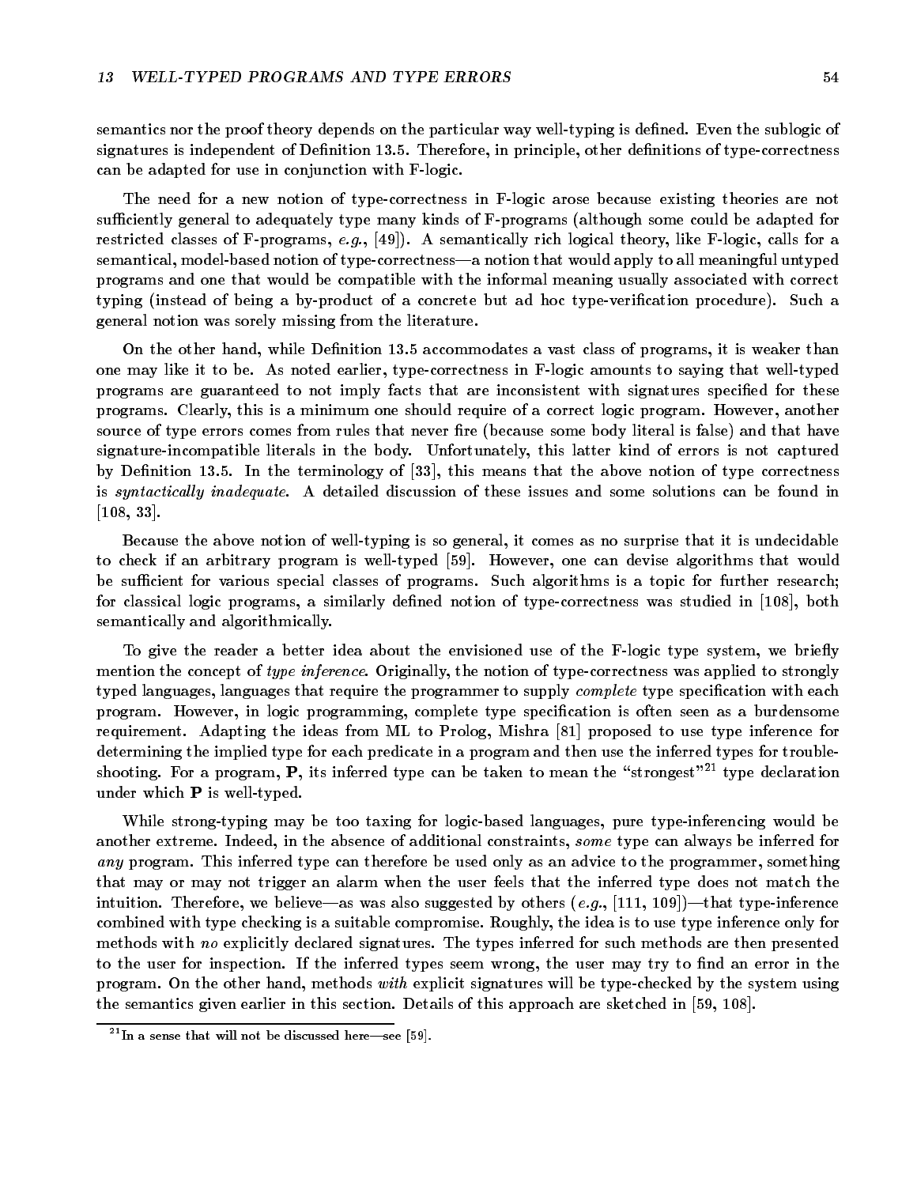semantics nor the proof theory depends on the particular way well-typing is defined. Even the sublogic of signatures is independent of Definition 13.5. Therefore, in principle, other definitions of type-correctness can be adapted for use in conjunction with F-logic.

The need for a new notion of type-correctness in F-logic arose because existing theories are not sufficiently general to adequately type many kinds of F-programs (although some could be adapted for restricted classes of F-programs, *e.g.*, [49]). A semantically rich logical theory, like F-logic, calls for a semantical, model-based notion of type-correctness—a notion that would apply to all meaningful untyped programs and one that would be compatible with the informal meaning usually associated with correct typing (instead of being a by-product of a concrete but ad hoc type-verification procedure). Such a general notion was sorely missing from the literature.

On the other hand, while Definition 13.5 accommodates a vast class of programs, it is weaker than one may like it to be. As noted earlier, type-correctness in F-logic amounts to saying that well-typed programs are guaranteed to not imply facts that are inconsistent with signatures specified for these programs. Clearly, this is a minimum one should require of a correct logic program. However, another source of type errors comes from rules that never fire (because some body literal is false) and that have signature-incompatible literals in the body. Unfortunately, this latter kind of errors is not captured by Definition 13.5. In the terminology of [33], this means that the above notion of type correctness is *syntactically inadequate*. A detailed discussion of these issues and some solutions can be found in [108, 33].

Because the above notion of well-typing is so general, it comes as no surprise that it is undecidable to check if an arbitrary program is well-typed [59]. However, one can devise algorithms that would be sufficient for various special classes of programs. Such algorithms is a topic for further research; for classical logic programs, a similarly defined notion of type-correctness was studied in [108], both semantically and algorithmically.

To give the reader a better idea about the envisioned use of the F-logic type system, we briefly mention the concept of *type inference*. Originally, the notion of type-correctness was applied to strongly typed languages, languages that require the programmer to supply *complete* type specification with each program. However, in logic programming, complete type specification is often seen as a burdensome requirement. Adapting the ideas from ML to Prolog, Mishra [81] proposed to use type inference for determining the implied type for each predicate in a program and then use the inferred types for trouble-shooting. For a program, **P**, its inferred type can be taken to mean the "strongest"[21] type declaration under which **P** is well-typed.

While strong-typing may be too taxing for logic-based languages, pure type-inferencing would be another extreme. Indeed, in the absence of additional constraints, *some* type can always be inferred for *any* program. This inferred type can therefore be used only as an advice to the programmer, something that may or may not trigger an alarm when the user feels that the inferred type does not match the intuition. Therefore, we believe—as was also suggested by others (*e.g.*, [111, 109])—that type-inference combined with type checking is a suitable compromise. Roughly, the idea is to use type inference only for methods with *no* explicitly declared signatures. The types inferred for such methods are then presented to the user for inspection. If the inferred types seem wrong, the user may try to find an error in the program. On the other hand, methods *with* explicit signatures will be type-checked by the system using the semantics given earlier in this section. Details of this approach are sketched in [59, 108].

[21] In a sense that will not be discussed here—see [59].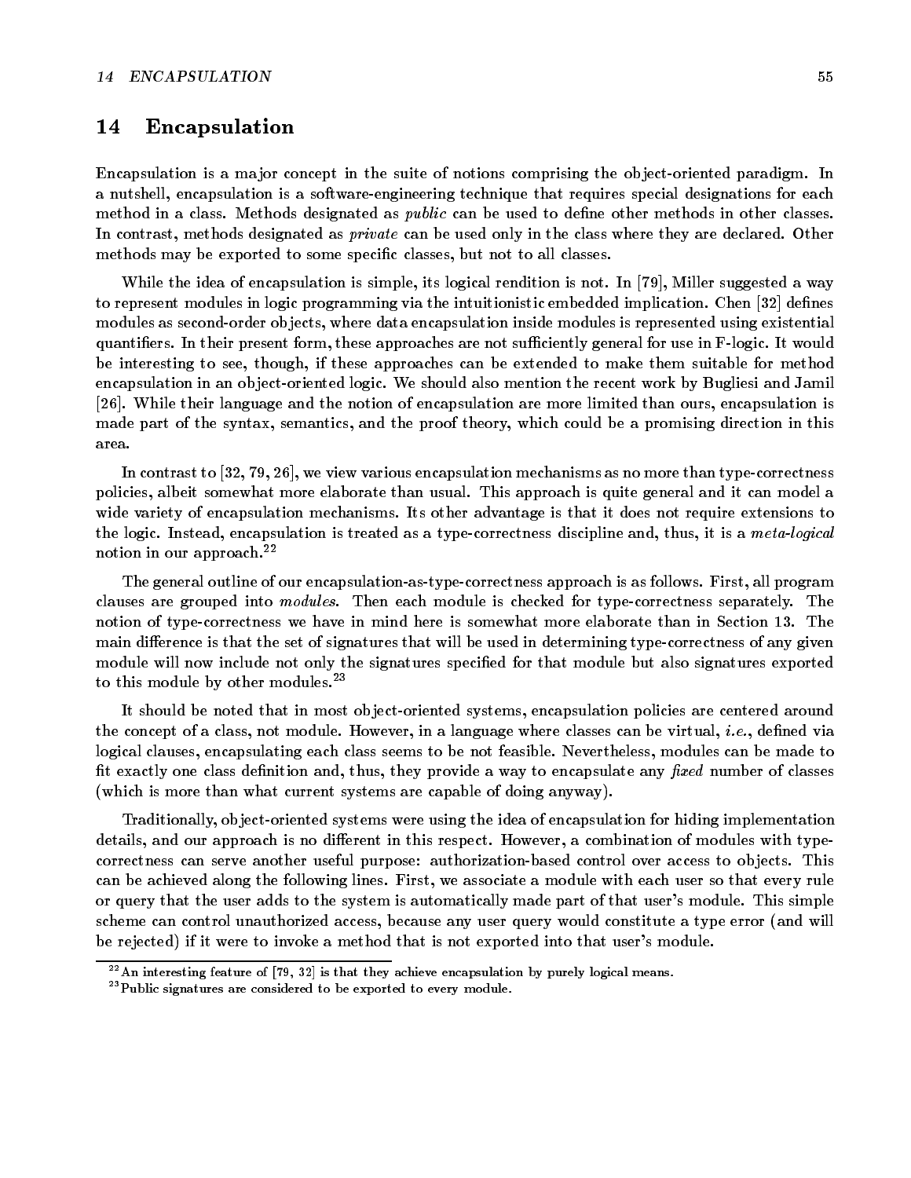# 14 Encapsulation

Encapsulation is a major concept in the suite of notions comprising the object-oriented paradigm. In a nutshell, encapsulation is a software-engineering technique that requires special designations for each method in a class. Methods designated as *public* can be used to define other methods in other classes. In contrast, methods designated as *private* can be used only in the class where they are declared. Other methods may be exported to some specific classes, but not to all classes.

While the idea of encapsulation is simple, its logical rendition is not. In [79], Miller suggested a way to represent modules in logic programming via the intuitionistic embedded implication. Chen [32] defines modules as second-order objects, where data encapsulation inside modules is represented using existential quantifiers. In their present form, these approaches are not sufficiently general for use in F-logic. It would be interesting to see, though, if these approaches can be extended to make them suitable for method encapsulation in an object-oriented logic. We should also mention the recent work by Bugliesi and Jamil [26]. While their language and the notion of encapsulation are more limited than ours, encapsulation is made part of the syntax, semantics, and the proof theory, which could be a promising direction in this area.

In contrast to [32, 79, 26], we view various encapsulation mechanisms as no more than type-correctness policies, albeit somewhat more elaborate than usual. This approach is quite general and it can model a wide variety of encapsulation mechanisms. Its other advantage is that it does not require extensions to the logic. Instead, encapsulation is treated as a type-correctness discipline and, thus, it is a *meta-logical* notion in our approach.[22]

The general outline of our encapsulation-as-type-correctness approach is as follows. First, all program clauses are grouped into *modules*. Then each module is checked for type-correctness separately. The notion of type-correctness we have in mind here is somewhat more elaborate than in Section 13. The main difference is that the set of signatures that will be used in determining type-correctness of any given module will now include not only the signatures specified for that module but also signatures exported to this module by other modules.[23]

It should be noted that in most object-oriented systems, encapsulation policies are centered around the concept of a class, not module. However, in a language where classes can be virtual, *i.e.*, defined via logical clauses, encapsulating each class seems to be not feasible. Nevertheless, modules can be made to fit exactly one class definition and, thus, they provide a way to encapsulate any *fixed* number of classes (which is more than what current systems are capable of doing anyway).

Traditionally, object-oriented systems were using the idea of encapsulation for hiding implementation details, and our approach is no different in this respect. However, a combination of modules with type-correctness can serve another useful purpose: authorization-based control over access to objects. This can be achieved along the following lines. First, we associate a module with each user so that every rule or query that the user adds to the system is automatically made part of that user's module. This simple scheme can control unauthorized access, because any user query would constitute a type error (and will be rejected) if it were to invoke a method that is not exported into that user's module.

[22] An interesting feature of [79, 32] is that they achieve encapsulation by purely logical means.

[23] Public signatures are considered to be exported to every module.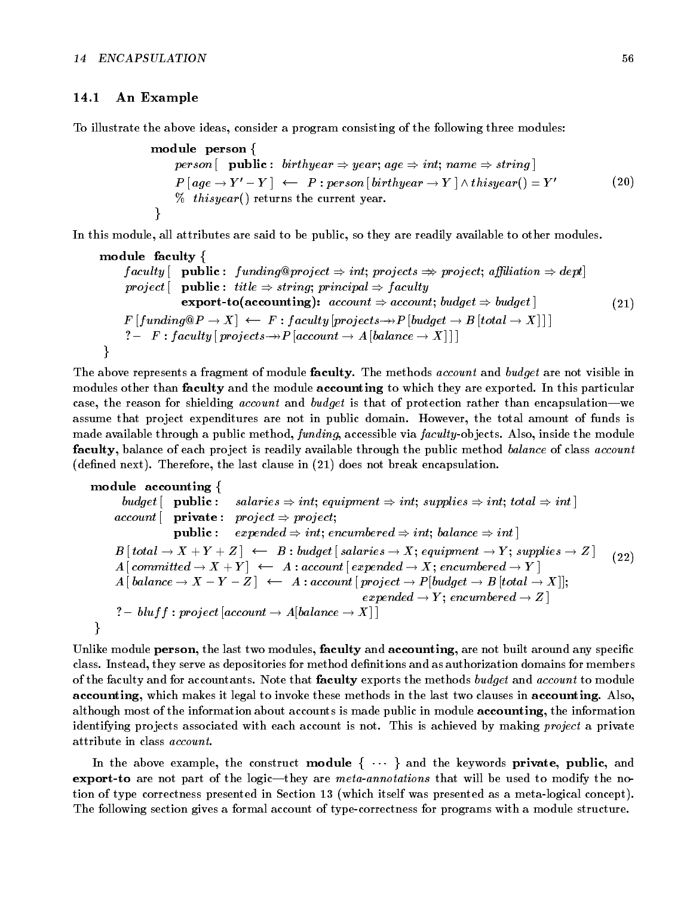## 14.1 An Example

To illustrate the above ideas, consider a program consisting of the following three modules:

$$
\begin{array}{l}
\textbf{module} \;\; \textbf{person} \; \{ \\
\quad person\,[\;\; \textbf{public}: \;\; birthyear \Rightarrow year;\; age \Rightarrow int;\; name \Rightarrow string\,] \\
\quad P\,[age \rightarrow Y' - Y\,] \;\; \longleftarrow \;\; P : person\,[birthyear \rightarrow Y\,] \wedge thisyear() = Y' \\
\quad \%\;\; thisyear() \text{ returns the current year.} \\
\}
\end{array}
\tag{20}
$$

In this module, all attributes are said to be public, so they are readily available to other modules.

$$
\begin{array}{l}
\textbf{module} \;\; \textbf{faculty} \; \{ \\
\quad faculty\,[\;\; \textbf{public}: \;\; funding@project \Rightarrow int;\; projects \Rightarrow\!\!\!\Rightarrow project;\; affiliation \Rightarrow dept] \\
\quad project\,[\;\; \textbf{public}: \;\; title \Rightarrow string;\; principal \Rightarrow faculty \\
\qquad\qquad\quad \textbf{export-to(accounting)}: \;\; account \Rightarrow account;\; budget \Rightarrow budget\,] \\
\quad F\,[funding@P \rightarrow X\,] \;\; \longleftarrow \;\; F : faculty\,[projects \twoheadrightarrow P\,[budget \rightarrow B\,[total \rightarrow X\,]\,]\,] \\
\quad ?- \;\; F : faculty\,[\,projects \twoheadrightarrow P\,[account \rightarrow A\,[balance \rightarrow X\,]\,]\,] \\
\}
\end{array}
\tag{21}
$$

The above represents a fragment of module **faculty**. The methods *account* and *budget* are not visible in modules other than **faculty** and the module **accounting** to which they are exported. In this particular case, the reason for shielding *account* and *budget* is that of protection rather than encapsulation—we assume that project expenditures are not in public domain. However, the total amount of funds is made available through a public method, *funding*, accessible via *faculty*-objects. Also, inside the module **faculty**, balance of each project is readily available through the public method *balance* of class *account* (defined next). Therefore, the last clause in (21) does not break encapsulation.

$$
\begin{array}{l}
\textbf{module} \;\; \textbf{accounting} \; \{ \\
\qquad budget\,[\;\; \textbf{public}: \quad salaries \Rightarrow int;\; equipment \Rightarrow int;\; supplies \Rightarrow int;\; total \Rightarrow int\,] \\
\quad\; account\,[\;\; \textbf{private}: \;\; project \Rightarrow project; \\
\qquad\qquad\quad\; \textbf{public}: \quad expended \Rightarrow int;\; encumbered \Rightarrow int;\; balance \Rightarrow int\,] \\
\quad B\,[\,total \rightarrow X + Y + Z\,] \;\; \longleftarrow \;\; B : budget\,[\,salaries \rightarrow X;\; equipment \rightarrow Y;\; supplies \rightarrow Z\,] \\
\quad A\,[\,committed \rightarrow X + Y\,] \;\; \longleftarrow \;\; A : account\,[\,expended \rightarrow X;\; encumbered \rightarrow Y\,] \\
\quad A\,[\,balance \rightarrow X - Y - Z\,] \;\; \longleftarrow \;\; A : account\,[\,project \rightarrow P[budget \rightarrow B\,[total \rightarrow X]]; \\
\qquad\qquad\qquad\qquad\qquad\qquad\qquad\qquad\qquad expended \rightarrow Y;\; encumbered \rightarrow Z\,] \\
\quad ?- \;\; bluff : project\,[account \rightarrow A[balance \rightarrow X\,]\,] \\
\}
\end{array}
\tag{22}
$$

Unlike module **person**, the last two modules, **faculty** and **accounting**, are not built around any specific class. Instead, they serve as depositories for method definitions and as authorization domains for members of the faculty and for accountants. Note that **faculty** exports the methods *budget* and *account* to module **accounting**, which makes it legal to invoke these methods in the last two clauses in **accounting**. Also, although most of the information about accounts is made public in module **accounting**, the information identifying projects associated with each account is not. This is achieved by making *project* a private attribute in class *account*.

In the above example, the construct **module** { $\cdots$ } and the keywords **private**, **public**, and **export-to** are not part of the logic—they are *meta-annotations* that will be used to modify the notion of type correctness presented in Section 13 (which itself was presented as a meta-logical concept). The following section gives a formal account of type-correctness for programs with a module structure.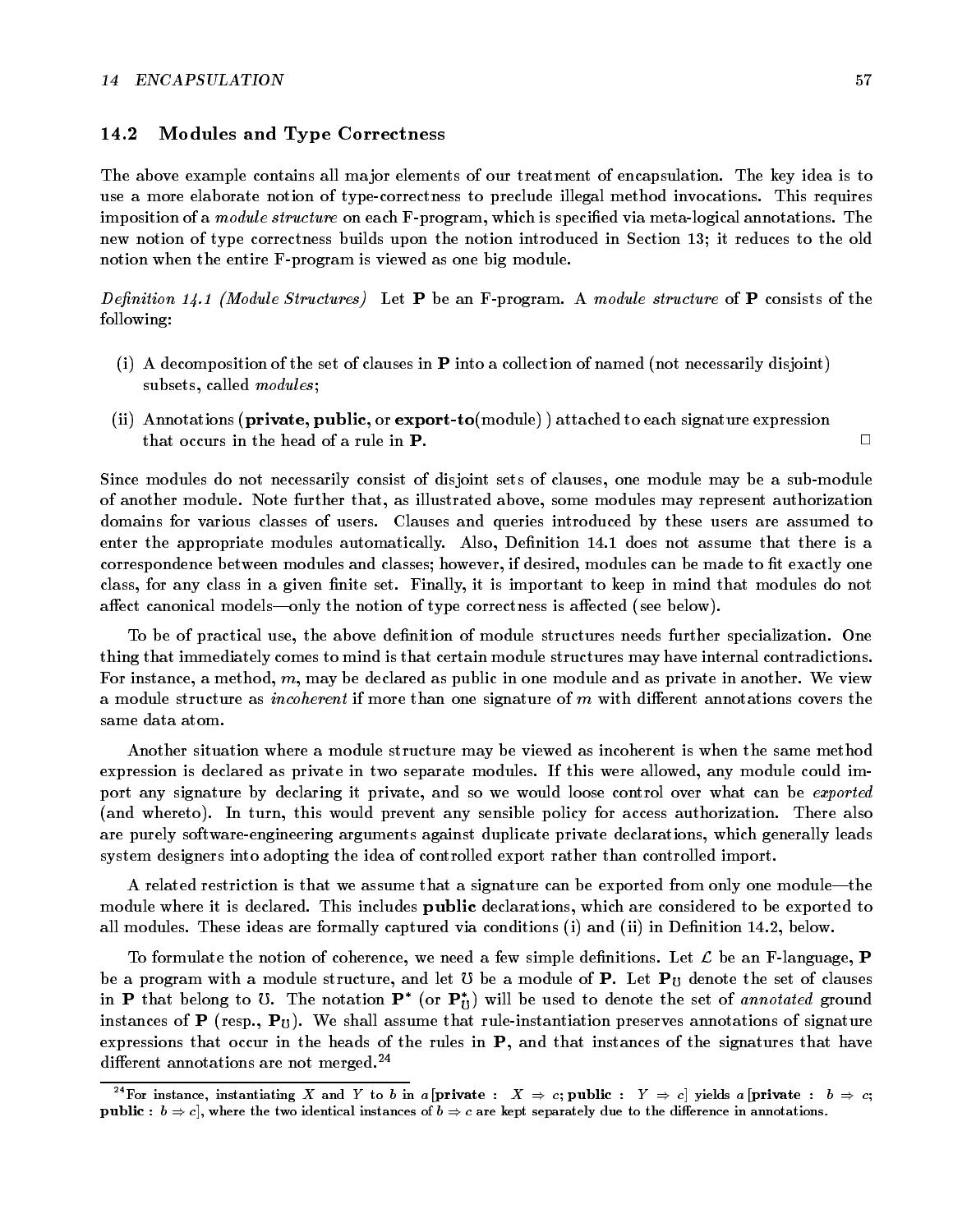## 14.2 Modules and Type Correctness

The above example contains all major elements of our treatment of encapsulation. The key idea is to use a more elaborate notion of type-correctness to preclude illegal method invocations. This requires imposition of a *module structure* on each F-program, which is specified via meta-logical annotations. The new notion of type correctness builds upon the notion introduced in Section 13; it reduces to the old notion when the entire F-program is viewed as one big module.

*Definition 14.1 (Module Structures)* Let **P** be an F-program. A *module structure* of **P** consists of the following:

(i) A decomposition of the set of clauses in **P** into a collection of named (not necessarily disjoint) subsets, called *modules*;

(ii) Annotations (**private**, **public**, or **export-to**(module) ) attached to each signature expression that occurs in the head of a rule in **P**. □

Since modules do not necessarily consist of disjoint sets of clauses, one module may be a sub-module of another module. Note further that, as illustrated above, some modules may represent authorization domains for various classes of users. Clauses and queries introduced by these users are assumed to enter the appropriate modules automatically. Also, Definition 14.1 does not assume that there is a correspondence between modules and classes; however, if desired, modules can be made to fit exactly one class, for any class in a given finite set. Finally, it is important to keep in mind that modules do not affect canonical models—only the notion of type correctness is affected (see below).

To be of practical use, the above definition of module structures needs further specialization. One thing that immediately comes to mind is that certain module structures may have internal contradictions. For instance, a method, $m$, may be declared as public in one module and as private in another. We view a module structure as *incoherent* if more than one signature of $m$ with different annotations covers the same data atom.

Another situation where a module structure may be viewed as incoherent is when the same method expression is declared as private in two separate modules. If this were allowed, any module could import any signature by declaring it private, and so we would loose control over what can be *exported* (and whereto). In turn, this would prevent any sensible policy for access authorization. There also are purely software-engineering arguments against duplicate private declarations, which generally leads system designers into adopting the idea of controlled export rather than controlled import.

A related restriction is that we assume that a signature can be exported from only one module—the module where it is declared. This includes **public** declarations, which are considered to be exported to all modules. These ideas are formally captured via conditions (i) and (ii) in Definition 14.2, below.

To formulate the notion of coherence, we need a few simple definitions. Let $\mathcal{L}$ be an F-language, **P** be a program with a module structure, and let $\mho$ be a module of **P**. Let $\mathbf{P}_{\mho}$ denote the set of clauses in **P** that belong to $\mho$. The notation $\mathbf{P}^*$ (or $\mathbf{P}^*_{\mho}$) will be used to denote the set of *annotated* ground instances of **P** (resp., $\mathbf{P}_{\mho}$). We shall assume that rule-instantiation preserves annotations of signature expressions that occur in the heads of the rules in **P**, and that instances of the signatures that have different annotations are not merged.[24]

[24] For instance, instantiating $X$ and $Y$ to $b$ in $a[$**private** $: X \Rightarrow c;$ **public** $: Y \Rightarrow c]$ yields $a[$**private** $: b \Rightarrow c;$ **public** $: b \Rightarrow c]$, where the two identical instances of $b \Rightarrow c$ are kept separately due to the difference in annotations.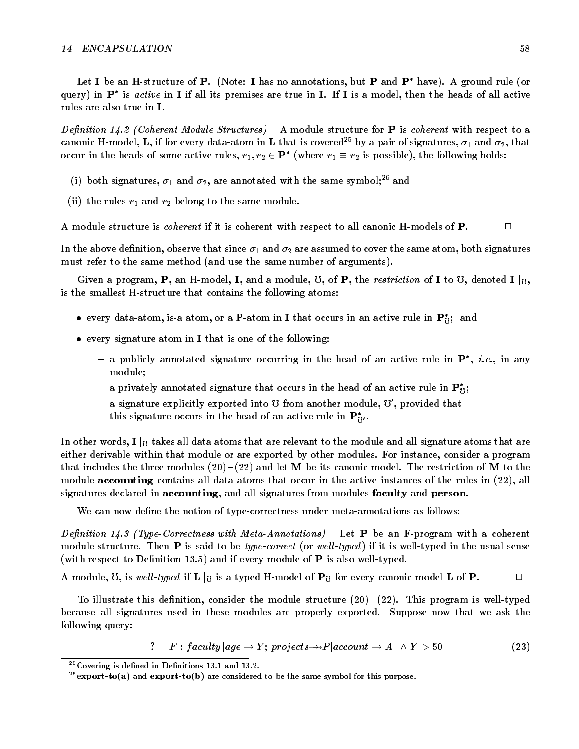Let **I** be an H-structure of **P**. (Note: **I** has no annotations, but **P** and $\mathbf{P}^*$ have). A ground rule (or query) in $\mathbf{P}^*$ is *active* in **I** if all its premises are true in **I**. If **I** is a model, then the heads of all active rules are also true in **I**.

*Definition 14.2 (Coherent Module Structures)* A module structure for **P** is *coherent* with respect to a canonic H-model, **L**, if for every data-atom in **L** that is covered[25] by a pair of signatures, $\sigma_1$ and $\sigma_2$, that occur in the heads of some active rules, $r_1, r_2 \in \mathbf{P}^*$ (where $r_1 \equiv r_2$ is possible), the following holds:

(i) both signatures, $\sigma_1$ and $\sigma_2$, are annotated with the same symbol;[26] and

(ii) the rules $r_1$ and $r_2$ belong to the same module.

A module structure is *coherent* if it is coherent with respect to all canonic H-models of **P**. □

In the above definition, observe that since $\sigma_1$ and $\sigma_2$ are assumed to cover the same atom, both signatures must refer to the same method (and use the same number of arguments).

Given a program, **P**, an H-model, **I**, and a module, $\mathfrak{U}$, of **P**, the *restriction* of **I** to $\mathfrak{U}$, denoted $\mathbf{I}\mid_{\mathfrak{U}}$, is the smallest H-structure that contains the following atoms:

- every data-atom, is-a atom, or a P-atom in **I** that occurs in an active rule in $\mathbf{P}^*_{\mathfrak{U}}$; and
- every signature atom in **I** that is one of the following:
  - a publicly annotated signature occurring in the head of an active rule in $\mathbf{P}^*$, *i.e.*, in any module;
  - a privately annotated signature that occurs in the head of an active rule in $\mathbf{P}^*_{\mathfrak{U}}$;
  - a signature explicitly exported into $\mathfrak{U}$ from another module, $\mathfrak{U}'$, provided that this signature occurs in the head of an active rule in $\mathbf{P}^*_{\mathfrak{U}'}$.

In other words, $\mathbf{I}\mid_{\mathfrak{U}}$ takes all data atoms that are relevant to the module and all signature atoms that are either derivable within that module or are exported by other modules. For instance, consider a program that includes the three modules (20) – (22) and let **M** be its canonic model. The restriction of **M** to the module **accounting** contains all data atoms that occur in the active instances of the rules in (22), all signatures declared in **accounting**, and all signatures from modules **faculty** and **person**.

We can now define the notion of type-correctness under meta-annotations as follows:

*Definition 14.3 (Type-Correctness with Meta-Annotations)* Let **P** be an F-program with a coherent module structure. Then **P** is said to be *type-correct* (or *well-typed*) if it is well-typed in the usual sense (with respect to Definition 13.5) and if every module of **P** is also well-typed.

A module, $\mathfrak{U}$, is *well-typed* if $\mathbf{L}\mid_{\mathfrak{U}}$ is a typed H-model of $\mathbf{P}_{\mathfrak{U}}$ for every canonic model **L** of **P**. □

To illustrate this definition, consider the module structure (20) – (22). This program is well-typed because all signatures used in these modules are properly exported. Suppose now that we ask the following query:

$$?-\ F : faculty[age \to Y;\ projects \twoheadrightarrow P[account \to A]] \wedge Y > 50 \tag{23}$$

[25] Covering is defined in Definitions 13.1 and 13.2.

[26] **export-to(a)** and **export-to(b)** are considered to be the same symbol for this purpose.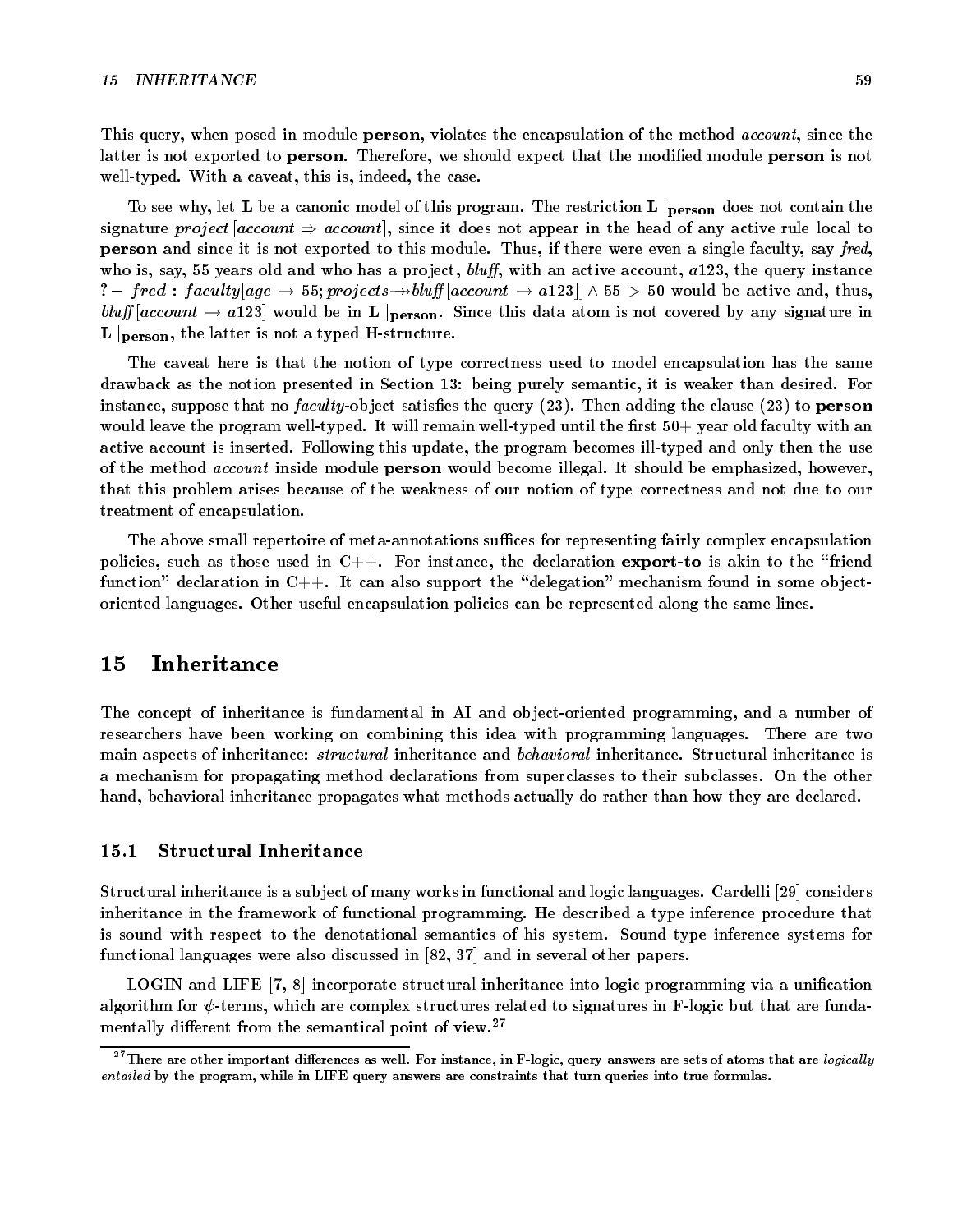This query, when posed in module **person**, violates the encapsulation of the method *account*, since the latter is not exported to **person**. Therefore, we should expect that the modified module **person** is not well-typed. With a caveat, this is, indeed, the case.

To see why, let $\mathbf{L}$ be a canonic model of this program. The restriction $\mathbf{L}\mid_{\mathbf{person}}$ does not contain the signature $project[account \Rightarrow account]$, since it does not appear in the head of any active rule local to **person** and since it is not exported to this module. Thus, if there were even a single faculty, say *fred*, who is, say, 55 years old and who has a project, *bluff*, with an active account, $a123$, the query instance $?- \ fred : faculty[age \rightarrow 55; projects \twoheadrightarrow bluff[account \rightarrow a123]] \wedge 55 > 50$ would be active and, thus, $bluff[account \rightarrow a123]$ would be in $\mathbf{L}\mid_{\mathbf{person}}$. Since this data atom is not covered by any signature in $\mathbf{L}\mid_{\mathbf{person}}$, the latter is not a typed H-structure.

The caveat here is that the notion of type correctness used to model encapsulation has the same drawback as the notion presented in Section 13: being purely semantic, it is weaker than desired. For instance, suppose that no *faculty*-object satisfies the query (23). Then adding the clause (23) to **person** would leave the program well-typed. It will remain well-typed until the first 50+ year old faculty with an active account is inserted. Following this update, the program becomes ill-typed and only then the use of the method *account* inside module **person** would become illegal. It should be emphasized, however, that this problem arises because of the weakness of our notion of type correctness and not due to our treatment of encapsulation.

The above small repertoire of meta-annotations suffices for representing fairly complex encapsulation policies, such as those used in C++. For instance, the declaration **export-to** is akin to the "friend function" declaration in C++. It can also support the "delegation" mechanism found in some object-oriented languages. Other useful encapsulation policies can be represented along the same lines.

## 15 Inheritance

The concept of inheritance is fundamental in AI and object-oriented programming, and a number of researchers have been working on combining this idea with programming languages. There are two main aspects of inheritance: *structural* inheritance and *behavioral* inheritance. Structural inheritance is a mechanism for propagating method declarations from superclasses to their subclasses. On the other hand, behavioral inheritance propagates what methods actually do rather than how they are declared.

### 15.1 Structural Inheritance

Structural inheritance is a subject of many works in functional and logic languages. Cardelli [29] considers inheritance in the framework of functional programming. He described a type inference procedure that is sound with respect to the denotational semantics of his system. Sound type inference systems for functional languages were also discussed in [82, 37] and in several other papers.

LOGIN and LIFE [7, 8] incorporate structural inheritance into logic programming via a unification algorithm for $\psi$-terms, which are complex structures related to signatures in F-logic but that are fundamentally different from the semantical point of view.[27]

[27] There are other important differences as well. For instance, in F-logic, query answers are sets of atoms that are *logically entailed* by the program, while in LIFE query answers are constraints that turn queries into true formulas.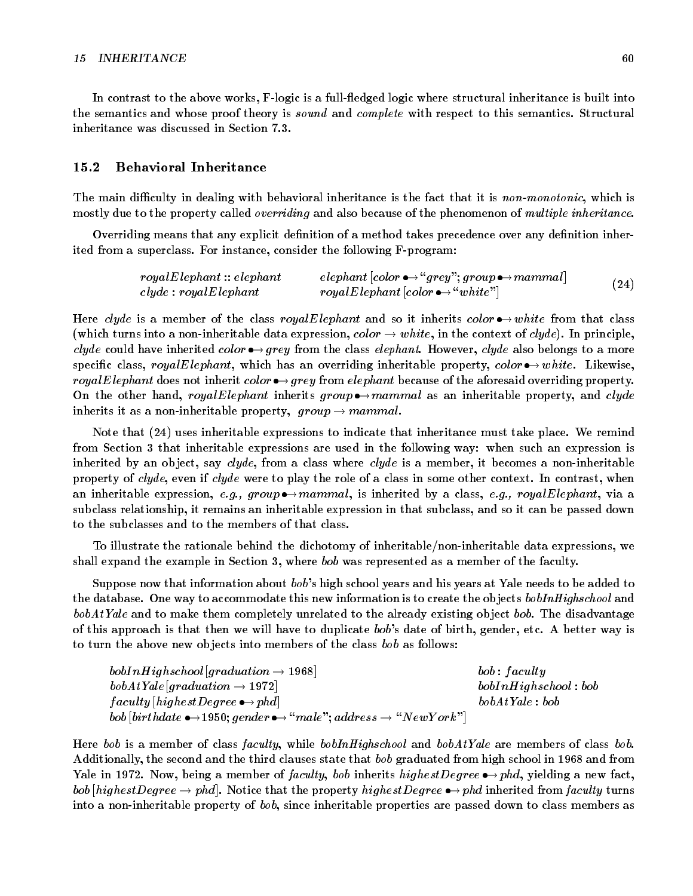In contrast to the above works, F-logic is a full-fledged logic where structural inheritance is built into the semantics and whose proof theory is *sound* and *complete* with respect to this semantics. Structural inheritance was discussed in Section 7.3.

## 15.2 Behavioral Inheritance

The main difficulty in dealing with behavioral inheritance is the fact that it is *non-monotonic*, which is mostly due to the property called *overriding* and also because of the phenomenon of *multiple inheritance*.

Overriding means that any explicit definition of a method takes precedence over any definition inherited from a superclass. For instance, consider the following F-program:

$$\begin{array}{ll} royalElephant :: elephant & elephant\,[color \bullet\!\!\rightarrow \text{“}grey\text{”};\, group \bullet\!\!\rightarrow mammal] \\ clyde : royalElephant & royalElephant\,[color \bullet\!\!\rightarrow \text{“}white\text{”}] \end{array} \tag{24}$$

Here *clyde* is a member of the class *royalElephant* and so it inherits $color \bullet\!\!\rightarrow white$ from that class (which turns into a non-inheritable data expression, $color \rightarrow white$, in the context of *clyde*). In principle, *clyde* could have inherited $color \bullet\!\!\rightarrow grey$ from the class *elephant*. However, *clyde* also belongs to a more specific class, *royalElephant*, which has an overriding inheritable property, $color \bullet\!\!\rightarrow white$. Likewise, *royalElephant* does not inherit $color \bullet\!\!\rightarrow grey$ from *elephant* because of the aforesaid overriding property. On the other hand, *royalElephant* inherits $group \bullet\!\!\rightarrow mammal$ as an inheritable property, and *clyde* inherits it as a non-inheritable property, $group \rightarrow mammal$.

Note that (24) uses inheritable expressions to indicate that inheritance must take place. We remind from Section 3 that inheritable expressions are used in the following way: when such an expression is inherited by an object, say *clyde*, from a class where *clyde* is a member, it becomes a non-inheritable property of *clyde*, even if *clyde* were to play the role of a class in some other context. In contrast, when an inheritable expression, *e.g.,* $group \bullet\!\!\rightarrow mammal$, is inherited by a class, *e.g., royalElephant*, via a subclass relationship, it remains an inheritable expression in that subclass, and so it can be passed down to the subclasses and to the members of that class.

To illustrate the rationale behind the dichotomy of inheritable/non-inheritable data expressions, we shall expand the example in Section 3, where *bob* was represented as a member of the faculty.

Suppose now that information about *bob*'s high school years and his years at Yale needs to be added to the database. One way to accommodate this new information is to create the objects *bobInHighschool* and *bobAtYale* and to make them completely unrelated to the already existing object *bob*. The disadvantage of this approach is that then we will have to duplicate *bob*'s date of birth, gender, etc. A better way is to turn the above new objects into members of the class *bob* as follows:

$$\begin{array}{ll} bobInHighschool\,[graduation \rightarrow 1968] & bob : faculty \\ bobAtYale\,[graduation \rightarrow 1972] & bobInHighschool : bob \\ faculty\,[highestDegree \bullet\!\!\rightarrow phd] & bobAtYale : bob \\ bob\,[birthdate \bullet\!\!\rightarrow 1950;\, gender \bullet\!\!\rightarrow \text{“}male\text{”};\, address \rightarrow \text{“}NewYork\text{”}] & \end{array}$$

Here *bob* is a member of class *faculty*, while *bobInHighschool* and *bobAtYale* are members of class *bob*. Additionally, the second and the third clauses state that *bob* graduated from high school in 1968 and from Yale in 1972. Now, being a member of *faculty*, *bob* inherits $highestDegree \bullet\!\!\rightarrow phd$, yielding a new fact, $bob\,[highestDegree \rightarrow phd]$. Notice that the property $highestDegree \bullet\!\!\rightarrow phd$ inherited from *faculty* turns into a non-inheritable property of *bob*, since inheritable properties are passed down to class members as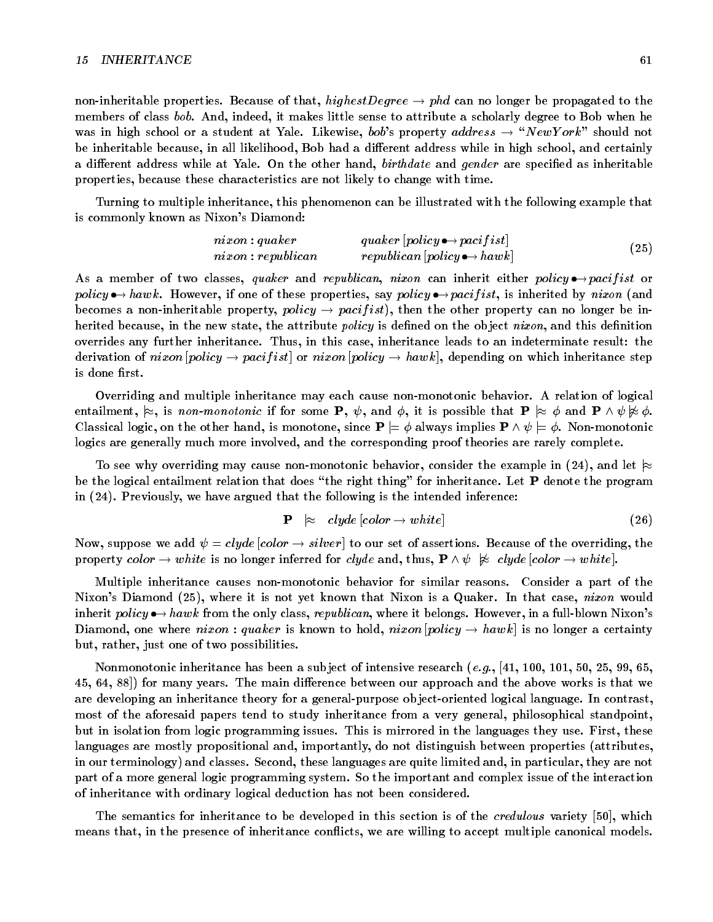non-inheritable properties. Because of that, $highestDegree \rightarrow phd$ can no longer be propagated to the members of class *bob*. And, indeed, it makes little sense to attribute a scholarly degree to Bob when he was in high school or a student at Yale. Likewise, *bob*'s property $address \rightarrow$ "$NewYork$" should not be inheritable because, in all likelihood, Bob had a different address while in high school, and certainly a different address while at Yale. On the other hand, *birthdate* and *gender* are specified as inheritable properties, because these characteristics are not likely to change with time.

Turning to multiple inheritance, this phenomenon can be illustrated with the following example that is commonly known as Nixon's Diamond:

$$\begin{array}{ll} nixon : quaker & quaker\,[policy \bullet\!\!\rightarrow pacifist] \\ nixon : republican & republican\,[policy \bullet\!\!\rightarrow hawk] \end{array} \tag{25}$$

As a member of two classes, *quaker* and *republican*, *nixon* can inherit either $policy \bullet\!\!\rightarrow pacifist$ or $policy \bullet\!\!\rightarrow hawk$. However, if one of these properties, say $policy \bullet\!\!\rightarrow pacifist$, is inherited by *nixon* (and becomes a non-inheritable property, $policy \rightarrow pacifist$), then the other property can no longer be inherited because, in the new state, the attribute *policy* is defined on the object *nixon*, and this definition overrides any further inheritance. Thus, in this case, inheritance leads to an indeterminate result: the derivation of $nixon\,[policy \rightarrow pacifist]$ or $nixon\,[policy \rightarrow hawk]$, depending on which inheritance step is done first.

Overriding and multiple inheritance may each cause non-monotonic behavior. A relation of logical entailment, $\approx\!\!|$, is *non-monotonic* if for some $\mathbf{P}$, $\psi$, and $\phi$, it is possible that $\mathbf{P} \mathrel{|\!\!\approx} \phi$ and $\mathbf{P} \wedge \psi \mathrel{|\!\!\not\approx} \phi$. Classical logic, on the other hand, is monotone, since $\mathbf{P} \models \phi$ always implies $\mathbf{P} \wedge \psi \models \phi$. Non-monotonic logics are generally much more involved, and the corresponding proof theories are rarely complete.

To see why overriding may cause non-monotonic behavior, consider the example in (24), and let $\mathrel{|\!\!\approx}$ be the logical entailment relation that does "the right thing" for inheritance. Let $\mathbf{P}$ denote the program in (24). Previously, we have argued that the following is the intended inference:

$$\mathbf{P} \quad \mathrel{|\!\!\approx} \quad clyde\,[color \rightarrow white] \tag{26}$$

Now, suppose we add $\psi = clyde\,[color \rightarrow silver]$ to our set of assertions. Because of the overriding, the property $color \rightarrow white$ is no longer inferred for *clyde* and, thus, $\mathbf{P} \wedge \psi \;\; \mathrel{|\!\!\not\approx} \;\; clyde\,[color \rightarrow white]$.

Multiple inheritance causes non-monotonic behavior for similar reasons. Consider a part of the Nixon's Diamond (25), where it is not yet known that Nixon is a Quaker. In that case, *nixon* would inherit $policy \bullet\!\!\rightarrow hawk$ from the only class, *republican*, where it belongs. However, in a full-blown Nixon's Diamond, one where $nixon : quaker$ is known to hold, $nixon\,[policy \rightarrow hawk]$ is no longer a certainty but, rather, just one of two possibilities.

Nonmonotonic inheritance has been a subject of intensive research (*e.g.*, [41, 100, 101, 50, 25, 99, 65, 45, 64, 88]) for many years. The main difference between our approach and the above works is that we are developing an inheritance theory for a general-purpose object-oriented logical language. In contrast, most of the aforesaid papers tend to study inheritance from a very general, philosophical standpoint, but in isolation from logic programming issues. This is mirrored in the languages they use. First, these languages are mostly propositional and, importantly, do not distinguish between properties (attributes, in our terminology) and classes. Second, these languages are quite limited and, in particular, they are not part of a more general logic programming system. So the important and complex issue of the interaction of inheritance with ordinary logical deduction has not been considered.

The semantics for inheritance to be developed in this section is of the *credulous* variety [50], which means that, in the presence of inheritance conflicts, we are willing to accept multiple canonical models.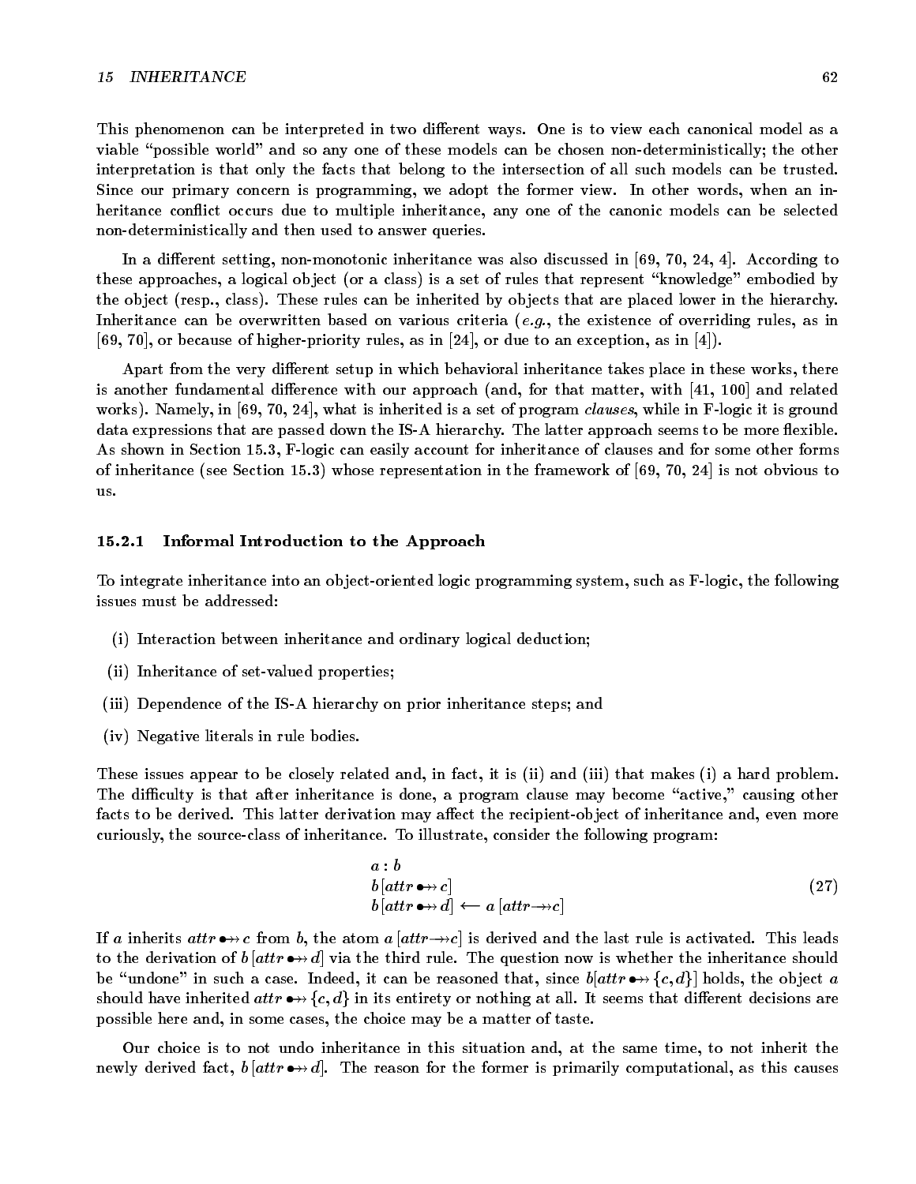This phenomenon can be interpreted in two different ways. One is to view each canonical model as a viable "possible world" and so any one of these models can be chosen non-deterministically; the other interpretation is that only the facts that belong to the intersection of all such models can be trusted. Since our primary concern is programming, we adopt the former view. In other words, when an inheritance conflict occurs due to multiple inheritance, any one of the canonic models can be selected non-deterministically and then used to answer queries.

In a different setting, non-monotonic inheritance was also discussed in [69, 70, 24, 4]. According to these approaches, a logical object (or a class) is a set of rules that represent "knowledge" embodied by the object (resp., class). These rules can be inherited by objects that are placed lower in the hierarchy. Inheritance can be overwritten based on various criteria (*e.g.*, the existence of overriding rules, as in [69, 70], or because of higher-priority rules, as in [24], or due to an exception, as in [4]).

Apart from the very different setup in which behavioral inheritance takes place in these works, there is another fundamental difference with our approach (and, for that matter, with [41, 100] and related works). Namely, in [69, 70, 24], what is inherited is a set of program *clauses*, while in F-logic it is ground data expressions that are passed down the IS-A hierarchy. The latter approach seems to be more flexible. As shown in Section 15.3, F-logic can easily account for inheritance of clauses and for some other forms of inheritance (see Section 15.3) whose representation in the framework of [69, 70, 24] is not obvious to us.

### 15.2.1 Informal Introduction to the Approach

To integrate inheritance into an object-oriented logic programming system, such as F-logic, the following issues must be addressed:

(i) Interaction between inheritance and ordinary logical deduction;

(ii) Inheritance of set-valued properties;

(iii) Dependence of the IS-A hierarchy on prior inheritance steps; and

(iv) Negative literals in rule bodies.

These issues appear to be closely related and, in fact, it is (ii) and (iii) that makes (i) a hard problem. The difficulty is that after inheritance is done, a program clause may become "active," causing other facts to be derived. This latter derivation may affect the recipient-object of inheritance and, even more curiously, the source-class of inheritance. To illustrate, consider the following program:

$$\begin{array}{l} a : b \\ b\,[attr \bullet\!\!\twoheadrightarrow c] \\ b\,[attr \bullet\!\!\twoheadrightarrow d] \longleftarrow a\,[attr \twoheadrightarrow c] \end{array} \tag{27}$$

If $a$ inherits $attr \bullet\!\!\twoheadrightarrow c$ from $b$, the atom $a\,[attr \twoheadrightarrow c]$ is derived and the last rule is activated. This leads to the derivation of $b\,[attr \bullet\!\!\twoheadrightarrow d]$ via the third rule. The question now is whether the inheritance should be "undone" in such a case. Indeed, it can be reasoned that, since $b[attr \bullet\!\!\twoheadrightarrow \{c, d\}]$ holds, the object $a$ should have inherited $attr \bullet\!\!\twoheadrightarrow \{c, d\}$ in its entirety or nothing at all. It seems that different decisions are possible here and, in some cases, the choice may be a matter of taste.

Our choice is to not undo inheritance in this situation and, at the same time, to not inherit the newly derived fact, $b\,[attr \bullet\!\!\twoheadrightarrow d]$. The reason for the former is primarily computational, as this causes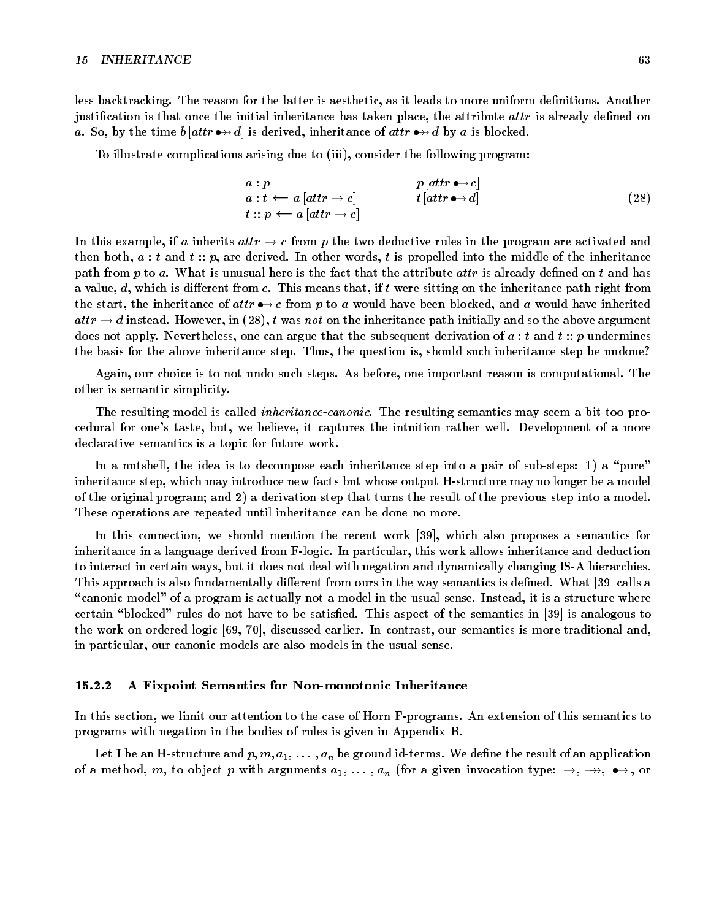less backtracking. The reason for the latter is aesthetic, as it leads to more uniform definitions. Another justification is that once the initial inheritance has taken place, the attribute *attr* is already defined on $a$. So, by the time $b[attr \bullet\!\!\twoheadrightarrow d]$ is derived, inheritance of $attr \bullet\!\!\twoheadrightarrow d$ by $a$ is blocked.

To illustrate complications arising due to (iii), consider the following program:

$$
\begin{array}{ll}
a : p & \qquad p[attr \bullet\!\!\rightarrow c] \\
a : t \longleftarrow a[attr \rightarrow c] & \qquad t[attr \bullet\!\!\rightarrow d] \\
t :: p \longleftarrow a[attr \rightarrow c] &
\end{array}
\tag{28}
$$

In this example, if $a$ inherits $attr \rightarrow c$ from $p$ the two deductive rules in the program are activated and then both, $a : t$ and $t :: p$, are derived. In other words, $t$ is propelled into the middle of the inheritance path from $p$ to $a$. What is unusual here is the fact that the attribute *attr* is already defined on $t$ and has a value, $d$, which is different from $c$. This means that, if $t$ were sitting on the inheritance path right from the start, the inheritance of $attr \bullet\!\!\rightarrow c$ from $p$ to $a$ would have been blocked, and $a$ would have inherited $attr \rightarrow d$ instead. However, in (28), $t$ was *not* on the inheritance path initially and so the above argument does not apply. Nevertheless, one can argue that the subsequent derivation of $a : t$ and $t :: p$ undermines the basis for the above inheritance step. Thus, the question is, should such inheritance step be undone?

Again, our choice is to not undo such steps. As before, one important reason is computational. The other is semantic simplicity.

The resulting model is called *inheritance-canonic*. The resulting semantics may seem a bit too procedural for one's taste, but, we believe, it captures the intuition rather well. Development of a more declarative semantics is a topic for future work.

In a nutshell, the idea is to decompose each inheritance step into a pair of sub-steps: 1) a "pure" inheritance step, which may introduce new facts but whose output H-structure may no longer be a model of the original program; and 2) a derivation step that turns the result of the previous step into a model. These operations are repeated until inheritance can be done no more.

In this connection, we should mention the recent work [39], which also proposes a semantics for inheritance in a language derived from F-logic. In particular, this work allows inheritance and deduction to interact in certain ways, but it does not deal with negation and dynamically changing IS-A hierarchies. This approach is also fundamentally different from ours in the way semantics is defined. What [39] calls a "canonic model" of a program is actually not a model in the usual sense. Instead, it is a structure where certain "blocked" rules do not have to be satisfied. This aspect of the semantics in [39] is analogous to the work on ordered logic [69, 70], discussed earlier. In contrast, our semantics is more traditional and, in particular, our canonic models are also models in the usual sense.

### 15.2.2 A Fixpoint Semantics for Non-monotonic Inheritance

In this section, we limit our attention to the case of Horn F-programs. An extension of this semantics to programs with negation in the bodies of rules is given in Appendix B.

Let $\mathbf{I}$ be an H-structure and $p, m, a_1, \ldots, a_n$ be ground id-terms. We define the result of an application of a method, $m$, to object $p$ with arguments $a_1, \ldots, a_n$ (for a given invocation type: $\rightarrow$, $\twoheadrightarrow$, $\bullet\!\!\rightarrow$, or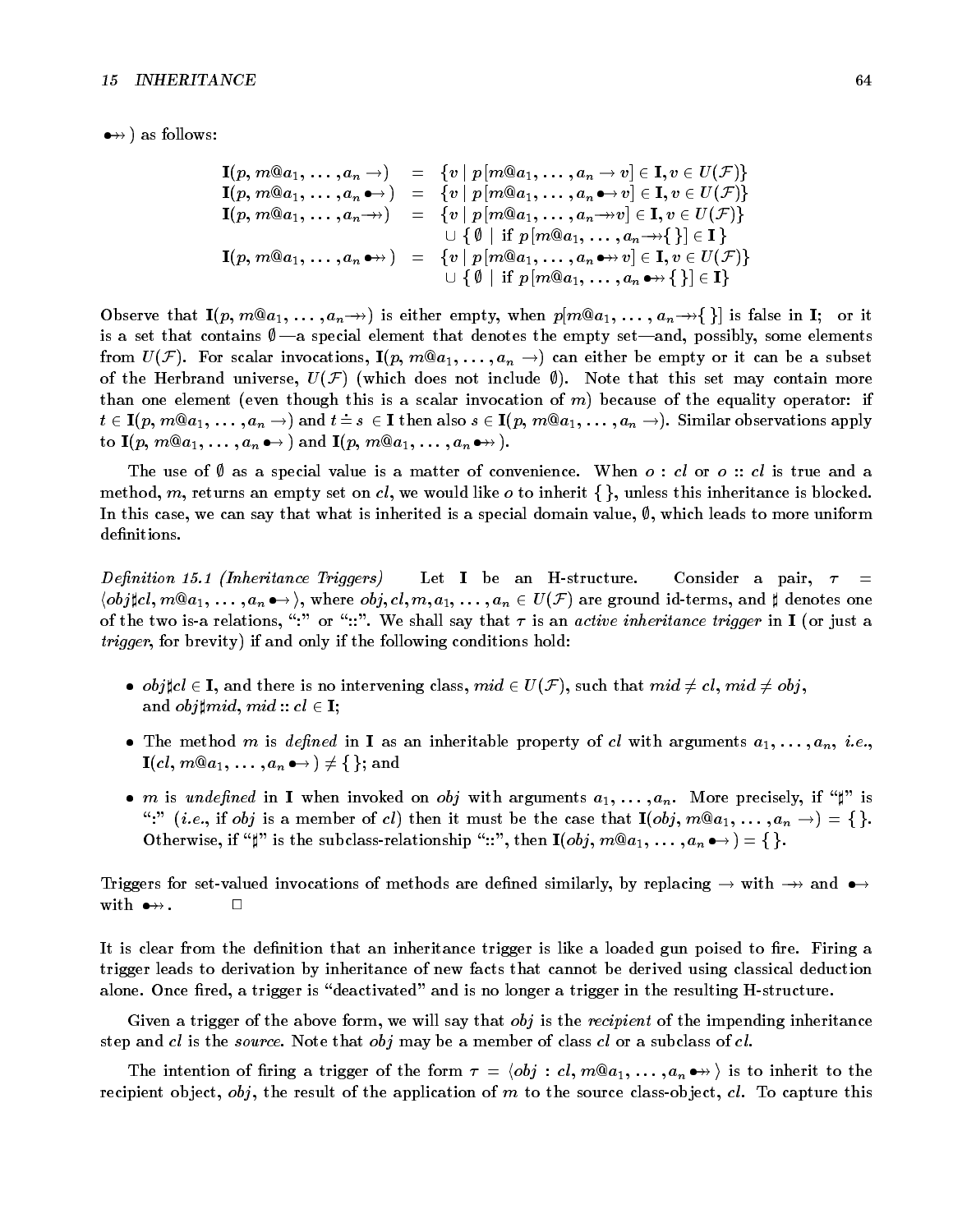$\bullet\!\!\twoheadrightarrow$ ) as follows:

$$
\begin{array}{rcl}
\mathbf{I}(p,\, m@a_1,\ldots,a_n \rightarrow) & = & \{v \mid p[m@a_1,\ldots,a_n \rightarrow v] \in \mathbf{I}, v \in U(\mathcal{F})\} \\
\mathbf{I}(p,\, m@a_1,\ldots,a_n \bullet\!\!\rightarrow) & = & \{v \mid p[m@a_1,\ldots,a_n \bullet\!\!\rightarrow v] \in \mathbf{I}, v \in U(\mathcal{F})\} \\
\mathbf{I}(p,\, m@a_1,\ldots,a_n \twoheadrightarrow) & = & \{v \mid p[m@a_1,\ldots,a_n \twoheadrightarrow v] \in \mathbf{I}, v \in U(\mathcal{F})\} \\
& & \cup\ \{\, \emptyset \mid \text{if } p[m@a_1,\ldots,a_n \twoheadrightarrow \{\,\}] \in \mathbf{I}\,\} \\
\mathbf{I}(p,\, m@a_1,\ldots,a_n \bullet\!\!\twoheadrightarrow) & = & \{v \mid p[m@a_1,\ldots,a_n \bullet\!\!\twoheadrightarrow v] \in \mathbf{I}, v \in U(\mathcal{F})\} \\
& & \cup\ \{\, \emptyset \mid \text{if } p[m@a_1,\ldots,a_n \bullet\!\!\twoheadrightarrow \{\,\}] \in \mathbf{I}\}
\end{array}
$$

Observe that $\mathbf{I}(p,\, m@a_1,\ldots,a_n \twoheadrightarrow)$ is either empty, when $p[m@a_1,\ldots,a_n \twoheadrightarrow \{\,\}]$ is false in $\mathbf{I}$; or it is a set that contains $\emptyset$—a special element that denotes the empty set—and, possibly, some elements from $U(\mathcal{F})$. For scalar invocations, $\mathbf{I}(p,\, m@a_1,\ldots,a_n \rightarrow)$ can either be empty or it can be a subset of the Herbrand universe, $U(\mathcal{F})$ (which does not include $\emptyset$). Note that this set may contain more than one element (even though this is a scalar invocation of $m$) because of the equality operator: if $t \in \mathbf{I}(p,\, m@a_1,\ldots,a_n \rightarrow)$ and $t \doteq s \in \mathbf{I}$ then also $s \in \mathbf{I}(p,\, m@a_1,\ldots,a_n \rightarrow)$. Similar observations apply to $\mathbf{I}(p,\, m@a_1,\ldots,a_n \bullet\!\!\rightarrow)$ and $\mathbf{I}(p,\, m@a_1,\ldots,a_n \bullet\!\!\twoheadrightarrow)$.

The use of $\emptyset$ as a special value is a matter of convenience. When $o : cl$ or $o :: cl$ is true and a method, $m$, returns an empty set on $cl$, we would like $o$ to inherit $\{\,\}$, unless this inheritance is blocked. In this case, we can say that what is inherited is a special domain value, $\emptyset$, which leads to more uniform definitions.

*Definition 15.1 (Inheritance Triggers)* Let $\mathbf{I}$ be an H-structure. Consider a pair, $\tau = \langle obj\sharp cl,\, m@a_1,\ldots,a_n \bullet\!\!\rightarrow \rangle$, where $obj, cl, m, a_1,\ldots,a_n \in U(\mathcal{F})$ are ground id-terms, and $\sharp$ denotes one of the two is-a relations, ":" or "::". We shall say that $\tau$ is an *active inheritance trigger* in $\mathbf{I}$ (or just a *trigger*, for brevity) if and only if the following conditions hold:

- $obj\sharp cl \in \mathbf{I}$, and there is no intervening class, $mid \in U(\mathcal{F})$, such that $mid \neq cl$, $mid \neq obj$, and $obj\sharp mid$, $mid :: cl \in \mathbf{I}$;
- The method $m$ is *defined* in $\mathbf{I}$ as an inheritable property of $cl$ with arguments $a_1,\ldots,a_n$, *i.e.*, $\mathbf{I}(cl,\, m@a_1,\ldots,a_n \bullet\!\!\rightarrow) \neq \{\,\}$; and
- $m$ is *undefined* in $\mathbf{I}$ when invoked on $obj$ with arguments $a_1,\ldots,a_n$. More precisely, if "$\sharp$" is ":" (*i.e.*, if $obj$ is a member of $cl$) then it must be the case that $\mathbf{I}(obj,\, m@a_1,\ldots,a_n \rightarrow) = \{\,\}$. Otherwise, if "$\sharp$" is the subclass-relationship "::", then $\mathbf{I}(obj,\, m@a_1,\ldots,a_n \bullet\!\!\rightarrow) = \{\,\}$.

Triggers for set-valued invocations of methods are defined similarly, by replacing $\rightarrow$ with $\twoheadrightarrow$ and $\bullet\!\!\rightarrow$ with $\bullet\!\!\twoheadrightarrow$. $\Box$

It is clear from the definition that an inheritance trigger is like a loaded gun poised to fire. Firing a trigger leads to derivation by inheritance of new facts that cannot be derived using classical deduction alone. Once fired, a trigger is "deactivated" and is no longer a trigger in the resulting H-structure.

Given a trigger of the above form, we will say that $obj$ is the *recipient* of the impending inheritance step and $cl$ is the *source*. Note that $obj$ may be a member of class $cl$ or a subclass of $cl$.

The intention of firing a trigger of the form $\tau = \langle obj : cl,\, m@a_1,\ldots,a_n \bullet\!\!\twoheadrightarrow \rangle$ is to inherit to the recipient object, $obj$, the result of the application of $m$ to the source class-object, $cl$. To capture this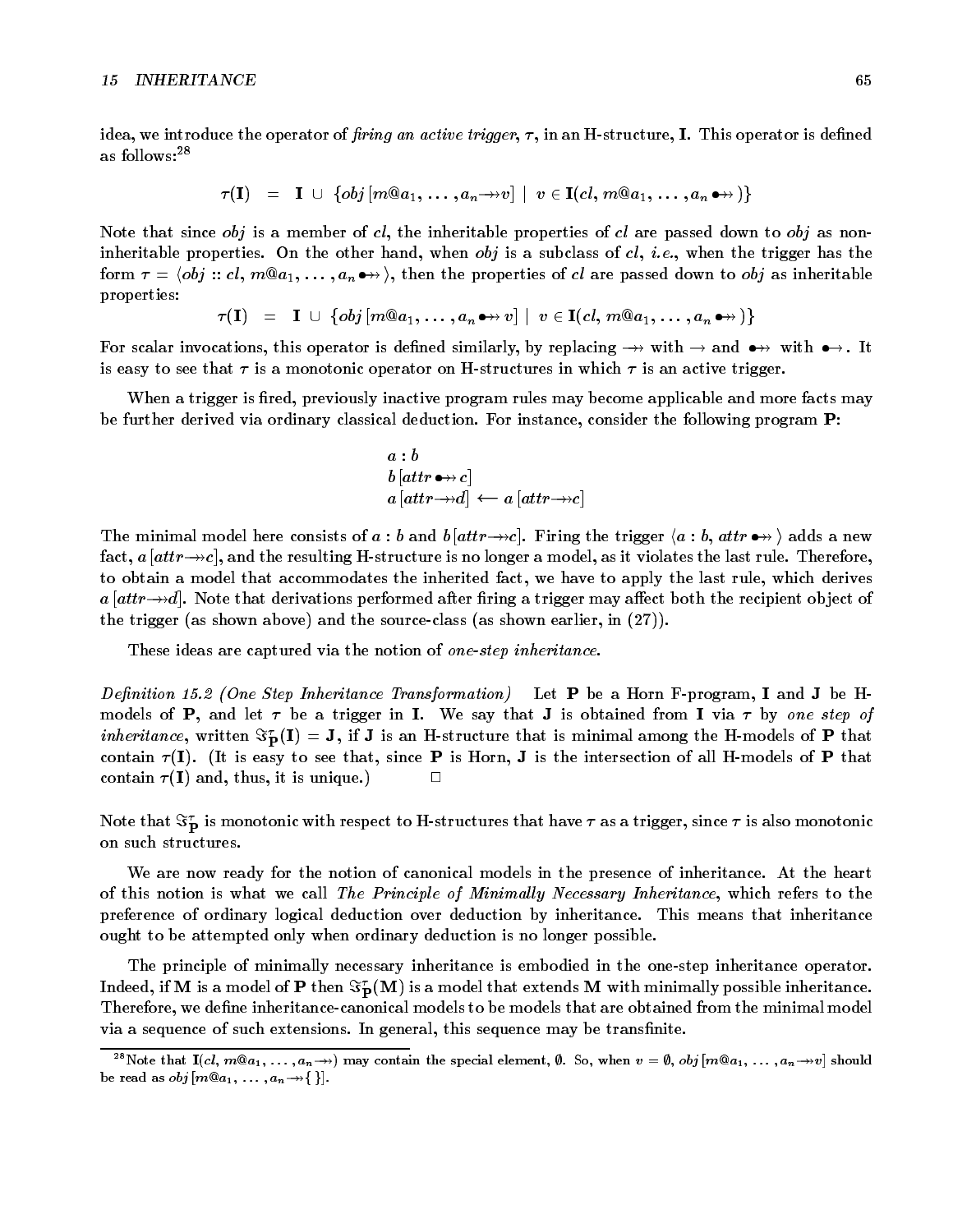idea, we introduce the operator of *firing an active trigger*, $\tau$, in an H-structure, $\mathbf{I}$. This operator is defined as follows:[28]

$$\tau(\mathbf{I}) \;\;=\;\; \mathbf{I} \,\cup\, \{obj\,[m@a_1, \ldots, a_n \twoheadrightarrow v] \;|\; v \in \mathbf{I}(cl,\, m@a_1, \ldots, a_n \bullet\!\!\twoheadrightarrow)\}$$

Note that since *obj* is a member of *cl*, the inheritable properties of *cl* are passed down to *obj* as non-inheritable properties. On the other hand, when *obj* is a subclass of *cl*, *i.e.*, when the trigger has the form $\tau = \langle obj :: cl,\, m@a_1, \ldots, a_n \bullet\!\!\twoheadrightarrow \rangle$, then the properties of *cl* are passed down to *obj* as inheritable properties:

$$\tau(\mathbf{I}) \;\;=\;\; \mathbf{I} \,\cup\, \{obj\,[m@a_1, \ldots, a_n \bullet\!\!\twoheadrightarrow v] \;|\; v \in \mathbf{I}(cl,\, m@a_1, \ldots, a_n \bullet\!\!\twoheadrightarrow)\}$$

For scalar invocations, this operator is defined similarly, by replacing $\twoheadrightarrow$ with $\rightarrow$ and $\bullet\!\!\twoheadrightarrow$ with $\bullet\!\!\rightarrow$. It is easy to see that $\tau$ is a monotonic operator on H-structures in which $\tau$ is an active trigger.

When a trigger is fired, previously inactive program rules may become applicable and more facts may be further derived via ordinary classical deduction. For instance, consider the following program $\mathbf{P}$:

$$\begin{array}{l} a : b \\ b\,[attr \bullet\!\!\twoheadrightarrow c] \\ a\,[attr \twoheadrightarrow d] \;\longleftarrow\; a\,[attr \twoheadrightarrow c] \end{array}$$

The minimal model here consists of $a : b$ and $b[attr \twoheadrightarrow c]$. Firing the trigger $\langle a : b,\, attr \bullet\!\!\twoheadrightarrow \rangle$ adds a new fact, $a\,[attr \twoheadrightarrow c]$, and the resulting H-structure is no longer a model, as it violates the last rule. Therefore, to obtain a model that accommodates the inherited fact, we have to apply the last rule, which derives $a\,[attr \twoheadrightarrow d]$. Note that derivations performed after firing a trigger may affect both the recipient object of the trigger (as shown above) and the source-class (as shown earlier, in (27)).

These ideas are captured via the notion of *one-step inheritance*.

*Definition 15.2 (One Step Inheritance Transformation)* Let $\mathbf{P}$ be a Horn F-program, $\mathbf{I}$ and $\mathbf{J}$ be H-models of $\mathbf{P}$, and let $\tau$ be a trigger in $\mathbf{I}$. We say that $\mathbf{J}$ is obtained from $\mathbf{I}$ via $\tau$ by *one step of inheritance*, written $\Im^{\tau}_{\mathbf{P}}(\mathbf{I}) = \mathbf{J}$, if $\mathbf{J}$ is an H-structure that is minimal among the H-models of $\mathbf{P}$ that contain $\tau(\mathbf{I})$. (It is easy to see that, since $\mathbf{P}$ is Horn, $\mathbf{J}$ is the intersection of all H-models of $\mathbf{P}$ that contain $\tau(\mathbf{I})$ and, thus, it is unique.) □

Note that $\Im^{\tau}_{\mathbf{P}}$ is monotonic with respect to H-structures that have $\tau$ as a trigger, since $\tau$ is also monotonic on such structures.

We are now ready for the notion of canonical models in the presence of inheritance. At the heart of this notion is what we call *The Principle of Minimally Necessary Inheritance*, which refers to the preference of ordinary logical deduction over deduction by inheritance. This means that inheritance ought to be attempted only when ordinary deduction is no longer possible.

The principle of minimally necessary inheritance is embodied in the one-step inheritance operator. Indeed, if $\mathbf{M}$ is a model of $\mathbf{P}$ then $\Im^{\tau}_{\mathbf{P}}(\mathbf{M})$ is a model that extends $\mathbf{M}$ with minimally possible inheritance. Therefore, we define inheritance-canonical models to be models that are obtained from the minimal model via a sequence of such extensions. In general, this sequence may be transfinite.

[28] Note that $\mathbf{I}(cl,\, m@a_1, \ldots, a_n \twoheadrightarrow)$ may contain the special element, $\emptyset$. So, when $v = \emptyset$, $obj\,[m@a_1, \ldots, a_n \twoheadrightarrow v]$ should be read as $obj\,[m@a_1, \ldots, a_n \twoheadrightarrow \{\,\}]$.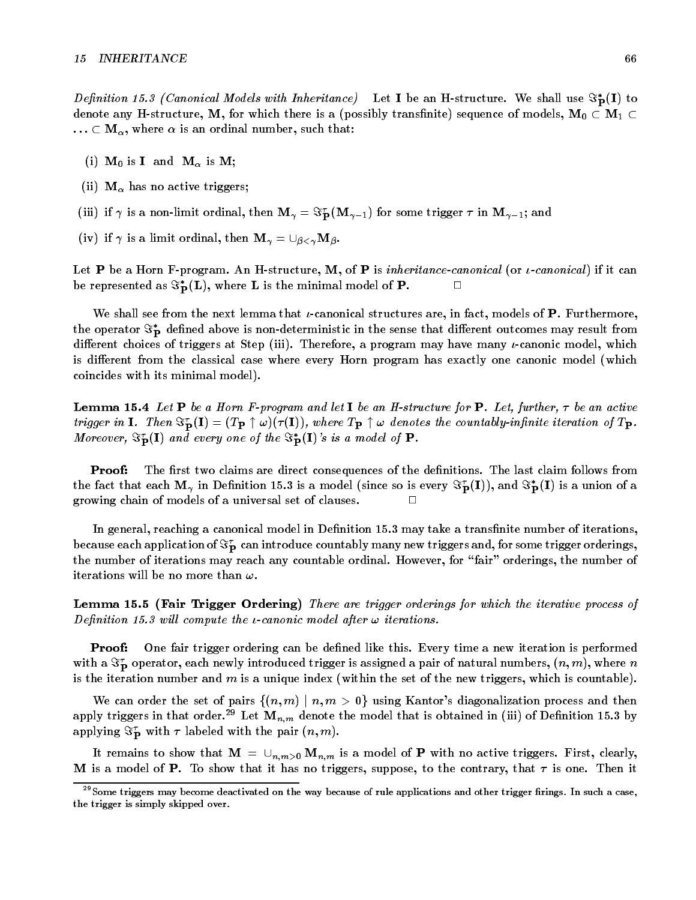*Definition 15.3 (Canonical Models with Inheritance)* Let $\mathbf{I}$ be an H-structure. We shall use $\Im^*_{\mathbf{P}}(\mathbf{I})$ to denote any H-structure, $\mathbf{M}$, for which there is a (possibly transfinite) sequence of models, $\mathbf{M}_0 \subset \mathbf{M}_1 \subset \ldots \subset \mathbf{M}_\alpha$, where $\alpha$ is an ordinal number, such that:

(i) $\mathbf{M}_0$ is $\mathbf{I}$ and $\mathbf{M}_\alpha$ is $\mathbf{M}$;

(ii) $\mathbf{M}_\alpha$ has no active triggers;

(iii) if $\gamma$ is a non-limit ordinal, then $\mathbf{M}_\gamma = \Im^\tau_{\mathbf{P}}(\mathbf{M}_{\gamma-1})$ for some trigger $\tau$ in $\mathbf{M}_{\gamma-1}$; and

(iv) if $\gamma$ is a limit ordinal, then $\mathbf{M}_\gamma = \cup_{\beta<\gamma}\mathbf{M}_\beta$.

Let $\mathbf{P}$ be a Horn F-program. An H-structure, $\mathbf{M}$, of $\mathbf{P}$ is *inheritance-canonical* (or *$\iota$-canonical*) if it can be represented as $\Im^*_{\mathbf{P}}(\mathbf{L})$, where $\mathbf{L}$ is the minimal model of $\mathbf{P}$. □

We shall see from the next lemma that $\iota$-canonical structures are, in fact, models of $\mathbf{P}$. Furthermore, the operator $\Im^*_{\mathbf{P}}$ defined above is non-deterministic in the sense that different outcomes may result from different choices of triggers at Step (iii). Therefore, a program may have many $\iota$-canonic model, which is different from the classical case where every Horn program has exactly one canonic model (which coincides with its minimal model).

**Lemma 15.4** *Let $\mathbf{P}$ be a Horn F-program and let $\mathbf{I}$ be an H-structure for $\mathbf{P}$. Let, further, $\tau$ be an active trigger in $\mathbf{I}$. Then $\Im^\tau_{\mathbf{P}}(\mathbf{I}) = (T_{\mathbf{P}} \uparrow \omega)(\tau(\mathbf{I}))$, where $T_{\mathbf{P}} \uparrow \omega$ denotes the countably-infinite iteration of $T_{\mathbf{P}}$. Moreover, $\Im^\tau_{\mathbf{P}}(\mathbf{I})$ and every one of the $\Im^*_{\mathbf{P}}(\mathbf{I})$'s is a model of $\mathbf{P}$.*

**Proof:** The first two claims are direct consequences of the definitions. The last claim follows from the fact that each $\mathbf{M}_\gamma$ in Definition 15.3 is a model (since so is every $\Im^\tau_{\mathbf{P}}(\mathbf{I})$), and $\Im^*_{\mathbf{P}}(\mathbf{I})$ is a union of a growing chain of models of a universal set of clauses. □

In general, reaching a canonical model in Definition 15.3 may take a transfinite number of iterations, because each application of $\Im^\tau_{\mathbf{P}}$ can introduce countably many new triggers and, for some trigger orderings, the number of iterations may reach any countable ordinal. However, for "fair" orderings, the number of iterations will be no more than $\omega$.

**Lemma 15.5 (Fair Trigger Ordering)** *There are trigger orderings for which the iterative process of Definition 15.3 will compute the $\iota$-canonic model after $\omega$ iterations.*

**Proof:** One fair trigger ordering can be defined like this. Every time a new iteration is performed with a $\Im^\tau_{\mathbf{P}}$ operator, each newly introduced trigger is assigned a pair of natural numbers, $(n, m)$, where $n$ is the iteration number and $m$ is a unique index (within the set of the new triggers, which is countable).

We can order the set of pairs $\{(n, m) \mid n, m > 0\}$ using Kantor's diagonalization process and then apply triggers in that order.[29] Let $\mathbf{M}_{n,m}$ denote the model that is obtained in (iii) of Definition 15.3 by applying $\Im^\tau_{\mathbf{P}}$ with $\tau$ labeled with the pair $(n, m)$.

It remains to show that $\mathbf{M} = \cup_{n,m>0}\mathbf{M}_{n,m}$ is a model of $\mathbf{P}$ with no active triggers. First, clearly, $\mathbf{M}$ is a model of $\mathbf{P}$. To show that it has no triggers, suppose, to the contrary, that $\tau$ is one. Then it

[29] Some triggers may become deactivated on the way because of rule applications and other trigger firings. In such a case, the trigger is simply skipped over.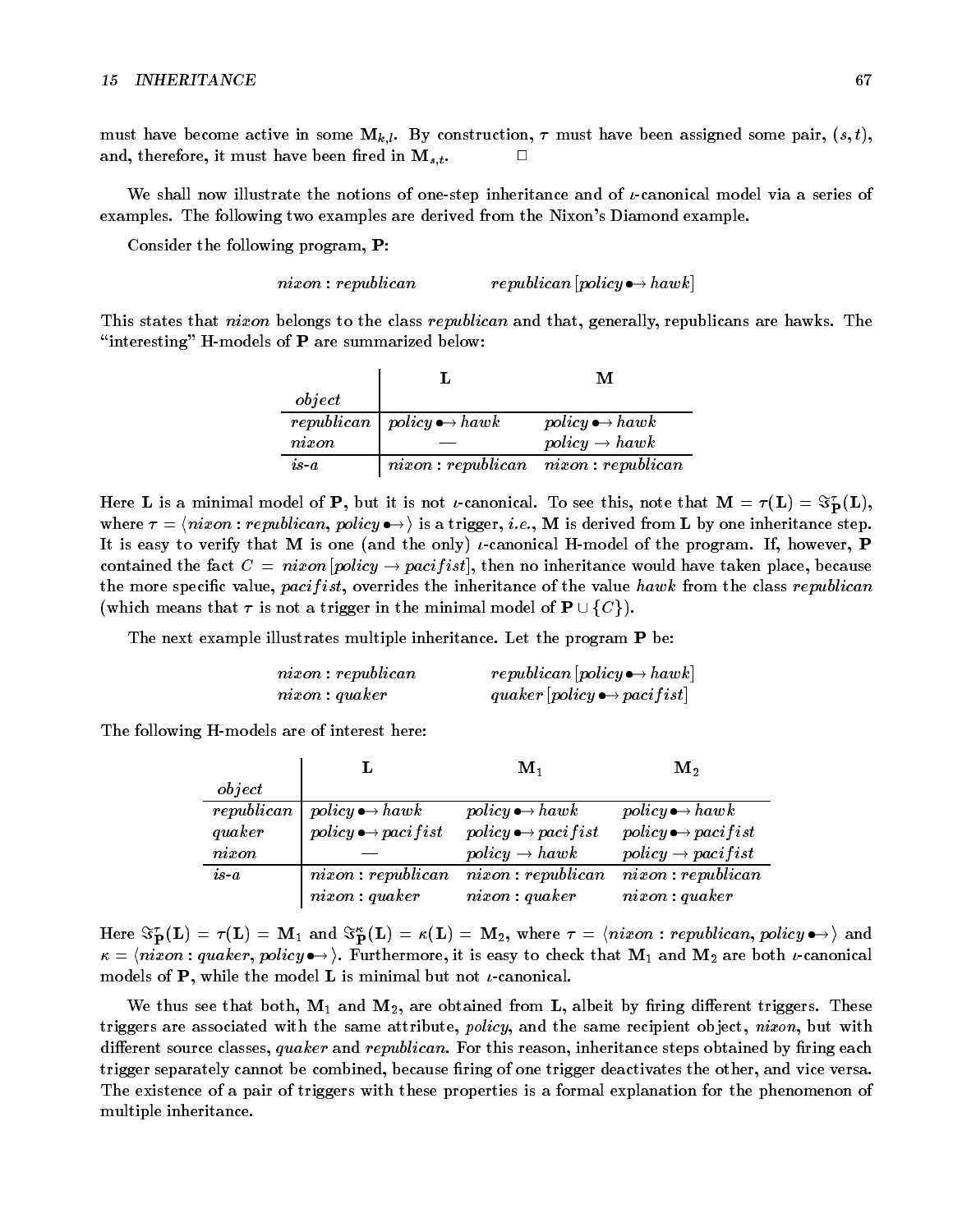must have become active in some $\mathbf{M}_{k,l}$. By construction, $\tau$ must have been assigned some pair, $(s, t)$, and, therefore, it must have been fired in $\mathbf{M}_{s,t}$. $\Box$

We shall now illustrate the notions of one-step inheritance and of $\iota$-canonical model via a series of examples. The following two examples are derived from the Nixon's Diamond example.

Consider the following program, **P**:

$$nixon : republican \qquad\qquad republican\,[policy \bullet\!\!\rightarrow hawk]$$

This states that *nixon* belongs to the class *republican* and that, generally, republicans are hawks. The "interesting" H-models of **P** are summarized below:

| *object* | **L** | **M** |
|---|---|---|
| *republican* | $policy \bullet\!\!\rightarrow hawk$ | $policy \bullet\!\!\rightarrow hawk$ |
| *nixon* | — | $policy \rightarrow hawk$ |
| *is-a* | $nixon : republican$ | $nixon : republican$ |

Here **L** is a minimal model of **P**, but it is not $\iota$-canonical. To see this, note that $\mathbf{M} = \tau(\mathbf{L}) = \Im^{\tau}_{\mathbf{P}}(\mathbf{L})$, where $\tau = \langle nixon : republican, policy \bullet\!\!\rightarrow \rangle$ is a trigger, *i.e.*, **M** is derived from **L** by one inheritance step. It is easy to verify that **M** is one (and the only) $\iota$-canonical H-model of the program. If, however, **P** contained the fact $C = nixon\,[policy \rightarrow pacifist]$, then no inheritance would have taken place, because the more specific value, *pacifist*, overrides the inheritance of the value *hawk* from the class *republican* (which means that $\tau$ is not a trigger in the minimal model of $\mathbf{P} \cup \{C\}$).

The next example illustrates multiple inheritance. Let the program **P** be:

$$\begin{array}{ll} nixon : republican & republican\,[policy \bullet\!\!\rightarrow hawk] \\ nixon : quaker & quaker\,[policy \bullet\!\!\rightarrow pacifist] \end{array}$$

The following H-models are of interest here:

| *object* | **L** | $\mathbf{M}_1$ | $\mathbf{M}_2$ |
|---|---|---|---|
| *republican* | $policy \bullet\!\!\rightarrow hawk$ | $policy \bullet\!\!\rightarrow hawk$ | $policy \bullet\!\!\rightarrow hawk$ |
| *quaker* | $policy \bullet\!\!\rightarrow pacifist$ | $policy \bullet\!\!\rightarrow pacifist$ | $policy \bullet\!\!\rightarrow pacifist$ |
| *nixon* | — | $policy \rightarrow hawk$ | $policy \rightarrow pacifist$ |
| *is-a* | $nixon : republican$ | $nixon : republican$ | $nixon : republican$ |
| | $nixon : quaker$ | $nixon : quaker$ | $nixon : quaker$ |

Here $\Im^{\tau}_{\mathbf{P}}(\mathbf{L}) = \tau(\mathbf{L}) = \mathbf{M}_1$ and $\Im^{\kappa}_{\mathbf{P}}(\mathbf{L}) = \kappa(\mathbf{L}) = \mathbf{M}_2$, where $\tau = \langle nixon : republican, policy \bullet\!\!\rightarrow \rangle$ and $\kappa = \langle nixon : quaker, policy \bullet\!\!\rightarrow \rangle$. Furthermore, it is easy to check that $\mathbf{M}_1$ and $\mathbf{M}_2$ are both $\iota$-canonical models of **P**, while the model **L** is minimal but not $\iota$-canonical.

We thus see that both, $\mathbf{M}_1$ and $\mathbf{M}_2$, are obtained from **L**, albeit by firing different triggers. These triggers are associated with the same attribute, *policy*, and the same recipient object, *nixon*, but with different source classes, *quaker* and *republican*. For this reason, inheritance steps obtained by firing each trigger separately cannot be combined, because firing of one trigger deactivates the other, and vice versa. The existence of a pair of triggers with these properties is a formal explanation for the phenomenon of multiple inheritance.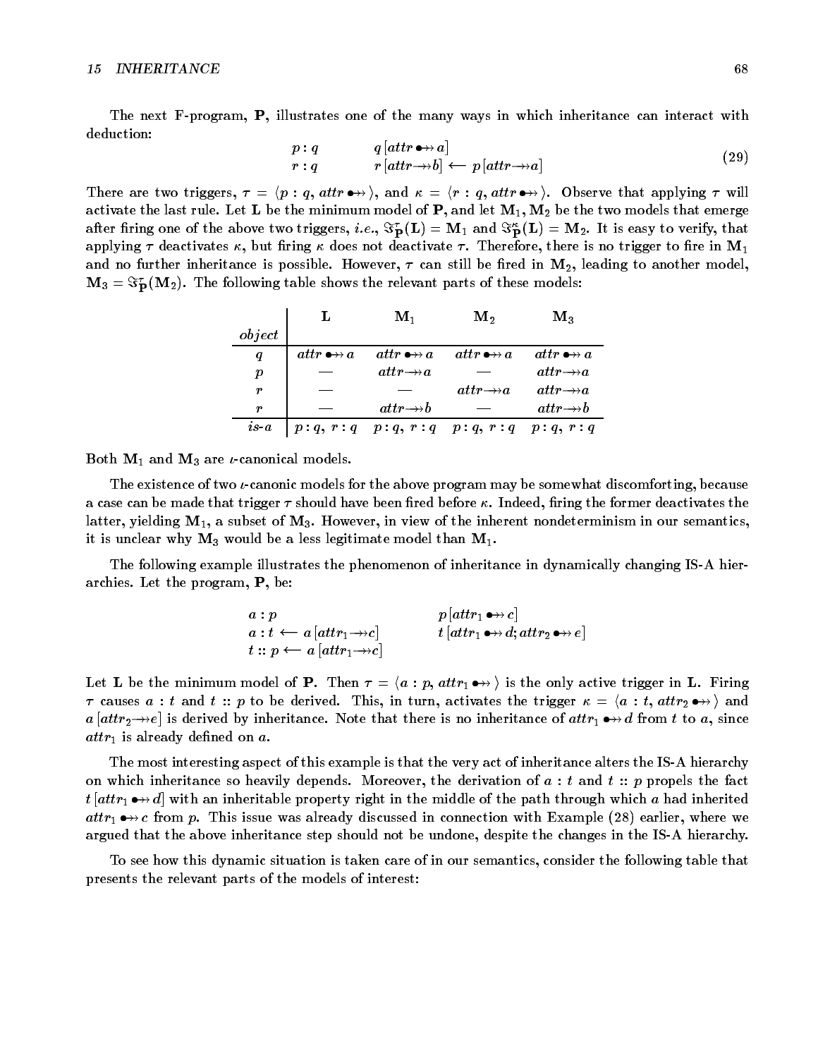The next F-program, **P**, illustrates one of the many ways in which inheritance can interact with deduction:

$$
\begin{array}{ll}
p : q & q\,[attr \bullet\!\!\twoheadrightarrow a] \\
r : q & r\,[attr \twoheadrightarrow b] \longleftarrow p\,[attr \twoheadrightarrow a]
\end{array}
\tag{29}
$$

There are two triggers, $\tau = \langle p : q,\, attr \bullet\!\!\twoheadrightarrow \rangle$, and $\kappa = \langle r : q,\, attr \bullet\!\!\twoheadrightarrow \rangle$. Observe that applying $\tau$ will activate the last rule. Let **L** be the minimum model of **P**, and let $\mathbf{M}_1, \mathbf{M}_2$ be the two models that emerge after firing one of the above two triggers, *i.e.*, $\Im^{\tau}_{\mathbf{P}}(\mathbf{L}) = \mathbf{M}_1$ and $\Im^{\kappa}_{\mathbf{P}}(\mathbf{L}) = \mathbf{M}_2$. It is easy to verify, that applying $\tau$ deactivates $\kappa$, but firing $\kappa$ does not deactivate $\tau$. Therefore, there is no trigger to fire in $\mathbf{M}_1$ and no further inheritance is possible. However, $\tau$ can still be fired in $\mathbf{M}_2$, leading to another model, $\mathbf{M}_3 = \Im^{\tau}_{\mathbf{P}}(\mathbf{M}_2)$. The following table shows the relevant parts of these models:

| *object* | **L** | $\mathbf{M}_1$ | $\mathbf{M}_2$ | $\mathbf{M}_3$ |
|---|---|---|---|---|
| $q$ | $attr \bullet\!\!\twoheadrightarrow a$ | $attr \bullet\!\!\twoheadrightarrow a$ | $attr \bullet\!\!\twoheadrightarrow a$ | $attr \bullet\!\!\twoheadrightarrow a$ |
| $p$ | — | $attr \twoheadrightarrow a$ | — | $attr \twoheadrightarrow a$ |
| $r$ | — | — | $attr \twoheadrightarrow a$ | $attr \twoheadrightarrow a$ |
| $r$ | — | $attr \twoheadrightarrow b$ | — | $attr \twoheadrightarrow b$ |
| *is-a* | $p : q,\ r : q$ | $p : q,\ r : q$ | $p : q,\ r : q$ | $p : q,\ r : q$ |

Both $\mathbf{M}_1$ and $\mathbf{M}_3$ are $\iota$-canonical models.

The existence of two $\iota$-canonic models for the above program may be somewhat discomforting, because a case can be made that trigger $\tau$ should have been fired before $\kappa$. Indeed, firing the former deactivates the latter, yielding $\mathbf{M}_1$, a subset of $\mathbf{M}_3$. However, in view of the inherent nondeterminism in our semantics, it is unclear why $\mathbf{M}_3$ would be a less legitimate model than $\mathbf{M}_1$.

The following example illustrates the phenomenon of inheritance in dynamically changing IS-A hierarchies. Let the program, **P**, be:

$$
\begin{array}{ll}
a : p & p\,[attr_1 \bullet\!\!\twoheadrightarrow c] \\
a : t \longleftarrow a\,[attr_1 \twoheadrightarrow c] & t\,[attr_1 \bullet\!\!\twoheadrightarrow d;\, attr_2 \bullet\!\!\twoheadrightarrow e] \\
t :: p \longleftarrow a\,[attr_1 \twoheadrightarrow c] &
\end{array}
$$

Let **L** be the minimum model of **P**. Then $\tau = \langle a : p,\, attr_1 \bullet\!\!\twoheadrightarrow \rangle$ is the only active trigger in **L**. Firing $\tau$ causes $a : t$ and $t :: p$ to be derived. This, in turn, activates the trigger $\kappa = \langle a : t,\, attr_2 \bullet\!\!\twoheadrightarrow \rangle$ and $a\,[attr_2 \twoheadrightarrow e]$ is derived by inheritance. Note that there is no inheritance of $attr_1 \bullet\!\!\twoheadrightarrow d$ from $t$ to $a$, since $attr_1$ is already defined on $a$.

The most interesting aspect of this example is that the very act of inheritance alters the IS-A hierarchy on which inheritance so heavily depends. Moreover, the derivation of $a : t$ and $t :: p$ propels the fact $t\,[attr_1 \bullet\!\!\twoheadrightarrow d]$ with an inheritable property right in the middle of the path through which $a$ had inherited $attr_1 \bullet\!\!\twoheadrightarrow c$ from $p$. This issue was already discussed in connection with Example (28) earlier, where we argued that the above inheritance step should not be undone, despite the changes in the IS-A hierarchy.

To see how this dynamic situation is taken care of in our semantics, consider the following table that presents the relevant parts of the models of interest: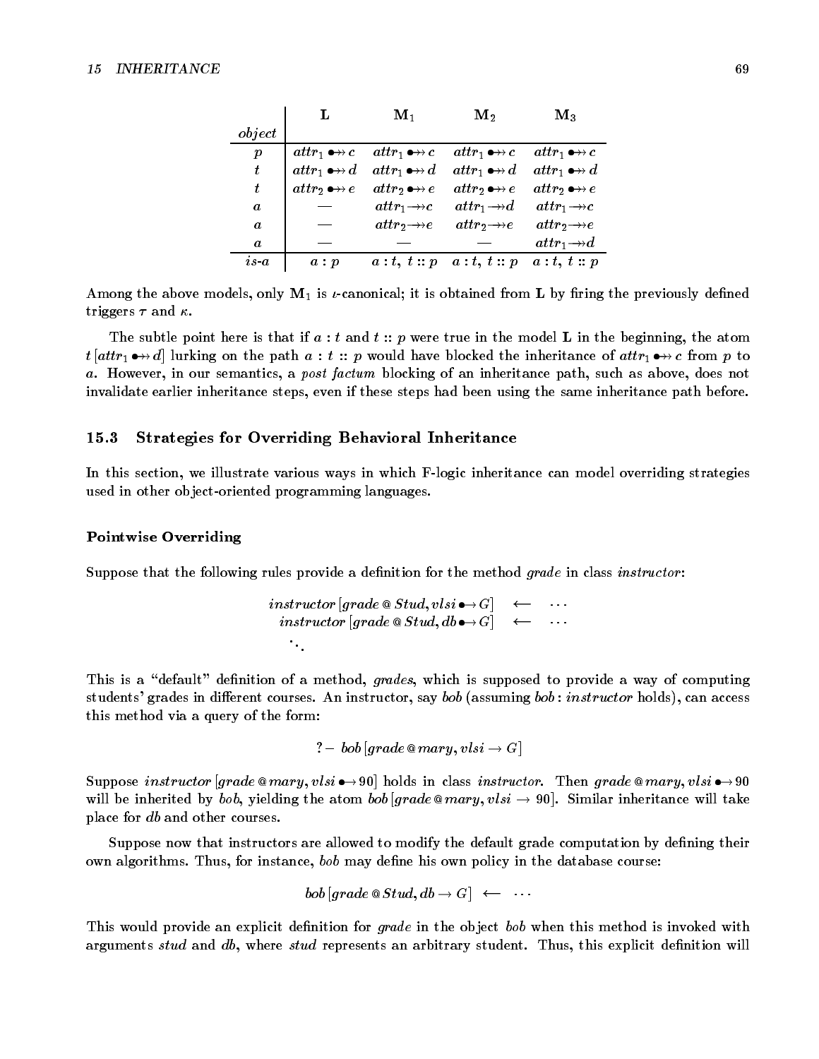| *object* | **L** | $\mathbf{M}_1$ | $\mathbf{M}_2$ | $\mathbf{M}_3$ |
|---|---|---|---|---|
| $p$ | $attr_1 \bullet\!\!\twoheadrightarrow c$ | $attr_1 \bullet\!\!\twoheadrightarrow c$ | $attr_1 \bullet\!\!\twoheadrightarrow c$ | $attr_1 \bullet\!\!\twoheadrightarrow c$ |
| $t$ | $attr_1 \bullet\!\!\twoheadrightarrow d$ | $attr_1 \bullet\!\!\twoheadrightarrow d$ | $attr_1 \bullet\!\!\twoheadrightarrow d$ | $attr_1 \bullet\!\!\twoheadrightarrow d$ |
| $t$ | $attr_2 \bullet\!\!\twoheadrightarrow e$ | $attr_2 \bullet\!\!\twoheadrightarrow e$ | $attr_2 \bullet\!\!\twoheadrightarrow e$ | $attr_2 \bullet\!\!\twoheadrightarrow e$ |
| $a$ | — | $attr_1 \twoheadrightarrow c$ | $attr_1 \twoheadrightarrow d$ | $attr_1 \twoheadrightarrow c$ |
| $a$ | — | $attr_2 \twoheadrightarrow e$ | $attr_2 \twoheadrightarrow e$ | $attr_2 \twoheadrightarrow e$ |
| $a$ | — | — | — | $attr_1 \twoheadrightarrow d$ |
| *is-a* | $a : p$ | $a : t,\ t :: p$ | $a : t,\ t :: p$ | $a : t,\ t :: p$ |

Among the above models, only $\mathbf{M}_1$ is $\iota$-canonical; it is obtained from **L** by firing the previously defined triggers $\tau$ and $\kappa$.

The subtle point here is that if $a : t$ and $t :: p$ were true in the model **L** in the beginning, the atom $t\,[attr_1 \bullet\!\!\twoheadrightarrow d]$ lurking on the path $a : t :: p$ would have blocked the inheritance of $attr_1 \bullet\!\!\twoheadrightarrow c$ from $p$ to $a$. However, in our semantics, a *post factum* blocking of an inheritance path, such as above, does not invalidate earlier inheritance steps, even if these steps had been using the same inheritance path before.

### 15.3 Strategies for Overriding Behavioral Inheritance

In this section, we illustrate various ways in which F-logic inheritance can model overriding strategies used in other object-oriented programming languages.

#### Pointwise Overriding

Suppose that the following rules provide a definition for the method *grade* in class *instructor*:

$$
\begin{array}{rcl}
instructor\,[grade\,@\,Stud, vlsi \bullet\!\!\rightarrow G] & \longleftarrow & \cdots \\
instructor\,[grade\,@\,Stud, db \bullet\!\!\rightarrow G] & \longleftarrow & \cdots \\
\ddots & &
\end{array}
$$

This is a "default" definition of a method, *grades*, which is supposed to provide a way of computing students' grades in different courses. An instructor, say *bob* (assuming $bob : instructor$ holds), can access this method via a query of the form:

$$?-\ bob\,[grade\,@\,mary, vlsi \rightarrow G]$$

Suppose $instructor\,[grade\,@\,mary, vlsi \bullet\!\!\rightarrow 90]$ holds in class *instructor*. Then $grade\,@\,mary, vlsi \bullet\!\!\rightarrow 90$ will be inherited by *bob*, yielding the atom $bob\,[grade\,@\,mary, vlsi \rightarrow 90]$. Similar inheritance will take place for *db* and other courses.

Suppose now that instructors are allowed to modify the default grade computation by defining their own algorithms. Thus, for instance, *bob* may define his own policy in the database course:

$$bob\,[grade\,@\,Stud, db \rightarrow G] \ \longleftarrow\ \cdots$$

This would provide an explicit definition for *grade* in the object *bob* when this method is invoked with arguments *stud* and *db*, where *stud* represents an arbitrary student. Thus, this explicit definition will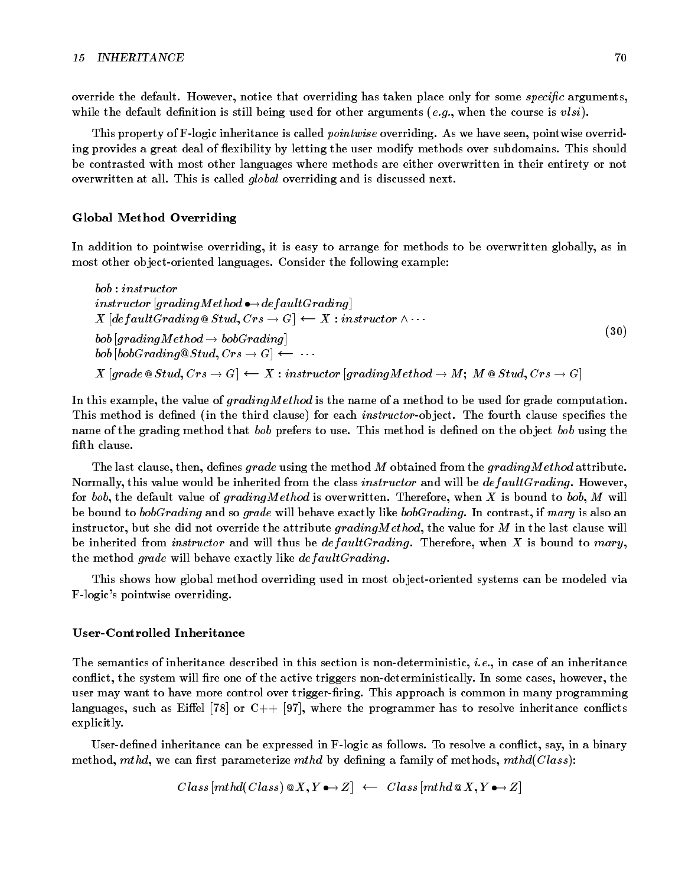override the default. However, notice that overriding has taken place only for some *specific* arguments, while the default definition is still being used for other arguments (*e.g.*, when the course is *vlsi*).

This property of F-logic inheritance is called *pointwise* overriding. As we have seen, pointwise overriding provides a great deal of flexibility by letting the user modify methods over subdomains. This should be contrasted with most other languages where methods are either overwritten in their entirety or not overwritten at all. This is called *global* overriding and is discussed next.

### Global Method Overriding

In addition to pointwise overriding, it is easy to arrange for methods to be overwritten globally, as in most other object-oriented languages. Consider the following example:

$$
\begin{array}{l}
bob : instructor \\
instructor\,[gradingMethod \bullet\!\!\to defaultGrading] \\
X\,[defaultGrading\,@\,Stud, Crs \to G] \longleftarrow X : instructor \wedge \cdots \\
bob\,[gradingMethod \to bobGrading] \\
bob\,[bobGrading@Stud, Crs \to G] \longleftarrow \cdots \\
X\,[grade\,@\,Stud, Crs \to G] \longleftarrow X : instructor\,[gradingMethod \to M;\; M\,@\,Stud, Crs \to G]
\end{array}
\qquad (30)
$$

In this example, the value of *gradingMethod* is the name of a method to be used for grade computation. This method is defined (in the third clause) for each *instructor*-object. The fourth clause specifies the name of the grading method that *bob* prefers to use. This method is defined on the object *bob* using the fifth clause.

The last clause, then, defines *grade* using the method $M$ obtained from the *gradingMethod* attribute. Normally, this value would be inherited from the class *instructor* and will be *defaultGrading*. However, for *bob*, the default value of *gradingMethod* is overwritten. Therefore, when $X$ is bound to *bob*, $M$ will be bound to *bobGrading* and so *grade* will behave exactly like *bobGrading*. In contrast, if *mary* is also an instructor, but she did not override the attribute *gradingMethod*, the value for $M$ in the last clause will be inherited from *instructor* and will thus be *defaultGrading*. Therefore, when $X$ is bound to *mary*, the method *grade* will behave exactly like *defaultGrading*.

This shows how global method overriding used in most object-oriented systems can be modeled via F-logic's pointwise overriding.

### User-Controlled Inheritance

The semantics of inheritance described in this section is non-deterministic, *i.e.*, in case of an inheritance conflict, the system will fire one of the active triggers non-deterministically. In some cases, however, the user may want to have more control over trigger-firing. This approach is common in many programming languages, such as Eiffel [78] or C++ [97], where the programmer has to resolve inheritance conflicts explicitly.

User-defined inheritance can be expressed in F-logic as follows. To resolve a conflict, say, in a binary method, *mthd*, we can first parameterize *mthd* by defining a family of methods, *mthd*(*Class*):

$$
Class\,[mthd(Class)\,@\,X, Y \bullet\!\!\to Z] \;\longleftarrow\; Class\,[mthd\,@\,X, Y \bullet\!\!\to Z]
$$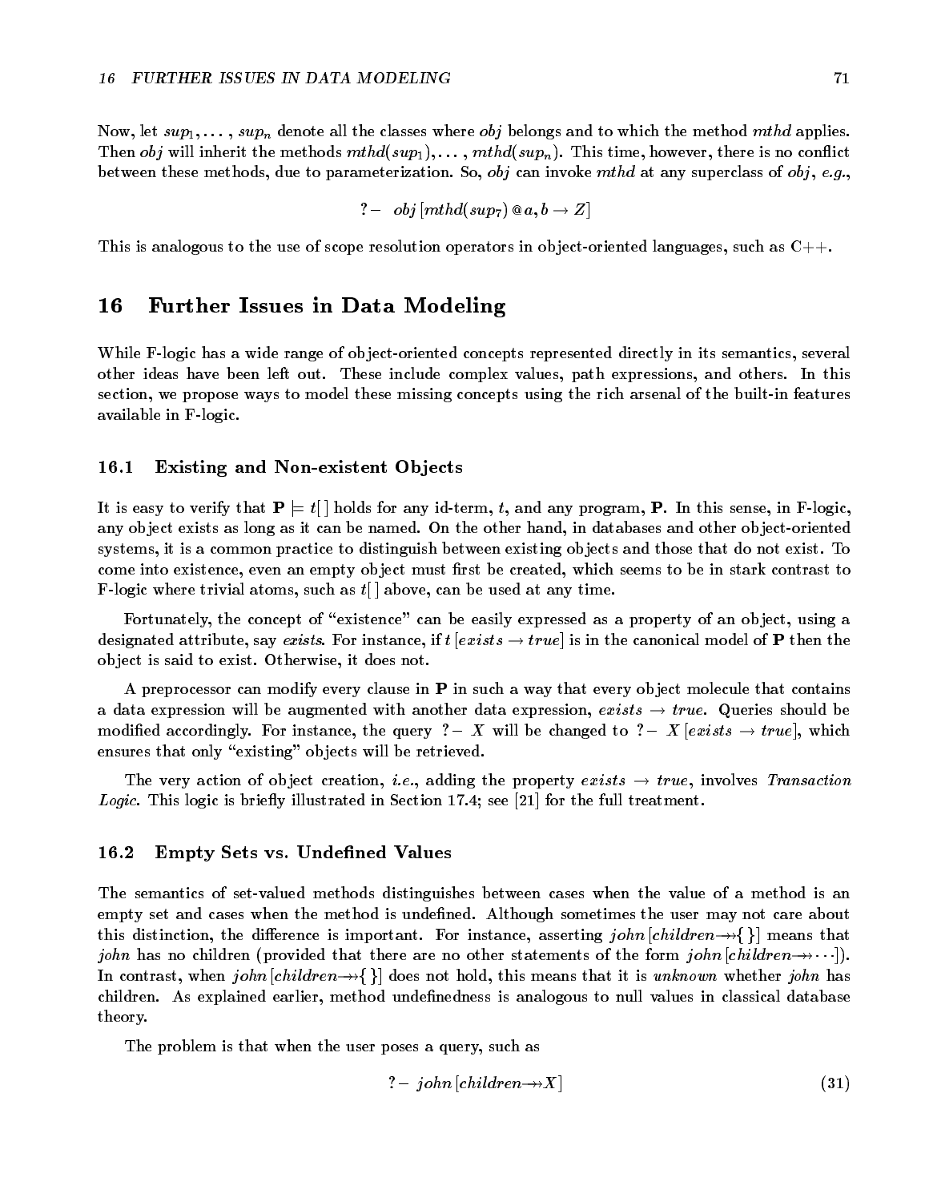Now, let $sup_1, \ldots, sup_n$ denote all the classes where *obj* belongs and to which the method *mthd* applies. Then *obj* will inherit the methods $mthd(sup_1), \ldots, mthd(sup_n)$. This time, however, there is no conflict between these methods, due to parameterization. So, *obj* can invoke *mthd* at any superclass of *obj*, *e.g.*,

$$?-\ \ obj\,[mthd(sup_7)\ @\ a, b \rightarrow Z]$$

This is analogous to the use of scope resolution operators in object-oriented languages, such as C++.

## 16 Further Issues in Data Modeling

While F-logic has a wide range of object-oriented concepts represented directly in its semantics, several other ideas have been left out. These include complex values, path expressions, and others. In this section, we propose ways to model these missing concepts using the rich arsenal of the built-in features available in F-logic.

### 16.1 Existing and Non-existent Objects

It is easy to verify that $\mathbf{P} \models t[\,]$ holds for any id-term, $t$, and any program, $\mathbf{P}$. In this sense, in F-logic, any object exists as long as it can be named. On the other hand, in databases and other object-oriented systems, it is a common practice to distinguish between existing objects and those that do not exist. To come into existence, even an empty object must first be created, which seems to be in stark contrast to F-logic where trivial atoms, such as $t[\,]$ above, can be used at any time.

Fortunately, the concept of "existence" can be easily expressed as a property of an object, using a designated attribute, say *exists*. For instance, if $t\,[exists \rightarrow true]$ is in the canonical model of $\mathbf{P}$ then the object is said to exist. Otherwise, it does not.

A preprocessor can modify every clause in $\mathbf{P}$ in such a way that every object molecule that contains a data expression will be augmented with another data expression, $exists \rightarrow true$. Queries should be modified accordingly. For instance, the query $?-\ X$ will be changed to $?-\ X\,[exists \rightarrow true]$, which ensures that only "existing" objects will be retrieved.

The very action of object creation, *i.e.*, adding the property $exists \rightarrow true$, involves *Transaction Logic*. This logic is briefly illustrated in Section 17.4; see [21] for the full treatment.

### 16.2 Empty Sets vs. Undefined Values

The semantics of set-valued methods distinguishes between cases when the value of a method is an empty set and cases when the method is undefined. Although sometimes the user may not care about this distinction, the difference is important. For instance, asserting $john\,[children \twoheadrightarrow \{\,\}]$ means that *john* has no children (provided that there are no other statements of the form $john\,[children \twoheadrightarrow \cdots]$). In contrast, when $john\,[children \twoheadrightarrow \{\,\}]$ does not hold, this means that it is *unknown* whether *john* has children. As explained earlier, method undefinedness is analogous to null values in classical database theory.

The problem is that when the user poses a query, such as

$$?-\ john\,[children \twoheadrightarrow X] \tag{31}$$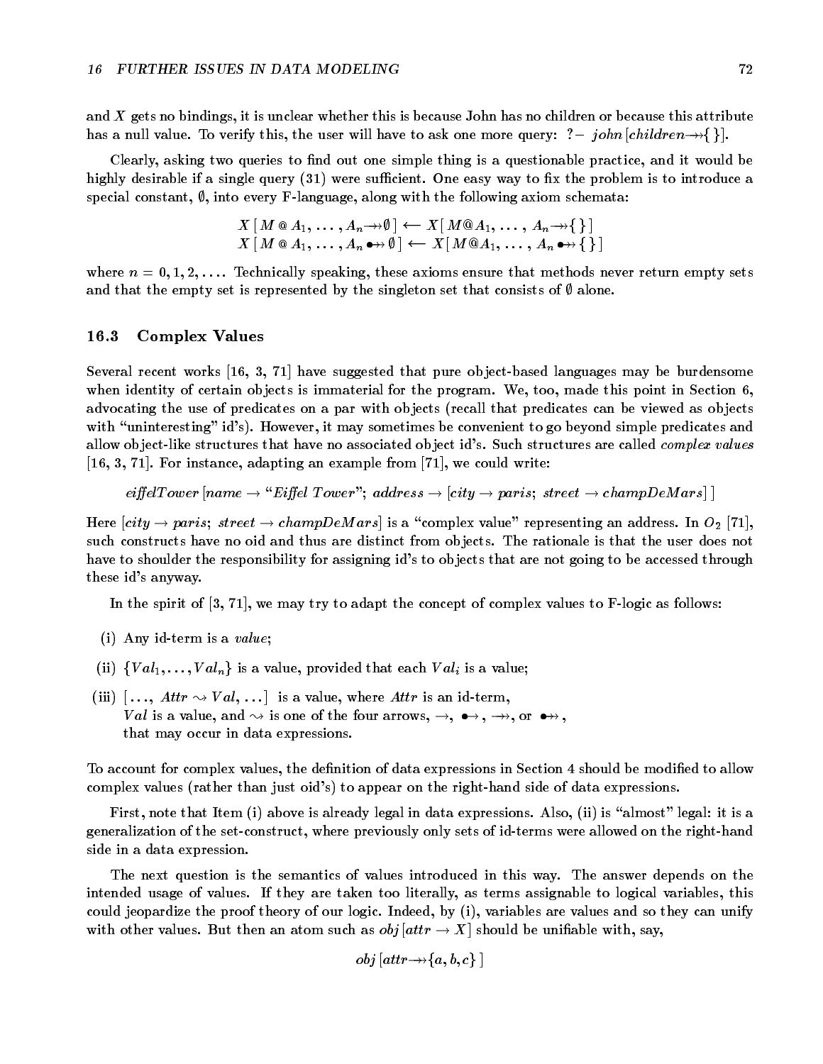and $X$ gets no bindings, it is unclear whether this is because John has no children or because this attribute has a null value. To verify this, the user will have to ask one more query: $?-\ john\,[children \twoheadrightarrow \{\,\}]$.

Clearly, asking two queries to find out one simple thing is a questionable practice, and it would be highly desirable if a single query (31) were sufficient. One easy way to fix the problem is to introduce a special constant, $\emptyset$, into every F-language, along with the following axiom schemata:

$$X\,[\,M \mathbin{@} A_1, \ldots, A_n \twoheadrightarrow \emptyset\,] \longleftarrow X[\,M@A_1, \ldots, A_n \twoheadrightarrow \{\,\}\,]$$
$$X\,[\,M \mathbin{@} A_1, \ldots, A_n \bullet\!\!\twoheadrightarrow \emptyset\,] \longleftarrow X[\,M@A_1, \ldots, A_n \bullet\!\!\twoheadrightarrow \{\,\}\,]$$

where $n = 0, 1, 2, \ldots$. Technically speaking, these axioms ensure that methods never return empty sets and that the empty set is represented by the singleton set that consists of $\emptyset$ alone.

### 16.3 Complex Values

Several recent works [16, 3, 71] have suggested that pure object-based languages may be burdensome when identity of certain objects is immaterial for the program. We, too, made this point in Section 6, advocating the use of predicates on a par with objects (recall that predicates can be viewed as objects with "uninteresting" id's). However, it may sometimes be convenient to go beyond simple predicates and allow object-like structures that have no associated object id's. Such structures are called *complex values* [16, 3, 71]. For instance, adapting an example from [71], we could write:

$$eiffelTower\,[name \to \text{"Eiffel Tower"};\ address \to [city \to paris;\ street \to champDeMars]\,]$$

Here $[city \to paris;\ street \to champDeMars]$ is a "complex value" representing an address. In $O_2$ [71], such constructs have no oid and thus are distinct from objects. The rationale is that the user does not have to shoulder the responsibility for assigning id's to objects that are not going to be accessed through these id's anyway.

In the spirit of [3, 71], we may try to adapt the concept of complex values to F-logic as follows:

(i) Any id-term is a *value*;

(ii) $\{Val_1, \ldots, Val_n\}$ is a value, provided that each $Val_i$ is a value;

(iii) $[\ldots,\ Attr \rightsquigarrow Val, \ldots]$ is a value, where $Attr$ is an id-term, $Val$ is a value, and $\rightsquigarrow$ is one of the four arrows, $\to$, $\bullet\!\!\to$, $\twoheadrightarrow$, or $\bullet\!\!\twoheadrightarrow$, that may occur in data expressions.

To account for complex values, the definition of data expressions in Section 4 should be modified to allow complex values (rather than just oid's) to appear on the right-hand side of data expressions.

First, note that Item (i) above is already legal in data expressions. Also, (ii) is "almost" legal: it is a generalization of the set-construct, where previously only sets of id-terms were allowed on the right-hand side in a data expression.

The next question is the semantics of values introduced in this way. The answer depends on the intended usage of values. If they are taken too literally, as terms assignable to logical variables, this could jeopardize the proof theory of our logic. Indeed, by (i), variables are values and so they can unify with other values. But then an atom such as $obj\,[attr \to X]$ should be unifiable with, say,

$$obj\,[attr \twoheadrightarrow \{a, b, c\}\,]$$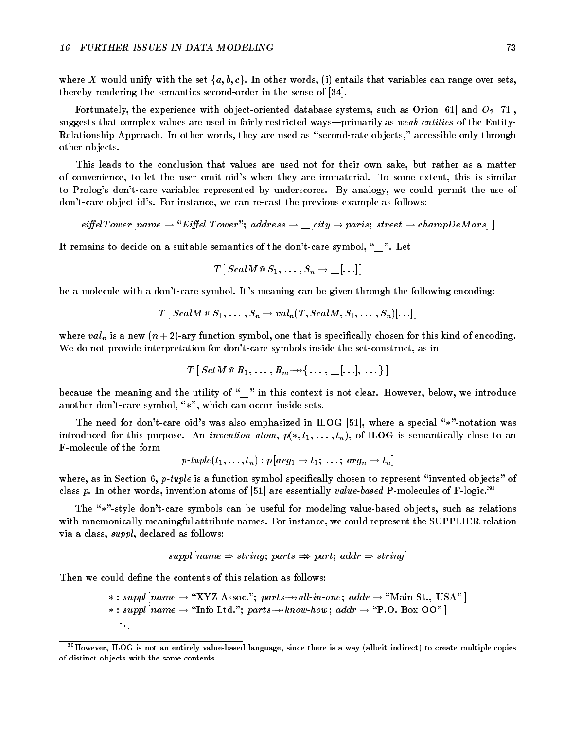where $X$ would unify with the set $\{a, b, c\}$. In other words, (i) entails that variables can range over sets, thereby rendering the semantics second-order in the sense of [34].

Fortunately, the experience with object-oriented database systems, such as Orion [61] and $O_2$ [71], suggests that complex values are used in fairly restricted ways—primarily as *weak entities* of the Entity-Relationship Approach. In other words, they are used as "second-rate objects," accessible only through other objects.

This leads to the conclusion that values are used not for their own sake, but rather as a matter of convenience, to let the user omit oid's when they are immaterial. To some extent, this is similar to Prolog's don't-care variables represented by underscores. By analogy, we could permit the use of don't-care object id's. For instance, we can re-cast the previous example as follows:

$$eiffelTower\,[name \rightarrow \text{“}Eiffel\ Tower\text{”};\ address \rightarrow \_\,[city \rightarrow paris;\ street \rightarrow champDeMars]\,]$$

It remains to decide on a suitable semantics of the don't-care symbol, "_". Let

$$T\,[\,ScalM\,@\,S_1, \ldots, S_n \rightarrow \_\,[\ldots]\,]$$

be a molecule with a don't-care symbol. It's meaning can be given through the following encoding:

$$T\,[\,ScalM\,@\,S_1, \ldots, S_n \rightarrow val_n(T, ScalM, S_1, \ldots, S_n)[\ldots]\,]$$

where $val_n$ is a new $(n+2)$-ary function symbol, one that is specifically chosen for this kind of encoding. We do not provide interpretation for don't-care symbols inside the set-construct, as in

$$T\,[\,SetM\,@\,R_1, \ldots, R_m \twoheadrightarrow \{\,\ldots,\ \_\,[\ldots],\ \ldots\,\}\,]$$

because the meaning and the utility of "_" in this context is not clear. However, below, we introduce another don't-care symbol, "$*$", which can occur inside sets.

The need for don't-care oid's was also emphasized in ILOG [51], where a special "$*$"-notation was introduced for this purpose. An *invention atom*, $p(*, t_1, \ldots, t_n)$, of ILOG is semantically close to an F-molecule of the form

$$p\text{-}tuple(t_1, \ldots, t_n) : p\,[arg_1 \rightarrow t_1;\ \ldots;\ arg_n \rightarrow t_n]$$

where, as in Section 6, *p-tuple* is a function symbol specifically chosen to represent "invented objects" of class $p$. In other words, invention atoms of [51] are essentially *value-based* P-molecules of F-logic.[30]

The "$*$"-style don't-care symbols can be useful for modeling value-based objects, such as relations with mnemonically meaningful attribute names. For instance, we could represent the SUPPLIER relation via a class, *suppl*, declared as follows:

$$suppl\,[name \Rightarrow string;\ parts \Rightarrow\!\!\Rightarrow part;\ addr \Rightarrow string]$$

Then we could define the contents of this relation as follows:

$$* : suppl\,[name \rightarrow \text{“XYZ Assoc.”};\ parts \twoheadrightarrow all\text{-}in\text{-}one;\ addr \rightarrow \text{“Main St., USA”}\,]$$
$$* : suppl\,[name \rightarrow \text{“Info Ltd.”};\ parts \twoheadrightarrow know\text{-}how;\ addr \rightarrow \text{“P.O. Box OO”}\,]$$
$$\ddots$$

[30] However, ILOG is not an entirely value-based language, since there is a way (albeit indirect) to create multiple copies of distinct objects with the same contents.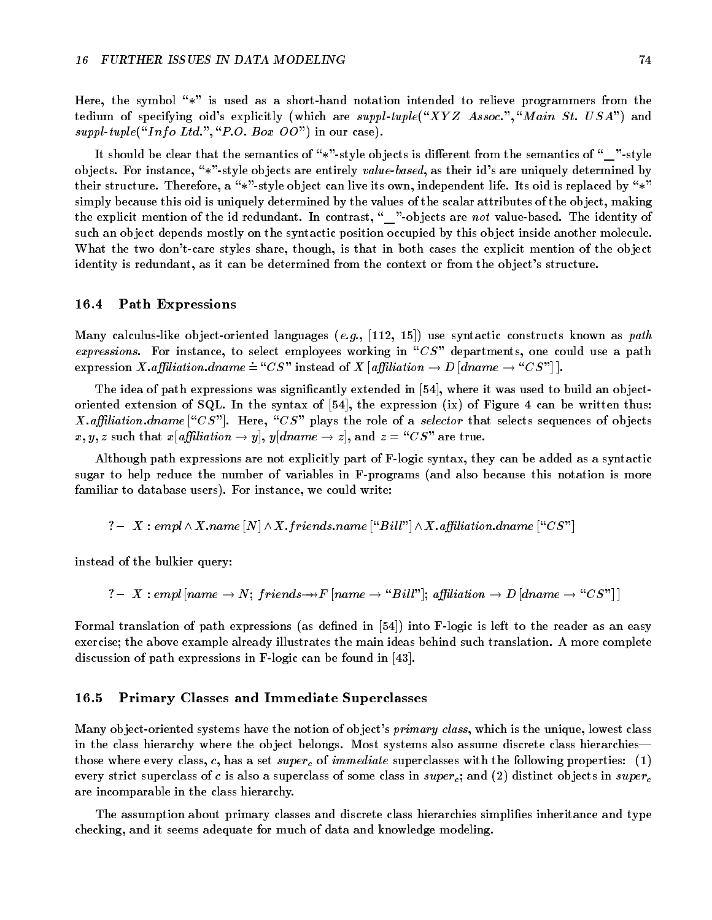Here, the symbol "*" is used as a short-hand notation intended to relieve programmers from the tedium of specifying oid's explicitly (which are *suppl-tuple*("*XYZ Assoc.*", "*Main St. USA*") and *suppl-tuple*("*Info Ltd.*", "*P.O. Box OO*") in our case).

It should be clear that the semantics of "*"-style objects is different from the semantics of "_"-style objects. For instance, "*"-style objects are entirely *value-based*, as their id's are uniquely determined by their structure. Therefore, a "*"-style object can live its own, independent life. Its oid is replaced by "*" simply because this oid is uniquely determined by the values of the scalar attributes of the object, making the explicit mention of the id redundant. In contrast, "_"-objects are *not* value-based. The identity of such an object depends mostly on the syntactic position occupied by this object inside another molecule. What the two don't-care styles share, though, is that in both cases the explicit mention of the object identity is redundant, as it can be determined from the context or from the object's structure.

## 16.4 Path Expressions

Many calculus-like object-oriented languages (*e.g.*, [112, 15]) use syntactic constructs known as *path expressions*. For instance, to select employees working in "*CS*" departments, one could use a path expression $X.affiliation.dname \doteq \text{"}CS\text{"}$ instead of $X\,[affiliation \rightarrow D\,[dname \rightarrow \text{"}CS\text{"}]\,]$.

The idea of path expressions was significantly extended in [54], where it was used to build an object-oriented extension of SQL. In the syntax of [54], the expression (ix) of Figure 4 can be written thus: $X.affiliation.dname\,[\text{"}CS\text{"}]$. Here, "*CS*" plays the role of a *selector* that selects sequences of objects $x, y, z$ such that $x[affiliation \rightarrow y]$, $y[dname \rightarrow z]$, and $z = \text{"}CS\text{"}$ are true.

Although path expressions are not explicitly part of F-logic syntax, they can be added as a syntactic sugar to help reduce the number of variables in F-programs (and also because this notation is more familiar to database users). For instance, we could write:

$$?-\;\; X : empl \wedge X.name\,[N] \wedge X.friends.name\,[\text{"}Bill\text{"}] \wedge X.affiliation.dname\,[\text{"}CS\text{"}]$$

instead of the bulkier query:

$$?-\;\; X : empl\,[name \rightarrow N;\; friends \twoheadrightarrow F\,[name \rightarrow \text{"}Bill\text{"}];\; affiliation \rightarrow D\,[dname \rightarrow \text{"}CS\text{"}]\,]$$

Formal translation of path expressions (as defined in [54]) into F-logic is left to the reader as an easy exercise; the above example already illustrates the main ideas behind such translation. A more complete discussion of path expressions in F-logic can be found in [43].

## 16.5 Primary Classes and Immediate Superclasses

Many object-oriented systems have the notion of object's *primary class*, which is the unique, lowest class in the class hierarchy where the object belongs. Most systems also assume discrete class hierarchies—those where every class, $c$, has a set $super_c$ of *immediate* superclasses with the following properties: (1) every strict superclass of $c$ is also a superclass of some class in $super_c$; and (2) distinct objects in $super_c$ are incomparable in the class hierarchy.

The assumption about primary classes and discrete class hierarchies simplifies inheritance and type checking, and it seems adequate for much of data and knowledge modeling.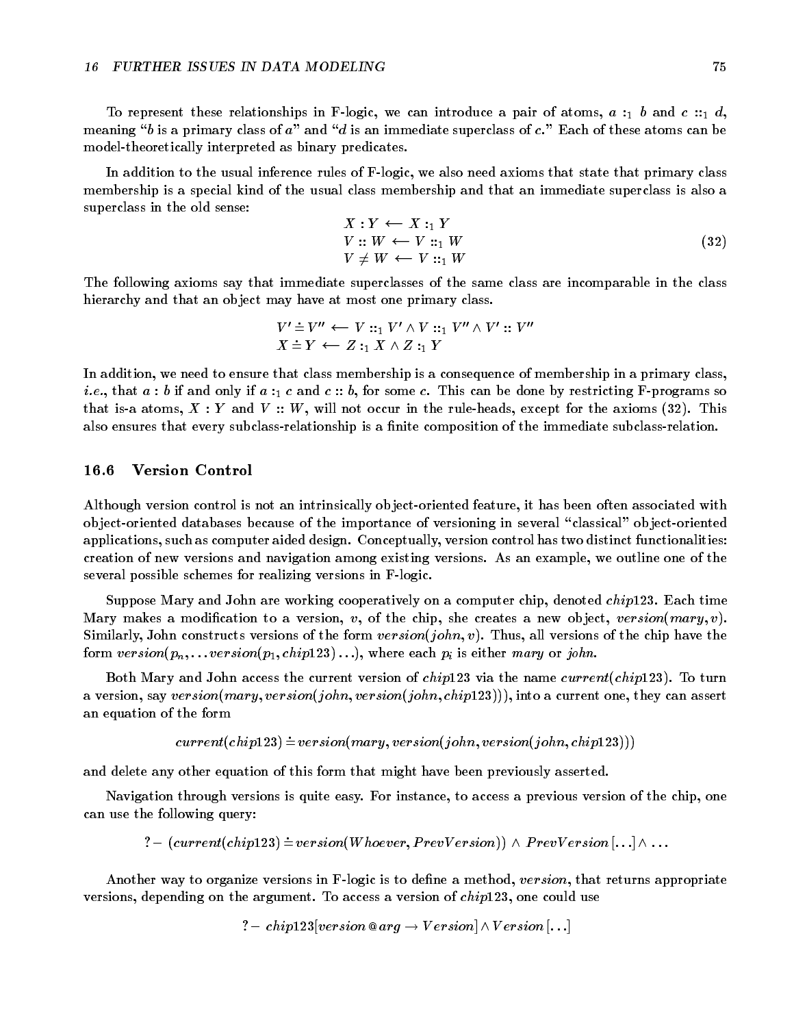To represent these relationships in F-logic, we can introduce a pair of atoms, $a :_1 b$ and $c ::_1 d$, meaning "$b$ is a primary class of $a$" and "$d$ is an immediate superclass of $c$." Each of these atoms can be model-theoretically interpreted as binary predicates.

In addition to the usual inference rules of F-logic, we also need axioms that state that primary class membership is a special kind of the usual class membership and that an immediate superclass is also a superclass in the old sense:

$$
\begin{array}{l}
X : Y \longleftarrow X :_1 Y \\
V :: W \longleftarrow V ::_1 W \\
V \neq W \longleftarrow V ::_1 W
\end{array}
\tag{32}
$$

The following axioms say that immediate superclasses of the same class are incomparable in the class hierarchy and that an object may have at most one primary class.

$$
\begin{array}{l}
V' \doteq V'' \longleftarrow V ::_1 V' \wedge V ::_1 V'' \wedge V' :: V'' \\
X \doteq Y \longleftarrow Z :_1 X \wedge Z :_1 Y
\end{array}
$$

In addition, we need to ensure that class membership is a consequence of membership in a primary class, *i.e.*, that $a : b$ if and only if $a :_1 c$ and $c :: b$, for some $c$. This can be done by restricting F-programs so that is-a atoms, $X : Y$ and $V :: W$, will not occur in the rule-heads, except for the axioms (32). This also ensures that every subclass-relationship is a finite composition of the immediate subclass-relation.

## 16.6 Version Control

Although version control is not an intrinsically object-oriented feature, it has been often associated with object-oriented databases because of the importance of versioning in several "classical" object-oriented applications, such as computer aided design. Conceptually, version control has two distinct functionalities: creation of new versions and navigation among existing versions. As an example, we outline one of the several possible schemes for realizing versions in F-logic.

Suppose Mary and John are working cooperatively on a computer chip, denoted $chip123$. Each time Mary makes a modification to a version, $v$, of the chip, she creates a new object, $version(mary, v)$. Similarly, John constructs versions of the form $version(john, v)$. Thus, all versions of the chip have the form $version(p_n, \ldots version(p_1, chip123)\ldots)$, where each $p_i$ is either $mary$ or $john$.

Both Mary and John access the current version of $chip123$ via the name $current(chip123)$. To turn a version, say $version(mary, version(john, version(john, chip123)))$, into a current one, they can assert an equation of the form

$$current(chip123) \doteq version(mary, version(john, version(john, chip123)))$$

and delete any other equation of this form that might have been previously asserted.

Navigation through versions is quite easy. For instance, to access a previous version of the chip, one can use the following query:

$$?- \ (current(chip123) \doteq version(Whoever, PrevVersion)) \wedge PrevVersion[\ldots] \wedge \ldots$$

Another way to organize versions in F-logic is to define a method, $version$, that returns appropriate versions, depending on the argument. To access a version of $chip123$, one could use

$$?- \ chip123[version @ arg \rightarrow Version] \wedge Version[\ldots]$$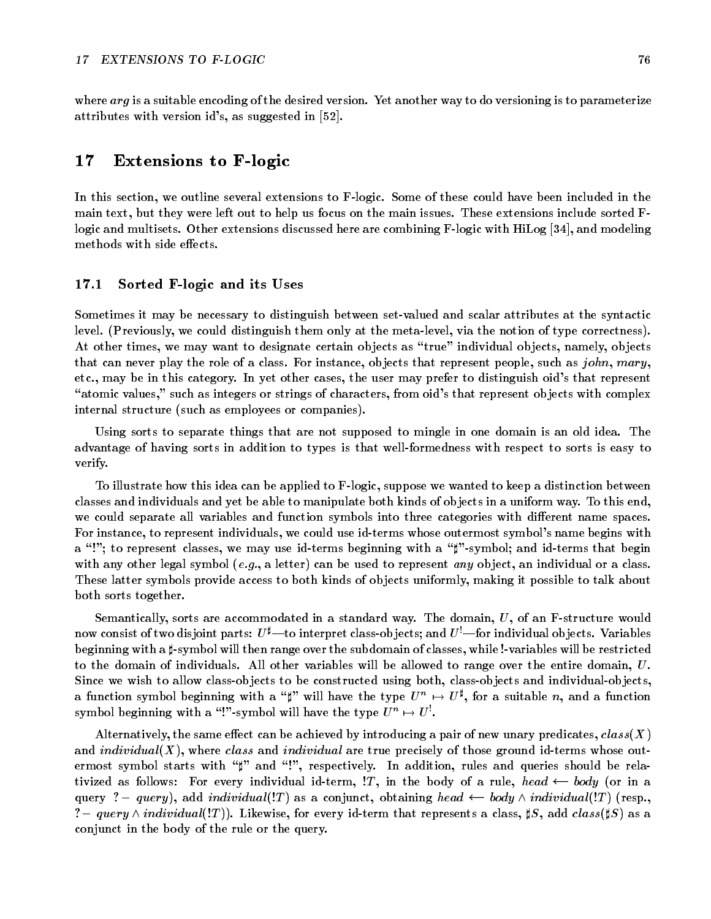where *arg* is a suitable encoding of the desired version. Yet another way to do versioning is to parameterize attributes with version id's, as suggested in [52].

# 17 Extensions to F-logic

In this section, we outline several extensions to F-logic. Some of these could have been included in the main text, but they were left out to help us focus on the main issues. These extensions include sorted F-logic and multisets. Other extensions discussed here are combining F-logic with HiLog [34], and modeling methods with side effects.

## 17.1 Sorted F-logic and its Uses

Sometimes it may be necessary to distinguish between set-valued and scalar attributes at the syntactic level. (Previously, we could distinguish them only at the meta-level, via the notion of type correctness). At other times, we may want to designate certain objects as "true" individual objects, namely, objects that can never play the role of a class. For instance, objects that represent people, such as *john*, *mary*, etc., may be in this category. In yet other cases, the user may prefer to distinguish oid's that represent "atomic values," such as integers or strings of characters, from oid's that represent objects with complex internal structure (such as employees or companies).

Using sorts to separate things that are not supposed to mingle in one domain is an old idea. The advantage of having sorts in addition to types is that well-formedness with respect to sorts is easy to verify.

To illustrate how this idea can be applied to F-logic, suppose we wanted to keep a distinction between classes and individuals and yet be able to manipulate both kinds of objects in a uniform way. To this end, we could separate all variables and function symbols into three categories with different name spaces. For instance, to represent individuals, we could use id-terms whose outermost symbol's name begins with a "!"; to represent classes, we may use id-terms beginning with a "$\sharp$"-symbol; and id-terms that begin with any other legal symbol (*e.g.*, a letter) can be used to represent *any* object, an individual or a class. These latter symbols provide access to both kinds of objects uniformly, making it possible to talk about both sorts together.

Semantically, sorts are accommodated in a standard way. The domain, $U$, of an F-structure would now consist of two disjoint parts: $U^{\sharp}$—to interpret class-objects; and $U^{!}$—for individual objects. Variables beginning with a $\sharp$-symbol will then range over the subdomain of classes, while !-variables will be restricted to the domain of individuals. All other variables will be allowed to range over the entire domain, $U$. Since we wish to allow class-objects to be constructed using both, class-objects and individual-objects, a function symbol beginning with a "$\sharp$" will have the type $U^n \mapsto U^{\sharp}$, for a suitable $n$, and a function symbol beginning with a "!"-symbol will have the type $U^n \mapsto U^{!}$.

Alternatively, the same effect can be achieved by introducing a pair of new unary predicates, $class(X)$ and $individual(X)$, where *class* and *individual* are true precisely of those ground id-terms whose outermost symbol starts with "$\sharp$" and "!", respectively. In addition, rules and queries should be relativized as follows: For every individual id-term, $!T$, in the body of a rule, $head \longleftarrow body$ (or in a query $?-\ query$), add $individual(!T)$ as a conjunct, obtaining $head \longleftarrow body \wedge individual(!T)$ (resp., $?-\ query \wedge individual(!T)$). Likewise, for every id-term that represents a class, $\sharp S$, add $class(\sharp S)$ as a conjunct in the body of the rule or the query.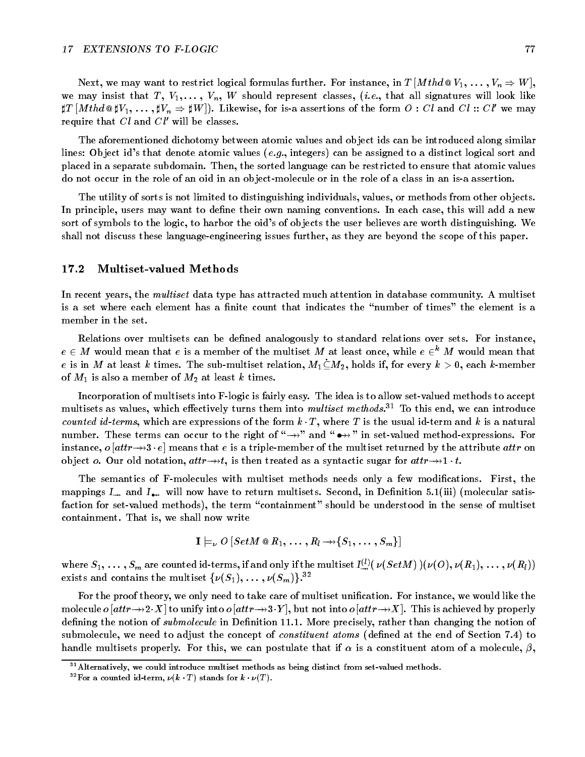Next, we may want to restrict logical formulas further. For instance, in $T\,[Mthd @ V_1, \ldots, V_n \Rightarrow W]$, we may insist that $T$, $V_1, \ldots, V_n$, $W$ should represent classes, (*i.e.*, that all signatures will look like $\sharp T\,[Mthd @ \sharp V_1, \ldots, \sharp V_n \Rightarrow \sharp W]$). Likewise, for is-a assertions of the form $O : Cl$ and $Cl :: Cl'$ we may require that $Cl$ and $Cl'$ will be classes.

The aforementioned dichotomy between atomic values and object ids can be introduced along similar lines: Object id's that denote atomic values (*e.g.*, integers) can be assigned to a distinct logical sort and placed in a separate subdomain. Then, the sorted language can be restricted to ensure that atomic values do not occur in the role of an oid in an object-molecule or in the role of a class in an is-a assertion.

The utility of sorts is not limited to distinguishing individuals, values, or methods from other objects. In principle, users may want to define their own naming conventions. In each case, this will add a new sort of symbols to the logic, to harbor the oid's of objects the user believes are worth distinguishing. We shall not discuss these language-engineering issues further, as they are beyond the scope of this paper.

### 17.2 Multiset-valued Methods

In recent years, the *multiset* data type has attracted much attention in database community. A multiset is a set where each element has a finite count that indicates the "number of times" the element is a member in the set.

Relations over multisets can be defined analogously to standard relations over sets. For instance, $e \in M$ would mean that $e$ is a member of the multiset $M$ at least once, while $e \in^k M$ would mean that $e$ is in $M$ at least $k$ times. The sub-multiset relation, $M_1 \dot{\subseteq} M_2$, holds if, for every $k > 0$, each $k$-member of $M_1$ is also a member of $M_2$ at least $k$ times.

Incorporation of multisets into F-logic is fairly easy. The idea is to allow set-valued methods to accept multisets as values, which effectively turns them into *multiset methods*.[31] To this end, we can introduce *counted id-terms*, which are expressions of the form $k \cdot T$, where $T$ is the usual id-term and $k$ is a natural number. These terms can occur to the right of "$\twoheadrightarrow$" and "$\bullet\!\!\twoheadrightarrow$" in set-valued method-expressions. For instance, $o\,[attr \twoheadrightarrow 3 \cdot e]$ means that $e$ is a triple-member of the multiset returned by the attribute *attr* on object $o$. Our old notation, $attr \twoheadrightarrow t$, is then treated as a syntactic sugar for $attr \twoheadrightarrow 1 \cdot t$.

The semantics of F-molecules with multiset methods needs only a few modifications. First, the mappings $I_{\twoheadrightarrow}$ and $I_{\bullet\!\!\twoheadrightarrow}$ will now have to return multisets. Second, in Definition 5.1(iii) (molecular satisfaction for set-valued methods), the term "containment" should be understood in the sense of multiset containment. That is, we shall now write

$$\mathbf{I} \models_\nu O\,[SetM @ R_1, \ldots, R_l \twoheadrightarrow \{S_1, \ldots, S_m\}]$$

where $S_1, \ldots, S_m$ are counted id-terms, if and only if the multiset $I^{(l)}_{\twoheadrightarrow}(\,\nu(SetM)\,)(\nu(O), \nu(R_1), \ldots, \nu(R_l))$ exists and contains the multiset $\{\nu(S_1), \ldots, \nu(S_m)\}$.[32]

For the proof theory, we only need to take care of multiset unification. For instance, we would like the molecule $o\,[attr \twoheadrightarrow 2 \cdot X]$ to unify into $o\,[attr \twoheadrightarrow 3 \cdot Y]$, but not into $o\,[attr \twoheadrightarrow X]$. This is achieved by properly defining the notion of *submolecule* in Definition 11.1. More precisely, rather than changing the notion of submolecule, we need to adjust the concept of *constituent atoms* (defined at the end of Section 7.4) to handle multisets properly. For this, we can postulate that if $\alpha$ is a constituent atom of a molecule, $\beta$,

---

[31] Alternatively, we could introduce multiset methods as being distinct from set-valued methods.

[32] For a counted id-term, $\nu(k \cdot T)$ stands for $k \cdot \nu(T)$.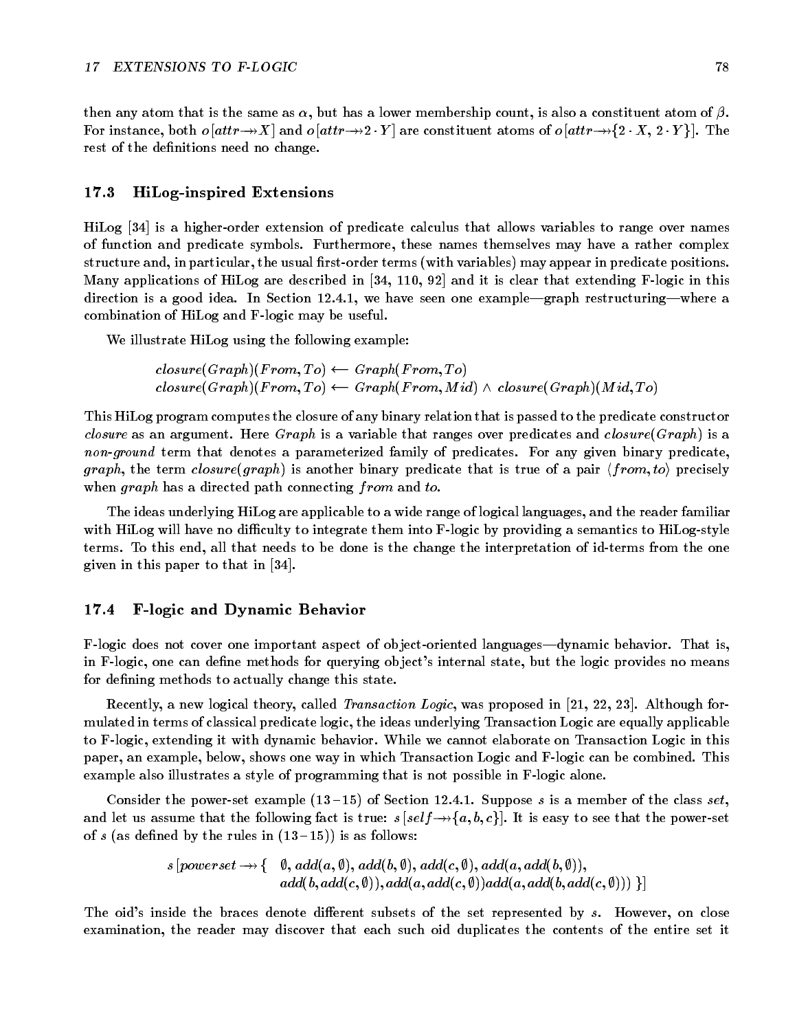then any atom that is the same as $\alpha$, but has a lower membership count, is also a constituent atom of $\beta$. For instance, both $o[attr \twoheadrightarrow X]$ and $o[attr \twoheadrightarrow 2 \cdot Y]$ are constituent atoms of $o[attr \twoheadrightarrow \{2 \cdot X, 2 \cdot Y\}]$. The rest of the definitions need no change.

### 17.3 HiLog-inspired Extensions

HiLog [34] is a higher-order extension of predicate calculus that allows variables to range over names of function and predicate symbols. Furthermore, these names themselves may have a rather complex structure and, in particular, the usual first-order terms (with variables) may appear in predicate positions. Many applications of HiLog are described in [34, 110, 92] and it is clear that extending F-logic in this direction is a good idea. In Section 12.4.1, we have seen one example—graph restructuring—where a combination of HiLog and F-logic may be useful.

We illustrate HiLog using the following example:

$$
\begin{array}{l}
closure(Graph)(From, To) \longleftarrow Graph(From, To) \\
closure(Graph)(From, To) \longleftarrow Graph(From, Mid) \wedge closure(Graph)(Mid, To)
\end{array}
$$

This HiLog program computes the closure of any binary relation that is passed to the predicate constructor *closure* as an argument. Here *Graph* is a variable that ranges over predicates and $closure(Graph)$ is a *non-ground* term that denotes a parameterized family of predicates. For any given binary predicate, *graph*, the term $closure(graph)$ is another binary predicate that is true of a pair $\langle from, to \rangle$ precisely when *graph* has a directed path connecting *from* and *to*.

The ideas underlying HiLog are applicable to a wide range of logical languages, and the reader familiar with HiLog will have no difficulty to integrate them into F-logic by providing a semantics to HiLog-style terms. To this end, all that needs to be done is the change the interpretation of id-terms from the one given in this paper to that in [34].

### 17.4 F-logic and Dynamic Behavior

F-logic does not cover one important aspect of object-oriented languages—dynamic behavior. That is, in F-logic, one can define methods for querying object's internal state, but the logic provides no means for defining methods to actually change this state.

Recently, a new logical theory, called *Transaction Logic*, was proposed in [21, 22, 23]. Although formulated in terms of classical predicate logic, the ideas underlying Transaction Logic are equally applicable to F-logic, extending it with dynamic behavior. While we cannot elaborate on Transaction Logic in this paper, an example, below, shows one way in which Transaction Logic and F-logic can be combined. This example also illustrates a style of programming that is not possible in F-logic alone.

Consider the power-set example (13 – 15) of Section 12.4.1. Suppose $s$ is a member of the class *set*, and let us assume that the following fact is true: $s[self \twoheadrightarrow \{a, b, c\}]$. It is easy to see that the power-set of $s$ (as defined by the rules in (13 – 15)) is as follows:

$$
\begin{array}{ll}
s[powerset \twoheadrightarrow \{ & \emptyset, add(a, \emptyset), add(b, \emptyset), add(c, \emptyset), add(a, add(b, \emptyset)), \\
& add(b, add(c, \emptyset)), add(a, add(c, \emptyset)) add(a, add(b, add(c, \emptyset))) \ \}]
\end{array}
$$

The oid's inside the braces denote different subsets of the set represented by $s$. However, on close examination, the reader may discover that each such oid duplicates the contents of the entire set it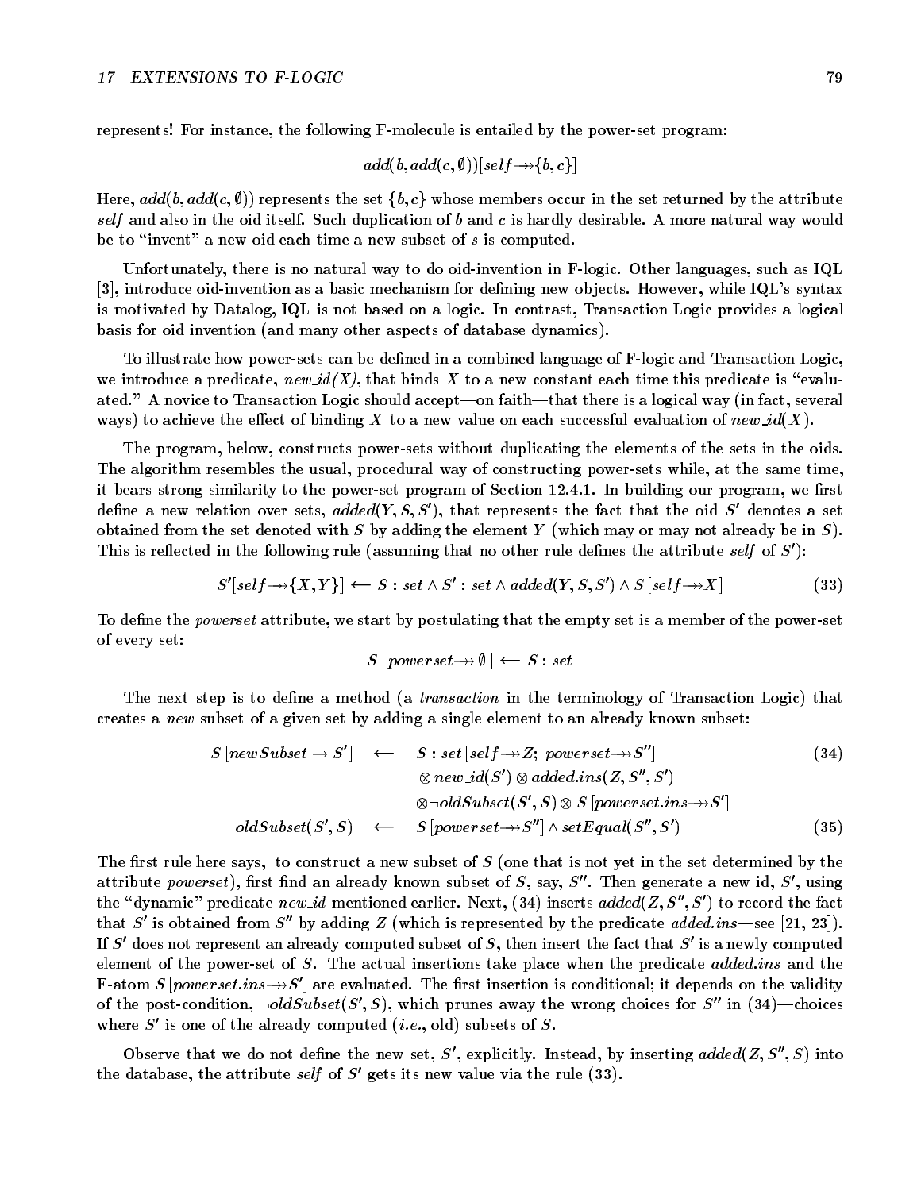represents! For instance, the following F-molecule is entailed by the power-set program:

$$add(b, add(c, \emptyset))[self \twoheadrightarrow \{b, c\}]$$

Here, $add(b, add(c, \emptyset))$ represents the set $\{b, c\}$ whose members occur in the set returned by the attribute *self* and also in the oid itself. Such duplication of $b$ and $c$ is hardly desirable. A more natural way would be to "invent" a new oid each time a new subset of $s$ is computed.

Unfortunately, there is no natural way to do oid-invention in F-logic. Other languages, such as IQL [3], introduce oid-invention as a basic mechanism for defining new objects. However, while IQL's syntax is motivated by Datalog, IQL is not based on a logic. In contrast, Transaction Logic provides a logical basis for oid invention (and many other aspects of database dynamics).

To illustrate how power-sets can be defined in a combined language of F-logic and Transaction Logic, we introduce a predicate, $new\_id(X)$, that binds $X$ to a new constant each time this predicate is "evaluated." A novice to Transaction Logic should accept—on faith—that there is a logical way (in fact, several ways) to achieve the effect of binding $X$ to a new value on each successful evaluation of $new\_id(X)$.

The program, below, constructs power-sets without duplicating the elements of the sets in the oids. The algorithm resembles the usual, procedural way of constructing power-sets while, at the same time, it bears strong similarity to the power-set program of Section 12.4.1. In building our program, we first define a new relation over sets, $added(Y, S, S')$, that represents the fact that the oid $S'$ denotes a set obtained from the set denoted with $S$ by adding the element $Y$ (which may or may not already be in $S$). This is reflected in the following rule (assuming that no other rule defines the attribute *self* of $S'$):

$$S'[self \twoheadrightarrow \{X, Y\}] \longleftarrow S : set \wedge S' : set \wedge added(Y, S, S') \wedge S\,[self \twoheadrightarrow X] \tag{33}$$

To define the *powerset* attribute, we start by postulating that the empty set is a member of the power-set of every set:

$$S\,[powerset \twoheadrightarrow \emptyset\,] \longleftarrow S : set$$

The next step is to define a method (a *transaction* in the terminology of Transaction Logic) that creates a *new* subset of a given set by adding a single element to an already known subset:

$$\begin{aligned} S\,[newSubset \rightarrow S'] \quad &\longleftarrow \quad S : set\,[self \twoheadrightarrow Z;\ powerset \twoheadrightarrow S''] & (34)\\ &\qquad\quad \otimes\, new\_id(S') \otimes added.ins(Z, S'', S') \\ &\qquad\quad \otimes \neg oldSubset(S', S) \otimes S\,[powerset.ins \twoheadrightarrow S'] \\ oldSubset(S', S) \quad &\longleftarrow \quad S\,[powerset \twoheadrightarrow S''] \wedge setEqual(S'', S') & (35) \end{aligned}$$

The first rule here says, to construct a new subset of $S$ (one that is not yet in the set determined by the attribute *powerset*), first find an already known subset of $S$, say, $S''$. Then generate a new id, $S'$, using the "dynamic" predicate *new_id* mentioned earlier. Next, (34) inserts $added(Z, S'', S')$ to record the fact that $S'$ is obtained from $S''$ by adding $Z$ (which is represented by the predicate *added.ins*—see [21, 23]). If $S'$ does not represent an already computed subset of $S$, then insert the fact that $S'$ is a newly computed element of the power-set of $S$. The actual insertions take place when the predicate *added.ins* and the F-atom $S\,[powerset.ins \twoheadrightarrow S']$ are evaluated. The first insertion is conditional; it depends on the validity of the post-condition, $\neg oldSubset(S', S)$, which prunes away the wrong choices for $S''$ in (34)—choices where $S'$ is one of the already computed (*i.e.*, old) subsets of $S$.

Observe that we do not define the new set, $S'$, explicitly. Instead, by inserting $added(Z, S'', S)$ into the database, the attribute *self* of $S'$ gets its new value via the rule (33).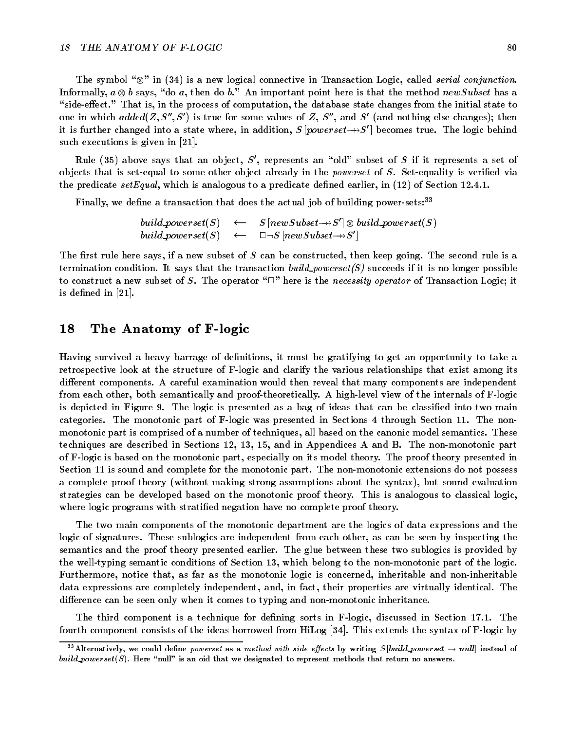The symbol "$\otimes$" in (34) is a new logical connective in Transaction Logic, called *serial conjunction*. Informally, $a \otimes b$ says, "do $a$, then do $b$." An important point here is that the method *newSubset* has a "side-effect." That is, in the process of computation, the database state changes from the initial state to one in which $added(Z, S'', S')$ is true for some values of $Z$, $S''$, and $S'$ (and nothing else changes); then it is further changed into a state where, in addition, $S[powerset \twoheadrightarrow S']$ becomes true. The logic behind such executions is given in [21].

Rule (35) above says that an object, $S'$, represents an "old" subset of $S$ if it represents a set of objects that is set-equal to some other object already in the *powerset* of $S$. Set-equality is verified via the predicate *setEqual*, which is analogous to a predicate defined earlier, in (12) of Section 12.4.1.

Finally, we define a transaction that does the actual job of building power-sets:[33]

$$
\begin{array}{lcl}
build\_powerset(S) & \longleftarrow & S[newSubset \twoheadrightarrow S'] \otimes build\_powerset(S) \\
build\_powerset(S) & \longleftarrow & \Box \neg S[newSubset \twoheadrightarrow S']
\end{array}
$$

The first rule here says, if a new subset of $S$ can be constructed, then keep going. The second rule is a termination condition. It says that the transaction *build_powerset(S)* succeeds if it is no longer possible to construct a new subset of $S$. The operator "$\Box$" here is the *necessity operator* of Transaction Logic; it is defined in [21].

## 18 The Anatomy of F-logic

Having survived a heavy barrage of definitions, it must be gratifying to get an opportunity to take a retrospective look at the structure of F-logic and clarify the various relationships that exist among its different components. A careful examination would then reveal that many components are independent from each other, both semantically and proof-theoretically. A high-level view of the internals of F-logic is depicted in Figure 9. The logic is presented as a bag of ideas that can be classified into two main categories. The monotonic part of F-logic was presented in Sections 4 through Section 11. The non-monotonic part is comprised of a number of techniques, all based on the canonic model semantics. These techniques are described in Sections 12, 13, 15, and in Appendices A and B. The non-monotonic part of F-logic is based on the monotonic part, especially on its model theory. The proof theory presented in Section 11 is sound and complete for the monotonic part. The non-monotonic extensions do not possess a complete proof theory (without making strong assumptions about the syntax), but sound evaluation strategies can be developed based on the monotonic proof theory. This is analogous to classical logic, where logic programs with stratified negation have no complete proof theory.

The two main components of the monotonic department are the logics of data expressions and the logic of signatures. These sublogics are independent from each other, as can be seen by inspecting the semantics and the proof theory presented earlier. The glue between these two sublogics is provided by the well-typing semantic conditions of Section 13, which belong to the non-monotonic part of the logic. Furthermore, notice that, as far as the monotonic logic is concerned, inheritable and non-inheritable data expressions are completely independent, and, in fact, their properties are virtually identical. The difference can be seen only when it comes to typing and non-monotonic inheritance.

The third component is a technique for defining sorts in F-logic, discussed in Section 17.1. The fourth component consists of the ideas borrowed from HiLog [34]. This extends the syntax of F-logic by

[33] Alternatively, we could define *powerset* as a *method with side effects* by writing $S[build\_powerset \rightarrow null]$ instead of $build\_powerset(S)$. Here "null" is an oid that we designated to represent methods that return no answers.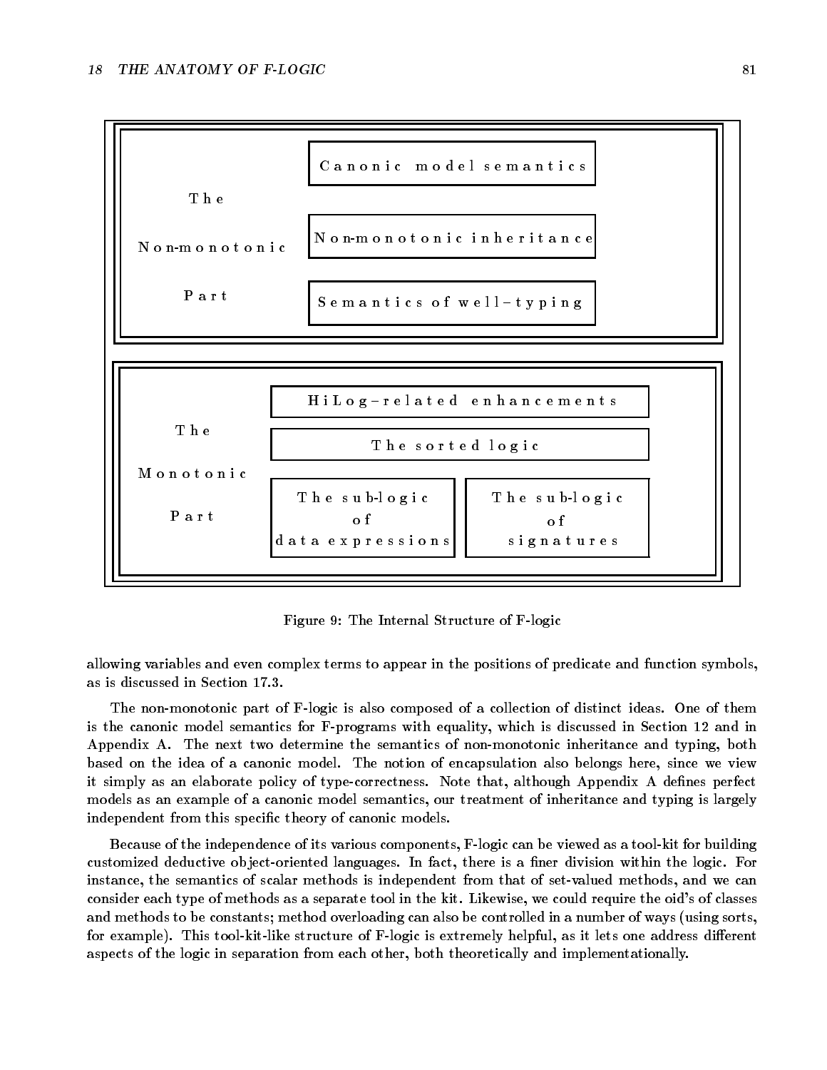**The Non-monotonic Part**

- Canonic model semantics
- Non-monotonic inheritance
- Semantics of well–typing

**The Monotonic Part**

- HiLog–related enhancements
- The sorted logic
- The sub-logic of data expressions
- The sub-logic of signatures

Figure 9: The Internal Structure of F-logic

allowing variables and even complex terms to appear in the positions of predicate and function symbols, as is discussed in Section 17.3.

The non-monotonic part of F-logic is also composed of a collection of distinct ideas. One of them is the canonic model semantics for F-programs with equality, which is discussed in Section 12 and in Appendix A. The next two determine the semantics of non-monotonic inheritance and typing, both based on the idea of a canonic model. The notion of encapsulation also belongs here, since we view it simply as an elaborate policy of type-correctness. Note that, although Appendix A defines perfect models as an example of a canonic model semantics, our treatment of inheritance and typing is largely independent from this specific theory of canonic models.

Because of the independence of its various components, F-logic can be viewed as a tool-kit for building customized deductive object-oriented languages. In fact, there is a finer division within the logic. For instance, the semantics of scalar methods is independent from that of set-valued methods, and we can consider each type of methods as a separate tool in the kit. Likewise, we could require the oid's of classes and methods to be constants; method overloading can also be controlled in a number of ways (using sorts, for example). This tool-kit-like structure of F-logic is extremely helpful, as it lets one address different aspects of the logic in separation from each other, both theoretically and implementationally.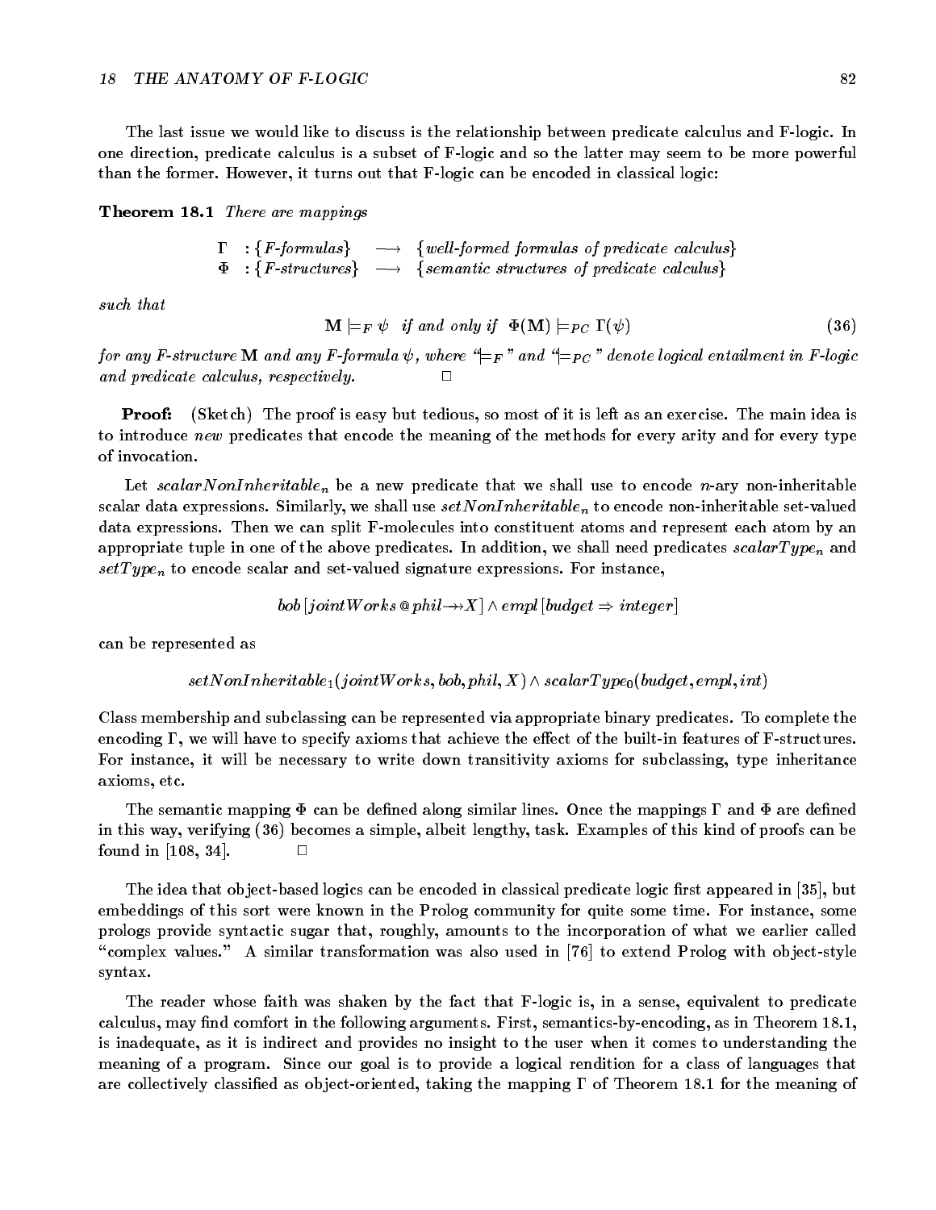The last issue we would like to discuss is the relationship between predicate calculus and F-logic. In one direction, predicate calculus is a subset of F-logic and so the latter may seem to be more powerful than the former. However, it turns out that F-logic can be encoded in classical logic:

**Theorem 18.1** *There are mappings*

$$\begin{array}{lll} \Gamma & : \{\textit{F-formulas}\} & \longrightarrow \{\textit{well-formed formulas of predicate calculus}\} \\ \Phi & : \{\textit{F-structures}\} & \longrightarrow \{\textit{semantic structures of predicate calculus}\} \end{array}$$

*such that*

$$\mathbf{M} \models_F \psi \quad \textit{if and only if} \quad \Phi(\mathbf{M}) \models_{PC} \Gamma(\psi) \tag{36}$$

*for any F-structure* $\mathbf{M}$ *and any F-formula* $\psi$*, where "*$\models_F$*" and "*$\models_{PC}$*" denote logical entailment in F-logic and predicate calculus, respectively.* □

**Proof:** (Sketch) The proof is easy but tedious, so most of it is left as an exercise. The main idea is to introduce *new* predicates that encode the meaning of the methods for every arity and for every type of invocation.

Let $scalarNonInheritable_n$ be a new predicate that we shall use to encode $n$-ary non-inheritable scalar data expressions. Similarly, we shall use $setNonInheritable_n$ to encode non-inheritable set-valued data expressions. Then we can split F-molecules into constituent atoms and represent each atom by an appropriate tuple in one of the above predicates. In addition, we shall need predicates $scalarType_n$ and $setType_n$ to encode scalar and set-valued signature expressions. For instance,

$$bob\,[jointWorks\,@\,phil \twoheadrightarrow X] \wedge empl\,[budget \Rightarrow integer]$$

can be represented as

$$setNonInheritable_1(jointWorks, bob, phil, X) \wedge scalarType_0(budget, empl, int)$$

Class membership and subclassing can be represented via appropriate binary predicates. To complete the encoding $\Gamma$, we will have to specify axioms that achieve the effect of the built-in features of F-structures. For instance, it will be necessary to write down transitivity axioms for subclassing, type inheritance axioms, etc.

The semantic mapping $\Phi$ can be defined along similar lines. Once the mappings $\Gamma$ and $\Phi$ are defined in this way, verifying (36) becomes a simple, albeit lengthy, task. Examples of this kind of proofs can be found in [108, 34]. □

The idea that object-based logics can be encoded in classical predicate logic first appeared in [35], but embeddings of this sort were known in the Prolog community for quite some time. For instance, some prologs provide syntactic sugar that, roughly, amounts to the incorporation of what we earlier called "complex values." A similar transformation was also used in [76] to extend Prolog with object-style syntax.

The reader whose faith was shaken by the fact that F-logic is, in a sense, equivalent to predicate calculus, may find comfort in the following arguments. First, semantics-by-encoding, as in Theorem 18.1, is inadequate, as it is indirect and provides no insight to the user when it comes to understanding the meaning of a program. Since our goal is to provide a logical rendition for a class of languages that are collectively classified as object-oriented, taking the mapping $\Gamma$ of Theorem 18.1 for the meaning of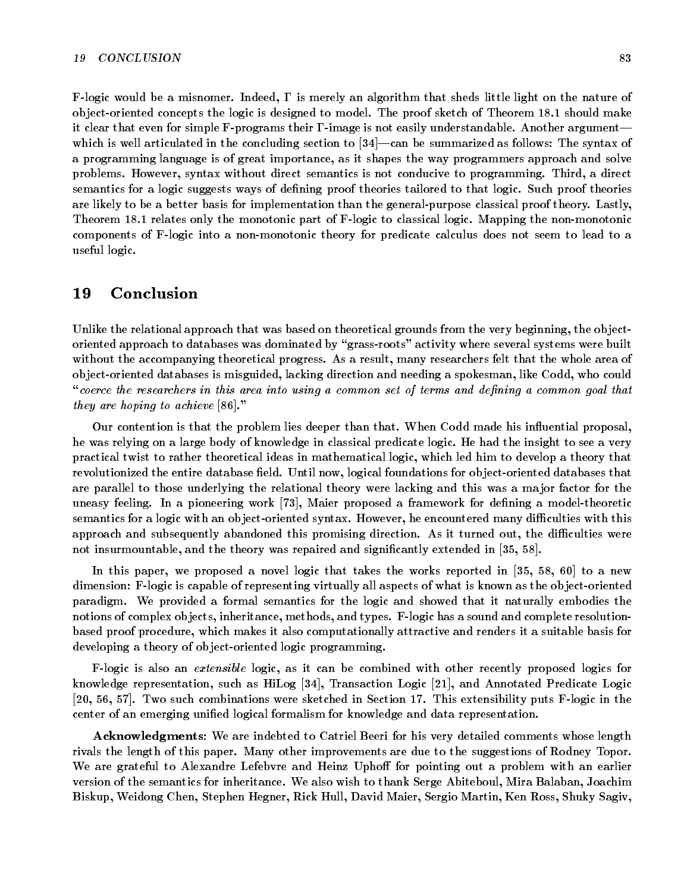F-logic would be a misnomer. Indeed, $\Gamma$ is merely an algorithm that sheds little light on the nature of object-oriented concepts the logic is designed to model. The proof sketch of Theorem 18.1 should make it clear that even for simple F-programs their $\Gamma$-image is not easily understandable. Another argument—which is well articulated in the concluding section to [34]—can be summarized as follows: The syntax of a programming language is of great importance, as it shapes the way programmers approach and solve problems. However, syntax without direct semantics is not conducive to programming. Third, a direct semantics for a logic suggests ways of defining proof theories tailored to that logic. Such proof theories are likely to be a better basis for implementation than the general-purpose classical proof theory. Lastly, Theorem 18.1 relates only the monotonic part of F-logic to classical logic. Mapping the non-monotonic components of F-logic into a non-monotonic theory for predicate calculus does not seem to lead to a useful logic.

# 19 Conclusion

Unlike the relational approach that was based on theoretical grounds from the very beginning, the object-oriented approach to databases was dominated by "grass-roots" activity where several systems were built without the accompanying theoretical progress. As a result, many researchers felt that the whole area of object-oriented databases is misguided, lacking direction and needing a spokesman, like Codd, who could "*coerce the researchers in this area into using a common set of terms and defining a common goal that they are hoping to achieve* [86]."

Our contention is that the problem lies deeper than that. When Codd made his influential proposal, he was relying on a large body of knowledge in classical predicate logic. He had the insight to see a very practical twist to rather theoretical ideas in mathematical logic, which led him to develop a theory that revolutionized the entire database field. Until now, logical foundations for object-oriented databases that are parallel to those underlying the relational theory were lacking and this was a major factor for the uneasy feeling. In a pioneering work [73], Maier proposed a framework for defining a model-theoretic semantics for a logic with an object-oriented syntax. However, he encountered many difficulties with this approach and subsequently abandoned this promising direction. As it turned out, the difficulties were not insurmountable, and the theory was repaired and significantly extended in [35, 58].

In this paper, we proposed a novel logic that takes the works reported in [35, 58, 60] to a new dimension: F-logic is capable of representing virtually all aspects of what is known as the object-oriented paradigm. We provided a formal semantics for the logic and showed that it naturally embodies the notions of complex objects, inheritance, methods, and types. F-logic has a sound and complete resolution-based proof procedure, which makes it also computationally attractive and renders it a suitable basis for developing a theory of object-oriented logic programming.

F-logic is also an *extensible* logic, as it can be combined with other recently proposed logics for knowledge representation, such as HiLog [34], Transaction Logic [21], and Annotated Predicate Logic [20, 56, 57]. Two such combinations were sketched in Section 17. This extensibility puts F-logic in the center of an emerging unified logical formalism for knowledge and data representation.

**Acknowledgments**: We are indebted to Catriel Beeri for his very detailed comments whose length rivals the length of this paper. Many other improvements are due to the suggestions of Rodney Topor. We are grateful to Alexandre Lefebvre and Heinz Uphoff for pointing out a problem with an earlier version of the semantics for inheritance. We also wish to thank Serge Abiteboul, Mira Balaban, Joachim Biskup, Weidong Chen, Stephen Hegner, Rick Hull, David Maier, Sergio Martin, Ken Ross, Shuky Sagiv,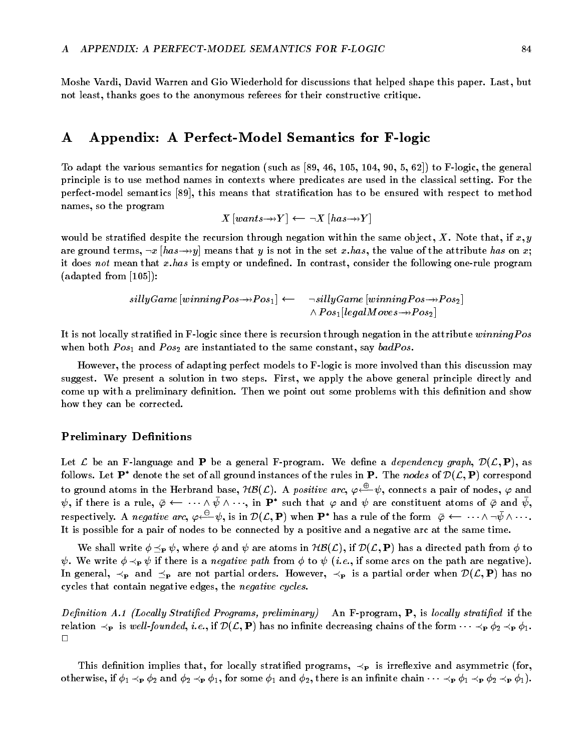Moshe Vardi, David Warren and Gio Wiederhold for discussions that helped shape this paper. Last, but not least, thanks goes to the anonymous referees for their constructive critique.

# A Appendix: A Perfect-Model Semantics for F-logic

To adapt the various semantics for negation (such as [89, 46, 105, 104, 90, 5, 62]) to F-logic, the general principle is to use method names in contexts where predicates are used in the classical setting. For the perfect-model semantics [89], this means that stratification has to be ensured with respect to method names, so the program

$$X\,[wants \twoheadrightarrow Y] \longleftarrow \neg X\,[has \twoheadrightarrow Y]$$

would be stratified despite the recursion through negation within the same object, $X$. Note that, if $x, y$ are ground terms, $\neg x\,[has \twoheadrightarrow y]$ means that $y$ is not in the set $x.has$, the value of the attribute *has* on $x$; it does *not* mean that $x.has$ is empty or undefined. In contrast, consider the following one-rule program (adapted from [105]):

$$\begin{array}{rl} sillyGame\,[winningPos \twoheadrightarrow Pos_1] \longleftarrow & \neg sillyGame\,[winningPos \twoheadrightarrow Pos_2] \\ & \wedge\, Pos_1[legalMoves \twoheadrightarrow Pos_2] \end{array}$$

It is not locally stratified in F-logic since there is recursion through negation in the attribute *winningPos* when both $Pos_1$ and $Pos_2$ are instantiated to the same constant, say *badPos*.

However, the process of adapting perfect models to F-logic is more involved than this discussion may suggest. We present a solution in two steps. First, we apply the above general principle directly and come up with a preliminary definition. Then we point out some problems with this definition and show how they can be corrected.

### Preliminary Definitions

Let $\mathcal{L}$ be an F-language and $\mathbf{P}$ be a general F-program. We define a *dependency graph*, $\mathcal{D}(\mathcal{L}, \mathbf{P})$, as follows. Let $\mathbf{P}^*$ denote the set of all ground instances of the rules in $\mathbf{P}$. The *nodes* of $\mathcal{D}(\mathcal{L}, \mathbf{P})$ correspond to ground atoms in the Herbrand base, $\mathcal{HB}(\mathcal{L})$. A *positive arc*, $\varphi \stackrel{\oplus}{\longleftarrow} \psi$, connects a pair of nodes, $\varphi$ and $\psi$, if there is a rule, $\bar{\varphi} \longleftarrow \cdots \wedge \bar{\psi} \wedge \cdots$, in $\mathbf{P}^*$ such that $\varphi$ and $\psi$ are constituent atoms of $\bar{\varphi}$ and $\bar{\psi}$, respectively. A *negative arc*, $\varphi \stackrel{\ominus}{\longleftarrow} \psi$, is in $\mathcal{D}(\mathcal{L}, \mathbf{P})$ when $\mathbf{P}^*$ has a rule of the form $\bar{\varphi} \longleftarrow \cdots \wedge \neg\bar{\psi} \wedge \cdots$. It is possible for a pair of nodes to be connected by a positive and a negative arc at the same time.

We shall write $\phi \preceq_{\mathbf{P}} \psi$, where $\phi$ and $\psi$ are atoms in $\mathcal{HB}(\mathcal{L})$, if $\mathcal{D}(\mathcal{L}, \mathbf{P})$ has a directed path from $\phi$ to $\psi$. We write $\phi \prec_{\mathbf{P}} \psi$ if there is a *negative path* from $\phi$ to $\psi$ (*i.e.*, if some arcs on the path are negative). In general, $\prec_{\mathbf{P}}$ and $\preceq_{\mathbf{P}}$ are not partial orders. However, $\prec_{\mathbf{P}}$ is a partial order when $\mathcal{D}(\mathcal{L}, \mathbf{P})$ has no cycles that contain negative edges, the *negative cycles*.

*Definition A.1 (Locally Stratified Programs, preliminary)* An F-program, $\mathbf{P}$, is *locally stratified* if the relation $\prec_{\mathbf{P}}$ is *well-founded*, *i.e.*, if $\mathcal{D}(\mathcal{L}, \mathbf{P})$ has no infinite decreasing chains of the form $\cdots \prec_{\mathbf{P}} \phi_2 \prec_{\mathbf{P}} \phi_1$. $\Box$

This definition implies that, for locally stratified programs, $\prec_{\mathbf{P}}$ is irreflexive and asymmetric (for, otherwise, if $\phi_1 \prec_{\mathbf{P}} \phi_2$ and $\phi_2 \prec_{\mathbf{P}} \phi_1$, for some $\phi_1$ and $\phi_2$, there is an infinite chain $\cdots \prec_{\mathbf{P}} \phi_1 \prec_{\mathbf{P}} \phi_2 \prec_{\mathbf{P}} \phi_1$).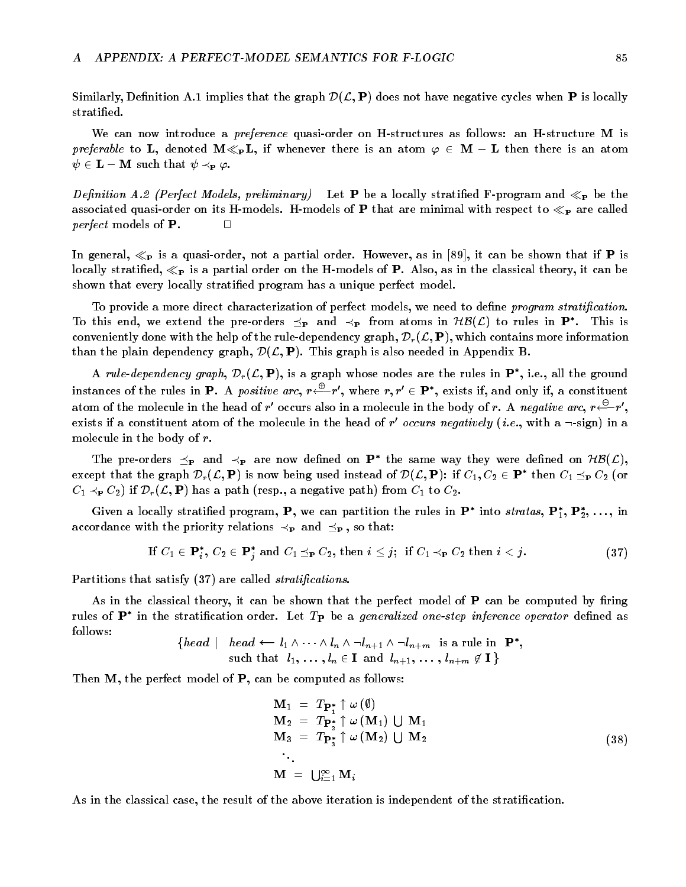Similarly, Definition A.1 implies that the graph $\mathcal{D}(\mathcal{L}, \mathbf{P})$ does not have negative cycles when $\mathbf{P}$ is locally stratified.

We can now introduce a *preference* quasi-order on H-structures as follows: an H-structure $\mathbf{M}$ is *preferable* to $\mathbf{L}$, denoted $\mathbf{M} \ll_{\mathbf{P}} \mathbf{L}$, if whenever there is an atom $\varphi \in \mathbf{M} - \mathbf{L}$ then there is an atom $\psi \in \mathbf{L} - \mathbf{M}$ such that $\psi \prec_{\mathbf{P}} \varphi$.

*Definition A.2 (Perfect Models, preliminary)* Let $\mathbf{P}$ be a locally stratified F-program and $\ll_{\mathbf{P}}$ be the associated quasi-order on its H-models. H-models of $\mathbf{P}$ that are minimal with respect to $\ll_{\mathbf{P}}$ are called *perfect* models of $\mathbf{P}$. □

In general, $\ll_{\mathbf{P}}$ is a quasi-order, not a partial order. However, as in [89], it can be shown that if $\mathbf{P}$ is locally stratified, $\ll_{\mathbf{P}}$ is a partial order on the H-models of $\mathbf{P}$. Also, as in the classical theory, it can be shown that every locally stratified program has a unique perfect model.

To provide a more direct characterization of perfect models, we need to define *program stratification*. To this end, we extend the pre-orders $\preceq_{\mathbf{P}}$ and $\prec_{\mathbf{P}}$ from atoms in $\mathcal{HB}(\mathcal{L})$ to rules in $\mathbf{P}^*$. This is conveniently done with the help of the rule-dependency graph, $\mathcal{D}_r(\mathcal{L}, \mathbf{P})$, which contains more information than the plain dependency graph, $\mathcal{D}(\mathcal{L}, \mathbf{P})$. This graph is also needed in Appendix B.

A *rule-dependency graph*, $\mathcal{D}_r(\mathcal{L}, \mathbf{P})$, is a graph whose nodes are the rules in $\mathbf{P}^*$, i.e., all the ground instances of the rules in $\mathbf{P}$. A *positive arc*, $r \overset{\oplus}{\longleftarrow} r'$, where $r, r' \in \mathbf{P}^*$, exists if, and only if, a constituent atom of the molecule in the head of $r'$ occurs also in a molecule in the body of $r$. A *negative arc*, $r \overset{\ominus}{\longleftarrow} r'$, exists if a constituent atom of the molecule in the head of $r'$ *occurs negatively* (*i.e.*, with a $\neg$-sign) in a molecule in the body of $r$.

The pre-orders $\preceq_{\mathbf{P}}$ and $\prec_{\mathbf{P}}$ are now defined on $\mathbf{P}^*$ the same way they were defined on $\mathcal{HB}(\mathcal{L})$, except that the graph $\mathcal{D}_r(\mathcal{L}, \mathbf{P})$ is now being used instead of $\mathcal{D}(\mathcal{L}, \mathbf{P})$: if $C_1, C_2 \in \mathbf{P}^*$ then $C_1 \preceq_{\mathbf{P}} C_2$ (or $C_1 \prec_{\mathbf{P}} C_2$) if $\mathcal{D}_r(\mathcal{L}, \mathbf{P})$ has a path (resp., a negative path) from $C_1$ to $C_2$.

Given a locally stratified program, $\mathbf{P}$, we can partition the rules in $\mathbf{P}^*$ into *stratas*, $\mathbf{P}_1^*, \mathbf{P}_2^*, \ldots$, in accordance with the priority relations $\prec_{\mathbf{P}}$ and $\preceq_{\mathbf{P}}$, so that:

$$\text{If } C_1 \in \mathbf{P}_i^*,\ C_2 \in \mathbf{P}_j^* \text{ and } C_1 \preceq_{\mathbf{P}} C_2, \text{ then } i \leq j;\ \text{ if } C_1 \prec_{\mathbf{P}} C_2 \text{ then } i < j. \tag{37}$$

Partitions that satisfy (37) are called *stratifications*.

As in the classical theory, it can be shown that the perfect model of $\mathbf{P}$ can be computed by firing rules of $\mathbf{P}^*$ in the stratification order. Let $T_{\mathbf{P}}$ be a *generalized one-step inference operator* defined as follows:

$$\{head \mid \begin{array}{l} head \leftarrow l_1 \wedge \cdots \wedge l_n \wedge \neg l_{n+1} \wedge \neg l_{n+m} \text{ is a rule in } \mathbf{P}^*, \\ \text{such that } l_1, \ldots, l_n \in \mathbf{I} \text{ and } l_{n+1}, \ldots, l_{n+m} \notin \mathbf{I} \,\} \end{array}$$

Then $\mathbf{M}$, the perfect model of $\mathbf{P}$, can be computed as follows:

$$\begin{array}{rcl} \mathbf{M}_1 & = & T_{\mathbf{P}_1^*} \uparrow \omega\,(\emptyset) \\ \mathbf{M}_2 & = & T_{\mathbf{P}_2^*} \uparrow \omega\,(\mathbf{M}_1) \bigcup \mathbf{M}_1 \\ \mathbf{M}_3 & = & T_{\mathbf{P}_3^*} \uparrow \omega\,(\mathbf{M}_2) \bigcup \mathbf{M}_2 \\ & \ddots & \\ \mathbf{M} & = & \bigcup_{i=1}^{\infty} \mathbf{M}_i \end{array} \tag{38}$$

As in the classical case, the result of the above iteration is independent of the stratification.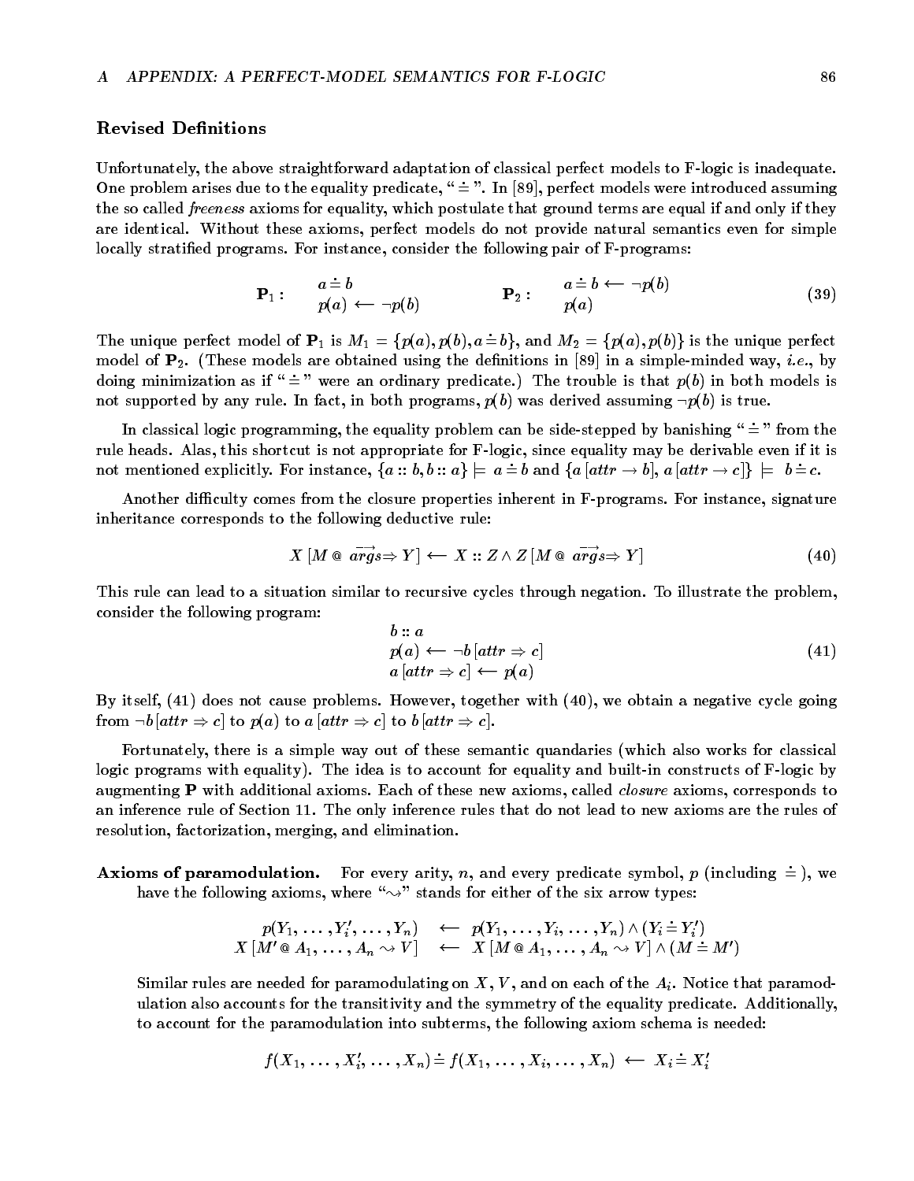### Revised Definitions

Unfortunately, the above straightforward adaptation of classical perfect models to F-logic is inadequate. One problem arises due to the equality predicate, "$\doteq$". In [89], perfect models were introduced assuming the so called *freeness* axioms for equality, which postulate that ground terms are equal if and only if they are identical. Without these axioms, perfect models do not provide natural semantics even for simple locally stratified programs. For instance, consider the following pair of F-programs:

$$\mathbf{P}_1: \quad \begin{array}{l} a \doteq b \\ p(a) \longleftarrow \neg p(b) \end{array} \qquad\qquad \mathbf{P}_2: \quad \begin{array}{l} a \doteq b \longleftarrow \neg p(b) \\ p(a) \end{array} \tag{39}$$

The unique perfect model of $\mathbf{P}_1$ is $M_1 = \{p(a), p(b), a \doteq b\}$, and $M_2 = \{p(a), p(b)\}$ is the unique perfect model of $\mathbf{P}_2$. (These models are obtained using the definitions in [89] in a simple-minded way, *i.e.*, by doing minimization as if "$\doteq$" were an ordinary predicate.) The trouble is that $p(b)$ in both models is not supported by any rule. In fact, in both programs, $p(b)$ was derived assuming $\neg p(b)$ is true.

In classical logic programming, the equality problem can be side-stepped by banishing "$\doteq$" from the rule heads. Alas, this shortcut is not appropriate for F-logic, since equality may be derivable even if it is not mentioned explicitly. For instance, $\{a :: b, b :: a\} \models a \doteq b$ and $\{a\,[attr \to b],\, a\,[attr \to c]\} \models b \doteq c$.

Another difficulty comes from the closure properties inherent in F-programs. For instance, signature inheritance corresponds to the following deductive rule:

$$X\,[M \,@\, \overrightarrow{args} \Rightarrow Y] \longleftarrow X :: Z \wedge Z\,[M \,@\, \overrightarrow{args} \Rightarrow Y] \tag{40}$$

This rule can lead to a situation similar to recursive cycles through negation. To illustrate the problem, consider the following program:

$$\begin{array}{l} b :: a \\ p(a) \longleftarrow \neg b\,[attr \Rightarrow c] \\ a\,[attr \Rightarrow c] \longleftarrow p(a) \end{array} \tag{41}$$

By itself, (41) does not cause problems. However, together with (40), we obtain a negative cycle going from $\neg b\,[attr \Rightarrow c]$ to $p(a)$ to $a\,[attr \Rightarrow c]$ to $b\,[attr \Rightarrow c]$.

Fortunately, there is a simple way out of these semantic quandaries (which also works for classical logic programs with equality). The idea is to account for equality and built-in constructs of F-logic by augmenting $\mathbf{P}$ with additional axioms. Each of these new axioms, called *closure* axioms, corresponds to an inference rule of Section 11. The only inference rules that do not lead to new axioms are the rules of resolution, factorization, merging, and elimination.

**Axioms of paramodulation.** For every arity, $n$, and every predicate symbol, $p$ (including $\doteq$), we have the following axioms, where "$\leadsto$" stands for either of the six arrow types:

$$\begin{array}{rcl} p(Y_1, \ldots, Y_i', \ldots, Y_n) & \longleftarrow & p(Y_1, \ldots, Y_i, \ldots, Y_n) \wedge (Y_i \doteq Y_i') \\ X\,[M' \,@\, A_1, \ldots, A_n \leadsto V] & \longleftarrow & X\,[M \,@\, A_1, \ldots, A_n \leadsto V] \wedge (M \doteq M') \end{array}$$

Similar rules are needed for paramodulating on $X$, $V$, and on each of the $A_i$. Notice that paramodulation also accounts for the transitivity and the symmetry of the equality predicate. Additionally, to account for the paramodulation into subterms, the following axiom schema is needed:

$$f(X_1, \ldots, X_i', \ldots, X_n) \doteq f(X_1, \ldots, X_i, \ldots, X_n) \longleftarrow X_i \doteq X_i'$$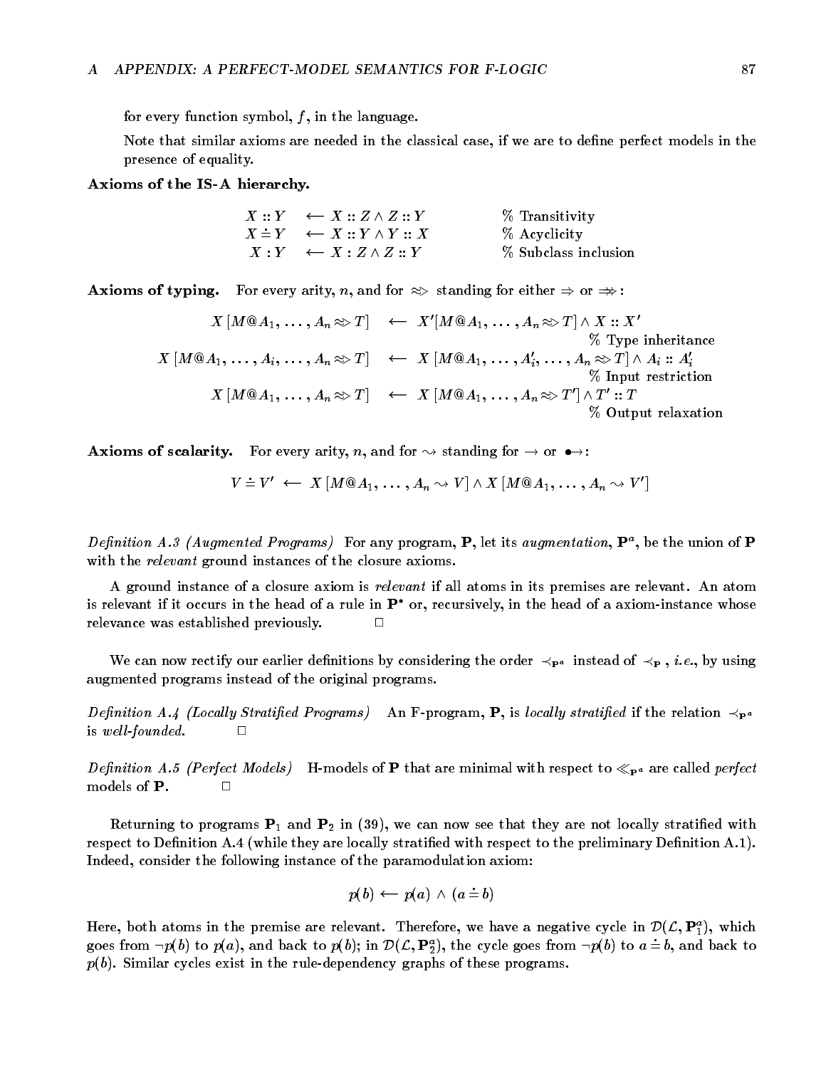for every function symbol, $f$, in the language.

Note that similar axioms are needed in the classical case, if we are to define perfect models in the presence of equality.

**Axioms of the IS-A hierarchy.**

$$
\begin{array}{rll}
X :: Y & \longleftarrow X :: Z \wedge Z :: Y & \text{\% Transitivity} \\
X \doteq Y & \longleftarrow X :: Y \wedge Y :: X & \text{\% Acyclicity} \\
X : Y & \longleftarrow X : Z \wedge Z :: Y & \text{\% Subclass inclusion}
\end{array}
$$

**Axioms of typing.** For every arity, $n$, and for $\approx\!>$ standing for either $\Rightarrow$ or $\Rightarrow\!\!\!>$:

$$
\begin{array}{rcl}
X\,[M@A_1, \ldots, A_n \approx\!> T] & \longleftarrow & X'[M@A_1, \ldots, A_n \approx\!> T] \wedge X :: X' \\
& & \text{\% Type inheritance} \\
X\,[M@A_1, \ldots, A_i, \ldots, A_n \approx\!> T] & \longleftarrow & X\,[M@A_1, \ldots, A_i', \ldots, A_n \approx\!> T] \wedge A_i :: A_i' \\
& & \text{\% Input restriction} \\
X\,[M@A_1, \ldots, A_n \approx\!> T] & \longleftarrow & X\,[M@A_1, \ldots, A_n \approx\!> T'] \wedge T' :: T \\
& & \text{\% Output relaxation}
\end{array}
$$

**Axioms of scalarity.** For every arity, $n$, and for $\rightsquigarrow$ standing for $\rightarrow$ or $\bullet\!\!\rightarrow$:

$$V \doteq V' \;\longleftarrow\; X\,[M@A_1, \ldots, A_n \rightsquigarrow V] \wedge X\,[M@A_1, \ldots, A_n \rightsquigarrow V']$$

*Definition A.3 (Augmented Programs)* For any program, $\mathbf{P}$, let its *augmentation*, $\mathbf{P}^a$, be the union of $\mathbf{P}$ with the *relevant* ground instances of the closure axioms.

A ground instance of a closure axiom is *relevant* if all atoms in its premises are relevant. An atom is relevant if it occurs in the head of a rule in $\mathbf{P}^*$ or, recursively, in the head of a axiom-instance whose relevance was established previously. □

We can now rectify our earlier definitions by considering the order $\prec_{\mathbf{P}^a}$ instead of $\prec_{\mathbf{P}}$ , *i.e.*, by using augmented programs instead of the original programs.

*Definition A.4 (Locally Stratified Programs)* An F-program, $\mathbf{P}$, is *locally stratified* if the relation $\prec_{\mathbf{P}^a}$ is *well-founded*. □

*Definition A.5 (Perfect Models)* H-models of $\mathbf{P}$ that are minimal with respect to $\ll_{\mathbf{P}^a}$ are called *perfect* models of $\mathbf{P}$. □

Returning to programs $\mathbf{P}_1$ and $\mathbf{P}_2$ in (39), we can now see that they are not locally stratified with respect to Definition A.4 (while they are locally stratified with respect to the preliminary Definition A.1). Indeed, consider the following instance of the paramodulation axiom:

$$p(b) \longleftarrow p(a) \wedge (a \doteq b)$$

Here, both atoms in the premise are relevant. Therefore, we have a negative cycle in $\mathcal{D}(\mathcal{L}, \mathbf{P}_1^a)$, which goes from $\neg p(b)$ to $p(a)$, and back to $p(b)$; in $\mathcal{D}(\mathcal{L}, \mathbf{P}_2^a)$, the cycle goes from $\neg p(b)$ to $a \doteq b$, and back to $p(b)$. Similar cycles exist in the rule-dependency graphs of these programs.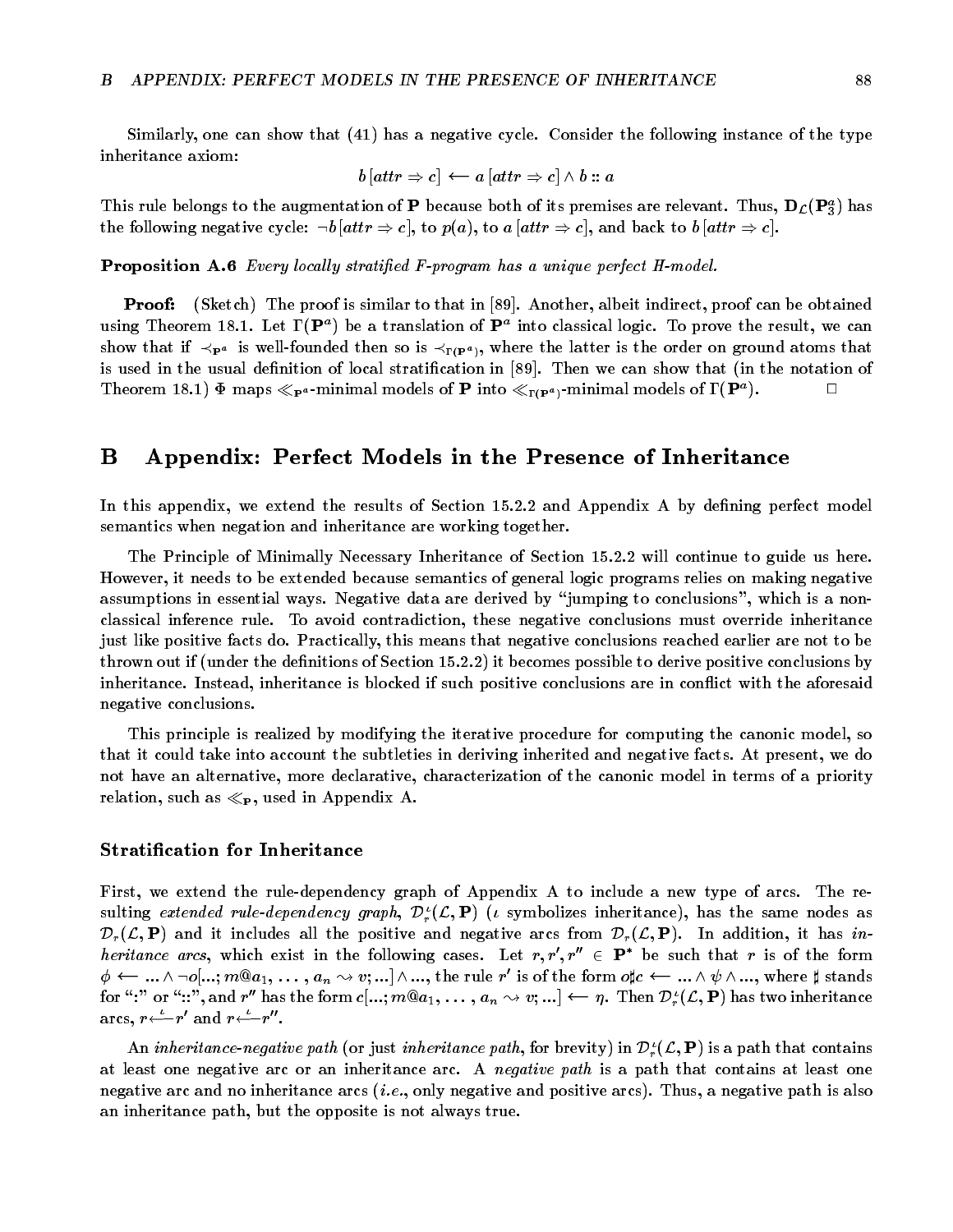Similarly, one can show that (41) has a negative cycle. Consider the following instance of the type inheritance axiom:

$$b\,[attr \Rightarrow c] \longleftarrow a\,[attr \Rightarrow c] \wedge b :: a$$

This rule belongs to the augmentation of $\mathbf{P}$ because both of its premises are relevant. Thus, $\mathbf{D}_{\mathcal{L}}(\mathbf{P}_3^a)$ has the following negative cycle: $\neg b\,[attr \Rightarrow c]$, to $p(a)$, to $a\,[attr \Rightarrow c]$, and back to $b\,[attr \Rightarrow c]$.

**Proposition A.6** *Every locally stratified F-program has a unique perfect H-model.*

**Proof:** (Sketch) The proof is similar to that in [89]. Another, albeit indirect, proof can be obtained using Theorem 18.1. Let $\Gamma(\mathbf{P}^a)$ be a translation of $\mathbf{P}^a$ into classical logic. To prove the result, we can show that if $\prec_{\mathbf{P}^a}$ is well-founded then so is $\prec_{\Gamma(\mathbf{P}^a)}$, where the latter is the order on ground atoms that is used in the usual definition of local stratification in [89]. Then we can show that (in the notation of Theorem 18.1) $\Phi$ maps $\ll_{\mathbf{P}^a}$-minimal models of $\mathbf{P}$ into $\ll_{\Gamma(\mathbf{P}^a)}$-minimal models of $\Gamma(\mathbf{P}^a)$. $\Box$

# B Appendix: Perfect Models in the Presence of Inheritance

In this appendix, we extend the results of Section 15.2.2 and Appendix A by defining perfect model semantics when negation and inheritance are working together.

The Principle of Minimally Necessary Inheritance of Section 15.2.2 will continue to guide us here. However, it needs to be extended because semantics of general logic programs relies on making negative assumptions in essential ways. Negative data are derived by "jumping to conclusions", which is a non-classical inference rule. To avoid contradiction, these negative conclusions must override inheritance just like positive facts do. Practically, this means that negative conclusions reached earlier are not to be thrown out if (under the definitions of Section 15.2.2) it becomes possible to derive positive conclusions by inheritance. Instead, inheritance is blocked if such positive conclusions are in conflict with the aforesaid negative conclusions.

This principle is realized by modifying the iterative procedure for computing the canonic model, so that it could take into account the subtleties in deriving inherited and negative facts. At present, we do not have an alternative, more declarative, characterization of the canonic model in terms of a priority relation, such as $\ll_{\mathbf{P}}$, used in Appendix A.

### Stratification for Inheritance

First, we extend the rule-dependency graph of Appendix A to include a new type of arcs. The resulting *extended rule-dependency graph*, $\mathcal{D}_r^{\iota}(\mathcal{L}, \mathbf{P})$ ($\iota$ symbolizes inheritance), has the same nodes as $\mathcal{D}_r(\mathcal{L}, \mathbf{P})$ and it includes all the positive and negative arcs from $\mathcal{D}_r(\mathcal{L}, \mathbf{P})$. In addition, it has *inheritance arcs*, which exist in the following cases. Let $r, r', r'' \in \mathbf{P}^*$ be such that $r$ is of the form $\phi \longleftarrow ... \wedge \neg o[...; m@a_1, \ldots, a_n \leadsto v; ...] \wedge ...$, the rule $r'$ is of the form $o \sharp c \longleftarrow ... \wedge \psi \wedge ...$, where $\sharp$ stands for ":" or "::", and $r''$ has the form $c[...; m@a_1, \ldots, a_n \leadsto v; ...] \longleftarrow \eta$. Then $\mathcal{D}_r^{\iota}(\mathcal{L}, \mathbf{P})$ has two inheritance arcs, $r \overset{\iota}{\longleftarrow} r'$ and $r \overset{\iota}{\longleftarrow} r''$.

An *inheritance-negative path* (or just *inheritance path*, for brevity) in $\mathcal{D}_r^{\iota}(\mathcal{L}, \mathbf{P})$ is a path that contains at least one negative arc or an inheritance arc. A *negative path* is a path that contains at least one negative arc and no inheritance arcs (*i.e.*, only negative and positive arcs). Thus, a negative path is also an inheritance path, but the opposite is not always true.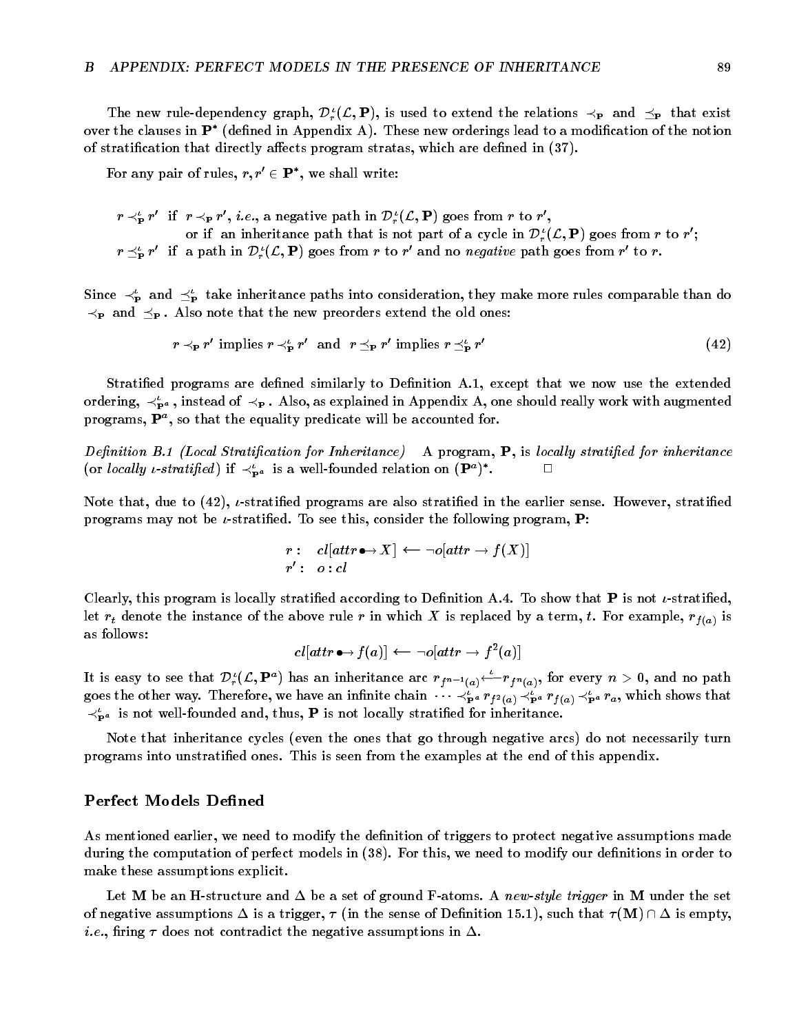The new rule-dependency graph, $\mathcal{D}_r^\iota(\mathcal{L}, \mathbf{P})$, is used to extend the relations $\prec_\mathbf{P}$ and $\preceq_\mathbf{P}$ that exist over the clauses in $\mathbf{P}^*$ (defined in Appendix A). These new orderings lead to a modification of the notion of stratification that directly affects program stratas, which are defined in (37).

For any pair of rules, $r, r' \in \mathbf{P}^*$, we shall write:

$r \prec_\mathbf{P}^\iota r'$ if $r \prec_\mathbf{P} r'$, *i.e.*, a negative path in $\mathcal{D}_r^\iota(\mathcal{L}, \mathbf{P})$ goes from $r$ to $r'$,
or if an inheritance path that is not part of a cycle in $\mathcal{D}_r^\iota(\mathcal{L}, \mathbf{P})$ goes from $r$ to $r'$;
$r \preceq_\mathbf{P}^\iota r'$ if a path in $\mathcal{D}_r^\iota(\mathcal{L}, \mathbf{P})$ goes from $r$ to $r'$ and no *negative* path goes from $r'$ to $r$.

Since $\prec_\mathbf{P}^\iota$ and $\preceq_\mathbf{P}^\iota$ take inheritance paths into consideration, they make more rules comparable than do $\prec_\mathbf{P}$ and $\preceq_\mathbf{P}$. Also note that the new preorders extend the old ones:

$$r \prec_\mathbf{P} r' \text{ implies } r \prec_\mathbf{P}^\iota r' \quad \text{and} \quad r \preceq_\mathbf{P} r' \text{ implies } r \preceq_\mathbf{P}^\iota r' \tag{42}$$

Stratified programs are defined similarly to Definition A.1, except that we now use the extended ordering, $\prec_{\mathbf{P}^a}^\iota$, instead of $\prec_\mathbf{P}$. Also, as explained in Appendix A, one should really work with augmented programs, $\mathbf{P}^a$, so that the equality predicate will be accounted for.

*Definition B.1 (Local Stratification for Inheritance)* A program, $\mathbf{P}$, is *locally stratified for inheritance* (or *locally $\iota$-stratified*) if $\prec_{\mathbf{P}^a}^\iota$ is a well-founded relation on $(\mathbf{P}^a)^*$. □

Note that, due to (42), $\iota$-stratified programs are also stratified in the earlier sense. However, stratified programs may not be $\iota$-stratified. To see this, consider the following program, $\mathbf{P}$:

$$\begin{array}{ll} r: & cl[attr \bullet\!\!\to X] \longleftarrow \neg o[attr \to f(X)] \\ r': & o : cl \end{array}$$

Clearly, this program is locally stratified according to Definition A.4. To show that $\mathbf{P}$ is not $\iota$-stratified, let $r_t$ denote the instance of the above rule $r$ in which $X$ is replaced by a term, $t$. For example, $r_{f(a)}$ is as follows:

$$cl[attr \bullet\!\!\to f(a)] \longleftarrow \neg o[attr \to f^2(a)]$$

It is easy to see that $\mathcal{D}_r^\iota(\mathcal{L}, \mathbf{P}^a)$ has an inheritance arc $r_{f^{n-1}(a)} \overset{\iota}{\longleftarrow} r_{f^n(a)}$, for every $n > 0$, and no path goes the other way. Therefore, we have an infinite chain $\cdots \prec_{\mathbf{P}^a}^\iota r_{f^2(a)} \prec_{\mathbf{P}^a}^\iota r_{f(a)} \prec_{\mathbf{P}^a}^\iota r_a$, which shows that $\prec_{\mathbf{P}^a}^\iota$ is not well-founded and, thus, $\mathbf{P}$ is not locally stratified for inheritance.

Note that inheritance cycles (even the ones that go through negative arcs) do not necessarily turn programs into unstratified ones. This is seen from the examples at the end of this appendix.

## Perfect Models Defined

As mentioned earlier, we need to modify the definition of triggers to protect negative assumptions made during the computation of perfect models in (38). For this, we need to modify our definitions in order to make these assumptions explicit.

Let $\mathbf{M}$ be an H-structure and $\Delta$ be a set of ground F-atoms. A *new-style trigger* in $\mathbf{M}$ under the set of negative assumptions $\Delta$ is a trigger, $\tau$ (in the sense of Definition 15.1), such that $\tau(\mathbf{M}) \cap \Delta$ is empty, *i.e.*, firing $\tau$ does not contradict the negative assumptions in $\Delta$.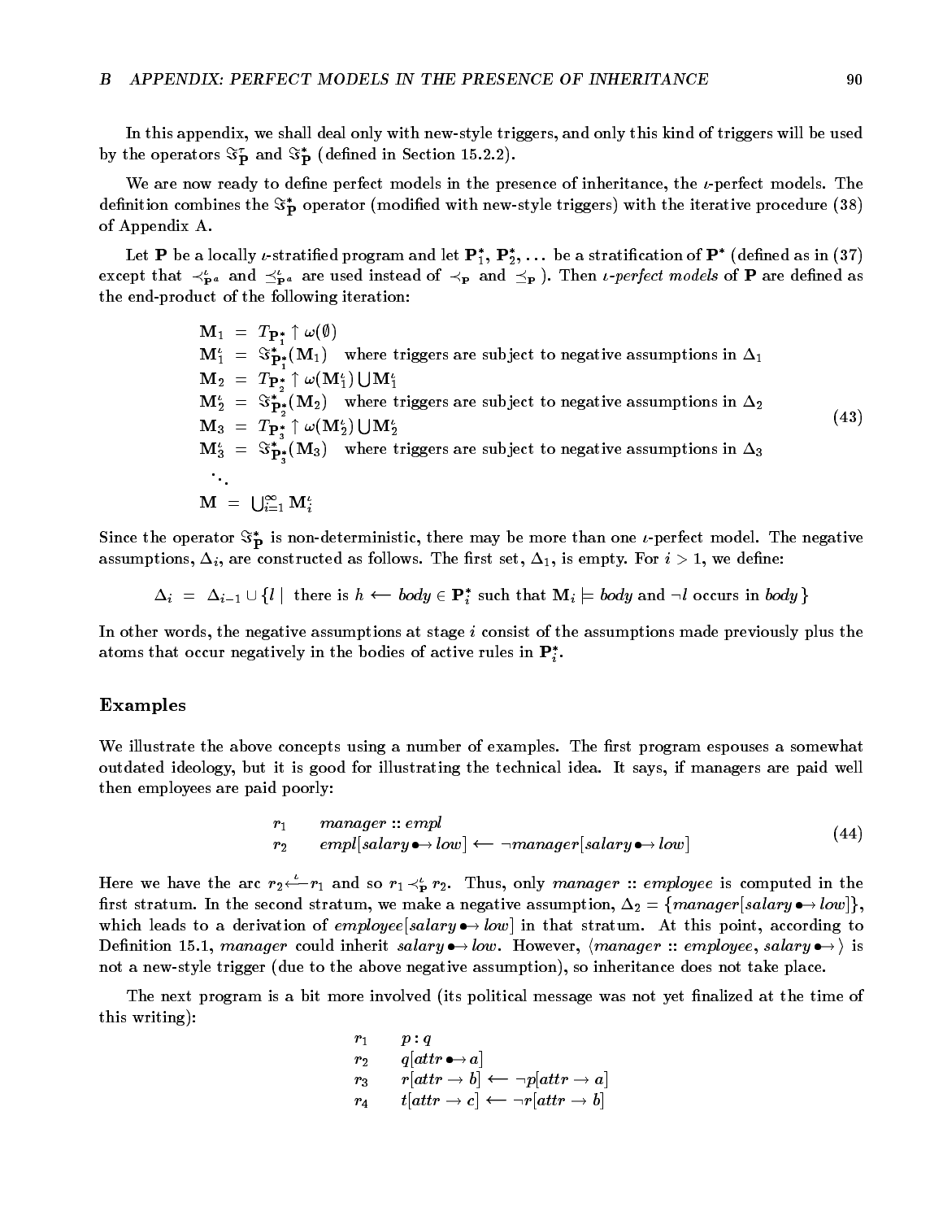In this appendix, we shall deal only with new-style triggers, and only this kind of triggers will be used by the operators $\Im^{\tau}_{\mathbf{P}}$ and $\Im^{*}_{\mathbf{P}}$ (defined in Section 15.2.2).

We are now ready to define perfect models in the presence of inheritance, the $\iota$-perfect models. The definition combines the $\Im^{*}_{\mathbf{P}}$ operator (modified with new-style triggers) with the iterative procedure (38) of Appendix A.

Let $\mathbf{P}$ be a locally $\iota$-stratified program and let $\mathbf{P}^*_1$, $\mathbf{P}^*_2$, ... be a stratification of $\mathbf{P}^*$ (defined as in (37) except that $\prec^{\iota}_{\mathbf{P}^a}$ and $\preceq^{\iota}_{\mathbf{P}^a}$ are used instead of $\prec_{\mathbf{P}}$ and $\preceq_{\mathbf{P}}$ ). Then *$\iota$-perfect models* of $\mathbf{P}$ are defined as the end-product of the following iteration:

$$
\begin{array}{lcll}
\mathbf{M}_1 & = & T_{\mathbf{P}^*_1} \uparrow \omega(\emptyset) & \\
\mathbf{M}^{\iota}_1 & = & \Im^{*}_{\mathbf{P}^*_1}(\mathbf{M}_1) & \text{where triggers are subject to negative assumptions in } \Delta_1 \\
\mathbf{M}_2 & = & T_{\mathbf{P}^*_2} \uparrow \omega(\mathbf{M}^{\iota}_1) \bigcup \mathbf{M}^{\iota}_1 & \\
\mathbf{M}^{\iota}_2 & = & \Im^{*}_{\mathbf{P}^*_2}(\mathbf{M}_2) & \text{where triggers are subject to negative assumptions in } \Delta_2 \\
\mathbf{M}_3 & = & T_{\mathbf{P}^*_3} \uparrow \omega(\mathbf{M}^{\iota}_2) \bigcup \mathbf{M}^{\iota}_2 & \\
\mathbf{M}^{\iota}_3 & = & \Im^{*}_{\mathbf{P}^*_3}(\mathbf{M}_3) & \text{where triggers are subject to negative assumptions in } \Delta_3 \\
\ddots & & & \\
\mathbf{M} & = & \bigcup_{i=1}^{\infty} \mathbf{M}^{\iota}_i &
\end{array}
\qquad (43)
$$

Since the operator $\Im^{*}_{\mathbf{P}}$ is non-deterministic, there may be more than one $\iota$-perfect model. The negative assumptions, $\Delta_i$, are constructed as follows. The first set, $\Delta_1$, is empty. For $i > 1$, we define:

$$\Delta_i \;=\; \Delta_{i-1} \cup \{ l \mid \text{ there is } h \longleftarrow \textit{body} \in \mathbf{P}^*_i \text{ such that } \mathbf{M}_i \models \textit{body} \text{ and } \neg l \text{ occurs in } \textit{body} \}$$

In other words, the negative assumptions at stage $i$ consist of the assumptions made previously plus the atoms that occur negatively in the bodies of active rules in $\mathbf{P}^*_i$.

### Examples

We illustrate the above concepts using a number of examples. The first program espouses a somewhat outdated ideology, but it is good for illustrating the technical idea. It says, if managers are paid well then employees are paid poorly:

$$
\begin{array}{ll}
r_1 & \textit{manager} :: \textit{empl} \\
r_2 & \textit{empl}[\textit{salary} \bullet\!\!\rightarrow \textit{low}] \longleftarrow \neg \textit{manager}[\textit{salary} \bullet\!\!\rightarrow \textit{low}]
\end{array}
\qquad (44)
$$

Here we have the arc $r_2 \overset{\iota}{\longleftarrow} r_1$ and so $r_1 \prec^{\iota}_{\mathbf{P}} r_2$. Thus, only *manager* :: *employee* is computed in the first stratum. In the second stratum, we make a negative assumption, $\Delta_2 = \{\textit{manager}[\textit{salary} \bullet\!\!\rightarrow \textit{low}]\}$, which leads to a derivation of *employee*$[\textit{salary} \bullet\!\!\rightarrow \textit{low}]$ in that stratum. At this point, according to Definition 15.1, *manager* could inherit $\textit{salary} \bullet\!\!\rightarrow \textit{low}$. However, $\langle \textit{manager} :: \textit{employee}, \textit{salary} \bullet\!\!\rightarrow \rangle$ is not a new-style trigger (due to the above negative assumption), so inheritance does not take place.

The next program is a bit more involved (its political message was not yet finalized at the time of this writing):

$$
\begin{array}{ll}
r_1 & p : q \\
r_2 & q[\textit{attr} \bullet\!\!\rightarrow a] \\
r_3 & r[\textit{attr} \rightarrow b] \longleftarrow \neg p[\textit{attr} \rightarrow a] \\
r_4 & t[\textit{attr} \rightarrow c] \longleftarrow \neg r[\textit{attr} \rightarrow b]
\end{array}
$$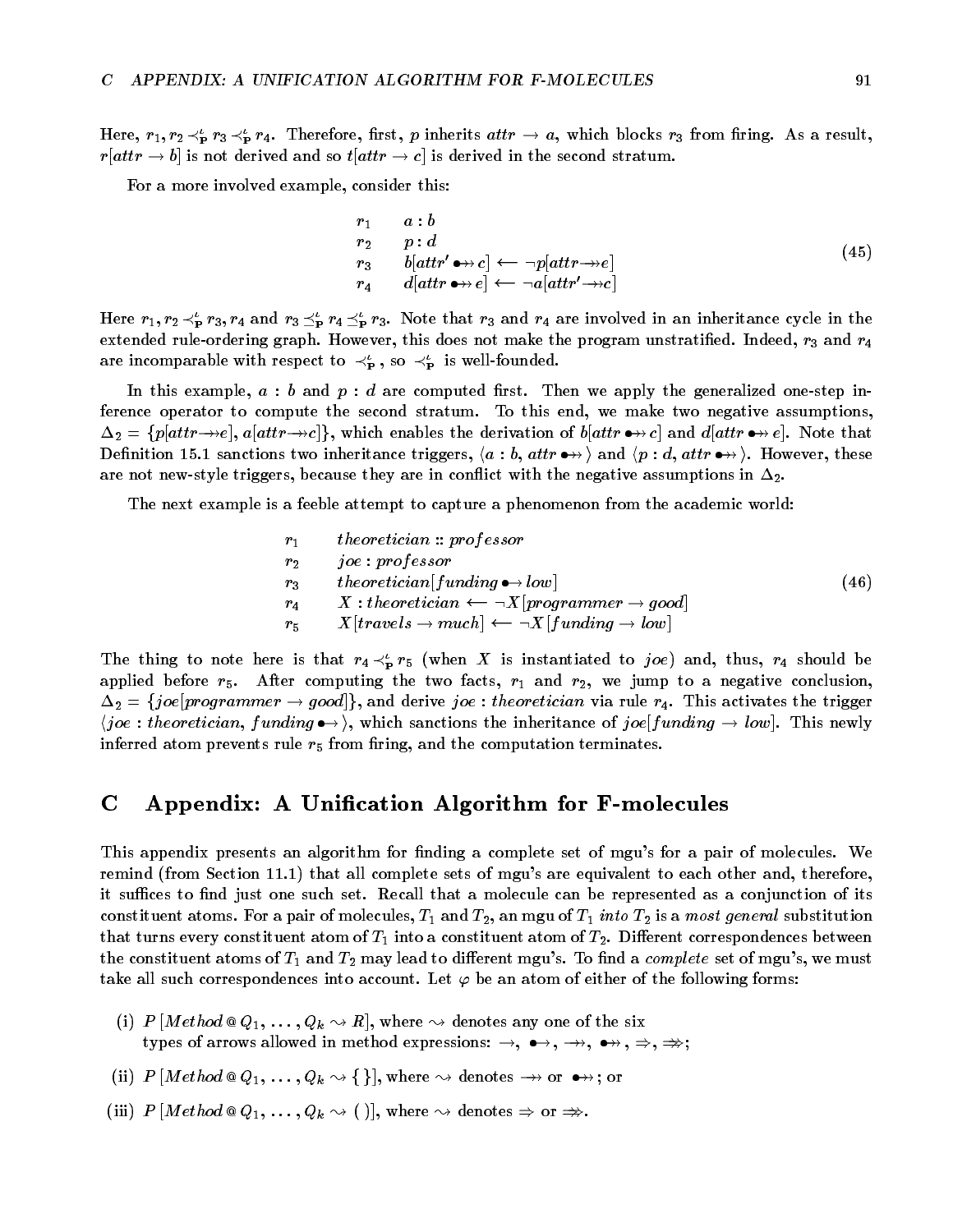Here, $r_1, r_2 \prec^{\iota}_{\mathbf{P}} r_3 \prec^{\iota}_{\mathbf{P}} r_4$. Therefore, first, $p$ inherits $attr \rightarrow a$, which blocks $r_3$ from firing. As a result, $r[attr \rightarrow b]$ is not derived and so $t[attr \rightarrow c]$ is derived in the second stratum.

For a more involved example, consider this:

$$
\begin{array}{ll}
r_1 & a : b \\
r_2 & p : d \\
r_3 & b[attr' \bullet\!\!\rightarrow\!\!\!\rightarrow c] \longleftarrow \neg p[attr \rightarrow\!\!\!\rightarrow e] \\
r_4 & d[attr \bullet\!\!\rightarrow\!\!\!\rightarrow e] \longleftarrow \neg a[attr' \rightarrow\!\!\!\rightarrow c]
\end{array}
\qquad (45)
$$

Here $r_1, r_2 \prec^{\iota}_{\mathbf{P}} r_3, r_4$ and $r_3 \preceq^{\iota}_{\mathbf{P}} r_4 \preceq^{\iota}_{\mathbf{P}} r_3$. Note that $r_3$ and $r_4$ are involved in an inheritance cycle in the extended rule-ordering graph. However, this does not make the program unstratified. Indeed, $r_3$ and $r_4$ are incomparable with respect to $\prec^{\iota}_{\mathbf{P}}$, so $\prec^{\iota}_{\mathbf{P}}$ is well-founded.

In this example, $a : b$ and $p : d$ are computed first. Then we apply the generalized one-step inference operator to compute the second stratum. To this end, we make two negative assumptions, $\Delta_2 = \{p[attr \rightarrow\!\!\!\rightarrow e], a[attr \rightarrow\!\!\!\rightarrow c]\}$, which enables the derivation of $b[attr \bullet\!\!\rightarrow\!\!\!\rightarrow c]$ and $d[attr \bullet\!\!\rightarrow\!\!\!\rightarrow e]$. Note that Definition 15.1 sanctions two inheritance triggers, $\langle a : b, attr \bullet\!\!\rightarrow\!\!\!\rightarrow \rangle$ and $\langle p : d, attr \bullet\!\!\rightarrow\!\!\!\rightarrow \rangle$. However, these are not new-style triggers, because they are in conflict with the negative assumptions in $\Delta_2$.

The next example is a feeble attempt to capture a phenomenon from the academic world:

$$
\begin{array}{ll}
r_1 & theoretician :: professor \\
r_2 & joe : professor \\
r_3 & theoretician[funding \bullet\!\!\rightarrow low] \\
r_4 & X : theoretician \longleftarrow \neg X[programmer \rightarrow good] \\
r_5 & X[travels \rightarrow much] \longleftarrow \neg X[funding \rightarrow low]
\end{array}
\qquad (46)
$$

The thing to note here is that $r_4 \prec^{\iota}_{\mathbf{P}} r_5$ (when $X$ is instantiated to $joe$) and, thus, $r_4$ should be applied before $r_5$. After computing the two facts, $r_1$ and $r_2$, we jump to a negative conclusion, $\Delta_2 = \{joe[programmer \rightarrow good]\}$, and derive $joe : theoretician$ via rule $r_4$. This activates the trigger $\langle joe : theoretician, funding \bullet\!\!\rightarrow \rangle$, which sanctions the inheritance of $joe[funding \rightarrow low]$. This newly inferred atom prevents rule $r_5$ from firing, and the computation terminates.

## C Appendix: A Unification Algorithm for F-molecules

This appendix presents an algorithm for finding a complete set of mgu's for a pair of molecules. We remind (from Section 11.1) that all complete sets of mgu's are equivalent to each other and, therefore, it suffices to find just one such set. Recall that a molecule can be represented as a conjunction of its constituent atoms. For a pair of molecules, $T_1$ and $T_2$, an mgu of $T_1$ *into* $T_2$ is a *most general* substitution that turns every constituent atom of $T_1$ into a constituent atom of $T_2$. Different correspondences between the constituent atoms of $T_1$ and $T_2$ may lead to different mgu's. To find a *complete* set of mgu's, we must take all such correspondences into account. Let $\varphi$ be an atom of either of the following forms:

(i) $P\,[Method \,@\, Q_1, \ldots, Q_k \leadsto R]$, where $\leadsto$ denotes any one of the six types of arrows allowed in method expressions: $\rightarrow$, $\bullet\!\!\rightarrow$, $\rightarrow\!\!\!\rightarrow$, $\bullet\!\!\rightarrow\!\!\!\rightarrow$, $\Rightarrow$, $\Rightarrow\!\!\!\Rightarrow$;

(ii) $P\,[Method \,@\, Q_1, \ldots, Q_k \leadsto \{\,\}]$, where $\leadsto$ denotes $\rightarrow\!\!\!\rightarrow$ or $\bullet\!\!\rightarrow\!\!\!\rightarrow$; or

(iii) $P\,[Method \,@\, Q_1, \ldots, Q_k \leadsto (\,)]$, where $\leadsto$ denotes $\Rightarrow$ or $\Rightarrow\!\!\!\Rightarrow$.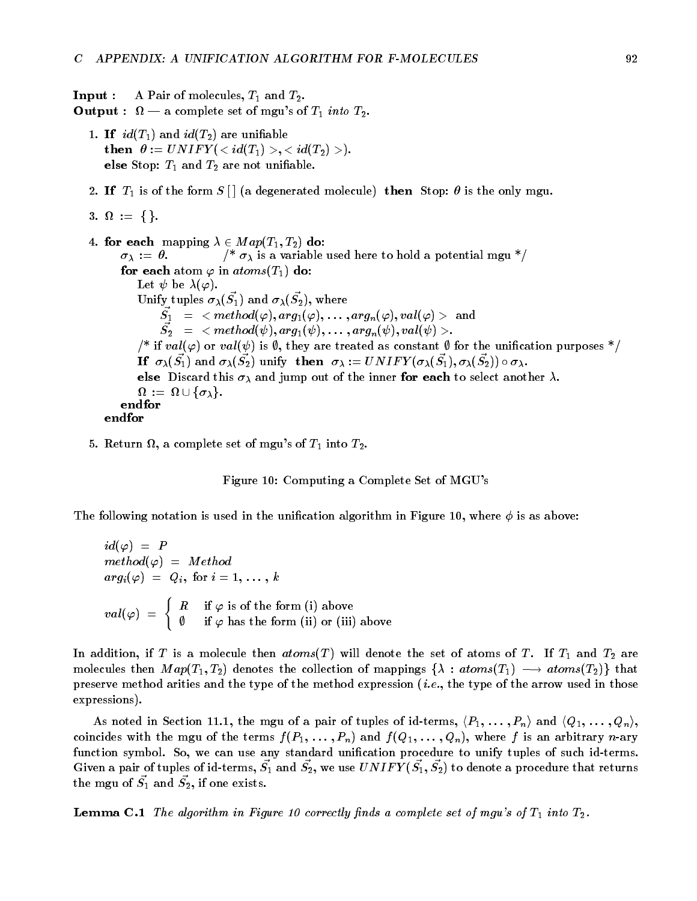**Input :** A Pair of molecules, $T_1$ and $T_2$.
**Output :** $\Omega$ — a complete set of mgu's of $T_1$ *into* $T_2$.

1. **If** $id(T_1)$ and $id(T_2)$ are unifiable
   **then** $\theta := UNIFY(< id(T_1) >, < id(T_2) >)$.
   **else** Stop: $T_1$ and $T_2$ are not unifiable.

2. **If** $T_1$ is of the form $S\,[\,]$ (a degenerated molecule) **then** Stop: $\theta$ is the only mgu.

3. $\Omega := \{\}$.

4. **for each** mapping $\lambda \in Map(T_1, T_2)$ **do:**
   $\sigma_\lambda := \theta$. /* $\sigma_\lambda$ is a variable used here to hold a potential mgu */
   **for each** atom $\varphi$ in $atoms(T_1)$ **do:**
   Let $\psi$ be $\lambda(\varphi)$.
   Unify tuples $\sigma_\lambda(\vec{S_1})$ and $\sigma_\lambda(\vec{S_2})$, where
   $\vec{S_1} \;=\; < method(\varphi), arg_1(\varphi), \ldots, arg_n(\varphi), val(\varphi) >$ and
   $\vec{S_2} \;=\; < method(\psi), arg_1(\psi), \ldots, arg_n(\psi), val(\psi) >$.
   /* if $val(\varphi)$ or $val(\psi)$ is $\emptyset$, they are treated as constant $\emptyset$ for the unification purposes */
   **If** $\sigma_\lambda(\vec{S_1})$ and $\sigma_\lambda(\vec{S_2})$ unify **then** $\sigma_\lambda := UNIFY(\sigma_\lambda(\vec{S_1}), \sigma_\lambda(\vec{S_2})) \circ \sigma_\lambda$.
   **else** Discard this $\sigma_\lambda$ and jump out of the inner **for each** to select another $\lambda$.
   $\Omega := \Omega \cup \{\sigma_\lambda\}$.
   **endfor**
   **endfor**

5. Return $\Omega$, a complete set of mgu's of $T_1$ into $T_2$.

Figure 10: Computing a Complete Set of MGU's

The following notation is used in the unification algorithm in Figure 10, where $\phi$ is as above:

$$
\begin{aligned}
id(\varphi) &= P \\
method(\varphi) &= Method \\
arg_i(\varphi) &= Q_i, \text{ for } i = 1, \ldots, k
\end{aligned}
$$

$$
val(\varphi) \;=\; \begin{cases} R & \text{if } \varphi \text{ is of the form (i) above} \\ \emptyset & \text{if } \varphi \text{ has the form (ii) or (iii) above} \end{cases}
$$

In addition, if $T$ is a molecule then $atoms(T)$ will denote the set of atoms of $T$. If $T_1$ and $T_2$ are molecules then $Map(T_1, T_2)$ denotes the collection of mappings $\{\lambda : atoms(T_1) \longrightarrow atoms(T_2)\}$ that preserve method arities and the type of the method expression (*i.e.*, the type of the arrow used in those expressions).

As noted in Section 11.1, the mgu of a pair of tuples of id-terms, $\langle P_1, \ldots, P_n\rangle$ and $\langle Q_1, \ldots, Q_n\rangle$, coincides with the mgu of the terms $f(P_1, \ldots, P_n)$ and $f(Q_1, \ldots, Q_n)$, where $f$ is an arbitrary $n$-ary function symbol. So, we can use any standard unification procedure to unify tuples of such id-terms. Given a pair of tuples of id-terms, $\vec{S_1}$ and $\vec{S_2}$, we use $UNIFY(\vec{S_1}, \vec{S_2})$ to denote a procedure that returns the mgu of $\vec{S_1}$ and $\vec{S_2}$, if one exists.

**Lemma C.1** *The algorithm in Figure 10 correctly finds a complete set of mgu's of $T_1$ into $T_2$.*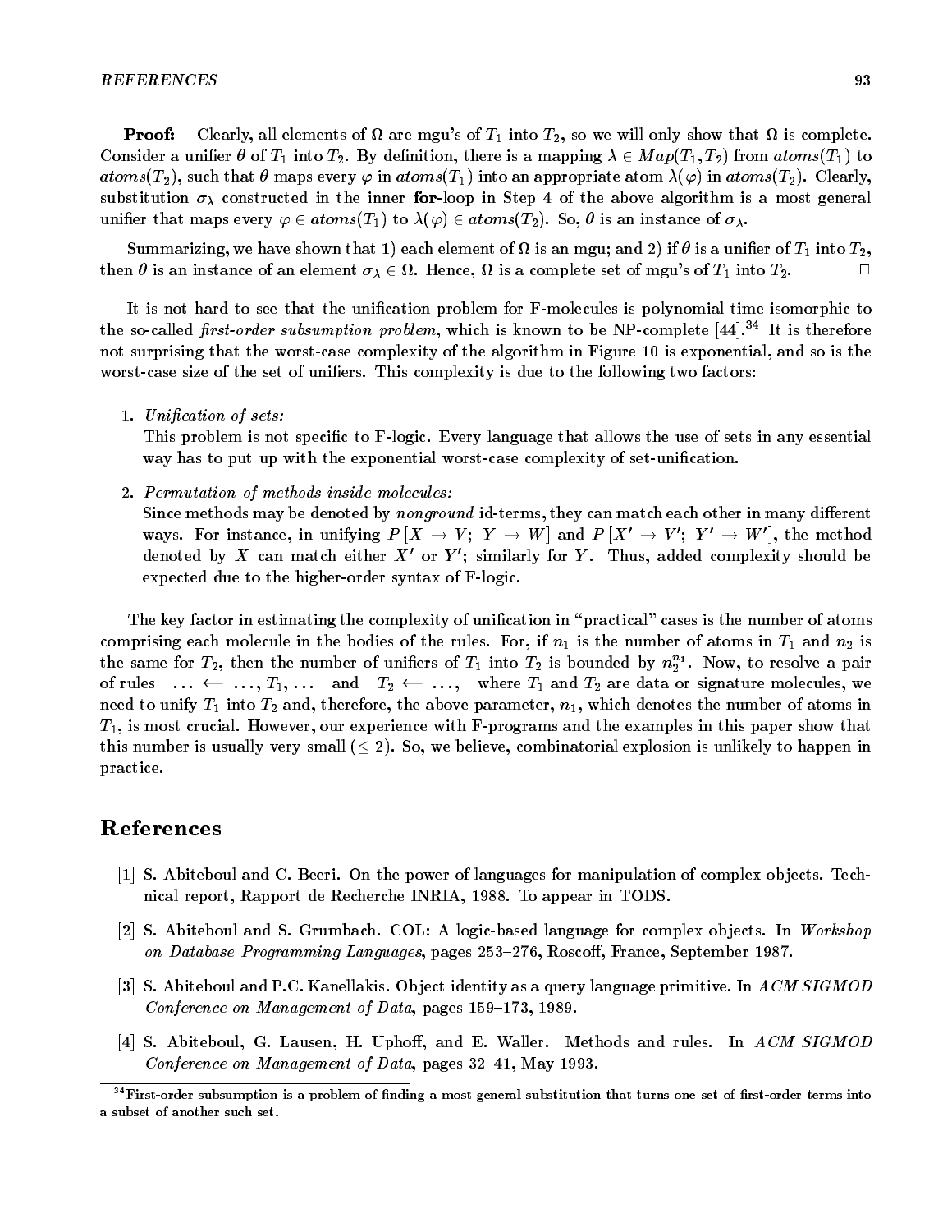**Proof:** Clearly, all elements of $\Omega$ are mgu's of $T_1$ into $T_2$, so we will only show that $\Omega$ is complete. Consider a unifier $\theta$ of $T_1$ into $T_2$. By definition, there is a mapping $\lambda \in Map(T_1, T_2)$ from $atoms(T_1)$ to $atoms(T_2)$, such that $\theta$ maps every $\varphi$ in $atoms(T_1)$ into an appropriate atom $\lambda(\varphi)$ in $atoms(T_2)$. Clearly, substitution $\sigma_\lambda$ constructed in the inner **for**-loop in Step 4 of the above algorithm is a most general unifier that maps every $\varphi \in atoms(T_1)$ to $\lambda(\varphi) \in atoms(T_2)$. So, $\theta$ is an instance of $\sigma_\lambda$.

Summarizing, we have shown that 1) each element of $\Omega$ is an mgu; and 2) if $\theta$ is a unifier of $T_1$ into $T_2$, then $\theta$ is an instance of an element $\sigma_\lambda \in \Omega$. Hence, $\Omega$ is a complete set of mgu's of $T_1$ into $T_2$. $\Box$

It is not hard to see that the unification problem for F-molecules is polynomial time isomorphic to the so-called *first-order subsumption problem*, which is known to be NP-complete [44].[34] It is therefore not surprising that the worst-case complexity of the algorithm in Figure 10 is exponential, and so is the worst-case size of the set of unifiers. This complexity is due to the following two factors:

1. *Unification of sets:*
   This problem is not specific to F-logic. Every language that allows the use of sets in any essential way has to put up with the exponential worst-case complexity of set-unification.

2. *Permutation of methods inside molecules:*
   Since methods may be denoted by *nonground* id-terms, they can match each other in many different ways. For instance, in unifying $P[X \rightarrow V;\ Y \rightarrow W]$ and $P[X' \rightarrow V';\ Y' \rightarrow W']$, the method denoted by $X$ can match either $X'$ or $Y'$; similarly for $Y$. Thus, added complexity should be expected due to the higher-order syntax of F-logic.

The key factor in estimating the complexity of unification in "practical" cases is the number of atoms comprising each molecule in the bodies of the rules. For, if $n_1$ is the number of atoms in $T_1$ and $n_2$ is the same for $T_2$, then the number of unifiers of $T_1$ into $T_2$ is bounded by $n_2^{n_1}$. Now, to resolve a pair of rules $\ \ldots \longleftarrow \ldots, T_1, \ldots\ $ and $\ T_2 \longleftarrow \ldots,\ $ where $T_1$ and $T_2$ are data or signature molecules, we need to unify $T_1$ into $T_2$ and, therefore, the above parameter, $n_1$, which denotes the number of atoms in $T_1$, is most crucial. However, our experience with F-programs and the examples in this paper show that this number is usually very small ($\leq 2$). So, we believe, combinatorial explosion is unlikely to happen in practice.

# References

[1] S. Abiteboul and C. Beeri. On the power of languages for manipulation of complex objects. Technical report, Rapport de Recherche INRIA, 1988. To appear in TODS.

[2] S. Abiteboul and S. Grumbach. COL: A logic-based language for complex objects. In *Workshop on Database Programming Languages*, pages 253–276, Roscoff, France, September 1987.

[3] S. Abiteboul and P.C. Kanellakis. Object identity as a query language primitive. In *ACM SIGMOD Conference on Management of Data*, pages 159–173, 1989.

[4] S. Abiteboul, G. Lausen, H. Uphoff, and E. Waller. Methods and rules. In *ACM SIGMOD Conference on Management of Data*, pages 32–41, May 1993.

[34] First-order subsumption is a problem of finding a most general substitution that turns one set of first-order terms into a subset of another such set.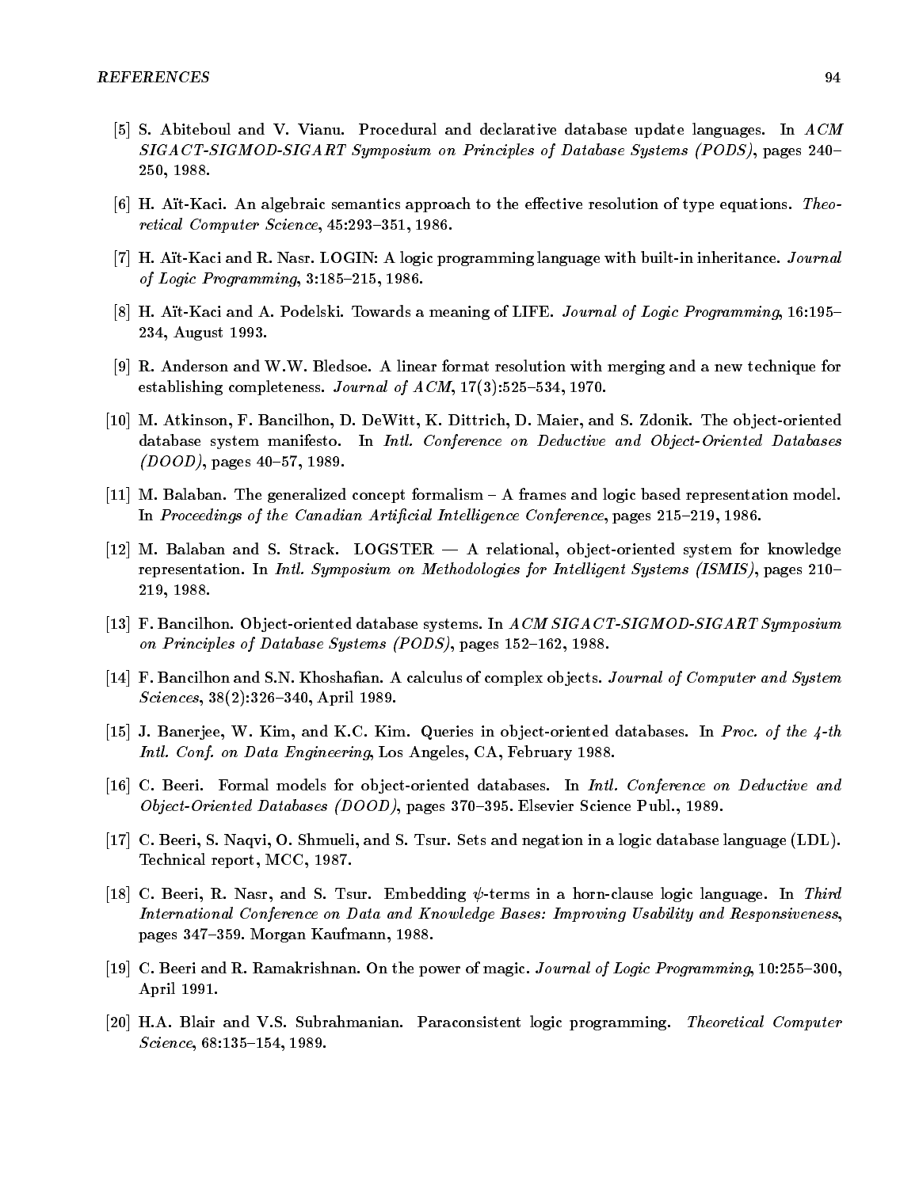[5] S. Abiteboul and V. Vianu. Procedural and declarative database update languages. In *ACM SIGACT-SIGMOD-SIGART Symposium on Principles of Database Systems (PODS)*, pages 240–250, 1988.

[6] H. Aït-Kaci. An algebraic semantics approach to the effective resolution of type equations. *Theoretical Computer Science*, 45:293–351, 1986.

[7] H. Aït-Kaci and R. Nasr. LOGIN: A logic programming language with built-in inheritance. *Journal of Logic Programming*, 3:185–215, 1986.

[8] H. Aït-Kaci and A. Podelski. Towards a meaning of LIFE. *Journal of Logic Programming*, 16:195–234, August 1993.

[9] R. Anderson and W.W. Bledsoe. A linear format resolution with merging and a new technique for establishing completeness. *Journal of ACM*, 17(3):525–534, 1970.

[10] M. Atkinson, F. Bancilhon, D. DeWitt, K. Dittrich, D. Maier, and S. Zdonik. The object-oriented database system manifesto. In *Intl. Conference on Deductive and Object-Oriented Databases (DOOD)*, pages 40–57, 1989.

[11] M. Balaban. The generalized concept formalism – A frames and logic based representation model. In *Proceedings of the Canadian Artificial Intelligence Conference*, pages 215–219, 1986.

[12] M. Balaban and S. Strack. LOGSTER — A relational, object-oriented system for knowledge representation. In *Intl. Symposium on Methodologies for Intelligent Systems (ISMIS)*, pages 210–219, 1988.

[13] F. Bancilhon. Object-oriented database systems. In *ACM SIGACT-SIGMOD-SIGART Symposium on Principles of Database Systems (PODS)*, pages 152–162, 1988.

[14] F. Bancilhon and S.N. Khoshafian. A calculus of complex objects. *Journal of Computer and System Sciences*, 38(2):326–340, April 1989.

[15] J. Banerjee, W. Kim, and K.C. Kim. Queries in object-oriented databases. In *Proc. of the 4-th Intl. Conf. on Data Engineering*, Los Angeles, CA, February 1988.

[16] C. Beeri. Formal models for object-oriented databases. In *Intl. Conference on Deductive and Object-Oriented Databases (DOOD)*, pages 370–395. Elsevier Science Publ., 1989.

[17] C. Beeri, S. Naqvi, O. Shmueli, and S. Tsur. Sets and negation in a logic database language (LDL). Technical report, MCC, 1987.

[18] C. Beeri, R. Nasr, and S. Tsur. Embedding $\psi$-terms in a horn-clause logic language. In *Third International Conference on Data and Knowledge Bases: Improving Usability and Responsiveness*, pages 347–359. Morgan Kaufmann, 1988.

[19] C. Beeri and R. Ramakrishnan. On the power of magic. *Journal of Logic Programming*, 10:255–300, April 1991.

[20] H.A. Blair and V.S. Subrahmanian. Paraconsistent logic programming. *Theoretical Computer Science*, 68:135–154, 1989.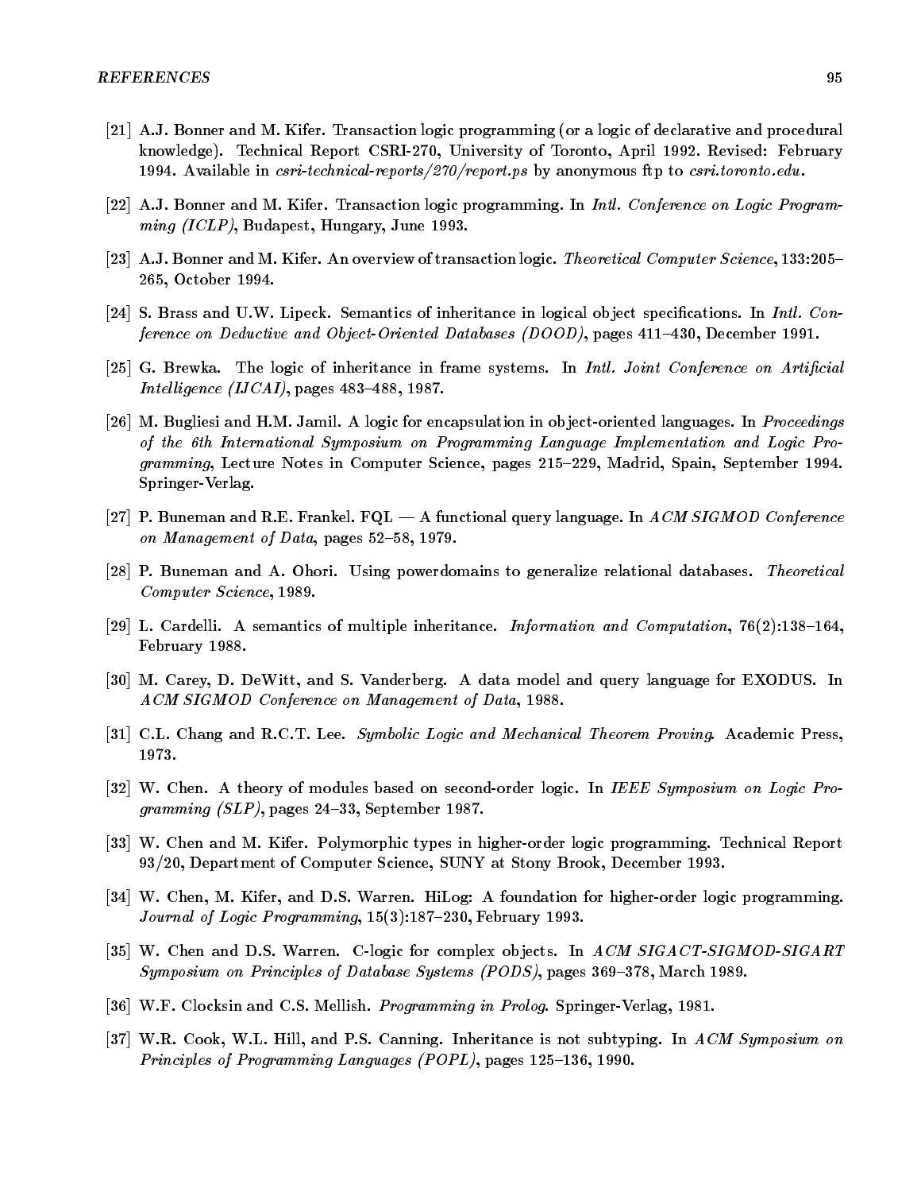[21] A.J. Bonner and M. Kifer. Transaction logic programming (or a logic of declarative and procedural knowledge). Technical Report CSRI-270, University of Toronto, April 1992. Revised: February 1994. Available in *csri-technical-reports/270/report.ps* by anonymous ftp to *csri.toronto.edu*.

[22] A.J. Bonner and M. Kifer. Transaction logic programming. In *Intl. Conference on Logic Programming (ICLP)*, Budapest, Hungary, June 1993.

[23] A.J. Bonner and M. Kifer. An overview of transaction logic. *Theoretical Computer Science*, 133:205–265, October 1994.

[24] S. Brass and U.W. Lipeck. Semantics of inheritance in logical object specifications. In *Intl. Conference on Deductive and Object-Oriented Databases (DOOD)*, pages 411–430, December 1991.

[25] G. Brewka. The logic of inheritance in frame systems. In *Intl. Joint Conference on Artificial Intelligence (IJCAI)*, pages 483–488, 1987.

[26] M. Bugliesi and H.M. Jamil. A logic for encapsulation in object-oriented languages. In *Proceedings of the 6th International Symposium on Programming Language Implementation and Logic Programming*, Lecture Notes in Computer Science, pages 215–229, Madrid, Spain, September 1994. Springer-Verlag.

[27] P. Buneman and R.E. Frankel. FQL — A functional query language. In *ACM SIGMOD Conference on Management of Data*, pages 52–58, 1979.

[28] P. Buneman and A. Ohori. Using powerdomains to generalize relational databases. *Theoretical Computer Science*, 1989.

[29] L. Cardelli. A semantics of multiple inheritance. *Information and Computation*, 76(2):138–164, February 1988.

[30] M. Carey, D. DeWitt, and S. Vanderberg. A data model and query language for EXODUS. In *ACM SIGMOD Conference on Management of Data*, 1988.

[31] C.L. Chang and R.C.T. Lee. *Symbolic Logic and Mechanical Theorem Proving*. Academic Press, 1973.

[32] W. Chen. A theory of modules based on second-order logic. In *IEEE Symposium on Logic Programming (SLP)*, pages 24–33, September 1987.

[33] W. Chen and M. Kifer. Polymorphic types in higher-order logic programming. Technical Report 93/20, Department of Computer Science, SUNY at Stony Brook, December 1993.

[34] W. Chen, M. Kifer, and D.S. Warren. HiLog: A foundation for higher-order logic programming. *Journal of Logic Programming*, 15(3):187–230, February 1993.

[35] W. Chen and D.S. Warren. C-logic for complex objects. In *ACM SIGACT-SIGMOD-SIGART Symposium on Principles of Database Systems (PODS)*, pages 369–378, March 1989.

[36] W.F. Clocksin and C.S. Mellish. *Programming in Prolog*. Springer-Verlag, 1981.

[37] W.R. Cook, W.L. Hill, and P.S. Canning. Inheritance is not subtyping. In *ACM Symposium on Principles of Programming Languages (POPL)*, pages 125–136, 1990.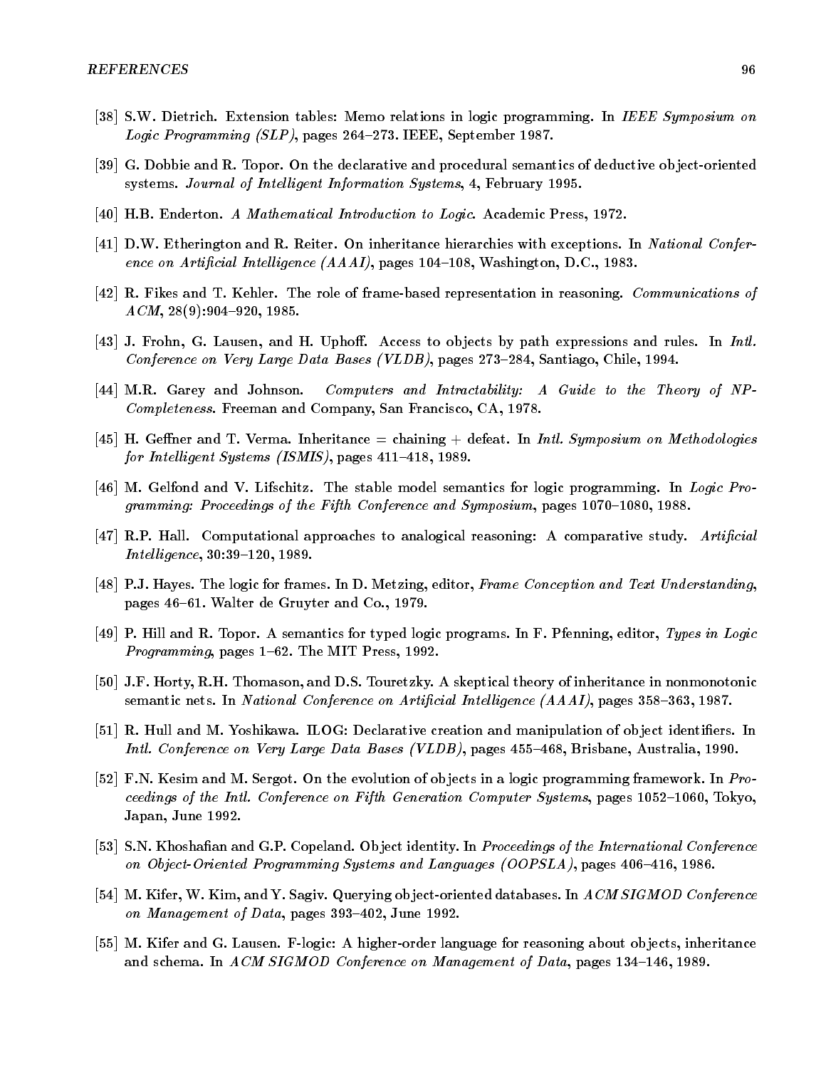[38] S.W. Dietrich. Extension tables: Memo relations in logic programming. In *IEEE Symposium on Logic Programming (SLP)*, pages 264–273. IEEE, September 1987.

[39] G. Dobbie and R. Topor. On the declarative and procedural semantics of deductive object-oriented systems. *Journal of Intelligent Information Systems*, 4, February 1995.

[40] H.B. Enderton. *A Mathematical Introduction to Logic*. Academic Press, 1972.

[41] D.W. Etherington and R. Reiter. On inheritance hierarchies with exceptions. In *National Conference on Artificial Intelligence (AAAI)*, pages 104–108, Washington, D.C., 1983.

[42] R. Fikes and T. Kehler. The role of frame-based representation in reasoning. *Communications of ACM*, 28(9):904–920, 1985.

[43] J. Frohn, G. Lausen, and H. Uphoff. Access to objects by path expressions and rules. In *Intl. Conference on Very Large Data Bases (VLDB)*, pages 273–284, Santiago, Chile, 1994.

[44] M.R. Garey and Johnson. *Computers and Intractability: A Guide to the Theory of NP-Completeness*. Freeman and Company, San Francisco, CA, 1978.

[45] H. Geffner and T. Verma. Inheritance = chaining + defeat. In *Intl. Symposium on Methodologies for Intelligent Systems (ISMIS)*, pages 411–418, 1989.

[46] M. Gelfond and V. Lifschitz. The stable model semantics for logic programming. In *Logic Programming: Proceedings of the Fifth Conference and Symposium*, pages 1070–1080, 1988.

[47] R.P. Hall. Computational approaches to analogical reasoning: A comparative study. *Artificial Intelligence*, 30:39–120, 1989.

[48] P.J. Hayes. The logic for frames. In D. Metzing, editor, *Frame Conception and Text Understanding*, pages 46–61. Walter de Gruyter and Co., 1979.

[49] P. Hill and R. Topor. A semantics for typed logic programs. In F. Pfenning, editor, *Types in Logic Programming*, pages 1–62. The MIT Press, 1992.

[50] J.F. Horty, R.H. Thomason, and D.S. Touretzky. A skeptical theory of inheritance in nonmonotonic semantic nets. In *National Conference on Artificial Intelligence (AAAI)*, pages 358–363, 1987.

[51] R. Hull and M. Yoshikawa. ILOG: Declarative creation and manipulation of object identifiers. In *Intl. Conference on Very Large Data Bases (VLDB)*, pages 455–468, Brisbane, Australia, 1990.

[52] F.N. Kesim and M. Sergot. On the evolution of objects in a logic programming framework. In *Proceedings of the Intl. Conference on Fifth Generation Computer Systems*, pages 1052–1060, Tokyo, Japan, June 1992.

[53] S.N. Khoshafian and G.P. Copeland. Object identity. In *Proceedings of the International Conference on Object-Oriented Programming Systems and Languages (OOPSLA)*, pages 406–416, 1986.

[54] M. Kifer, W. Kim, and Y. Sagiv. Querying object-oriented databases. In *ACM SIGMOD Conference on Management of Data*, pages 393–402, June 1992.

[55] M. Kifer and G. Lausen. F-logic: A higher-order language for reasoning about objects, inheritance and schema. In *ACM SIGMOD Conference on Management of Data*, pages 134–146, 1989.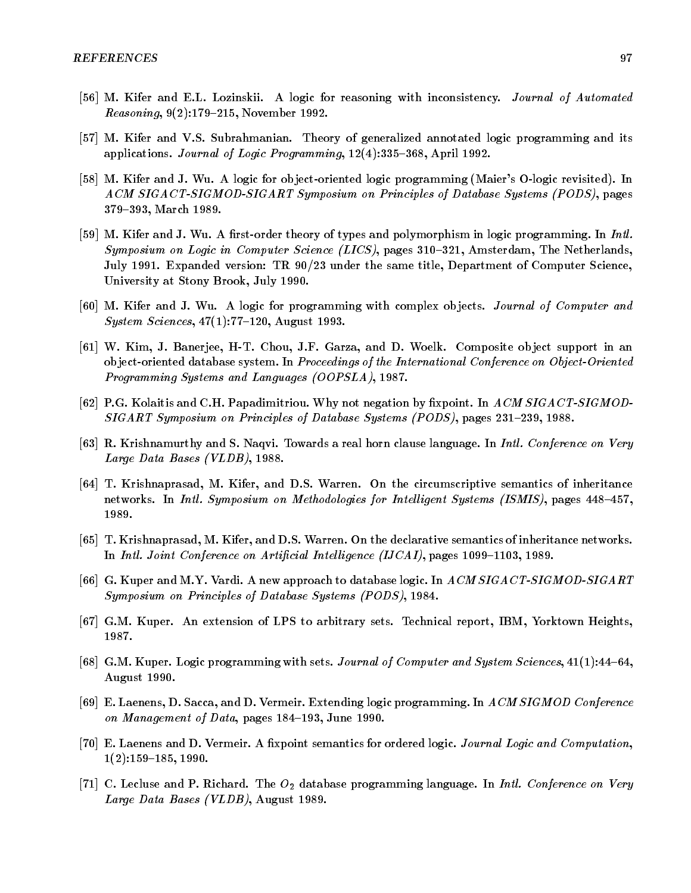[56] M. Kifer and E.L. Lozinskii. A logic for reasoning with inconsistency. *Journal of Automated Reasoning*, 9(2):179–215, November 1992.

[57] M. Kifer and V.S. Subrahmanian. Theory of generalized annotated logic programming and its applications. *Journal of Logic Programming*, 12(4):335–368, April 1992.

[58] M. Kifer and J. Wu. A logic for object-oriented logic programming (Maier's O-logic revisited). In *ACM SIGACT-SIGMOD-SIGART Symposium on Principles of Database Systems (PODS)*, pages 379–393, March 1989.

[59] M. Kifer and J. Wu. A first-order theory of types and polymorphism in logic programming. In *Intl. Symposium on Logic in Computer Science (LICS)*, pages 310–321, Amsterdam, The Netherlands, July 1991. Expanded version: TR 90/23 under the same title, Department of Computer Science, University at Stony Brook, July 1990.

[60] M. Kifer and J. Wu. A logic for programming with complex objects. *Journal of Computer and System Sciences*, 47(1):77–120, August 1993.

[61] W. Kim, J. Banerjee, H-T. Chou, J.F. Garza, and D. Woelk. Composite object support in an object-oriented database system. In *Proceedings of the International Conference on Object-Oriented Programming Systems and Languages (OOPSLA)*, 1987.

[62] P.G. Kolaitis and C.H. Papadimitriou. Why not negation by fixpoint. In *ACM SIGACT-SIGMOD-SIGART Symposium on Principles of Database Systems (PODS)*, pages 231–239, 1988.

[63] R. Krishnamurthy and S. Naqvi. Towards a real horn clause language. In *Intl. Conference on Very Large Data Bases (VLDB)*, 1988.

[64] T. Krishnaprasad, M. Kifer, and D.S. Warren. On the circumscriptive semantics of inheritance networks. In *Intl. Symposium on Methodologies for Intelligent Systems (ISMIS)*, pages 448–457, 1989.

[65] T. Krishnaprasad, M. Kifer, and D.S. Warren. On the declarative semantics of inheritance networks. In *Intl. Joint Conference on Artificial Intelligence (IJCAI)*, pages 1099–1103, 1989.

[66] G. Kuper and M.Y. Vardi. A new approach to database logic. In *ACM SIGACT-SIGMOD-SIGART Symposium on Principles of Database Systems (PODS)*, 1984.

[67] G.M. Kuper. An extension of LPS to arbitrary sets. Technical report, IBM, Yorktown Heights, 1987.

[68] G.M. Kuper. Logic programming with sets. *Journal of Computer and System Sciences*, 41(1):44–64, August 1990.

[69] E. Laenens, D. Sacca, and D. Vermeir. Extending logic programming. In *ACM SIGMOD Conference on Management of Data*, pages 184–193, June 1990.

[70] E. Laenens and D. Vermeir. A fixpoint semantics for ordered logic. *Journal Logic and Computation*, 1(2):159–185, 1990.

[71] C. Lecluse and P. Richard. The $O_2$ database programming language. In *Intl. Conference on Very Large Data Bases (VLDB)*, August 1989.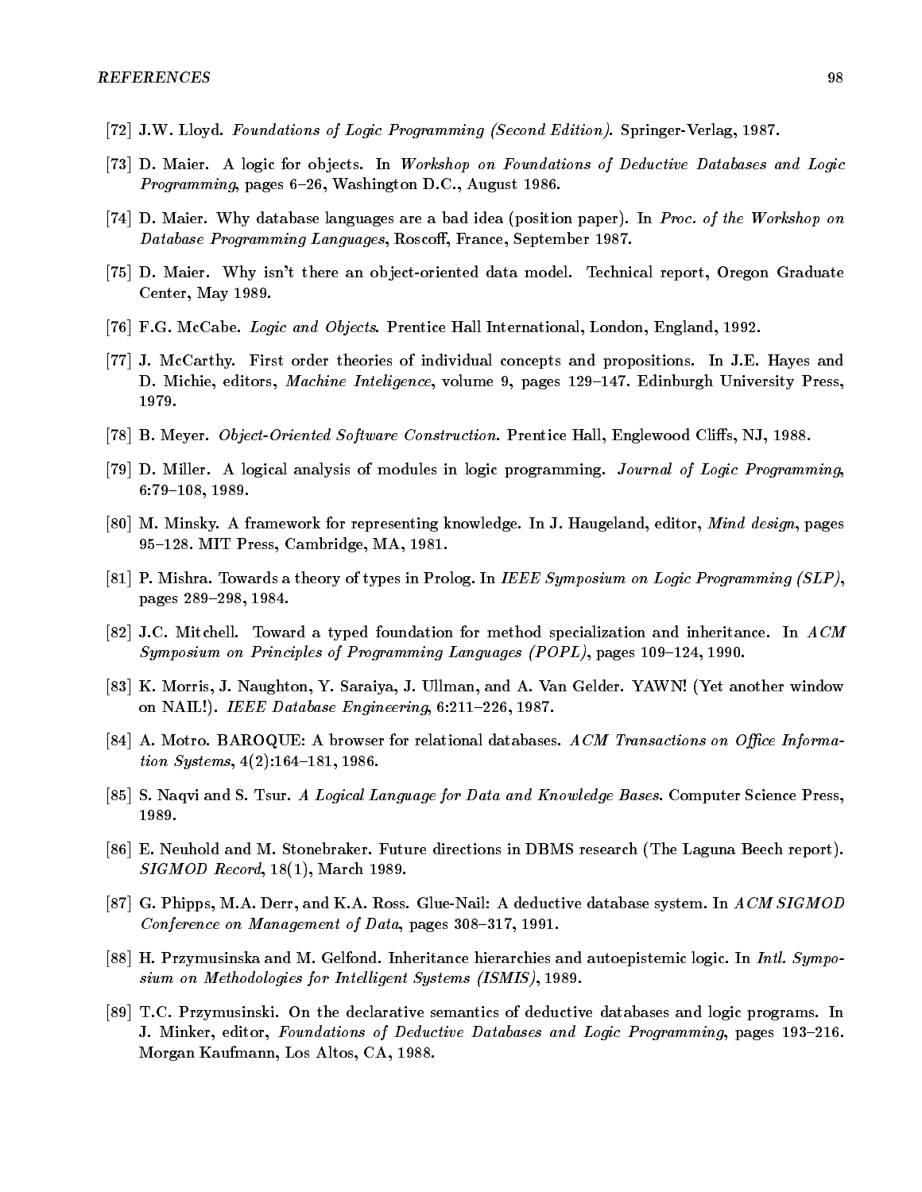[72] J.W. Lloyd. *Foundations of Logic Programming (Second Edition)*. Springer-Verlag, 1987.

[73] D. Maier. A logic for objects. In *Workshop on Foundations of Deductive Databases and Logic Programming*, pages 6–26, Washington D.C., August 1986.

[74] D. Maier. Why database languages are a bad idea (position paper). In *Proc. of the Workshop on Database Programming Languages*, Roscoff, France, September 1987.

[75] D. Maier. Why isn't there an object-oriented data model. Technical report, Oregon Graduate Center, May 1989.

[76] F.G. McCabe. *Logic and Objects*. Prentice Hall International, London, England, 1992.

[77] J. McCarthy. First order theories of individual concepts and propositions. In J.E. Hayes and D. Michie, editors, *Machine Inteligence*, volume 9, pages 129–147. Edinburgh University Press, 1979.

[78] B. Meyer. *Object-Oriented Software Construction*. Prentice Hall, Englewood Cliffs, NJ, 1988.

[79] D. Miller. A logical analysis of modules in logic programming. *Journal of Logic Programming*, 6:79–108, 1989.

[80] M. Minsky. A framework for representing knowledge. In J. Haugeland, editor, *Mind design*, pages 95–128. MIT Press, Cambridge, MA, 1981.

[81] P. Mishra. Towards a theory of types in Prolog. In *IEEE Symposium on Logic Programming (SLP)*, pages 289–298, 1984.

[82] J.C. Mitchell. Toward a typed foundation for method specialization and inheritance. In *ACM Symposium on Principles of Programming Languages (POPL)*, pages 109–124, 1990.

[83] K. Morris, J. Naughton, Y. Saraiya, J. Ullman, and A. Van Gelder. YAWN! (Yet another window on NAIL!). *IEEE Database Engineering*, 6:211–226, 1987.

[84] A. Motro. BAROQUE: A browser for relational databases. *ACM Transactions on Office Information Systems*, 4(2):164–181, 1986.

[85] S. Naqvi and S. Tsur. *A Logical Language for Data and Knowledge Bases*. Computer Science Press, 1989.

[86] E. Neuhold and M. Stonebraker. Future directions in DBMS research (The Laguna Beech report). *SIGMOD Record*, 18(1), March 1989.

[87] G. Phipps, M.A. Derr, and K.A. Ross. Glue-Nail: A deductive database system. In *ACM SIGMOD Conference on Management of Data*, pages 308–317, 1991.

[88] H. Przymusinska and M. Gelfond. Inheritance hierarchies and autoepistemic logic. In *Intl. Symposium on Methodologies for Intelligent Systems (ISMIS)*, 1989.

[89] T.C. Przymusinski. On the declarative semantics of deductive databases and logic programs. In J. Minker, editor, *Foundations of Deductive Databases and Logic Programming*, pages 193–216. Morgan Kaufmann, Los Altos, CA, 1988.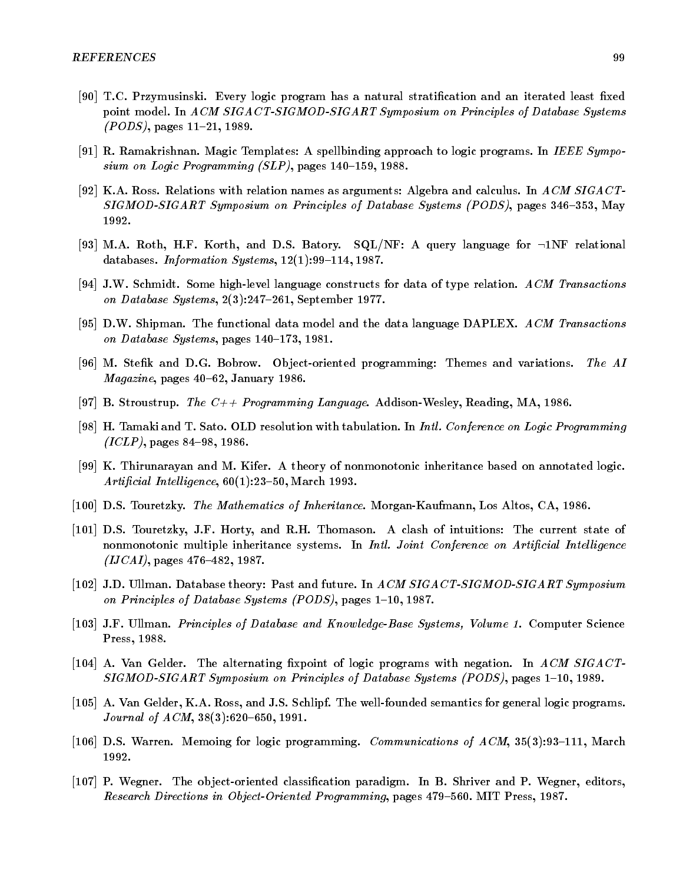[90] T.C. Przymusinski. Every logic program has a natural stratification and an iterated least fixed point model. In *ACM SIGACT-SIGMOD-SIGART Symposium on Principles of Database Systems (PODS)*, pages 11–21, 1989.

[91] R. Ramakrishnan. Magic Templates: A spellbinding approach to logic programs. In *IEEE Symposium on Logic Programming (SLP)*, pages 140–159, 1988.

[92] K.A. Ross. Relations with relation names as arguments: Algebra and calculus. In *ACM SIGACT-SIGMOD-SIGART Symposium on Principles of Database Systems (PODS)*, pages 346–353, May 1992.

[93] M.A. Roth, H.F. Korth, and D.S. Batory. SQL/NF: A query language for $\neg$1NF relational databases. *Information Systems*, 12(1):99–114, 1987.

[94] J.W. Schmidt. Some high-level language constructs for data of type relation. *ACM Transactions on Database Systems*, 2(3):247–261, September 1977.

[95] D.W. Shipman. The functional data model and the data language DAPLEX. *ACM Transactions on Database Systems*, pages 140–173, 1981.

[96] M. Stefik and D.G. Bobrow. Object-oriented programming: Themes and variations. *The AI Magazine*, pages 40–62, January 1986.

[97] B. Stroustrup. *The C++ Programming Language*. Addison-Wesley, Reading, MA, 1986.

[98] H. Tamaki and T. Sato. OLD resolution with tabulation. In *Intl. Conference on Logic Programming (ICLP)*, pages 84–98, 1986.

[99] K. Thirunarayan and M. Kifer. A theory of nonmonotonic inheritance based on annotated logic. *Artificial Intelligence*, 60(1):23–50, March 1993.

[100] D.S. Touretzky. *The Mathematics of Inheritance*. Morgan-Kaufmann, Los Altos, CA, 1986.

[101] D.S. Touretzky, J.F. Horty, and R.H. Thomason. A clash of intuitions: The current state of nonmonotonic multiple inheritance systems. In *Intl. Joint Conference on Artificial Intelligence (IJCAI)*, pages 476–482, 1987.

[102] J.D. Ullman. Database theory: Past and future. In *ACM SIGACT-SIGMOD-SIGART Symposium on Principles of Database Systems (PODS)*, pages 1–10, 1987.

[103] J.F. Ullman. *Principles of Database and Knowledge-Base Systems, Volume 1*. Computer Science Press, 1988.

[104] A. Van Gelder. The alternating fixpoint of logic programs with negation. In *ACM SIGACT-SIGMOD-SIGART Symposium on Principles of Database Systems (PODS)*, pages 1–10, 1989.

[105] A. Van Gelder, K.A. Ross, and J.S. Schlipf. The well-founded semantics for general logic programs. *Journal of ACM*, 38(3):620–650, 1991.

[106] D.S. Warren. Memoing for logic programming. *Communications of ACM*, 35(3):93–111, March 1992.

[107] P. Wegner. The object-oriented classification paradigm. In B. Shriver and P. Wegner, editors, *Research Directions in Object-Oriented Programming*, pages 479–560. MIT Press, 1987.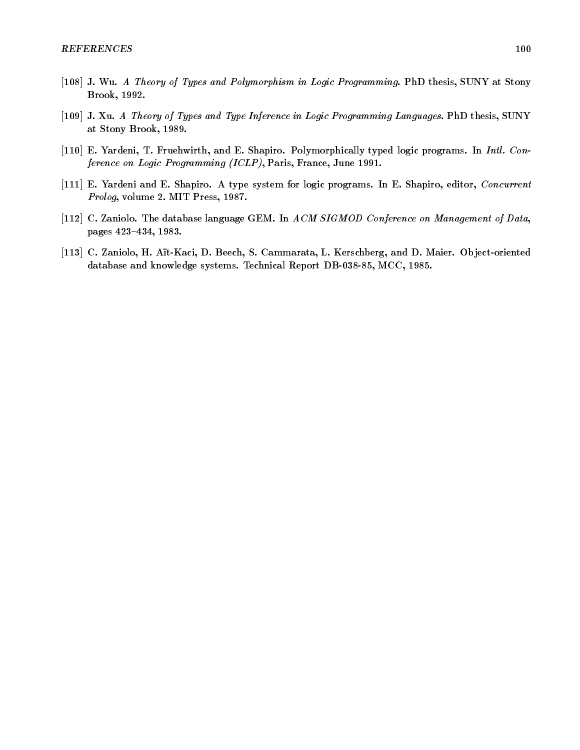[108] J. Wu. *A Theory of Types and Polymorphism in Logic Programming.* PhD thesis, SUNY at Stony Brook, 1992.

[109] J. Xu. *A Theory of Types and Type Inference in Logic Programming Languages.* PhD thesis, SUNY at Stony Brook, 1989.

[110] E. Yardeni, T. Fruehwirth, and E. Shapiro. Polymorphically typed logic programs. In *Intl. Conference on Logic Programming (ICLP)*, Paris, France, June 1991.

[111] E. Yardeni and E. Shapiro. A type system for logic programs. In E. Shapiro, editor, *Concurrent Prolog*, volume 2. MIT Press, 1987.

[112] C. Zaniolo. The database language GEM. In *ACM SIGMOD Conference on Management of Data*, pages 423–434, 1983.

[113] C. Zaniolo, H. Aït-Kaci, D. Beech, S. Cammarata, L. Kerschberg, and D. Maier. Object-oriented database and knowledge systems. Technical Report DB-038-85, MCC, 1985.